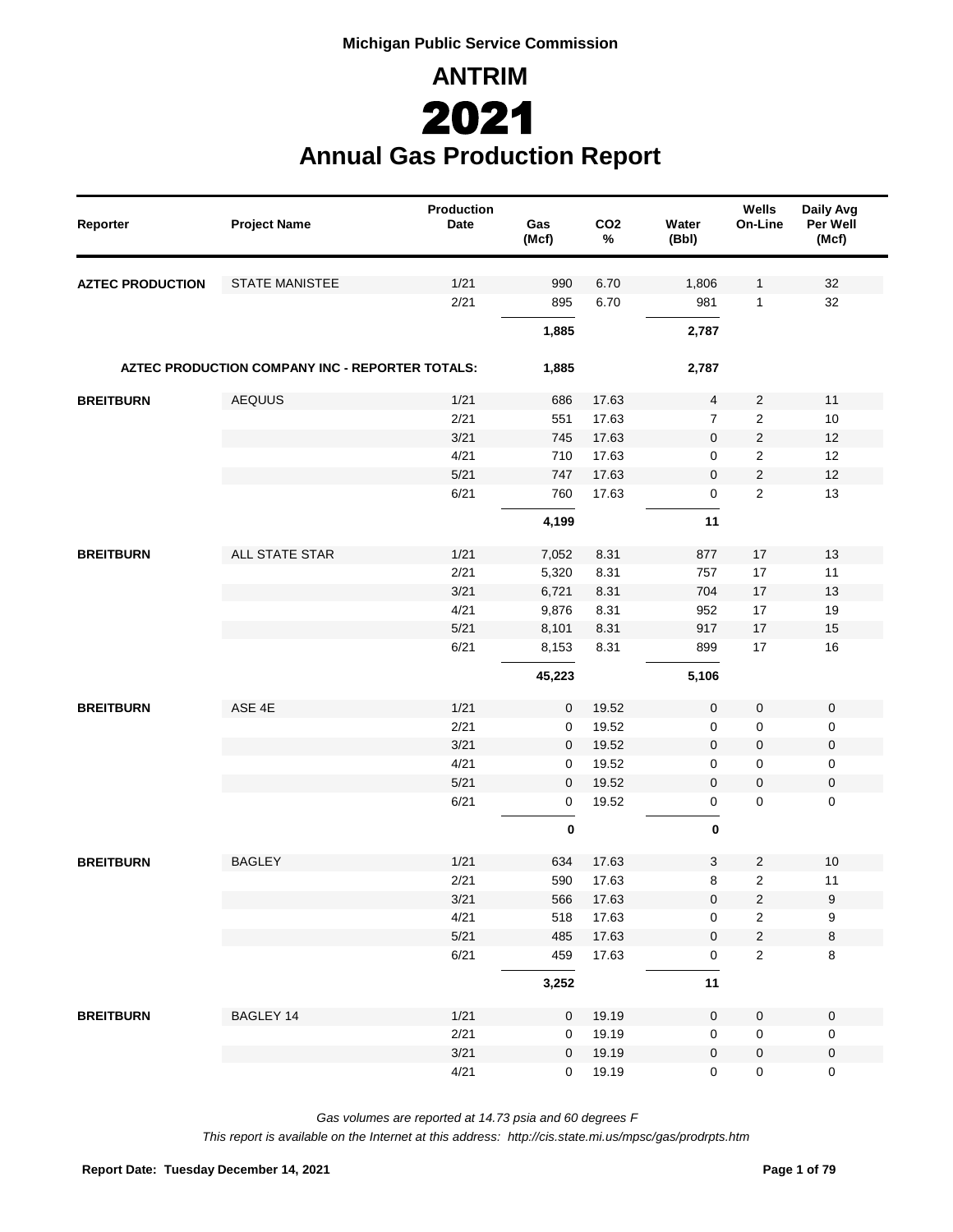**Michigan Public Service Commission**

# ANTRIM

# 2021

## Annual Gas Production Report

| Reporter | Project Name | Production Date | Gas (Mcf) | $CO_2$ % | Water (Bbl) | Wells On-Line | Daily Avg Per Well (Mcf) |
|---|---|---|---|---|---|---|---|
| **AZTEC PRODUCTION** | STATE MANISTEE | 1/21 | 990 | 6.70 | 1,806 | 1 | 32 |
| | | 2/21 | 895 | 6.70 | 981 | 1 | 32 |
| | | | **1,885** | | **2,787** | | |
| **AZTEC PRODUCTION COMPANY INC - REPORTER TOTALS:** | | | **1,885** | | **2,787** | | |
| **BREITBURN** | AEQUUS | 1/21 | 686 | 17.63 | 4 | 2 | 11 |
| | | 2/21 | 551 | 17.63 | 7 | 2 | 10 |
| | | 3/21 | 745 | 17.63 | 0 | 2 | 12 |
| | | 4/21 | 710 | 17.63 | 0 | 2 | 12 |
| | | 5/21 | 747 | 17.63 | 0 | 2 | 12 |
| | | 6/21 | 760 | 17.63 | 0 | 2 | 13 |
| | | | **4,199** | | **11** | | |
| **BREITBURN** | ALL STATE STAR | 1/21 | 7,052 | 8.31 | 877 | 17 | 13 |
| | | 2/21 | 5,320 | 8.31 | 757 | 17 | 11 |
| | | 3/21 | 6,721 | 8.31 | 704 | 17 | 13 |
| | | 4/21 | 9,876 | 8.31 | 952 | 17 | 19 |
| | | 5/21 | 8,101 | 8.31 | 917 | 17 | 15 |
| | | 6/21 | 8,153 | 8.31 | 899 | 17 | 16 |
| | | | **45,223** | | **5,106** | | |
| **BREITBURN** | ASE 4E | 1/21 | 0 | 19.52 | 0 | 0 | 0 |
| | | 2/21 | 0 | 19.52 | 0 | 0 | 0 |
| | | 3/21 | 0 | 19.52 | 0 | 0 | 0 |
| | | 4/21 | 0 | 19.52 | 0 | 0 | 0 |
| | | 5/21 | 0 | 19.52 | 0 | 0 | 0 |
| | | 6/21 | 0 | 19.52 | 0 | 0 | 0 |
| | | | **0** | | **0** | | |
| **BREITBURN** | BAGLEY | 1/21 | 634 | 17.63 | 3 | 2 | 10 |
| | | 2/21 | 590 | 17.63 | 8 | 2 | 11 |
| | | 3/21 | 566 | 17.63 | 0 | 2 | 9 |
| | | 4/21 | 518 | 17.63 | 0 | 2 | 9 |
| | | 5/21 | 485 | 17.63 | 0 | 2 | 8 |
| | | 6/21 | 459 | 17.63 | 0 | 2 | 8 |
| | | | **3,252** | | **11** | | |
| **BREITBURN** | BAGLEY 14 | 1/21 | 0 | 19.19 | 0 | 0 | 0 |
| | | 2/21 | 0 | 19.19 | 0 | 0 | 0 |
| | | 3/21 | 0 | 19.19 | 0 | 0 | 0 |
| | | 4/21 | 0 | 19.19 | 0 | 0 | 0 |

*Gas volumes are reported at 14.73 psia and 60 degrees F*

*This report is available on the Internet at this address: http://cis.state.mi.us/mpsc/gas/prodrpts.htm*

**Report Date: Tuesday December 14, 2021**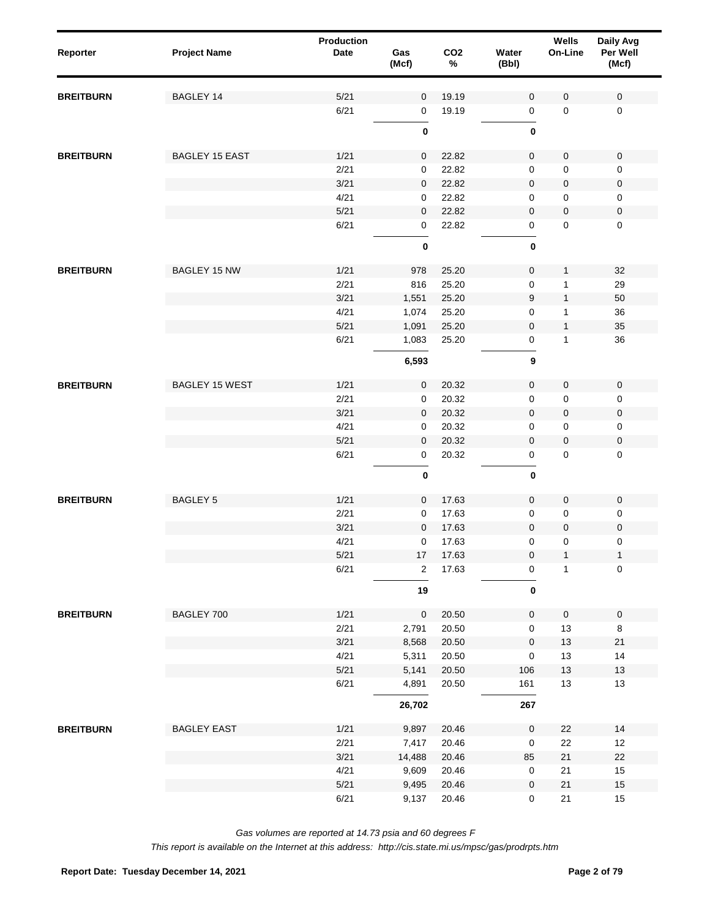| Reporter | Project Name | Production Date | Gas (Mcf) | $CO_2$ % | Water (Bbl) | Wells On-Line | Daily Avg Per Well (Mcf) |
|---|---|---|---|---|---|---|---|
| **BREITBURN** | BAGLEY 14 | 5/21 | 0 | 19.19 | 0 | 0 | 0 |
| | | 6/21 | 0 | 19.19 | 0 | 0 | 0 |
| | | | **0** | | **0** | | |
| **BREITBURN** | BAGLEY 15 EAST | 1/21 | 0 | 22.82 | 0 | 0 | 0 |
| | | 2/21 | 0 | 22.82 | 0 | 0 | 0 |
| | | 3/21 | 0 | 22.82 | 0 | 0 | 0 |
| | | 4/21 | 0 | 22.82 | 0 | 0 | 0 |
| | | 5/21 | 0 | 22.82 | 0 | 0 | 0 |
| | | 6/21 | 0 | 22.82 | 0 | 0 | 0 |
| | | | **0** | | **0** | | |
| **BREITBURN** | BAGLEY 15 NW | 1/21 | 978 | 25.20 | 0 | 1 | 32 |
| | | 2/21 | 816 | 25.20 | 0 | 1 | 29 |
| | | 3/21 | 1,551 | 25.20 | 9 | 1 | 50 |
| | | 4/21 | 1,074 | 25.20 | 0 | 1 | 36 |
| | | 5/21 | 1,091 | 25.20 | 0 | 1 | 35 |
| | | 6/21 | 1,083 | 25.20 | 0 | 1 | 36 |
| | | | **6,593** | | **9** | | |
| **BREITBURN** | BAGLEY 15 WEST | 1/21 | 0 | 20.32 | 0 | 0 | 0 |
| | | 2/21 | 0 | 20.32 | 0 | 0 | 0 |
| | | 3/21 | 0 | 20.32 | 0 | 0 | 0 |
| | | 4/21 | 0 | 20.32 | 0 | 0 | 0 |
| | | 5/21 | 0 | 20.32 | 0 | 0 | 0 |
| | | 6/21 | 0 | 20.32 | 0 | 0 | 0 |
| | | | **0** | | **0** | | |
| **BREITBURN** | BAGLEY 5 | 1/21 | 0 | 17.63 | 0 | 0 | 0 |
| | | 2/21 | 0 | 17.63 | 0 | 0 | 0 |
| | | 3/21 | 0 | 17.63 | 0 | 0 | 0 |
| | | 4/21 | 0 | 17.63 | 0 | 0 | 0 |
| | | 5/21 | 17 | 17.63 | 0 | 1 | 1 |
| | | 6/21 | 2 | 17.63 | 0 | 1 | 0 |
| | | | **19** | | **0** | | |
| **BREITBURN** | BAGLEY 700 | 1/21 | 0 | 20.50 | 0 | 0 | 0 |
| | | 2/21 | 2,791 | 20.50 | 0 | 13 | 8 |
| | | 3/21 | 8,568 | 20.50 | 0 | 13 | 21 |
| | | 4/21 | 5,311 | 20.50 | 0 | 13 | 14 |
| | | 5/21 | 5,141 | 20.50 | 106 | 13 | 13 |
| | | 6/21 | 4,891 | 20.50 | 161 | 13 | 13 |
| | | | **26,702** | | **267** | | |
| **BREITBURN** | BAGLEY EAST | 1/21 | 9,897 | 20.46 | 0 | 22 | 14 |
| | | 2/21 | 7,417 | 20.46 | 0 | 22 | 12 |
| | | 3/21 | 14,488 | 20.46 | 85 | 21 | 22 |
| | | 4/21 | 9,609 | 20.46 | 0 | 21 | 15 |
| | | 5/21 | 9,495 | 20.46 | 0 | 21 | 15 |
| | | 6/21 | 9,137 | 20.46 | 0 | 21 | 15 |

*Gas volumes are reported at 14.73 psia and 60 degrees F*

*This report is available on the Internet at this address: http://cis.state.mi.us/mpsc/gas/prodrpts.htm*

**Report Date: Tuesday December 14, 2021**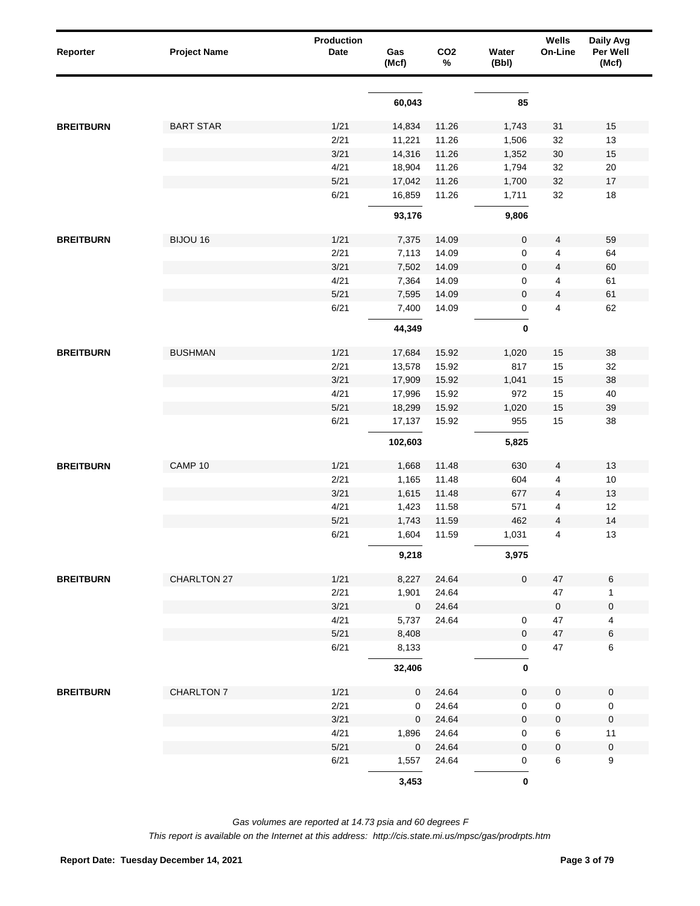| Reporter | Project Name | Production Date | Gas (Mcf) | CO2 % | Water (Bbl) | Wells On-Line | Daily Avg Per Well (Mcf) |
|---|---|---|---|---|---|---|---|
| | | | **60,043** | | **85** | | |
| **BREITBURN** | BART STAR | 1/21 | 14,834 | 11.26 | 1,743 | 31 | 15 |
| | | 2/21 | 11,221 | 11.26 | 1,506 | 32 | 13 |
| | | 3/21 | 14,316 | 11.26 | 1,352 | 30 | 15 |
| | | 4/21 | 18,904 | 11.26 | 1,794 | 32 | 20 |
| | | 5/21 | 17,042 | 11.26 | 1,700 | 32 | 17 |
| | | 6/21 | 16,859 | 11.26 | 1,711 | 32 | 18 |
| | | | **93,176** | | **9,806** | | |
| **BREITBURN** | BIJOU 16 | 1/21 | 7,375 | 14.09 | 0 | 4 | 59 |
| | | 2/21 | 7,113 | 14.09 | 0 | 4 | 64 |
| | | 3/21 | 7,502 | 14.09 | 0 | 4 | 60 |
| | | 4/21 | 7,364 | 14.09 | 0 | 4 | 61 |
| | | 5/21 | 7,595 | 14.09 | 0 | 4 | 61 |
| | | 6/21 | 7,400 | 14.09 | 0 | 4 | 62 |
| | | | **44,349** | | **0** | | |
| **BREITBURN** | BUSHMAN | 1/21 | 17,684 | 15.92 | 1,020 | 15 | 38 |
| | | 2/21 | 13,578 | 15.92 | 817 | 15 | 32 |
| | | 3/21 | 17,909 | 15.92 | 1,041 | 15 | 38 |
| | | 4/21 | 17,996 | 15.92 | 972 | 15 | 40 |
| | | 5/21 | 18,299 | 15.92 | 1,020 | 15 | 39 |
| | | 6/21 | 17,137 | 15.92 | 955 | 15 | 38 |
| | | | **102,603** | | **5,825** | | |
| **BREITBURN** | CAMP 10 | 1/21 | 1,668 | 11.48 | 630 | 4 | 13 |
| | | 2/21 | 1,165 | 11.48 | 604 | 4 | 10 |
| | | 3/21 | 1,615 | 11.48 | 677 | 4 | 13 |
| | | 4/21 | 1,423 | 11.58 | 571 | 4 | 12 |
| | | 5/21 | 1,743 | 11.59 | 462 | 4 | 14 |
| | | 6/21 | 1,604 | 11.59 | 1,031 | 4 | 13 |
| | | | **9,218** | | **3,975** | | |
| **BREITBURN** | CHARLTON 27 | 1/21 | 8,227 | 24.64 | 0 | 47 | 6 |
| | | 2/21 | 1,901 | 24.64 | | 47 | 1 |
| | | 3/21 | 0 | 24.64 | | 0 | 0 |
| | | 4/21 | 5,737 | 24.64 | 0 | 47 | 4 |
| | | 5/21 | 8,408 | | 0 | 47 | 6 |
| | | 6/21 | 8,133 | | 0 | 47 | 6 |
| | | | **32,406** | | **0** | | |
| **BREITBURN** | CHARLTON 7 | 1/21 | 0 | 24.64 | 0 | 0 | 0 |
| | | 2/21 | 0 | 24.64 | 0 | 0 | 0 |
| | | 3/21 | 0 | 24.64 | 0 | 0 | 0 |
| | | 4/21 | 1,896 | 24.64 | 0 | 6 | 11 |
| | | 5/21 | 0 | 24.64 | 0 | 0 | 0 |
| | | 6/21 | 1,557 | 24.64 | 0 | 6 | 9 |
| | | | **3,453** | | **0** | | |

*Gas volumes are reported at 14.73 psia and 60 degrees F*

*This report is available on the Internet at this address: http://cis.state.mi.us/mpsc/gas/prodrpts.htm*

**Report Date: Tuesday December 14, 2021**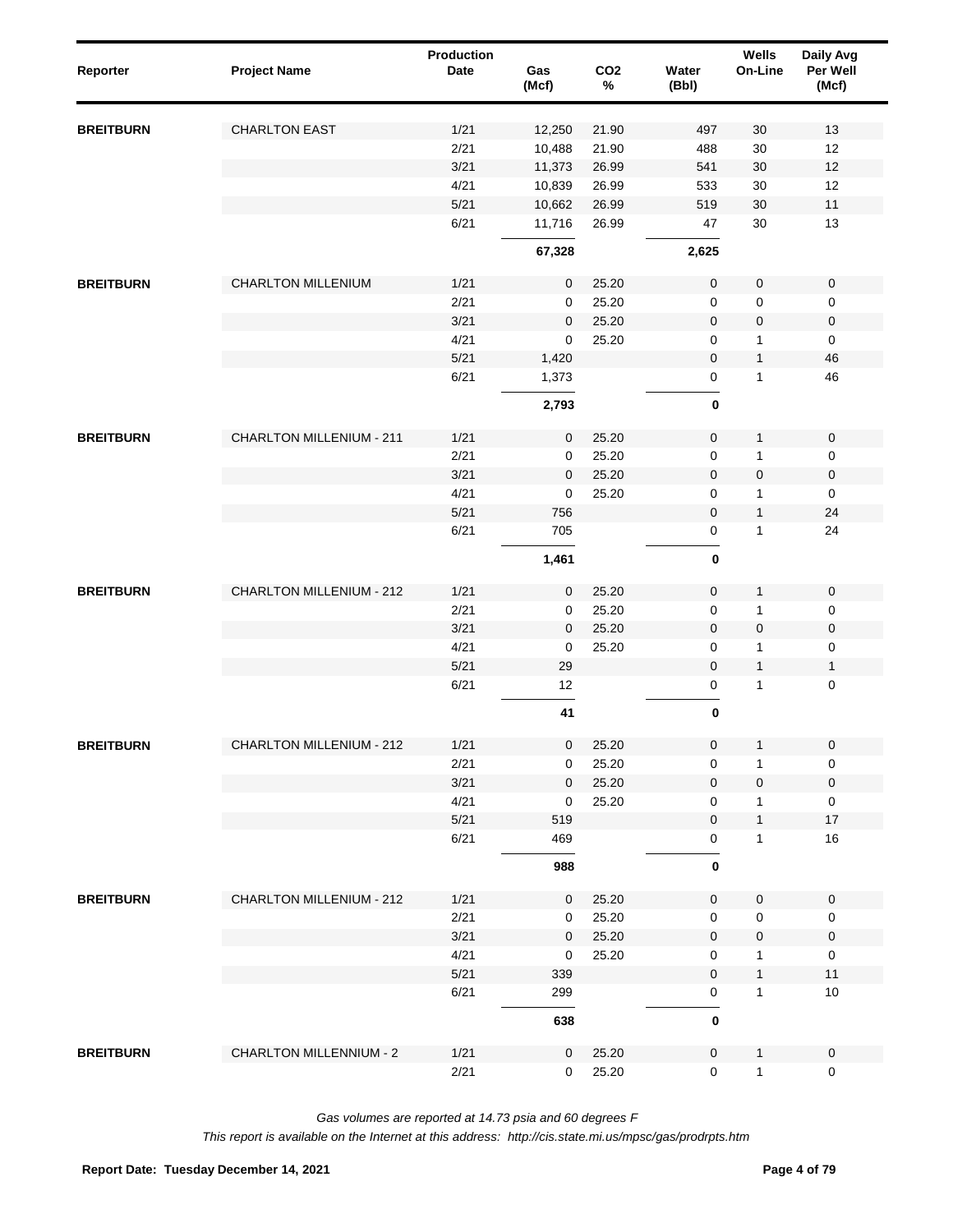| Reporter | Project Name | Production Date | Gas (Mcf) | CO2 % | Water (Bbl) | Wells On-Line | Daily Avg Per Well (Mcf) |
|---|---|---|---|---|---|---|---|
| **BREITBURN** | CHARLTON EAST | 1/21 | 12,250 | 21.90 | 497 | 30 | 13 |
| | | 2/21 | 10,488 | 21.90 | 488 | 30 | 12 |
| | | 3/21 | 11,373 | 26.99 | 541 | 30 | 12 |
| | | 4/21 | 10,839 | 26.99 | 533 | 30 | 12 |
| | | 5/21 | 10,662 | 26.99 | 519 | 30 | 11 |
| | | 6/21 | 11,716 | 26.99 | 47 | 30 | 13 |
| | | | **67,328** | | **2,625** | | |
| **BREITBURN** | CHARLTON MILLENIUM | 1/21 | 0 | 25.20 | 0 | 0 | 0 |
| | | 2/21 | 0 | 25.20 | 0 | 0 | 0 |
| | | 3/21 | 0 | 25.20 | 0 | 0 | 0 |
| | | 4/21 | 0 | 25.20 | 0 | 1 | 0 |
| | | 5/21 | 1,420 | | 0 | 1 | 46 |
| | | 6/21 | 1,373 | | 0 | 1 | 46 |
| | | | **2,793** | | **0** | | |
| **BREITBURN** | CHARLTON MILLENIUM - 211 | 1/21 | 0 | 25.20 | 0 | 1 | 0 |
| | | 2/21 | 0 | 25.20 | 0 | 1 | 0 |
| | | 3/21 | 0 | 25.20 | 0 | 0 | 0 |
| | | 4/21 | 0 | 25.20 | 0 | 1 | 0 |
| | | 5/21 | 756 | | 0 | 1 | 24 |
| | | 6/21 | 705 | | 0 | 1 | 24 |
| | | | **1,461** | | **0** | | |
| **BREITBURN** | CHARLTON MILLENIUM - 212 | 1/21 | 0 | 25.20 | 0 | 1 | 0 |
| | | 2/21 | 0 | 25.20 | 0 | 1 | 0 |
| | | 3/21 | 0 | 25.20 | 0 | 0 | 0 |
| | | 4/21 | 0 | 25.20 | 0 | 1 | 0 |
| | | 5/21 | 29 | | 0 | 1 | 1 |
| | | 6/21 | 12 | | 0 | 1 | 0 |
| | | | **41** | | **0** | | |
| **BREITBURN** | CHARLTON MILLENIUM - 212 | 1/21 | 0 | 25.20 | 0 | 1 | 0 |
| | | 2/21 | 0 | 25.20 | 0 | 1 | 0 |
| | | 3/21 | 0 | 25.20 | 0 | 0 | 0 |
| | | 4/21 | 0 | 25.20 | 0 | 1 | 0 |
| | | 5/21 | 519 | | 0 | 1 | 17 |
| | | 6/21 | 469 | | 0 | 1 | 16 |
| | | | **988** | | **0** | | |
| **BREITBURN** | CHARLTON MILLENIUM - 212 | 1/21 | 0 | 25.20 | 0 | 0 | 0 |
| | | 2/21 | 0 | 25.20 | 0 | 0 | 0 |
| | | 3/21 | 0 | 25.20 | 0 | 0 | 0 |
| | | 4/21 | 0 | 25.20 | 0 | 1 | 0 |
| | | 5/21 | 339 | | 0 | 1 | 11 |
| | | 6/21 | 299 | | 0 | 1 | 10 |
| | | | **638** | | **0** | | |
| **BREITBURN** | CHARLTON MILLENNIUM - 2 | 1/21 | 0 | 25.20 | 0 | 1 | 0 |
| | | 2/21 | 0 | 25.20 | 0 | 1 | 0 |

*Gas volumes are reported at 14.73 psia and 60 degrees F*

*This report is available on the Internet at this address: http://cis.state.mi.us/mpsc/gas/prodrpts.htm*

**Report Date: Tuesday December 14, 2021**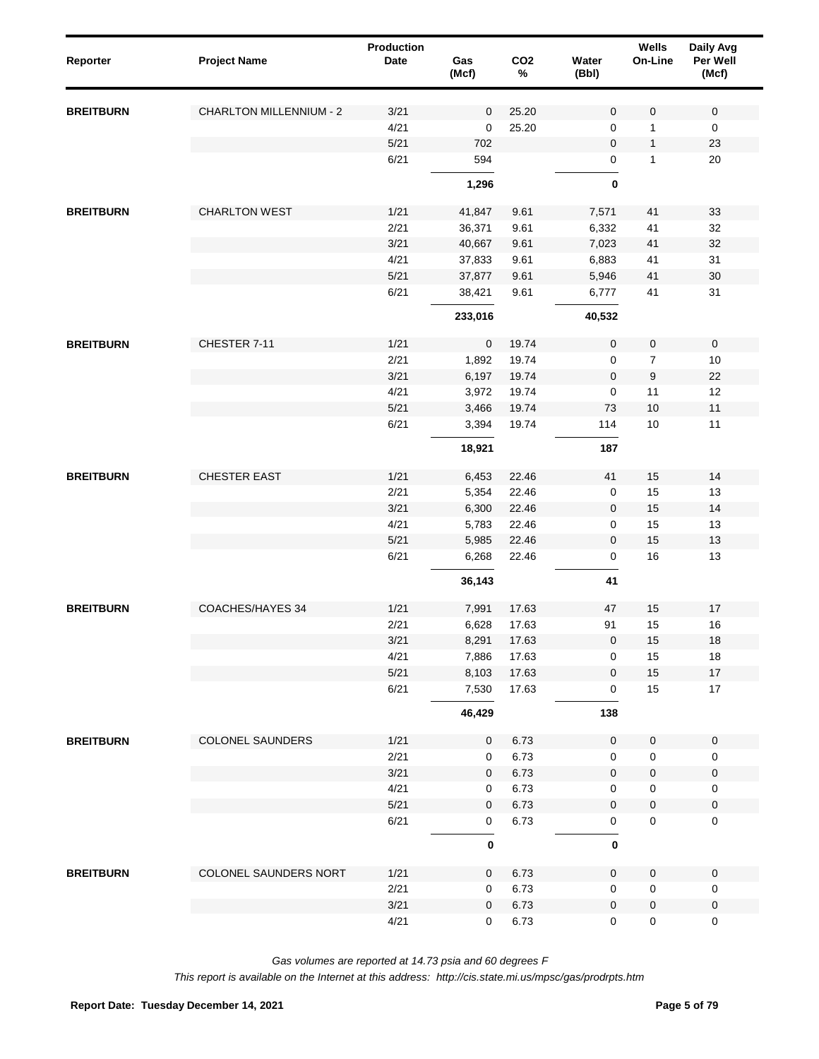| Reporter | Project Name | Production Date | Gas (Mcf) | CO2 % | Water (Bbl) | Wells On-Line | Daily Avg Per Well (Mcf) |
|---|---|---|---|---|---|---|---|
| **BREITBURN** | CHARLTON MILLENNIUM - 2 | 3/21 | 0 | 25.20 | 0 | 0 | 0 |
| | | 4/21 | 0 | 25.20 | 0 | 1 | 0 |
| | | 5/21 | 702 | | 0 | 1 | 23 |
| | | 6/21 | 594 | | 0 | 1 | 20 |
| | | | **1,296** | | **0** | | |
| **BREITBURN** | CHARLTON WEST | 1/21 | 41,847 | 9.61 | 7,571 | 41 | 33 |
| | | 2/21 | 36,371 | 9.61 | 6,332 | 41 | 32 |
| | | 3/21 | 40,667 | 9.61 | 7,023 | 41 | 32 |
| | | 4/21 | 37,833 | 9.61 | 6,883 | 41 | 31 |
| | | 5/21 | 37,877 | 9.61 | 5,946 | 41 | 30 |
| | | 6/21 | 38,421 | 9.61 | 6,777 | 41 | 31 |
| | | | **233,016** | | **40,532** | | |
| **BREITBURN** | CHESTER 7-11 | 1/21 | 0 | 19.74 | 0 | 0 | 0 |
| | | 2/21 | 1,892 | 19.74 | 0 | 7 | 10 |
| | | 3/21 | 6,197 | 19.74 | 0 | 9 | 22 |
| | | 4/21 | 3,972 | 19.74 | 0 | 11 | 12 |
| | | 5/21 | 3,466 | 19.74 | 73 | 10 | 11 |
| | | 6/21 | 3,394 | 19.74 | 114 | 10 | 11 |
| | | | **18,921** | | **187** | | |
| **BREITBURN** | CHESTER EAST | 1/21 | 6,453 | 22.46 | 41 | 15 | 14 |
| | | 2/21 | 5,354 | 22.46 | 0 | 15 | 13 |
| | | 3/21 | 6,300 | 22.46 | 0 | 15 | 14 |
| | | 4/21 | 5,783 | 22.46 | 0 | 15 | 13 |
| | | 5/21 | 5,985 | 22.46 | 0 | 15 | 13 |
| | | 6/21 | 6,268 | 22.46 | 0 | 16 | 13 |
| | | | **36,143** | | **41** | | |
| **BREITBURN** | COACHES/HAYES 34 | 1/21 | 7,991 | 17.63 | 47 | 15 | 17 |
| | | 2/21 | 6,628 | 17.63 | 91 | 15 | 16 |
| | | 3/21 | 8,291 | 17.63 | 0 | 15 | 18 |
| | | 4/21 | 7,886 | 17.63 | 0 | 15 | 18 |
| | | 5/21 | 8,103 | 17.63 | 0 | 15 | 17 |
| | | 6/21 | 7,530 | 17.63 | 0 | 15 | 17 |
| | | | **46,429** | | **138** | | |
| **BREITBURN** | COLONEL SAUNDERS | 1/21 | 0 | 6.73 | 0 | 0 | 0 |
| | | 2/21 | 0 | 6.73 | 0 | 0 | 0 |
| | | 3/21 | 0 | 6.73 | 0 | 0 | 0 |
| | | 4/21 | 0 | 6.73 | 0 | 0 | 0 |
| | | 5/21 | 0 | 6.73 | 0 | 0 | 0 |
| | | 6/21 | 0 | 6.73 | 0 | 0 | 0 |
| | | | **0** | | **0** | | |
| **BREITBURN** | COLONEL SAUNDERS NORT | 1/21 | 0 | 6.73 | 0 | 0 | 0 |
| | | 2/21 | 0 | 6.73 | 0 | 0 | 0 |
| | | 3/21 | 0 | 6.73 | 0 | 0 | 0 |
| | | 4/21 | 0 | 6.73 | 0 | 0 | 0 |

*Gas volumes are reported at 14.73 psia and 60 degrees F*

*This report is available on the Internet at this address: http://cis.state.mi.us/mpsc/gas/prodrpts.htm*

**Report Date: Tuesday December 14, 2021**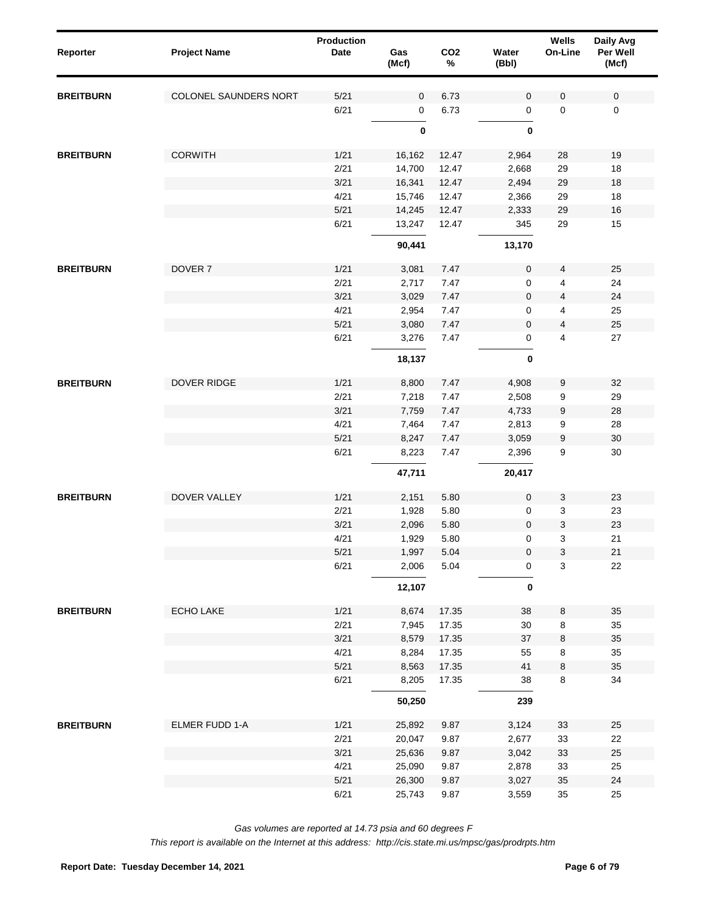| Reporter | Project Name | Production Date | Gas (Mcf) | CO2 % | Water (Bbl) | Wells On-Line | Daily Avg Per Well (Mcf) |
|---|---|---|---|---|---|---|---|
| **BREITBURN** | COLONEL SAUNDERS NORT | 5/21 | 0 | 6.73 | 0 | 0 | 0 |
| | | 6/21 | 0 | 6.73 | 0 | 0 | 0 |
| | | | **0** | | **0** | | |
| **BREITBURN** | CORWITH | 1/21 | 16,162 | 12.47 | 2,964 | 28 | 19 |
| | | 2/21 | 14,700 | 12.47 | 2,668 | 29 | 18 |
| | | 3/21 | 16,341 | 12.47 | 2,494 | 29 | 18 |
| | | 4/21 | 15,746 | 12.47 | 2,366 | 29 | 18 |
| | | 5/21 | 14,245 | 12.47 | 2,333 | 29 | 16 |
| | | 6/21 | 13,247 | 12.47 | 345 | 29 | 15 |
| | | | **90,441** | | **13,170** | | |
| **BREITBURN** | DOVER 7 | 1/21 | 3,081 | 7.47 | 0 | 4 | 25 |
| | | 2/21 | 2,717 | 7.47 | 0 | 4 | 24 |
| | | 3/21 | 3,029 | 7.47 | 0 | 4 | 24 |
| | | 4/21 | 2,954 | 7.47 | 0 | 4 | 25 |
| | | 5/21 | 3,080 | 7.47 | 0 | 4 | 25 |
| | | 6/21 | 3,276 | 7.47 | 0 | 4 | 27 |
| | | | **18,137** | | **0** | | |
| **BREITBURN** | DOVER RIDGE | 1/21 | 8,800 | 7.47 | 4,908 | 9 | 32 |
| | | 2/21 | 7,218 | 7.47 | 2,508 | 9 | 29 |
| | | 3/21 | 7,759 | 7.47 | 4,733 | 9 | 28 |
| | | 4/21 | 7,464 | 7.47 | 2,813 | 9 | 28 |
| | | 5/21 | 8,247 | 7.47 | 3,059 | 9 | 30 |
| | | 6/21 | 8,223 | 7.47 | 2,396 | 9 | 30 |
| | | | **47,711** | | **20,417** | | |
| **BREITBURN** | DOVER VALLEY | 1/21 | 2,151 | 5.80 | 0 | 3 | 23 |
| | | 2/21 | 1,928 | 5.80 | 0 | 3 | 23 |
| | | 3/21 | 2,096 | 5.80 | 0 | 3 | 23 |
| | | 4/21 | 1,929 | 5.80 | 0 | 3 | 21 |
| | | 5/21 | 1,997 | 5.04 | 0 | 3 | 21 |
| | | 6/21 | 2,006 | 5.04 | 0 | 3 | 22 |
| | | | **12,107** | | **0** | | |
| **BREITBURN** | ECHO LAKE | 1/21 | 8,674 | 17.35 | 38 | 8 | 35 |
| | | 2/21 | 7,945 | 17.35 | 30 | 8 | 35 |
| | | 3/21 | 8,579 | 17.35 | 37 | 8 | 35 |
| | | 4/21 | 8,284 | 17.35 | 55 | 8 | 35 |
| | | 5/21 | 8,563 | 17.35 | 41 | 8 | 35 |
| | | 6/21 | 8,205 | 17.35 | 38 | 8 | 34 |
| | | | **50,250** | | **239** | | |
| **BREITBURN** | ELMER FUDD 1-A | 1/21 | 25,892 | 9.87 | 3,124 | 33 | 25 |
| | | 2/21 | 20,047 | 9.87 | 2,677 | 33 | 22 |
| | | 3/21 | 25,636 | 9.87 | 3,042 | 33 | 25 |
| | | 4/21 | 25,090 | 9.87 | 2,878 | 33 | 25 |
| | | 5/21 | 26,300 | 9.87 | 3,027 | 35 | 24 |
| | | 6/21 | 25,743 | 9.87 | 3,559 | 35 | 25 |

*Gas volumes are reported at 14.73 psia and 60 degrees F*

*This report is available on the Internet at this address: http://cis.state.mi.us/mpsc/gas/prodrpts.htm*

**Report Date: Tuesday December 14, 2021**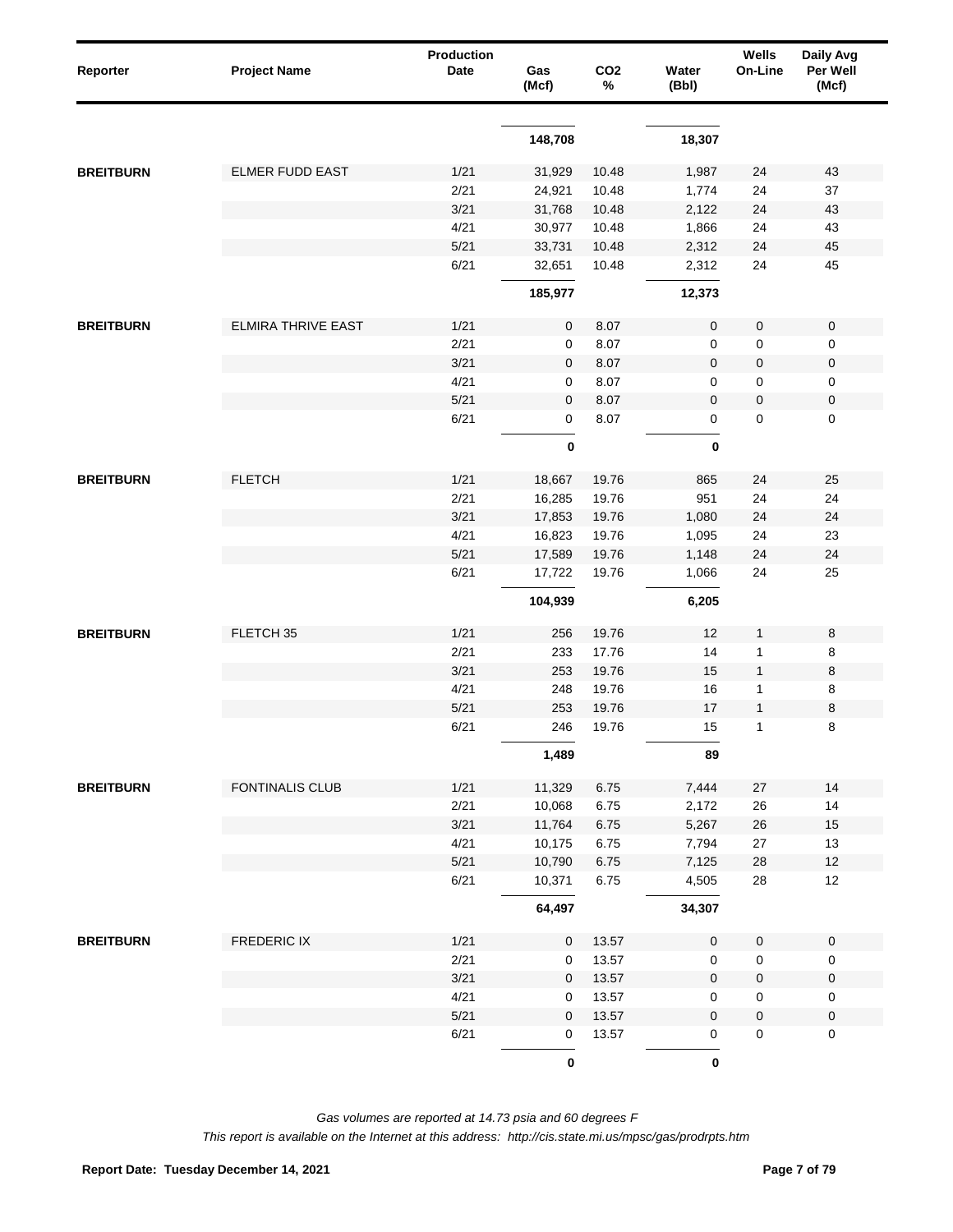| Reporter | Project Name | Production Date | Gas (Mcf) | CO2 % | Water (Bbl) | Wells On-Line | Daily Avg Per Well (Mcf) |
|---|---|---|---|---|---|---|---|
| | | | **148,708** | | **18,307** | | |
| **BREITBURN** | ELMER FUDD EAST | 1/21 | 31,929 | 10.48 | 1,987 | 24 | 43 |
| | | 2/21 | 24,921 | 10.48 | 1,774 | 24 | 37 |
| | | 3/21 | 31,768 | 10.48 | 2,122 | 24 | 43 |
| | | 4/21 | 30,977 | 10.48 | 1,866 | 24 | 43 |
| | | 5/21 | 33,731 | 10.48 | 2,312 | 24 | 45 |
| | | 6/21 | 32,651 | 10.48 | 2,312 | 24 | 45 |
| | | | **185,977** | | **12,373** | | |
| **BREITBURN** | ELMIRA THRIVE EAST | 1/21 | 0 | 8.07 | 0 | 0 | 0 |
| | | 2/21 | 0 | 8.07 | 0 | 0 | 0 |
| | | 3/21 | 0 | 8.07 | 0 | 0 | 0 |
| | | 4/21 | 0 | 8.07 | 0 | 0 | 0 |
| | | 5/21 | 0 | 8.07 | 0 | 0 | 0 |
| | | 6/21 | 0 | 8.07 | 0 | 0 | 0 |
| | | | **0** | | **0** | | |
| **BREITBURN** | FLETCH | 1/21 | 18,667 | 19.76 | 865 | 24 | 25 |
| | | 2/21 | 16,285 | 19.76 | 951 | 24 | 24 |
| | | 3/21 | 17,853 | 19.76 | 1,080 | 24 | 24 |
| | | 4/21 | 16,823 | 19.76 | 1,095 | 24 | 23 |
| | | 5/21 | 17,589 | 19.76 | 1,148 | 24 | 24 |
| | | 6/21 | 17,722 | 19.76 | 1,066 | 24 | 25 |
| | | | **104,939** | | **6,205** | | |
| **BREITBURN** | FLETCH 35 | 1/21 | 256 | 19.76 | 12 | 1 | 8 |
| | | 2/21 | 233 | 17.76 | 14 | 1 | 8 |
| | | 3/21 | 253 | 19.76 | 15 | 1 | 8 |
| | | 4/21 | 248 | 19.76 | 16 | 1 | 8 |
| | | 5/21 | 253 | 19.76 | 17 | 1 | 8 |
| | | 6/21 | 246 | 19.76 | 15 | 1 | 8 |
| | | | **1,489** | | **89** | | |
| **BREITBURN** | FONTINALIS CLUB | 1/21 | 11,329 | 6.75 | 7,444 | 27 | 14 |
| | | 2/21 | 10,068 | 6.75 | 2,172 | 26 | 14 |
| | | 3/21 | 11,764 | 6.75 | 5,267 | 26 | 15 |
| | | 4/21 | 10,175 | 6.75 | 7,794 | 27 | 13 |
| | | 5/21 | 10,790 | 6.75 | 7,125 | 28 | 12 |
| | | 6/21 | 10,371 | 6.75 | 4,505 | 28 | 12 |
| | | | **64,497** | | **34,307** | | |
| **BREITBURN** | FREDERIC IX | 1/21 | 0 | 13.57 | 0 | 0 | 0 |
| | | 2/21 | 0 | 13.57 | 0 | 0 | 0 |
| | | 3/21 | 0 | 13.57 | 0 | 0 | 0 |
| | | 4/21 | 0 | 13.57 | 0 | 0 | 0 |
| | | 5/21 | 0 | 13.57 | 0 | 0 | 0 |
| | | 6/21 | 0 | 13.57 | 0 | 0 | 0 |
| | | | **0** | | **0** | | |

*Gas volumes are reported at 14.73 psia and 60 degrees F*

*This report is available on the Internet at this address: http://cis.state.mi.us/mpsc/gas/prodrpts.htm*

**Report Date: Tuesday December 14, 2021**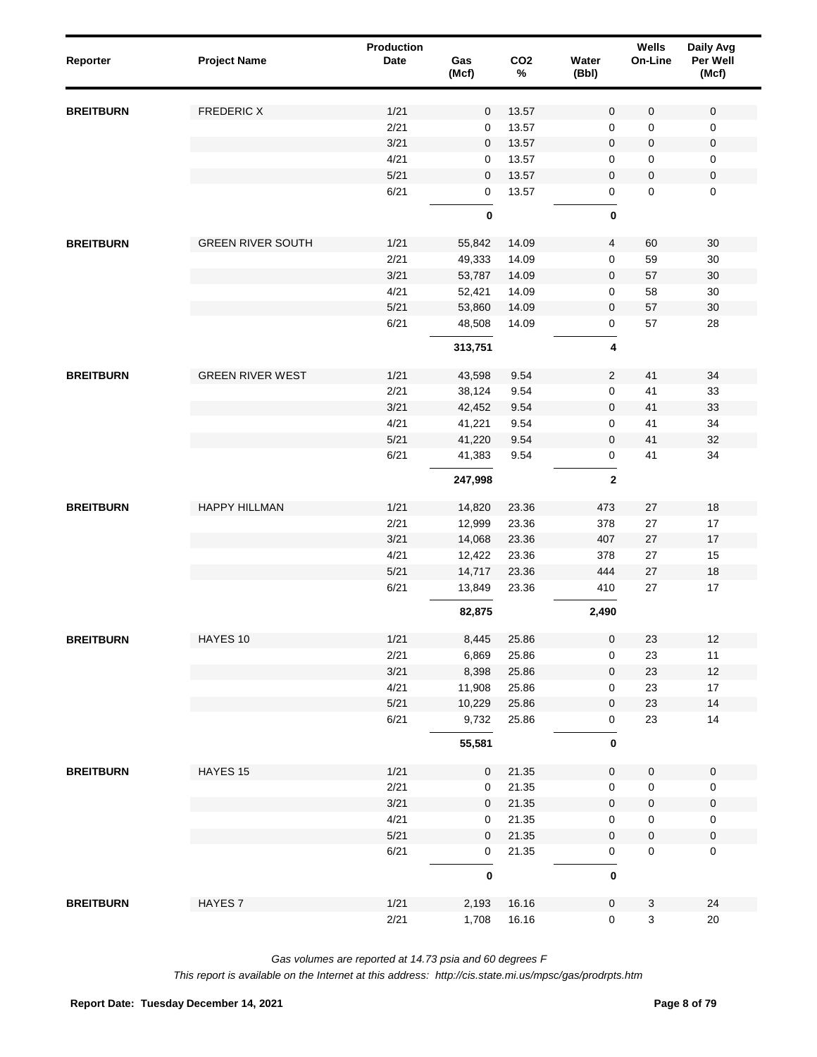| Reporter | Project Name | Production Date | Gas (Mcf) | CO2 % | Water (Bbl) | Wells On-Line | Daily Avg Per Well (Mcf) |
|---|---|---|---|---|---|---|---|
| **BREITBURN** | FREDERIC X | 1/21 | 0 | 13.57 | 0 | 0 | 0 |
| | | 2/21 | 0 | 13.57 | 0 | 0 | 0 |
| | | 3/21 | 0 | 13.57 | 0 | 0 | 0 |
| | | 4/21 | 0 | 13.57 | 0 | 0 | 0 |
| | | 5/21 | 0 | 13.57 | 0 | 0 | 0 |
| | | 6/21 | 0 | 13.57 | 0 | 0 | 0 |
| | | | **0** | | **0** | | |
| **BREITBURN** | GREEN RIVER SOUTH | 1/21 | 55,842 | 14.09 | 4 | 60 | 30 |
| | | 2/21 | 49,333 | 14.09 | 0 | 59 | 30 |
| | | 3/21 | 53,787 | 14.09 | 0 | 57 | 30 |
| | | 4/21 | 52,421 | 14.09 | 0 | 58 | 30 |
| | | 5/21 | 53,860 | 14.09 | 0 | 57 | 30 |
| | | 6/21 | 48,508 | 14.09 | 0 | 57 | 28 |
| | | | **313,751** | | **4** | | |
| **BREITBURN** | GREEN RIVER WEST | 1/21 | 43,598 | 9.54 | 2 | 41 | 34 |
| | | 2/21 | 38,124 | 9.54 | 0 | 41 | 33 |
| | | 3/21 | 42,452 | 9.54 | 0 | 41 | 33 |
| | | 4/21 | 41,221 | 9.54 | 0 | 41 | 34 |
| | | 5/21 | 41,220 | 9.54 | 0 | 41 | 32 |
| | | 6/21 | 41,383 | 9.54 | 0 | 41 | 34 |
| | | | **247,998** | | **2** | | |
| **BREITBURN** | HAPPY HILLMAN | 1/21 | 14,820 | 23.36 | 473 | 27 | 18 |
| | | 2/21 | 12,999 | 23.36 | 378 | 27 | 17 |
| | | 3/21 | 14,068 | 23.36 | 407 | 27 | 17 |
| | | 4/21 | 12,422 | 23.36 | 378 | 27 | 15 |
| | | 5/21 | 14,717 | 23.36 | 444 | 27 | 18 |
| | | 6/21 | 13,849 | 23.36 | 410 | 27 | 17 |
| | | | **82,875** | | **2,490** | | |
| **BREITBURN** | HAYES 10 | 1/21 | 8,445 | 25.86 | 0 | 23 | 12 |
| | | 2/21 | 6,869 | 25.86 | 0 | 23 | 11 |
| | | 3/21 | 8,398 | 25.86 | 0 | 23 | 12 |
| | | 4/21 | 11,908 | 25.86 | 0 | 23 | 17 |
| | | 5/21 | 10,229 | 25.86 | 0 | 23 | 14 |
| | | 6/21 | 9,732 | 25.86 | 0 | 23 | 14 |
| | | | **55,581** | | **0** | | |
| **BREITBURN** | HAYES 15 | 1/21 | 0 | 21.35 | 0 | 0 | 0 |
| | | 2/21 | 0 | 21.35 | 0 | 0 | 0 |
| | | 3/21 | 0 | 21.35 | 0 | 0 | 0 |
| | | 4/21 | 0 | 21.35 | 0 | 0 | 0 |
| | | 5/21 | 0 | 21.35 | 0 | 0 | 0 |
| | | 6/21 | 0 | 21.35 | 0 | 0 | 0 |
| | | | **0** | | **0** | | |
| **BREITBURN** | HAYES 7 | 1/21 | 2,193 | 16.16 | 0 | 3 | 24 |
| | | 2/21 | 1,708 | 16.16 | 0 | 3 | 20 |

*Gas volumes are reported at 14.73 psia and 60 degrees F*

*This report is available on the Internet at this address: http://cis.state.mi.us/mpsc/gas/prodrpts.htm*

**Report Date: Tuesday December 14, 2021**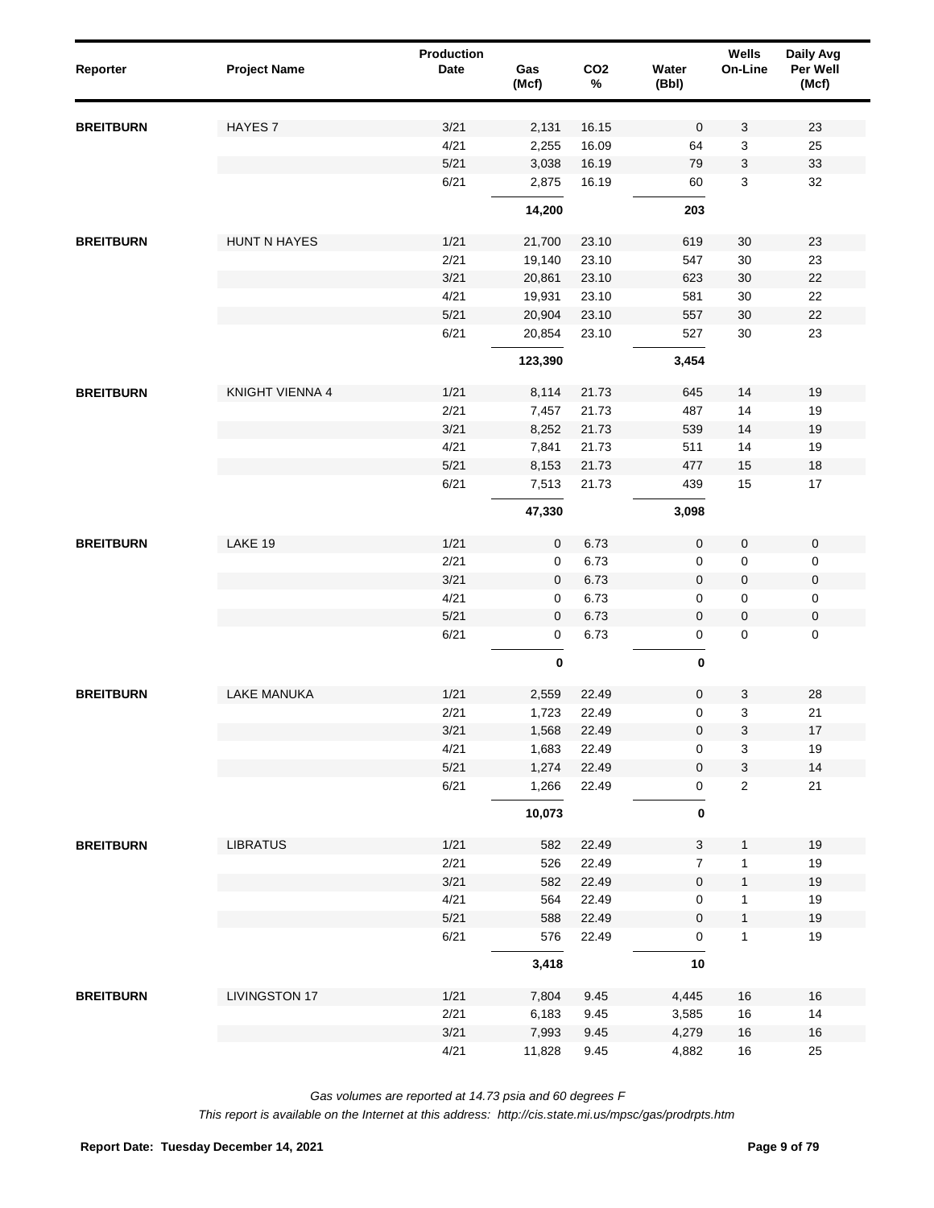| Reporter | Project Name | Production Date | Gas (Mcf) | $CO_2$ % | Water (Bbl) | Wells On-Line | Daily Avg Per Well (Mcf) |
|---|---|---|---|---|---|---|---|
| **BREITBURN** | HAYES 7 | 3/21 | 2,131 | 16.15 | 0 | 3 | 23 |
| | | 4/21 | 2,255 | 16.09 | 64 | 3 | 25 |
| | | 5/21 | 3,038 | 16.19 | 79 | 3 | 33 |
| | | 6/21 | 2,875 | 16.19 | 60 | 3 | 32 |
| | | | **14,200** | | **203** | | |
| **BREITBURN** | HUNT N HAYES | 1/21 | 21,700 | 23.10 | 619 | 30 | 23 |
| | | 2/21 | 19,140 | 23.10 | 547 | 30 | 23 |
| | | 3/21 | 20,861 | 23.10 | 623 | 30 | 22 |
| | | 4/21 | 19,931 | 23.10 | 581 | 30 | 22 |
| | | 5/21 | 20,904 | 23.10 | 557 | 30 | 22 |
| | | 6/21 | 20,854 | 23.10 | 527 | 30 | 23 |
| | | | **123,390** | | **3,454** | | |
| **BREITBURN** | KNIGHT VIENNA 4 | 1/21 | 8,114 | 21.73 | 645 | 14 | 19 |
| | | 2/21 | 7,457 | 21.73 | 487 | 14 | 19 |
| | | 3/21 | 8,252 | 21.73 | 539 | 14 | 19 |
| | | 4/21 | 7,841 | 21.73 | 511 | 14 | 19 |
| | | 5/21 | 8,153 | 21.73 | 477 | 15 | 18 |
| | | 6/21 | 7,513 | 21.73 | 439 | 15 | 17 |
| | | | **47,330** | | **3,098** | | |
| **BREITBURN** | LAKE 19 | 1/21 | 0 | 6.73 | 0 | 0 | 0 |
| | | 2/21 | 0 | 6.73 | 0 | 0 | 0 |
| | | 3/21 | 0 | 6.73 | 0 | 0 | 0 |
| | | 4/21 | 0 | 6.73 | 0 | 0 | 0 |
| | | 5/21 | 0 | 6.73 | 0 | 0 | 0 |
| | | 6/21 | 0 | 6.73 | 0 | 0 | 0 |
| | | | **0** | | **0** | | |
| **BREITBURN** | LAKE MANUKA | 1/21 | 2,559 | 22.49 | 0 | 3 | 28 |
| | | 2/21 | 1,723 | 22.49 | 0 | 3 | 21 |
| | | 3/21 | 1,568 | 22.49 | 0 | 3 | 17 |
| | | 4/21 | 1,683 | 22.49 | 0 | 3 | 19 |
| | | 5/21 | 1,274 | 22.49 | 0 | 3 | 14 |
| | | 6/21 | 1,266 | 22.49 | 0 | 2 | 21 |
| | | | **10,073** | | **0** | | |
| **BREITBURN** | LIBRATUS | 1/21 | 582 | 22.49 | 3 | 1 | 19 |
| | | 2/21 | 526 | 22.49 | 7 | 1 | 19 |
| | | 3/21 | 582 | 22.49 | 0 | 1 | 19 |
| | | 4/21 | 564 | 22.49 | 0 | 1 | 19 |
| | | 5/21 | 588 | 22.49 | 0 | 1 | 19 |
| | | 6/21 | 576 | 22.49 | 0 | 1 | 19 |
| | | | **3,418** | | **10** | | |
| **BREITBURN** | LIVINGSTON 17 | 1/21 | 7,804 | 9.45 | 4,445 | 16 | 16 |
| | | 2/21 | 6,183 | 9.45 | 3,585 | 16 | 14 |
| | | 3/21 | 7,993 | 9.45 | 4,279 | 16 | 16 |
| | | 4/21 | 11,828 | 9.45 | 4,882 | 16 | 25 |

*Gas volumes are reported at 14.73 psia and 60 degrees F*

*This report is available on the Internet at this address: http://cis.state.mi.us/mpsc/gas/prodrpts.htm*

**Report Date: Tuesday December 14, 2021**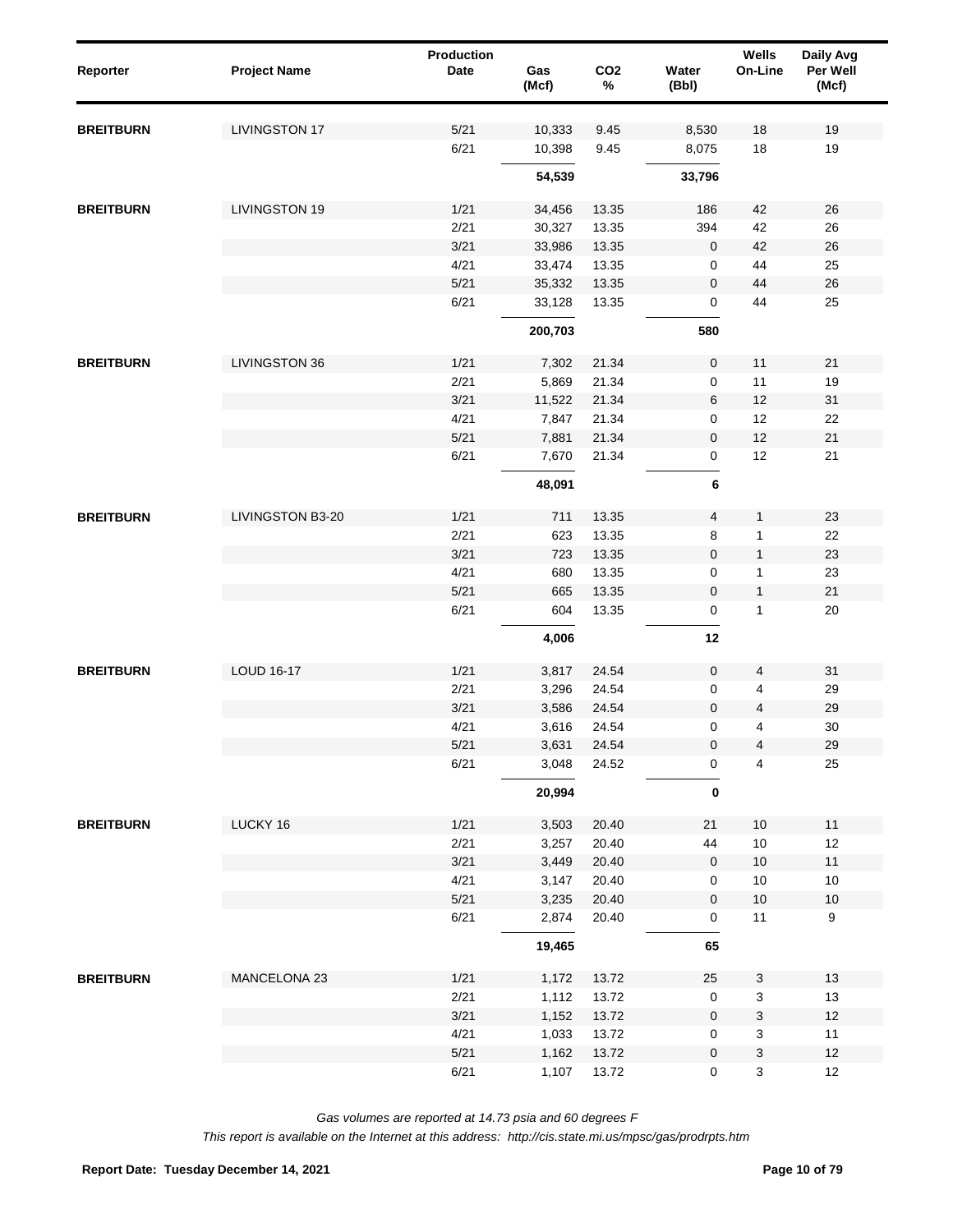| Reporter | Project Name | Production Date | Gas (Mcf) | $CO_2$ % | Water (Bbl) | Wells On-Line | Daily Avg Per Well (Mcf) |
|---|---|---|---|---|---|---|---|
| **BREITBURN** | LIVINGSTON 17 | 5/21 | 10,333 | 9.45 | 8,530 | 18 | 19 |
| | | 6/21 | 10,398 | 9.45 | 8,075 | 18 | 19 |
| | | | **54,539** | | **33,796** | | |
| **BREITBURN** | LIVINGSTON 19 | 1/21 | 34,456 | 13.35 | 186 | 42 | 26 |
| | | 2/21 | 30,327 | 13.35 | 394 | 42 | 26 |
| | | 3/21 | 33,986 | 13.35 | 0 | 42 | 26 |
| | | 4/21 | 33,474 | 13.35 | 0 | 44 | 25 |
| | | 5/21 | 35,332 | 13.35 | 0 | 44 | 26 |
| | | 6/21 | 33,128 | 13.35 | 0 | 44 | 25 |
| | | | **200,703** | | **580** | | |
| **BREITBURN** | LIVINGSTON 36 | 1/21 | 7,302 | 21.34 | 0 | 11 | 21 |
| | | 2/21 | 5,869 | 21.34 | 0 | 11 | 19 |
| | | 3/21 | 11,522 | 21.34 | 6 | 12 | 31 |
| | | 4/21 | 7,847 | 21.34 | 0 | 12 | 22 |
| | | 5/21 | 7,881 | 21.34 | 0 | 12 | 21 |
| | | 6/21 | 7,670 | 21.34 | 0 | 12 | 21 |
| | | | **48,091** | | **6** | | |
| **BREITBURN** | LIVINGSTON B3-20 | 1/21 | 711 | 13.35 | 4 | 1 | 23 |
| | | 2/21 | 623 | 13.35 | 8 | 1 | 22 |
| | | 3/21 | 723 | 13.35 | 0 | 1 | 23 |
| | | 4/21 | 680 | 13.35 | 0 | 1 | 23 |
| | | 5/21 | 665 | 13.35 | 0 | 1 | 21 |
| | | 6/21 | 604 | 13.35 | 0 | 1 | 20 |
| | | | **4,006** | | **12** | | |
| **BREITBURN** | LOUD 16-17 | 1/21 | 3,817 | 24.54 | 0 | 4 | 31 |
| | | 2/21 | 3,296 | 24.54 | 0 | 4 | 29 |
| | | 3/21 | 3,586 | 24.54 | 0 | 4 | 29 |
| | | 4/21 | 3,616 | 24.54 | 0 | 4 | 30 |
| | | 5/21 | 3,631 | 24.54 | 0 | 4 | 29 |
| | | 6/21 | 3,048 | 24.52 | 0 | 4 | 25 |
| | | | **20,994** | | **0** | | |
| **BREITBURN** | LUCKY 16 | 1/21 | 3,503 | 20.40 | 21 | 10 | 11 |
| | | 2/21 | 3,257 | 20.40 | 44 | 10 | 12 |
| | | 3/21 | 3,449 | 20.40 | 0 | 10 | 11 |
| | | 4/21 | 3,147 | 20.40 | 0 | 10 | 10 |
| | | 5/21 | 3,235 | 20.40 | 0 | 10 | 10 |
| | | 6/21 | 2,874 | 20.40 | 0 | 11 | 9 |
| | | | **19,465** | | **65** | | |
| **BREITBURN** | MANCELONA 23 | 1/21 | 1,172 | 13.72 | 25 | 3 | 13 |
| | | 2/21 | 1,112 | 13.72 | 0 | 3 | 13 |
| | | 3/21 | 1,152 | 13.72 | 0 | 3 | 12 |
| | | 4/21 | 1,033 | 13.72 | 0 | 3 | 11 |
| | | 5/21 | 1,162 | 13.72 | 0 | 3 | 12 |
| | | 6/21 | 1,107 | 13.72 | 0 | 3 | 12 |

*Gas volumes are reported at 14.73 psia and 60 degrees F*

*This report is available on the Internet at this address: http://cis.state.mi.us/mpsc/gas/prodrpts.htm*

**Report Date: Tuesday December 14, 2021**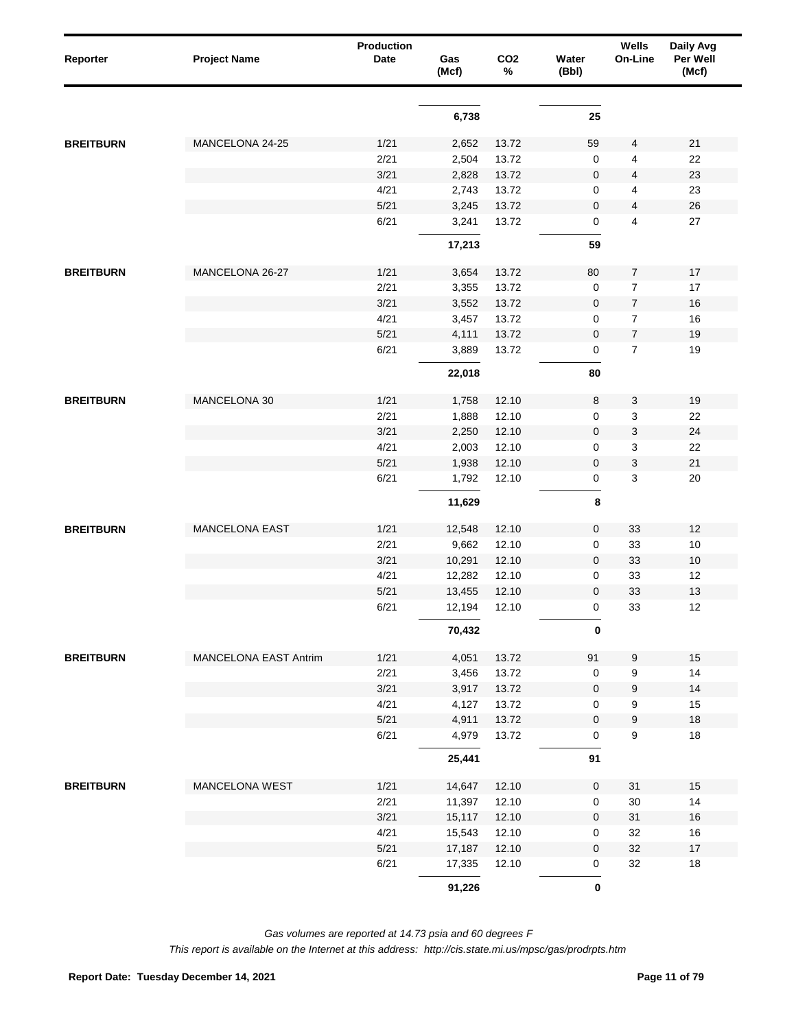| Reporter | Project Name | Production Date | Gas (Mcf) | CO2 % | Water (Bbl) | Wells On-Line | Daily Avg Per Well (Mcf) |
|---|---|---|---|---|---|---|---|
| | | | **6,738** | | **25** | | |
| **BREITBURN** | MANCELONA 24-25 | 1/21 | 2,652 | 13.72 | 59 | 4 | 21 |
| | | 2/21 | 2,504 | 13.72 | 0 | 4 | 22 |
| | | 3/21 | 2,828 | 13.72 | 0 | 4 | 23 |
| | | 4/21 | 2,743 | 13.72 | 0 | 4 | 23 |
| | | 5/21 | 3,245 | 13.72 | 0 | 4 | 26 |
| | | 6/21 | 3,241 | 13.72 | 0 | 4 | 27 |
| | | | **17,213** | | **59** | | |
| **BREITBURN** | MANCELONA 26-27 | 1/21 | 3,654 | 13.72 | 80 | 7 | 17 |
| | | 2/21 | 3,355 | 13.72 | 0 | 7 | 17 |
| | | 3/21 | 3,552 | 13.72 | 0 | 7 | 16 |
| | | 4/21 | 3,457 | 13.72 | 0 | 7 | 16 |
| | | 5/21 | 4,111 | 13.72 | 0 | 7 | 19 |
| | | 6/21 | 3,889 | 13.72 | 0 | 7 | 19 |
| | | | **22,018** | | **80** | | |
| **BREITBURN** | MANCELONA 30 | 1/21 | 1,758 | 12.10 | 8 | 3 | 19 |
| | | 2/21 | 1,888 | 12.10 | 0 | 3 | 22 |
| | | 3/21 | 2,250 | 12.10 | 0 | 3 | 24 |
| | | 4/21 | 2,003 | 12.10 | 0 | 3 | 22 |
| | | 5/21 | 1,938 | 12.10 | 0 | 3 | 21 |
| | | 6/21 | 1,792 | 12.10 | 0 | 3 | 20 |
| | | | **11,629** | | **8** | | |
| **BREITBURN** | MANCELONA EAST | 1/21 | 12,548 | 12.10 | 0 | 33 | 12 |
| | | 2/21 | 9,662 | 12.10 | 0 | 33 | 10 |
| | | 3/21 | 10,291 | 12.10 | 0 | 33 | 10 |
| | | 4/21 | 12,282 | 12.10 | 0 | 33 | 12 |
| | | 5/21 | 13,455 | 12.10 | 0 | 33 | 13 |
| | | 6/21 | 12,194 | 12.10 | 0 | 33 | 12 |
| | | | **70,432** | | **0** | | |
| **BREITBURN** | MANCELONA EAST Antrim | 1/21 | 4,051 | 13.72 | 91 | 9 | 15 |
| | | 2/21 | 3,456 | 13.72 | 0 | 9 | 14 |
| | | 3/21 | 3,917 | 13.72 | 0 | 9 | 14 |
| | | 4/21 | 4,127 | 13.72 | 0 | 9 | 15 |
| | | 5/21 | 4,911 | 13.72 | 0 | 9 | 18 |
| | | 6/21 | 4,979 | 13.72 | 0 | 9 | 18 |
| | | | **25,441** | | **91** | | |
| **BREITBURN** | MANCELONA WEST | 1/21 | 14,647 | 12.10 | 0 | 31 | 15 |
| | | 2/21 | 11,397 | 12.10 | 0 | 30 | 14 |
| | | 3/21 | 15,117 | 12.10 | 0 | 31 | 16 |
| | | 4/21 | 15,543 | 12.10 | 0 | 32 | 16 |
| | | 5/21 | 17,187 | 12.10 | 0 | 32 | 17 |
| | | 6/21 | 17,335 | 12.10 | 0 | 32 | 18 |
| | | | **91,226** | | **0** | | |

*Gas volumes are reported at 14.73 psia and 60 degrees F*

*This report is available on the Internet at this address: http://cis.state.mi.us/mpsc/gas/prodrpts.htm*

**Report Date: Tuesday December 14, 2021**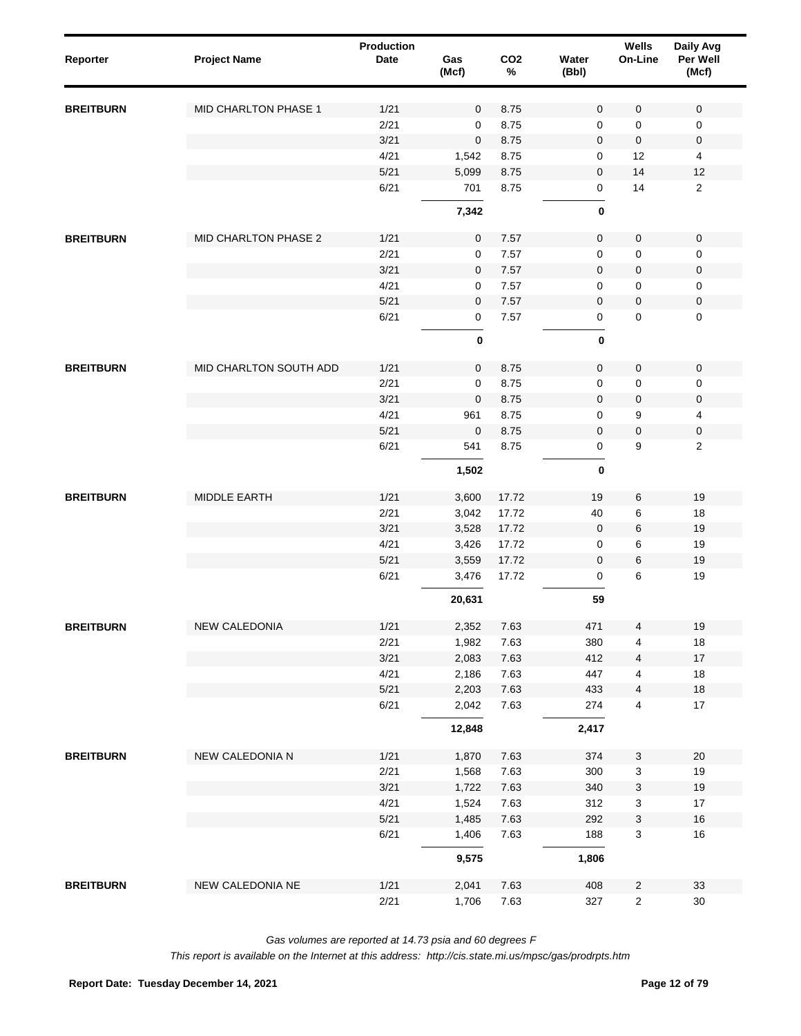| Reporter | Project Name | Production Date | Gas (Mcf) | $CO_2$ % | Water (Bbl) | Wells On-Line | Daily Avg Per Well (Mcf) |
|---|---|---|---|---|---|---|---|
| BREITBURN | MID CHARLTON PHASE 1 | 1/21 | 0 | 8.75 | 0 | 0 | 0 |
| | | 2/21 | 0 | 8.75 | 0 | 0 | 0 |
| | | 3/21 | 0 | 8.75 | 0 | 0 | 0 |
| | | 4/21 | 1,542 | 8.75 | 0 | 12 | 4 |
| | | 5/21 | 5,099 | 8.75 | 0 | 14 | 12 |
| | | 6/21 | 701 | 8.75 | 0 | 14 | 2 |
| | | | **7,342** | | **0** | | |
| BREITBURN | MID CHARLTON PHASE 2 | 1/21 | 0 | 7.57 | 0 | 0 | 0 |
| | | 2/21 | 0 | 7.57 | 0 | 0 | 0 |
| | | 3/21 | 0 | 7.57 | 0 | 0 | 0 |
| | | 4/21 | 0 | 7.57 | 0 | 0 | 0 |
| | | 5/21 | 0 | 7.57 | 0 | 0 | 0 |
| | | 6/21 | 0 | 7.57 | 0 | 0 | 0 |
| | | | **0** | | **0** | | |
| BREITBURN | MID CHARLTON SOUTH ADD | 1/21 | 0 | 8.75 | 0 | 0 | 0 |
| | | 2/21 | 0 | 8.75 | 0 | 0 | 0 |
| | | 3/21 | 0 | 8.75 | 0 | 0 | 0 |
| | | 4/21 | 961 | 8.75 | 0 | 9 | 4 |
| | | 5/21 | 0 | 8.75 | 0 | 0 | 0 |
| | | 6/21 | 541 | 8.75 | 0 | 9 | 2 |
| | | | **1,502** | | **0** | | |
| BREITBURN | MIDDLE EARTH | 1/21 | 3,600 | 17.72 | 19 | 6 | 19 |
| | | 2/21 | 3,042 | 17.72 | 40 | 6 | 18 |
| | | 3/21 | 3,528 | 17.72 | 0 | 6 | 19 |
| | | 4/21 | 3,426 | 17.72 | 0 | 6 | 19 |
| | | 5/21 | 3,559 | 17.72 | 0 | 6 | 19 |
| | | 6/21 | 3,476 | 17.72 | 0 | 6 | 19 |
| | | | **20,631** | | **59** | | |
| BREITBURN | NEW CALEDONIA | 1/21 | 2,352 | 7.63 | 471 | 4 | 19 |
| | | 2/21 | 1,982 | 7.63 | 380 | 4 | 18 |
| | | 3/21 | 2,083 | 7.63 | 412 | 4 | 17 |
| | | 4/21 | 2,186 | 7.63 | 447 | 4 | 18 |
| | | 5/21 | 2,203 | 7.63 | 433 | 4 | 18 |
| | | 6/21 | 2,042 | 7.63 | 274 | 4 | 17 |
| | | | **12,848** | | **2,417** | | |
| BREITBURN | NEW CALEDONIA N | 1/21 | 1,870 | 7.63 | 374 | 3 | 20 |
| | | 2/21 | 1,568 | 7.63 | 300 | 3 | 19 |
| | | 3/21 | 1,722 | 7.63 | 340 | 3 | 19 |
| | | 4/21 | 1,524 | 7.63 | 312 | 3 | 17 |
| | | 5/21 | 1,485 | 7.63 | 292 | 3 | 16 |
| | | 6/21 | 1,406 | 7.63 | 188 | 3 | 16 |
| | | | **9,575** | | **1,806** | | |
| BREITBURN | NEW CALEDONIA NE | 1/21 | 2,041 | 7.63 | 408 | 2 | 33 |
| | | 2/21 | 1,706 | 7.63 | 327 | 2 | 30 |

*Gas volumes are reported at 14.73 psia and 60 degrees F*

*This report is available on the Internet at this address: http://cis.state.mi.us/mpsc/gas/prodrpts.htm*

**Report Date: Tuesday December 14, 2021**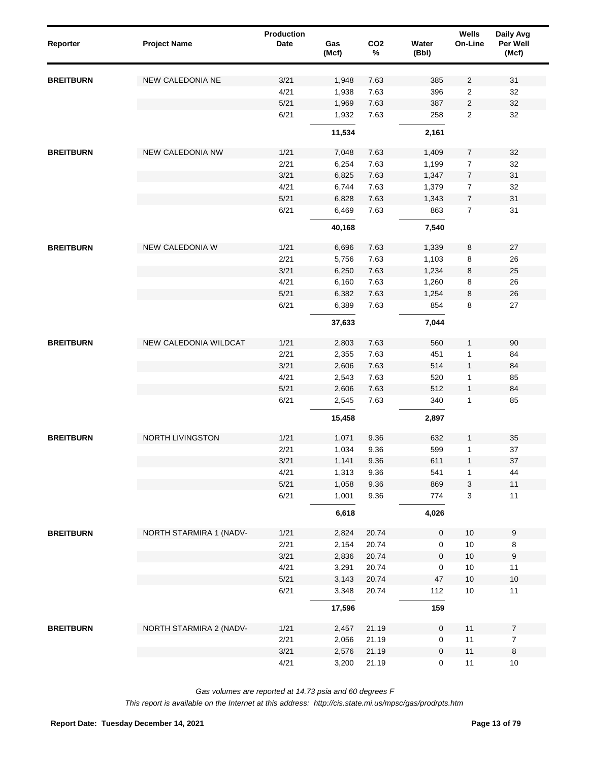| Reporter | Project Name | Production Date | Gas (Mcf) | $CO_2$ % | Water (Bbl) | Wells On-Line | Daily Avg Per Well (Mcf) |
|---|---|---|---|---|---|---|---|
| **BREITBURN** | NEW CALEDONIA NE | 3/21 | 1,948 | 7.63 | 385 | 2 | 31 |
| | | 4/21 | 1,938 | 7.63 | 396 | 2 | 32 |
| | | 5/21 | 1,969 | 7.63 | 387 | 2 | 32 |
| | | 6/21 | 1,932 | 7.63 | 258 | 2 | 32 |
| | | | **11,534** | | **2,161** | | |
| **BREITBURN** | NEW CALEDONIA NW | 1/21 | 7,048 | 7.63 | 1,409 | 7 | 32 |
| | | 2/21 | 6,254 | 7.63 | 1,199 | 7 | 32 |
| | | 3/21 | 6,825 | 7.63 | 1,347 | 7 | 31 |
| | | 4/21 | 6,744 | 7.63 | 1,379 | 7 | 32 |
| | | 5/21 | 6,828 | 7.63 | 1,343 | 7 | 31 |
| | | 6/21 | 6,469 | 7.63 | 863 | 7 | 31 |
| | | | **40,168** | | **7,540** | | |
| **BREITBURN** | NEW CALEDONIA W | 1/21 | 6,696 | 7.63 | 1,339 | 8 | 27 |
| | | 2/21 | 5,756 | 7.63 | 1,103 | 8 | 26 |
| | | 3/21 | 6,250 | 7.63 | 1,234 | 8 | 25 |
| | | 4/21 | 6,160 | 7.63 | 1,260 | 8 | 26 |
| | | 5/21 | 6,382 | 7.63 | 1,254 | 8 | 26 |
| | | 6/21 | 6,389 | 7.63 | 854 | 8 | 27 |
| | | | **37,633** | | **7,044** | | |
| **BREITBURN** | NEW CALEDONIA WILDCAT | 1/21 | 2,803 | 7.63 | 560 | 1 | 90 |
| | | 2/21 | 2,355 | 7.63 | 451 | 1 | 84 |
| | | 3/21 | 2,606 | 7.63 | 514 | 1 | 84 |
| | | 4/21 | 2,543 | 7.63 | 520 | 1 | 85 |
| | | 5/21 | 2,606 | 7.63 | 512 | 1 | 84 |
| | | 6/21 | 2,545 | 7.63 | 340 | 1 | 85 |
| | | | **15,458** | | **2,897** | | |
| **BREITBURN** | NORTH LIVINGSTON | 1/21 | 1,071 | 9.36 | 632 | 1 | 35 |
| | | 2/21 | 1,034 | 9.36 | 599 | 1 | 37 |
| | | 3/21 | 1,141 | 9.36 | 611 | 1 | 37 |
| | | 4/21 | 1,313 | 9.36 | 541 | 1 | 44 |
| | | 5/21 | 1,058 | 9.36 | 869 | 3 | 11 |
| | | 6/21 | 1,001 | 9.36 | 774 | 3 | 11 |
| | | | **6,618** | | **4,026** | | |
| **BREITBURN** | NORTH STARMIRA 1 (NADV- | 1/21 | 2,824 | 20.74 | 0 | 10 | 9 |
| | | 2/21 | 2,154 | 20.74 | 0 | 10 | 8 |
| | | 3/21 | 2,836 | 20.74 | 0 | 10 | 9 |
| | | 4/21 | 3,291 | 20.74 | 0 | 10 | 11 |
| | | 5/21 | 3,143 | 20.74 | 47 | 10 | 10 |
| | | 6/21 | 3,348 | 20.74 | 112 | 10 | 11 |
| | | | **17,596** | | **159** | | |
| **BREITBURN** | NORTH STARMIRA 2 (NADV- | 1/21 | 2,457 | 21.19 | 0 | 11 | 7 |
| | | 2/21 | 2,056 | 21.19 | 0 | 11 | 7 |
| | | 3/21 | 2,576 | 21.19 | 0 | 11 | 8 |
| | | 4/21 | 3,200 | 21.19 | 0 | 11 | 10 |

*Gas volumes are reported at 14.73 psia and 60 degrees F*

*This report is available on the Internet at this address: http://cis.state.mi.us/mpsc/gas/prodrpts.htm*

**Report Date: Tuesday December 14, 2021**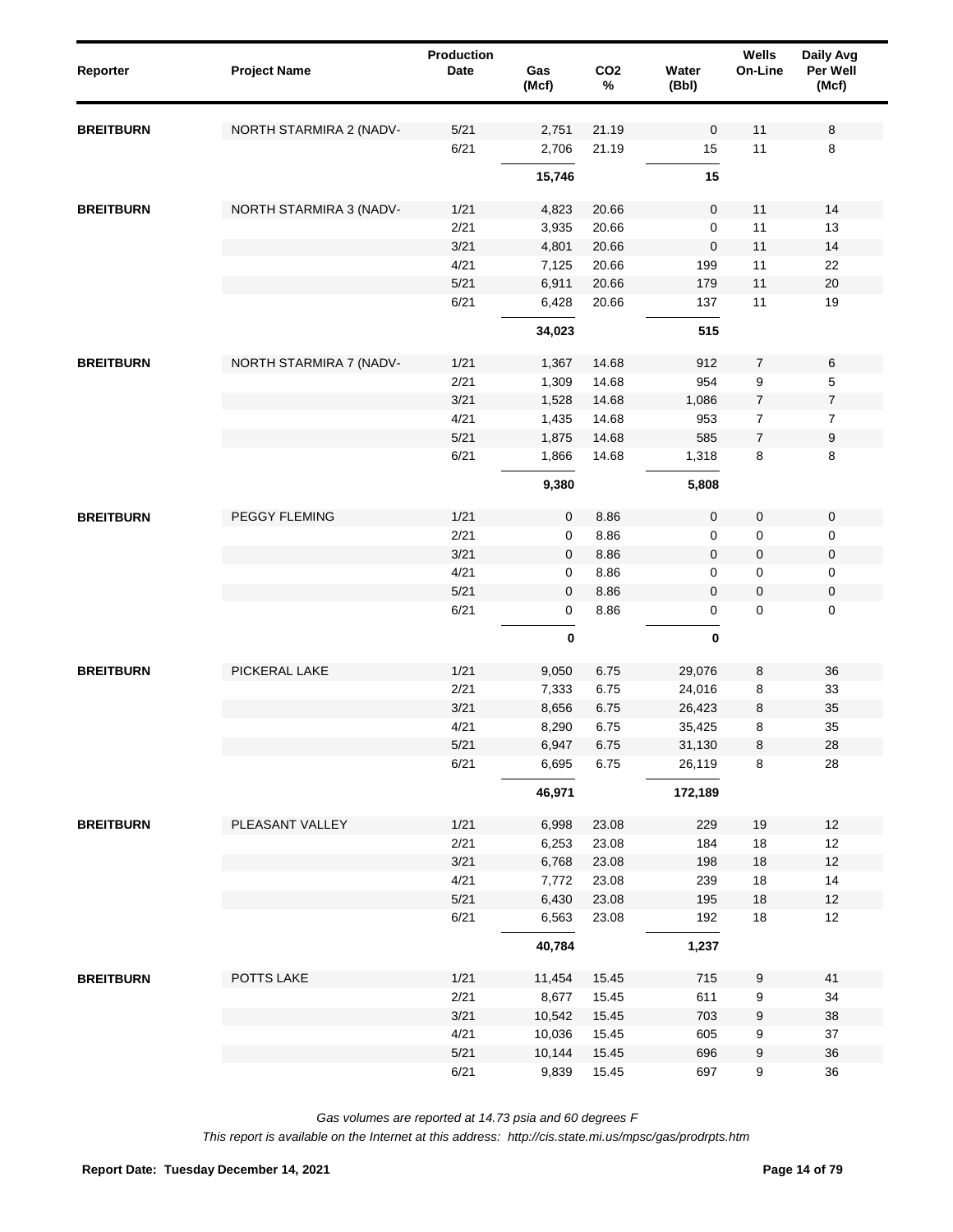| Reporter | Project Name | Production Date | Gas (Mcf) | $CO_2$ % | Water (Bbl) | Wells On-Line | Daily Avg Per Well (Mcf) |
|---|---|---|---|---|---|---|---|
| BREITBURN | NORTH STARMIRA 2 (NADV- | 5/21 | 2,751 | 21.19 | 0 | 11 | 8 |
| | | 6/21 | 2,706 | 21.19 | 15 | 11 | 8 |
| | | | **15,746** | | **15** | | |
| BREITBURN | NORTH STARMIRA 3 (NADV- | 1/21 | 4,823 | 20.66 | 0 | 11 | 14 |
| | | 2/21 | 3,935 | 20.66 | 0 | 11 | 13 |
| | | 3/21 | 4,801 | 20.66 | 0 | 11 | 14 |
| | | 4/21 | 7,125 | 20.66 | 199 | 11 | 22 |
| | | 5/21 | 6,911 | 20.66 | 179 | 11 | 20 |
| | | 6/21 | 6,428 | 20.66 | 137 | 11 | 19 |
| | | | **34,023** | | **515** | | |
| BREITBURN | NORTH STARMIRA 7 (NADV- | 1/21 | 1,367 | 14.68 | 912 | 7 | 6 |
| | | 2/21 | 1,309 | 14.68 | 954 | 9 | 5 |
| | | 3/21 | 1,528 | 14.68 | 1,086 | 7 | 7 |
| | | 4/21 | 1,435 | 14.68 | 953 | 7 | 7 |
| | | 5/21 | 1,875 | 14.68 | 585 | 7 | 9 |
| | | 6/21 | 1,866 | 14.68 | 1,318 | 8 | 8 |
| | | | **9,380** | | **5,808** | | |
| BREITBURN | PEGGY FLEMING | 1/21 | 0 | 8.86 | 0 | 0 | 0 |
| | | 2/21 | 0 | 8.86 | 0 | 0 | 0 |
| | | 3/21 | 0 | 8.86 | 0 | 0 | 0 |
| | | 4/21 | 0 | 8.86 | 0 | 0 | 0 |
| | | 5/21 | 0 | 8.86 | 0 | 0 | 0 |
| | | 6/21 | 0 | 8.86 | 0 | 0 | 0 |
| | | | **0** | | **0** | | |
| BREITBURN | PICKERAL LAKE | 1/21 | 9,050 | 6.75 | 29,076 | 8 | 36 |
| | | 2/21 | 7,333 | 6.75 | 24,016 | 8 | 33 |
| | | 3/21 | 8,656 | 6.75 | 26,423 | 8 | 35 |
| | | 4/21 | 8,290 | 6.75 | 35,425 | 8 | 35 |
| | | 5/21 | 6,947 | 6.75 | 31,130 | 8 | 28 |
| | | 6/21 | 6,695 | 6.75 | 26,119 | 8 | 28 |
| | | | **46,971** | | **172,189** | | |
| BREITBURN | PLEASANT VALLEY | 1/21 | 6,998 | 23.08 | 229 | 19 | 12 |
| | | 2/21 | 6,253 | 23.08 | 184 | 18 | 12 |
| | | 3/21 | 6,768 | 23.08 | 198 | 18 | 12 |
| | | 4/21 | 7,772 | 23.08 | 239 | 18 | 14 |
| | | 5/21 | 6,430 | 23.08 | 195 | 18 | 12 |
| | | 6/21 | 6,563 | 23.08 | 192 | 18 | 12 |
| | | | **40,784** | | **1,237** | | |
| BREITBURN | POTTS LAKE | 1/21 | 11,454 | 15.45 | 715 | 9 | 41 |
| | | 2/21 | 8,677 | 15.45 | 611 | 9 | 34 |
| | | 3/21 | 10,542 | 15.45 | 703 | 9 | 38 |
| | | 4/21 | 10,036 | 15.45 | 605 | 9 | 37 |
| | | 5/21 | 10,144 | 15.45 | 696 | 9 | 36 |
| | | 6/21 | 9,839 | 15.45 | 697 | 9 | 36 |

*Gas volumes are reported at 14.73 psia and 60 degrees F*

*This report is available on the Internet at this address: http://cis.state.mi.us/mpsc/gas/prodrpts.htm*

**Report Date: Tuesday December 14, 2021**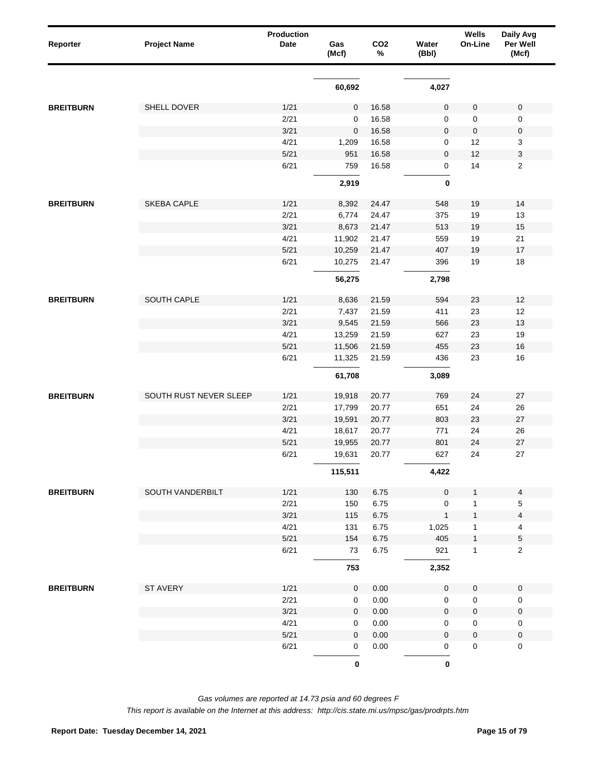| Reporter | Project Name | Production Date | Gas (Mcf) | CO2 % | Water (Bbl) | Wells On-Line | Daily Avg Per Well (Mcf) |
|---|---|---|---|---|---|---|---|
| | | | **60,692** | | **4,027** | | |
| **BREITBURN** | SHELL DOVER | 1/21 | 0 | 16.58 | 0 | 0 | 0 |
| | | 2/21 | 0 | 16.58 | 0 | 0 | 0 |
| | | 3/21 | 0 | 16.58 | 0 | 0 | 0 |
| | | 4/21 | 1,209 | 16.58 | 0 | 12 | 3 |
| | | 5/21 | 951 | 16.58 | 0 | 12 | 3 |
| | | 6/21 | 759 | 16.58 | 0 | 14 | 2 |
| | | | **2,919** | | **0** | | |
| **BREITBURN** | SKEBA CAPLE | 1/21 | 8,392 | 24.47 | 548 | 19 | 14 |
| | | 2/21 | 6,774 | 24.47 | 375 | 19 | 13 |
| | | 3/21 | 8,673 | 21.47 | 513 | 19 | 15 |
| | | 4/21 | 11,902 | 21.47 | 559 | 19 | 21 |
| | | 5/21 | 10,259 | 21.47 | 407 | 19 | 17 |
| | | 6/21 | 10,275 | 21.47 | 396 | 19 | 18 |
| | | | **56,275** | | **2,798** | | |
| **BREITBURN** | SOUTH CAPLE | 1/21 | 8,636 | 21.59 | 594 | 23 | 12 |
| | | 2/21 | 7,437 | 21.59 | 411 | 23 | 12 |
| | | 3/21 | 9,545 | 21.59 | 566 | 23 | 13 |
| | | 4/21 | 13,259 | 21.59 | 627 | 23 | 19 |
| | | 5/21 | 11,506 | 21.59 | 455 | 23 | 16 |
| | | 6/21 | 11,325 | 21.59 | 436 | 23 | 16 |
| | | | **61,708** | | **3,089** | | |
| **BREITBURN** | SOUTH RUST NEVER SLEEP | 1/21 | 19,918 | 20.77 | 769 | 24 | 27 |
| | | 2/21 | 17,799 | 20.77 | 651 | 24 | 26 |
| | | 3/21 | 19,591 | 20.77 | 803 | 23 | 27 |
| | | 4/21 | 18,617 | 20.77 | 771 | 24 | 26 |
| | | 5/21 | 19,955 | 20.77 | 801 | 24 | 27 |
| | | 6/21 | 19,631 | 20.77 | 627 | 24 | 27 |
| | | | **115,511** | | **4,422** | | |
| **BREITBURN** | SOUTH VANDERBILT | 1/21 | 130 | 6.75 | 0 | 1 | 4 |
| | | 2/21 | 150 | 6.75 | 0 | 1 | 5 |
| | | 3/21 | 115 | 6.75 | 1 | 1 | 4 |
| | | 4/21 | 131 | 6.75 | 1,025 | 1 | 4 |
| | | 5/21 | 154 | 6.75 | 405 | 1 | 5 |
| | | 6/21 | 73 | 6.75 | 921 | 1 | 2 |
| | | | **753** | | **2,352** | | |
| **BREITBURN** | ST AVERY | 1/21 | 0 | 0.00 | 0 | 0 | 0 |
| | | 2/21 | 0 | 0.00 | 0 | 0 | 0 |
| | | 3/21 | 0 | 0.00 | 0 | 0 | 0 |
| | | 4/21 | 0 | 0.00 | 0 | 0 | 0 |
| | | 5/21 | 0 | 0.00 | 0 | 0 | 0 |
| | | 6/21 | 0 | 0.00 | 0 | 0 | 0 |
| | | | **0** | | **0** | | |

*Gas volumes are reported at 14.73 psia and 60 degrees F*

*This report is available on the Internet at this address: http://cis.state.mi.us/mpsc/gas/prodrpts.htm*

**Report Date: Tuesday December 14, 2021**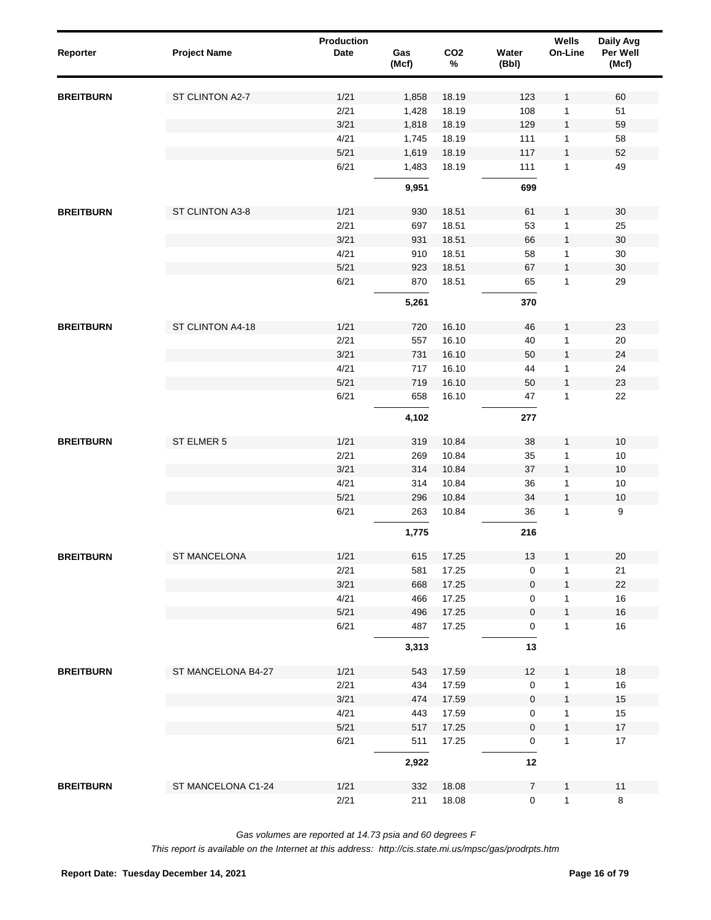| Reporter | Project Name | Production Date | Gas (Mcf) | CO2 % | Water (Bbl) | Wells On-Line | Daily Avg Per Well (Mcf) |
|---|---|---|---|---|---|---|---|
| **BREITBURN** | ST CLINTON A2-7 | 1/21 | 1,858 | 18.19 | 123 | 1 | 60 |
| | | 2/21 | 1,428 | 18.19 | 108 | 1 | 51 |
| | | 3/21 | 1,818 | 18.19 | 129 | 1 | 59 |
| | | 4/21 | 1,745 | 18.19 | 111 | 1 | 58 |
| | | 5/21 | 1,619 | 18.19 | 117 | 1 | 52 |
| | | 6/21 | 1,483 | 18.19 | 111 | 1 | 49 |
| | | | **9,951** | | **699** | | |
| **BREITBURN** | ST CLINTON A3-8 | 1/21 | 930 | 18.51 | 61 | 1 | 30 |
| | | 2/21 | 697 | 18.51 | 53 | 1 | 25 |
| | | 3/21 | 931 | 18.51 | 66 | 1 | 30 |
| | | 4/21 | 910 | 18.51 | 58 | 1 | 30 |
| | | 5/21 | 923 | 18.51 | 67 | 1 | 30 |
| | | 6/21 | 870 | 18.51 | 65 | 1 | 29 |
| | | | **5,261** | | **370** | | |
| **BREITBURN** | ST CLINTON A4-18 | 1/21 | 720 | 16.10 | 46 | 1 | 23 |
| | | 2/21 | 557 | 16.10 | 40 | 1 | 20 |
| | | 3/21 | 731 | 16.10 | 50 | 1 | 24 |
| | | 4/21 | 717 | 16.10 | 44 | 1 | 24 |
| | | 5/21 | 719 | 16.10 | 50 | 1 | 23 |
| | | 6/21 | 658 | 16.10 | 47 | 1 | 22 |
| | | | **4,102** | | **277** | | |
| **BREITBURN** | ST ELMER 5 | 1/21 | 319 | 10.84 | 38 | 1 | 10 |
| | | 2/21 | 269 | 10.84 | 35 | 1 | 10 |
| | | 3/21 | 314 | 10.84 | 37 | 1 | 10 |
| | | 4/21 | 314 | 10.84 | 36 | 1 | 10 |
| | | 5/21 | 296 | 10.84 | 34 | 1 | 10 |
| | | 6/21 | 263 | 10.84 | 36 | 1 | 9 |
| | | | **1,775** | | **216** | | |
| **BREITBURN** | ST MANCELONA | 1/21 | 615 | 17.25 | 13 | 1 | 20 |
| | | 2/21 | 581 | 17.25 | 0 | 1 | 21 |
| | | 3/21 | 668 | 17.25 | 0 | 1 | 22 |
| | | 4/21 | 466 | 17.25 | 0 | 1 | 16 |
| | | 5/21 | 496 | 17.25 | 0 | 1 | 16 |
| | | 6/21 | 487 | 17.25 | 0 | 1 | 16 |
| | | | **3,313** | | **13** | | |
| **BREITBURN** | ST MANCELONA B4-27 | 1/21 | 543 | 17.59 | 12 | 1 | 18 |
| | | 2/21 | 434 | 17.59 | 0 | 1 | 16 |
| | | 3/21 | 474 | 17.59 | 0 | 1 | 15 |
| | | 4/21 | 443 | 17.59 | 0 | 1 | 15 |
| | | 5/21 | 517 | 17.25 | 0 | 1 | 17 |
| | | 6/21 | 511 | 17.25 | 0 | 1 | 17 |
| | | | **2,922** | | **12** | | |
| **BREITBURN** | ST MANCELONA C1-24 | 1/21 | 332 | 18.08 | 7 | 1 | 11 |
| | | 2/21 | 211 | 18.08 | 0 | 1 | 8 |

*Gas volumes are reported at 14.73 psia and 60 degrees F*

*This report is available on the Internet at this address: http://cis.state.mi.us/mpsc/gas/prodrpts.htm*

**Report Date: Tuesday December 14, 2021**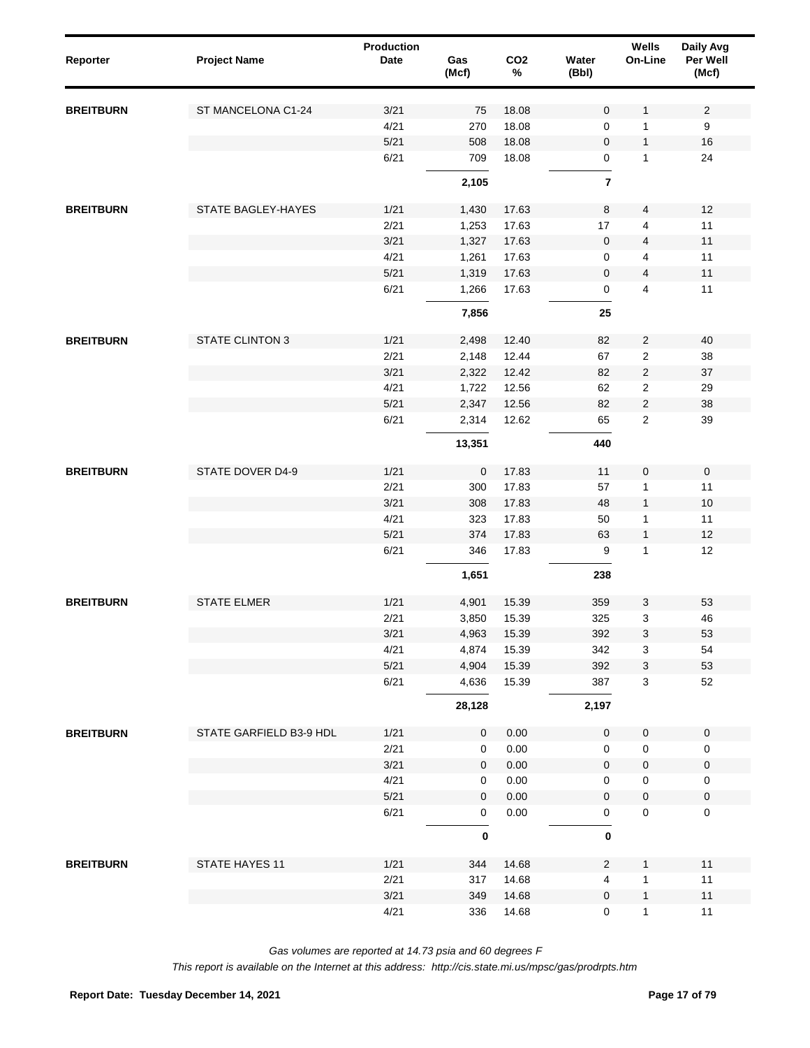| Reporter | Project Name | Production Date | Gas (Mcf) | CO2 % | Water (Bbl) | Wells On-Line | Daily Avg Per Well (Mcf) |
|---|---|---|---|---|---|---|---|
| **BREITBURN** | ST MANCELONA C1-24 | 3/21 | 75 | 18.08 | 0 | 1 | 2 |
| | | 4/21 | 270 | 18.08 | 0 | 1 | 9 |
| | | 5/21 | 508 | 18.08 | 0 | 1 | 16 |
| | | 6/21 | 709 | 18.08 | 0 | 1 | 24 |
| | | | **2,105** | | **7** | | |
| **BREITBURN** | STATE BAGLEY-HAYES | 1/21 | 1,430 | 17.63 | 8 | 4 | 12 |
| | | 2/21 | 1,253 | 17.63 | 17 | 4 | 11 |
| | | 3/21 | 1,327 | 17.63 | 0 | 4 | 11 |
| | | 4/21 | 1,261 | 17.63 | 0 | 4 | 11 |
| | | 5/21 | 1,319 | 17.63 | 0 | 4 | 11 |
| | | 6/21 | 1,266 | 17.63 | 0 | 4 | 11 |
| | | | **7,856** | | **25** | | |
| **BREITBURN** | STATE CLINTON 3 | 1/21 | 2,498 | 12.40 | 82 | 2 | 40 |
| | | 2/21 | 2,148 | 12.44 | 67 | 2 | 38 |
| | | 3/21 | 2,322 | 12.42 | 82 | 2 | 37 |
| | | 4/21 | 1,722 | 12.56 | 62 | 2 | 29 |
| | | 5/21 | 2,347 | 12.56 | 82 | 2 | 38 |
| | | 6/21 | 2,314 | 12.62 | 65 | 2 | 39 |
| | | | **13,351** | | **440** | | |
| **BREITBURN** | STATE DOVER D4-9 | 1/21 | 0 | 17.83 | 11 | 0 | 0 |
| | | 2/21 | 300 | 17.83 | 57 | 1 | 11 |
| | | 3/21 | 308 | 17.83 | 48 | 1 | 10 |
| | | 4/21 | 323 | 17.83 | 50 | 1 | 11 |
| | | 5/21 | 374 | 17.83 | 63 | 1 | 12 |
| | | 6/21 | 346 | 17.83 | 9 | 1 | 12 |
| | | | **1,651** | | **238** | | |
| **BREITBURN** | STATE ELMER | 1/21 | 4,901 | 15.39 | 359 | 3 | 53 |
| | | 2/21 | 3,850 | 15.39 | 325 | 3 | 46 |
| | | 3/21 | 4,963 | 15.39 | 392 | 3 | 53 |
| | | 4/21 | 4,874 | 15.39 | 342 | 3 | 54 |
| | | 5/21 | 4,904 | 15.39 | 392 | 3 | 53 |
| | | 6/21 | 4,636 | 15.39 | 387 | 3 | 52 |
| | | | **28,128** | | **2,197** | | |
| **BREITBURN** | STATE GARFIELD B3-9 HDL | 1/21 | 0 | 0.00 | 0 | 0 | 0 |
| | | 2/21 | 0 | 0.00 | 0 | 0 | 0 |
| | | 3/21 | 0 | 0.00 | 0 | 0 | 0 |
| | | 4/21 | 0 | 0.00 | 0 | 0 | 0 |
| | | 5/21 | 0 | 0.00 | 0 | 0 | 0 |
| | | 6/21 | 0 | 0.00 | 0 | 0 | 0 |
| | | | **0** | | **0** | | |
| **BREITBURN** | STATE HAYES 11 | 1/21 | 344 | 14.68 | 2 | 1 | 11 |
| | | 2/21 | 317 | 14.68 | 4 | 1 | 11 |
| | | 3/21 | 349 | 14.68 | 0 | 1 | 11 |
| | | 4/21 | 336 | 14.68 | 0 | 1 | 11 |

*Gas volumes are reported at 14.73 psia and 60 degrees F*

*This report is available on the Internet at this address: http://cis.state.mi.us/mpsc/gas/prodrpts.htm*

**Report Date: Tuesday December 14, 2021**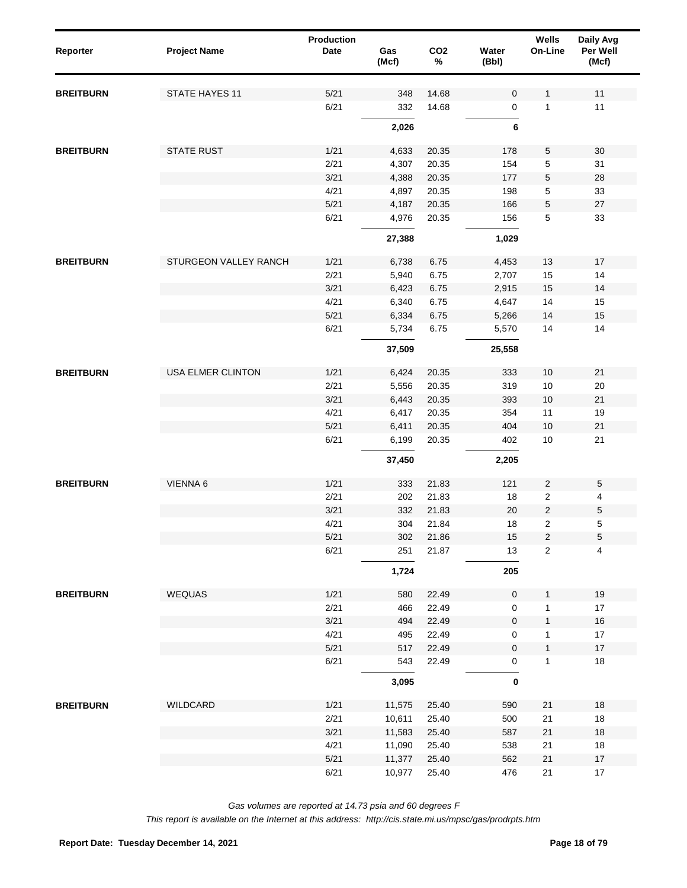| Reporter | Project Name | Production Date | Gas (Mcf) | CO2 % | Water (Bbl) | Wells On-Line | Daily Avg Per Well (Mcf) |
|---|---|---|---|---|---|---|---|
| BREITBURN | STATE HAYES 11 | 5/21 | 348 | 14.68 | 0 | 1 | 11 |
| | | 6/21 | 332 | 14.68 | 0 | 1 | 11 |
| | | | **2,026** | | **6** | | |
| BREITBURN | STATE RUST | 1/21 | 4,633 | 20.35 | 178 | 5 | 30 |
| | | 2/21 | 4,307 | 20.35 | 154 | 5 | 31 |
| | | 3/21 | 4,388 | 20.35 | 177 | 5 | 28 |
| | | 4/21 | 4,897 | 20.35 | 198 | 5 | 33 |
| | | 5/21 | 4,187 | 20.35 | 166 | 5 | 27 |
| | | 6/21 | 4,976 | 20.35 | 156 | 5 | 33 |
| | | | **27,388** | | **1,029** | | |
| BREITBURN | STURGEON VALLEY RANCH | 1/21 | 6,738 | 6.75 | 4,453 | 13 | 17 |
| | | 2/21 | 5,940 | 6.75 | 2,707 | 15 | 14 |
| | | 3/21 | 6,423 | 6.75 | 2,915 | 15 | 14 |
| | | 4/21 | 6,340 | 6.75 | 4,647 | 14 | 15 |
| | | 5/21 | 6,334 | 6.75 | 5,266 | 14 | 15 |
| | | 6/21 | 5,734 | 6.75 | 5,570 | 14 | 14 |
| | | | **37,509** | | **25,558** | | |
| BREITBURN | USA ELMER CLINTON | 1/21 | 6,424 | 20.35 | 333 | 10 | 21 |
| | | 2/21 | 5,556 | 20.35 | 319 | 10 | 20 |
| | | 3/21 | 6,443 | 20.35 | 393 | 10 | 21 |
| | | 4/21 | 6,417 | 20.35 | 354 | 11 | 19 |
| | | 5/21 | 6,411 | 20.35 | 404 | 10 | 21 |
| | | 6/21 | 6,199 | 20.35 | 402 | 10 | 21 |
| | | | **37,450** | | **2,205** | | |
| BREITBURN | VIENNA 6 | 1/21 | 333 | 21.83 | 121 | 2 | 5 |
| | | 2/21 | 202 | 21.83 | 18 | 2 | 4 |
| | | 3/21 | 332 | 21.83 | 20 | 2 | 5 |
| | | 4/21 | 304 | 21.84 | 18 | 2 | 5 |
| | | 5/21 | 302 | 21.86 | 15 | 2 | 5 |
| | | 6/21 | 251 | 21.87 | 13 | 2 | 4 |
| | | | **1,724** | | **205** | | |
| BREITBURN | WEQUAS | 1/21 | 580 | 22.49 | 0 | 1 | 19 |
| | | 2/21 | 466 | 22.49 | 0 | 1 | 17 |
| | | 3/21 | 494 | 22.49 | 0 | 1 | 16 |
| | | 4/21 | 495 | 22.49 | 0 | 1 | 17 |
| | | 5/21 | 517 | 22.49 | 0 | 1 | 17 |
| | | 6/21 | 543 | 22.49 | 0 | 1 | 18 |
| | | | **3,095** | | **0** | | |
| BREITBURN | WILDCARD | 1/21 | 11,575 | 25.40 | 590 | 21 | 18 |
| | | 2/21 | 10,611 | 25.40 | 500 | 21 | 18 |
| | | 3/21 | 11,583 | 25.40 | 587 | 21 | 18 |
| | | 4/21 | 11,090 | 25.40 | 538 | 21 | 18 |
| | | 5/21 | 11,377 | 25.40 | 562 | 21 | 17 |
| | | 6/21 | 10,977 | 25.40 | 476 | 21 | 17 |

*Gas volumes are reported at 14.73 psia and 60 degrees F*

*This report is available on the Internet at this address: http://cis.state.mi.us/mpsc/gas/prodrpts.htm*

**Report Date: Tuesday December 14, 2021**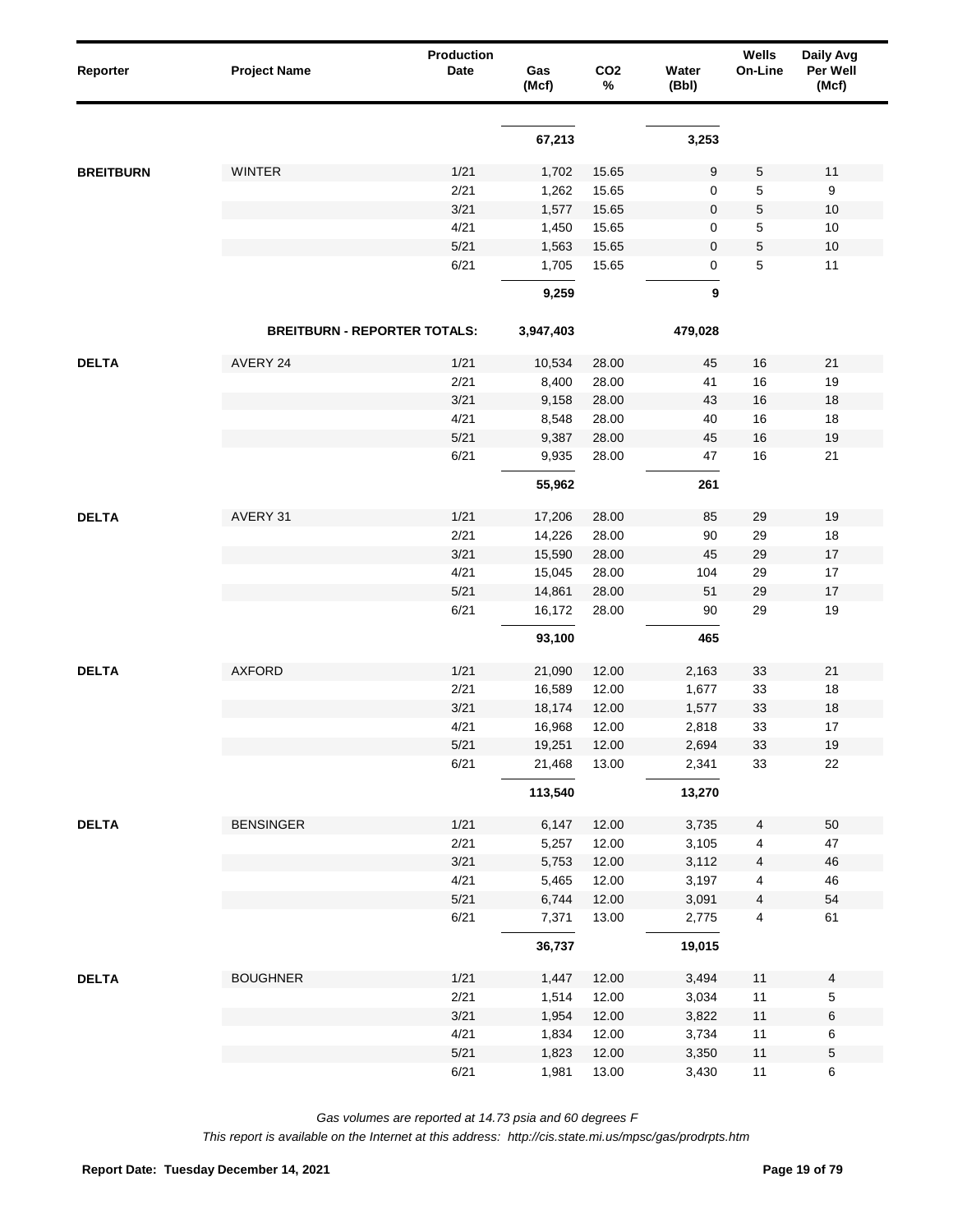| Reporter | Project Name | Production Date | Gas (Mcf) | CO2 % | Water (Bbl) | Wells On-Line | Daily Avg Per Well (Mcf) |
|---|---|---|---|---|---|---|---|
| | | | **67,213** | | **3,253** | | |
| **BREITBURN** | WINTER | 1/21 | 1,702 | 15.65 | 9 | 5 | 11 |
| | | 2/21 | 1,262 | 15.65 | 0 | 5 | 9 |
| | | 3/21 | 1,577 | 15.65 | 0 | 5 | 10 |
| | | 4/21 | 1,450 | 15.65 | 0 | 5 | 10 |
| | | 5/21 | 1,563 | 15.65 | 0 | 5 | 10 |
| | | 6/21 | 1,705 | 15.65 | 0 | 5 | 11 |
| | | | **9,259** | | **9** | | |
| | **BREITBURN - REPORTER TOTALS:** | | **3,947,403** | | **479,028** | | |
| **DELTA** | AVERY 24 | 1/21 | 10,534 | 28.00 | 45 | 16 | 21 |
| | | 2/21 | 8,400 | 28.00 | 41 | 16 | 19 |
| | | 3/21 | 9,158 | 28.00 | 43 | 16 | 18 |
| | | 4/21 | 8,548 | 28.00 | 40 | 16 | 18 |
| | | 5/21 | 9,387 | 28.00 | 45 | 16 | 19 |
| | | 6/21 | 9,935 | 28.00 | 47 | 16 | 21 |
| | | | **55,962** | | **261** | | |
| **DELTA** | AVERY 31 | 1/21 | 17,206 | 28.00 | 85 | 29 | 19 |
| | | 2/21 | 14,226 | 28.00 | 90 | 29 | 18 |
| | | 3/21 | 15,590 | 28.00 | 45 | 29 | 17 |
| | | 4/21 | 15,045 | 28.00 | 104 | 29 | 17 |
| | | 5/21 | 14,861 | 28.00 | 51 | 29 | 17 |
| | | 6/21 | 16,172 | 28.00 | 90 | 29 | 19 |
| | | | **93,100** | | **465** | | |
| **DELTA** | AXFORD | 1/21 | 21,090 | 12.00 | 2,163 | 33 | 21 |
| | | 2/21 | 16,589 | 12.00 | 1,677 | 33 | 18 |
| | | 3/21 | 18,174 | 12.00 | 1,577 | 33 | 18 |
| | | 4/21 | 16,968 | 12.00 | 2,818 | 33 | 17 |
| | | 5/21 | 19,251 | 12.00 | 2,694 | 33 | 19 |
| | | 6/21 | 21,468 | 13.00 | 2,341 | 33 | 22 |
| | | | **113,540** | | **13,270** | | |
| **DELTA** | BENSINGER | 1/21 | 6,147 | 12.00 | 3,735 | 4 | 50 |
| | | 2/21 | 5,257 | 12.00 | 3,105 | 4 | 47 |
| | | 3/21 | 5,753 | 12.00 | 3,112 | 4 | 46 |
| | | 4/21 | 5,465 | 12.00 | 3,197 | 4 | 46 |
| | | 5/21 | 6,744 | 12.00 | 3,091 | 4 | 54 |
| | | 6/21 | 7,371 | 13.00 | 2,775 | 4 | 61 |
| | | | **36,737** | | **19,015** | | |
| **DELTA** | BOUGHNER | 1/21 | 1,447 | 12.00 | 3,494 | 11 | 4 |
| | | 2/21 | 1,514 | 12.00 | 3,034 | 11 | 5 |
| | | 3/21 | 1,954 | 12.00 | 3,822 | 11 | 6 |
| | | 4/21 | 1,834 | 12.00 | 3,734 | 11 | 6 |
| | | 5/21 | 1,823 | 12.00 | 3,350 | 11 | 5 |
| | | 6/21 | 1,981 | 13.00 | 3,430 | 11 | 6 |

*Gas volumes are reported at 14.73 psia and 60 degrees F*

*This report is available on the Internet at this address: http://cis.state.mi.us/mpsc/gas/prodrpts.htm*

**Report Date: Tuesday December 14, 2021**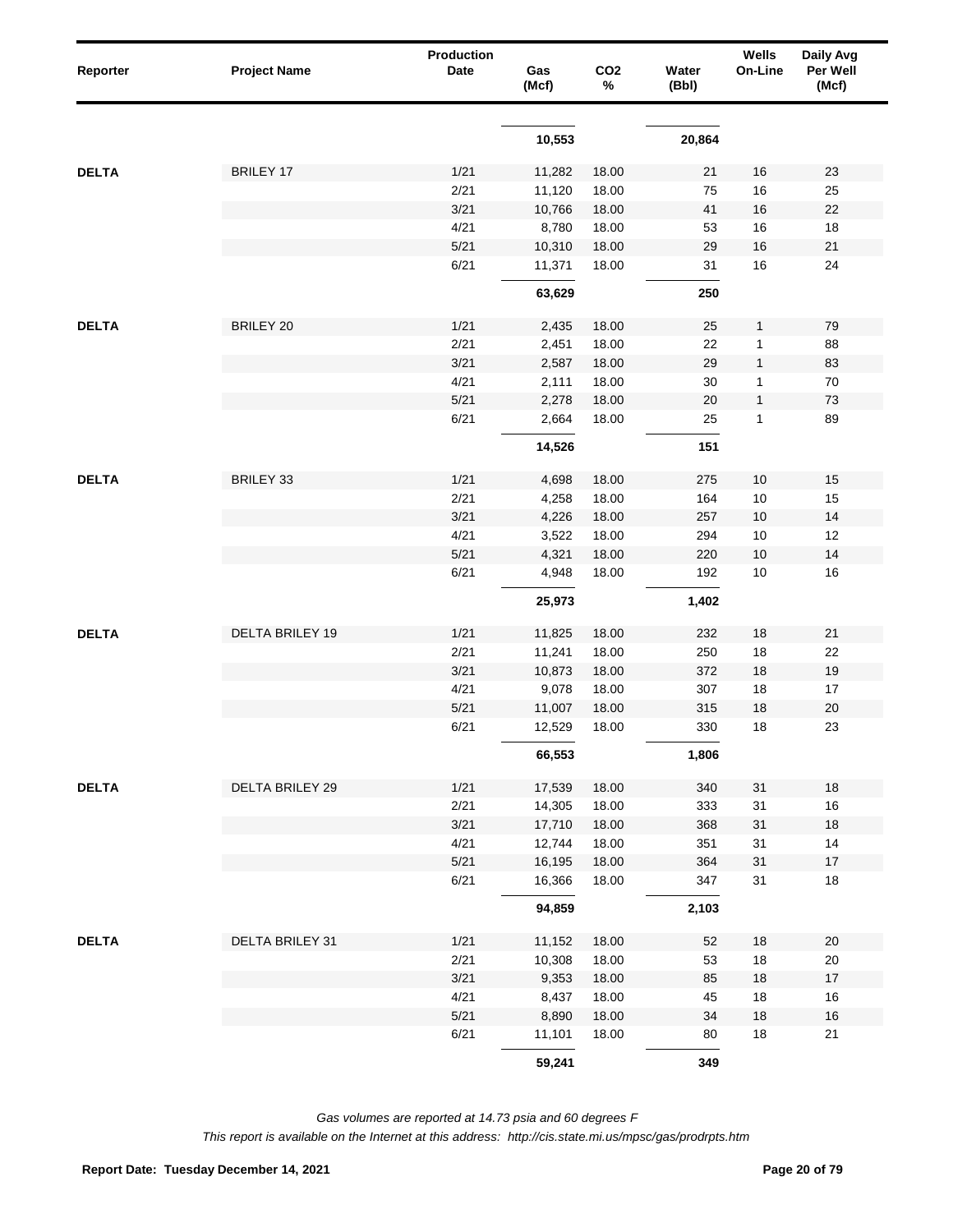| Reporter | Project Name | Production Date | Gas (Mcf) | CO2 % | Water (Bbl) | Wells On-Line | Daily Avg Per Well (Mcf) |
|---|---|---|---|---|---|---|---|
| | | | **10,553** | | **20,864** | | |
| **DELTA** | BRILEY 17 | 1/21 | 11,282 | 18.00 | 21 | 16 | 23 |
| | | 2/21 | 11,120 | 18.00 | 75 | 16 | 25 |
| | | 3/21 | 10,766 | 18.00 | 41 | 16 | 22 |
| | | 4/21 | 8,780 | 18.00 | 53 | 16 | 18 |
| | | 5/21 | 10,310 | 18.00 | 29 | 16 | 21 |
| | | 6/21 | 11,371 | 18.00 | 31 | 16 | 24 |
| | | | **63,629** | | **250** | | |
| **DELTA** | BRILEY 20 | 1/21 | 2,435 | 18.00 | 25 | 1 | 79 |
| | | 2/21 | 2,451 | 18.00 | 22 | 1 | 88 |
| | | 3/21 | 2,587 | 18.00 | 29 | 1 | 83 |
| | | 4/21 | 2,111 | 18.00 | 30 | 1 | 70 |
| | | 5/21 | 2,278 | 18.00 | 20 | 1 | 73 |
| | | 6/21 | 2,664 | 18.00 | 25 | 1 | 89 |
| | | | **14,526** | | **151** | | |
| **DELTA** | BRILEY 33 | 1/21 | 4,698 | 18.00 | 275 | 10 | 15 |
| | | 2/21 | 4,258 | 18.00 | 164 | 10 | 15 |
| | | 3/21 | 4,226 | 18.00 | 257 | 10 | 14 |
| | | 4/21 | 3,522 | 18.00 | 294 | 10 | 12 |
| | | 5/21 | 4,321 | 18.00 | 220 | 10 | 14 |
| | | 6/21 | 4,948 | 18.00 | 192 | 10 | 16 |
| | | | **25,973** | | **1,402** | | |
| **DELTA** | DELTA BRILEY 19 | 1/21 | 11,825 | 18.00 | 232 | 18 | 21 |
| | | 2/21 | 11,241 | 18.00 | 250 | 18 | 22 |
| | | 3/21 | 10,873 | 18.00 | 372 | 18 | 19 |
| | | 4/21 | 9,078 | 18.00 | 307 | 18 | 17 |
| | | 5/21 | 11,007 | 18.00 | 315 | 18 | 20 |
| | | 6/21 | 12,529 | 18.00 | 330 | 18 | 23 |
| | | | **66,553** | | **1,806** | | |
| **DELTA** | DELTA BRILEY 29 | 1/21 | 17,539 | 18.00 | 340 | 31 | 18 |
| | | 2/21 | 14,305 | 18.00 | 333 | 31 | 16 |
| | | 3/21 | 17,710 | 18.00 | 368 | 31 | 18 |
| | | 4/21 | 12,744 | 18.00 | 351 | 31 | 14 |
| | | 5/21 | 16,195 | 18.00 | 364 | 31 | 17 |
| | | 6/21 | 16,366 | 18.00 | 347 | 31 | 18 |
| | | | **94,859** | | **2,103** | | |
| **DELTA** | DELTA BRILEY 31 | 1/21 | 11,152 | 18.00 | 52 | 18 | 20 |
| | | 2/21 | 10,308 | 18.00 | 53 | 18 | 20 |
| | | 3/21 | 9,353 | 18.00 | 85 | 18 | 17 |
| | | 4/21 | 8,437 | 18.00 | 45 | 18 | 16 |
| | | 5/21 | 8,890 | 18.00 | 34 | 18 | 16 |
| | | 6/21 | 11,101 | 18.00 | 80 | 18 | 21 |
| | | | **59,241** | | **349** | | |

*Gas volumes are reported at 14.73 psia and 60 degrees F*

*This report is available on the Internet at this address: http://cis.state.mi.us/mpsc/gas/prodrpts.htm*

**Report Date: Tuesday December 14, 2021**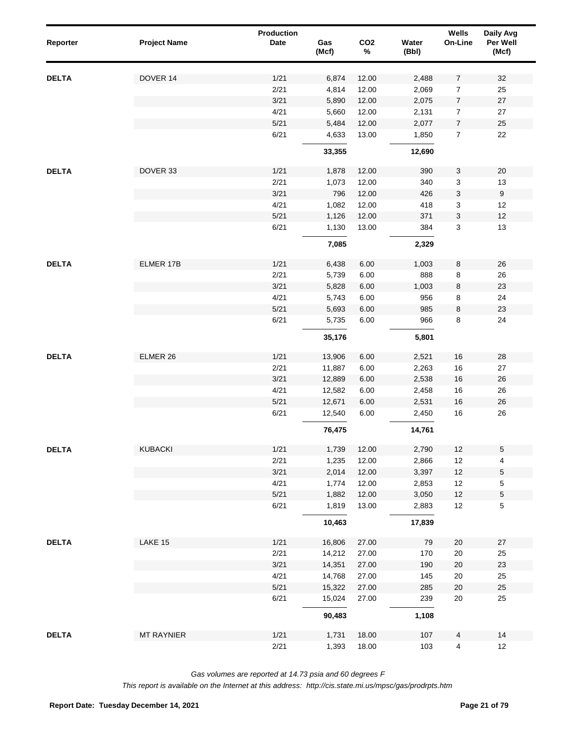| Reporter | Project Name | Production Date | Gas (Mcf) | $CO_2$ % | Water (Bbl) | Wells On-Line | Daily Avg Per Well (Mcf) |
|---|---|---|---|---|---|---|---|
| DELTA | DOVER 14 | 1/21 | 6,874 | 12.00 | 2,488 | 7 | 32 |
| | | 2/21 | 4,814 | 12.00 | 2,069 | 7 | 25 |
| | | 3/21 | 5,890 | 12.00 | 2,075 | 7 | 27 |
| | | 4/21 | 5,660 | 12.00 | 2,131 | 7 | 27 |
| | | 5/21 | 5,484 | 12.00 | 2,077 | 7 | 25 |
| | | 6/21 | 4,633 | 13.00 | 1,850 | 7 | 22 |
| | | | **33,355** | | **12,690** | | |
| DELTA | DOVER 33 | 1/21 | 1,878 | 12.00 | 390 | 3 | 20 |
| | | 2/21 | 1,073 | 12.00 | 340 | 3 | 13 |
| | | 3/21 | 796 | 12.00 | 426 | 3 | 9 |
| | | 4/21 | 1,082 | 12.00 | 418 | 3 | 12 |
| | | 5/21 | 1,126 | 12.00 | 371 | 3 | 12 |
| | | 6/21 | 1,130 | 13.00 | 384 | 3 | 13 |
| | | | **7,085** | | **2,329** | | |
| DELTA | ELMER 17B | 1/21 | 6,438 | 6.00 | 1,003 | 8 | 26 |
| | | 2/21 | 5,739 | 6.00 | 888 | 8 | 26 |
| | | 3/21 | 5,828 | 6.00 | 1,003 | 8 | 23 |
| | | 4/21 | 5,743 | 6.00 | 956 | 8 | 24 |
| | | 5/21 | 5,693 | 6.00 | 985 | 8 | 23 |
| | | 6/21 | 5,735 | 6.00 | 966 | 8 | 24 |
| | | | **35,176** | | **5,801** | | |
| DELTA | ELMER 26 | 1/21 | 13,906 | 6.00 | 2,521 | 16 | 28 |
| | | 2/21 | 11,887 | 6.00 | 2,263 | 16 | 27 |
| | | 3/21 | 12,889 | 6.00 | 2,538 | 16 | 26 |
| | | 4/21 | 12,582 | 6.00 | 2,458 | 16 | 26 |
| | | 5/21 | 12,671 | 6.00 | 2,531 | 16 | 26 |
| | | 6/21 | 12,540 | 6.00 | 2,450 | 16 | 26 |
| | | | **76,475** | | **14,761** | | |
| DELTA | KUBACKI | 1/21 | 1,739 | 12.00 | 2,790 | 12 | 5 |
| | | 2/21 | 1,235 | 12.00 | 2,866 | 12 | 4 |
| | | 3/21 | 2,014 | 12.00 | 3,397 | 12 | 5 |
| | | 4/21 | 1,774 | 12.00 | 2,853 | 12 | 5 |
| | | 5/21 | 1,882 | 12.00 | 3,050 | 12 | 5 |
| | | 6/21 | 1,819 | 13.00 | 2,883 | 12 | 5 |
| | | | **10,463** | | **17,839** | | |
| DELTA | LAKE 15 | 1/21 | 16,806 | 27.00 | 79 | 20 | 27 |
| | | 2/21 | 14,212 | 27.00 | 170 | 20 | 25 |
| | | 3/21 | 14,351 | 27.00 | 190 | 20 | 23 |
| | | 4/21 | 14,768 | 27.00 | 145 | 20 | 25 |
| | | 5/21 | 15,322 | 27.00 | 285 | 20 | 25 |
| | | 6/21 | 15,024 | 27.00 | 239 | 20 | 25 |
| | | | **90,483** | | **1,108** | | |
| DELTA | MT RAYNIER | 1/21 | 1,731 | 18.00 | 107 | 4 | 14 |
| | | 2/21 | 1,393 | 18.00 | 103 | 4 | 12 |

*Gas volumes are reported at 14.73 psia and 60 degrees F*

*This report is available on the Internet at this address: http://cis.state.mi.us/mpsc/gas/prodrpts.htm*

**Report Date: Tuesday December 14, 2021**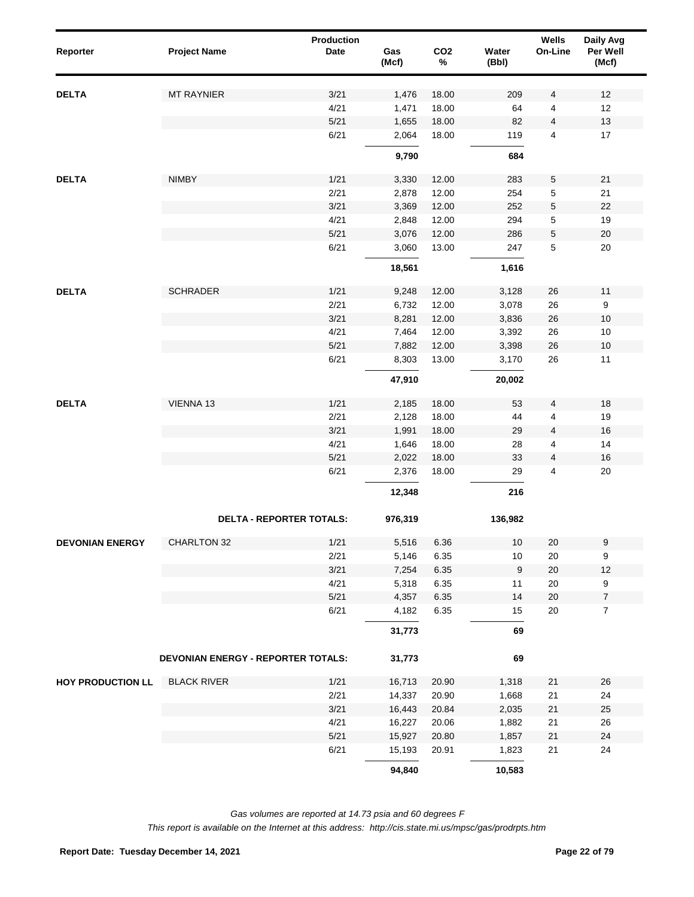| Reporter | Project Name | Production Date | Gas (Mcf) | CO2 % | Water (Bbl) | Wells On-Line | Daily Avg Per Well (Mcf) |
|---|---|---|---|---|---|---|---|
| **DELTA** | MT RAYNIER | 3/21 | 1,476 | 18.00 | 209 | 4 | 12 |
| | | 4/21 | 1,471 | 18.00 | 64 | 4 | 12 |
| | | 5/21 | 1,655 | 18.00 | 82 | 4 | 13 |
| | | 6/21 | 2,064 | 18.00 | 119 | 4 | 17 |
| | | | **9,790** | | **684** | | |
| **DELTA** | NIMBY | 1/21 | 3,330 | 12.00 | 283 | 5 | 21 |
| | | 2/21 | 2,878 | 12.00 | 254 | 5 | 21 |
| | | 3/21 | 3,369 | 12.00 | 252 | 5 | 22 |
| | | 4/21 | 2,848 | 12.00 | 294 | 5 | 19 |
| | | 5/21 | 3,076 | 12.00 | 286 | 5 | 20 |
| | | 6/21 | 3,060 | 13.00 | 247 | 5 | 20 |
| | | | **18,561** | | **1,616** | | |
| **DELTA** | SCHRADER | 1/21 | 9,248 | 12.00 | 3,128 | 26 | 11 |
| | | 2/21 | 6,732 | 12.00 | 3,078 | 26 | 9 |
| | | 3/21 | 8,281 | 12.00 | 3,836 | 26 | 10 |
| | | 4/21 | 7,464 | 12.00 | 3,392 | 26 | 10 |
| | | 5/21 | 7,882 | 12.00 | 3,398 | 26 | 10 |
| | | 6/21 | 8,303 | 13.00 | 3,170 | 26 | 11 |
| | | | **47,910** | | **20,002** | | |
| **DELTA** | VIENNA 13 | 1/21 | 2,185 | 18.00 | 53 | 4 | 18 |
| | | 2/21 | 2,128 | 18.00 | 44 | 4 | 19 |
| | | 3/21 | 1,991 | 18.00 | 29 | 4 | 16 |
| | | 4/21 | 1,646 | 18.00 | 28 | 4 | 14 |
| | | 5/21 | 2,022 | 18.00 | 33 | 4 | 16 |
| | | 6/21 | 2,376 | 18.00 | 29 | 4 | 20 |
| | | | **12,348** | | **216** | | |
| | **DELTA - REPORTER TOTALS:** | | **976,319** | | **136,982** | | |
| **DEVONIAN ENERGY** | CHARLTON 32 | 1/21 | 5,516 | 6.36 | 10 | 20 | 9 |
| | | 2/21 | 5,146 | 6.35 | 10 | 20 | 9 |
| | | 3/21 | 7,254 | 6.35 | 9 | 20 | 12 |
| | | 4/21 | 5,318 | 6.35 | 11 | 20 | 9 |
| | | 5/21 | 4,357 | 6.35 | 14 | 20 | 7 |
| | | 6/21 | 4,182 | 6.35 | 15 | 20 | 7 |
| | | | **31,773** | | **69** | | |
| | **DEVONIAN ENERGY - REPORTER TOTALS:** | | **31,773** | | **69** | | |
| **HOY PRODUCTION LL** | BLACK RIVER | 1/21 | 16,713 | 20.90 | 1,318 | 21 | 26 |
| | | 2/21 | 14,337 | 20.90 | 1,668 | 21 | 24 |
| | | 3/21 | 16,443 | 20.84 | 2,035 | 21 | 25 |
| | | 4/21 | 16,227 | 20.06 | 1,882 | 21 | 26 |
| | | 5/21 | 15,927 | 20.80 | 1,857 | 21 | 24 |
| | | 6/21 | 15,193 | 20.91 | 1,823 | 21 | 24 |
| | | | **94,840** | | **10,583** | | |

*Gas volumes are reported at 14.73 psia and 60 degrees F*

*This report is available on the Internet at this address: http://cis.state.mi.us/mpsc/gas/prodrpts.htm*

**Report Date: Tuesday December 14, 2021**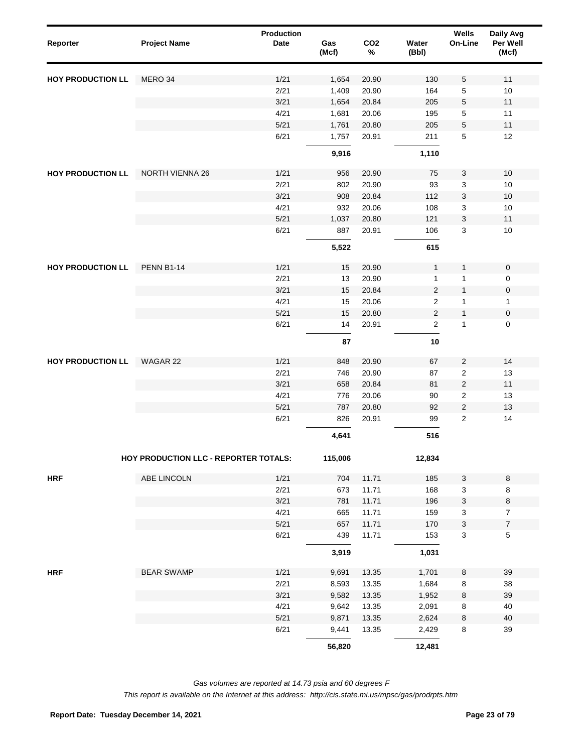| Reporter | Project Name | Production Date | Gas (Mcf) | $CO_2$ % | Water (Bbl) | Wells On-Line | Daily Avg Per Well (Mcf) |
|---|---|---|---|---|---|---|---|
| HOY PRODUCTION LL | MERO 34 | 1/21 | 1,654 | 20.90 | 130 | 5 | 11 |
| | | 2/21 | 1,409 | 20.90 | 164 | 5 | 10 |
| | | 3/21 | 1,654 | 20.84 | 205 | 5 | 11 |
| | | 4/21 | 1,681 | 20.06 | 195 | 5 | 11 |
| | | 5/21 | 1,761 | 20.80 | 205 | 5 | 11 |
| | | 6/21 | 1,757 | 20.91 | 211 | 5 | 12 |
| | | | **9,916** | | **1,110** | | |
| HOY PRODUCTION LL | NORTH VIENNA 26 | 1/21 | 956 | 20.90 | 75 | 3 | 10 |
| | | 2/21 | 802 | 20.90 | 93 | 3 | 10 |
| | | 3/21 | 908 | 20.84 | 112 | 3 | 10 |
| | | 4/21 | 932 | 20.06 | 108 | 3 | 10 |
| | | 5/21 | 1,037 | 20.80 | 121 | 3 | 11 |
| | | 6/21 | 887 | 20.91 | 106 | 3 | 10 |
| | | | **5,522** | | **615** | | |
| HOY PRODUCTION LL | PENN B1-14 | 1/21 | 15 | 20.90 | 1 | 1 | 0 |
| | | 2/21 | 13 | 20.90 | 1 | 1 | 0 |
| | | 3/21 | 15 | 20.84 | 2 | 1 | 0 |
| | | 4/21 | 15 | 20.06 | 2 | 1 | 1 |
| | | 5/21 | 15 | 20.80 | 2 | 1 | 0 |
| | | 6/21 | 14 | 20.91 | 2 | 1 | 0 |
| | | | **87** | | **10** | | |
| HOY PRODUCTION LL | WAGAR 22 | 1/21 | 848 | 20.90 | 67 | 2 | 14 |
| | | 2/21 | 746 | 20.90 | 87 | 2 | 13 |
| | | 3/21 | 658 | 20.84 | 81 | 2 | 11 |
| | | 4/21 | 776 | 20.06 | 90 | 2 | 13 |
| | | 5/21 | 787 | 20.80 | 92 | 2 | 13 |
| | | 6/21 | 826 | 20.91 | 99 | 2 | 14 |
| | | | **4,641** | | **516** | | |
| | **HOY PRODUCTION LLC - REPORTER TOTALS:** | | **115,006** | | **12,834** | | |
| HRF | ABE LINCOLN | 1/21 | 704 | 11.71 | 185 | 3 | 8 |
| | | 2/21 | 673 | 11.71 | 168 | 3 | 8 |
| | | 3/21 | 781 | 11.71 | 196 | 3 | 8 |
| | | 4/21 | 665 | 11.71 | 159 | 3 | 7 |
| | | 5/21 | 657 | 11.71 | 170 | 3 | 7 |
| | | 6/21 | 439 | 11.71 | 153 | 3 | 5 |
| | | | **3,919** | | **1,031** | | |
| HRF | BEAR SWAMP | 1/21 | 9,691 | 13.35 | 1,701 | 8 | 39 |
| | | 2/21 | 8,593 | 13.35 | 1,684 | 8 | 38 |
| | | 3/21 | 9,582 | 13.35 | 1,952 | 8 | 39 |
| | | 4/21 | 9,642 | 13.35 | 2,091 | 8 | 40 |
| | | 5/21 | 9,871 | 13.35 | 2,624 | 8 | 40 |
| | | 6/21 | 9,441 | 13.35 | 2,429 | 8 | 39 |
| | | | **56,820** | | **12,481** | | |

*Gas volumes are reported at 14.73 psia and 60 degrees F*

*This report is available on the Internet at this address: http://cis.state.mi.us/mpsc/gas/prodrpts.htm*

**Report Date: Tuesday December 14, 2021**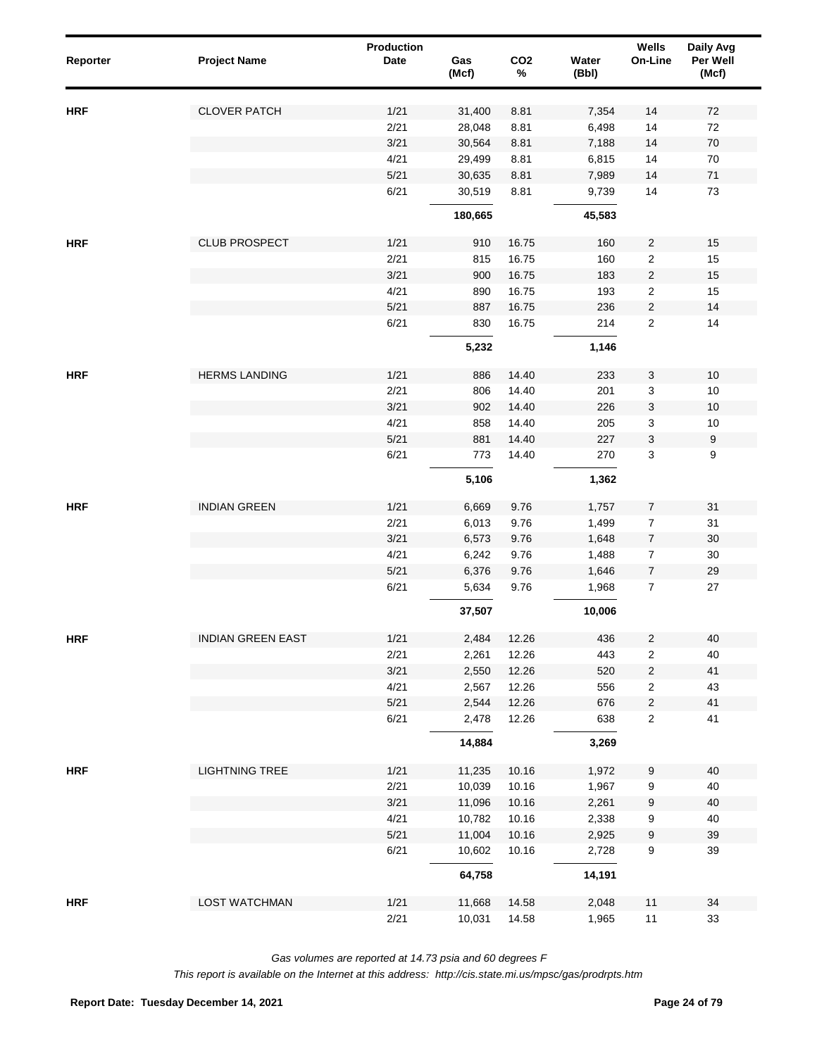| Reporter | Project Name | Production Date | Gas (Mcf) | $CO_2$ % | Water (Bbl) | Wells On-Line | Daily Avg Per Well (Mcf) |
|---|---|---|---|---|---|---|---|
| **HRF** | CLOVER PATCH | 1/21 | 31,400 | 8.81 | 7,354 | 14 | 72 |
| | | 2/21 | 28,048 | 8.81 | 6,498 | 14 | 72 |
| | | 3/21 | 30,564 | 8.81 | 7,188 | 14 | 70 |
| | | 4/21 | 29,499 | 8.81 | 6,815 | 14 | 70 |
| | | 5/21 | 30,635 | 8.81 | 7,989 | 14 | 71 |
| | | 6/21 | 30,519 | 8.81 | 9,739 | 14 | 73 |
| | | | **180,665** | | **45,583** | | |
| **HRF** | CLUB PROSPECT | 1/21 | 910 | 16.75 | 160 | 2 | 15 |
| | | 2/21 | 815 | 16.75 | 160 | 2 | 15 |
| | | 3/21 | 900 | 16.75 | 183 | 2 | 15 |
| | | 4/21 | 890 | 16.75 | 193 | 2 | 15 |
| | | 5/21 | 887 | 16.75 | 236 | 2 | 14 |
| | | 6/21 | 830 | 16.75 | 214 | 2 | 14 |
| | | | **5,232** | | **1,146** | | |
| **HRF** | HERMS LANDING | 1/21 | 886 | 14.40 | 233 | 3 | 10 |
| | | 2/21 | 806 | 14.40 | 201 | 3 | 10 |
| | | 3/21 | 902 | 14.40 | 226 | 3 | 10 |
| | | 4/21 | 858 | 14.40 | 205 | 3 | 10 |
| | | 5/21 | 881 | 14.40 | 227 | 3 | 9 |
| | | 6/21 | 773 | 14.40 | 270 | 3 | 9 |
| | | | **5,106** | | **1,362** | | |
| **HRF** | INDIAN GREEN | 1/21 | 6,669 | 9.76 | 1,757 | 7 | 31 |
| | | 2/21 | 6,013 | 9.76 | 1,499 | 7 | 31 |
| | | 3/21 | 6,573 | 9.76 | 1,648 | 7 | 30 |
| | | 4/21 | 6,242 | 9.76 | 1,488 | 7 | 30 |
| | | 5/21 | 6,376 | 9.76 | 1,646 | 7 | 29 |
| | | 6/21 | 5,634 | 9.76 | 1,968 | 7 | 27 |
| | | | **37,507** | | **10,006** | | |
| **HRF** | INDIAN GREEN EAST | 1/21 | 2,484 | 12.26 | 436 | 2 | 40 |
| | | 2/21 | 2,261 | 12.26 | 443 | 2 | 40 |
| | | 3/21 | 2,550 | 12.26 | 520 | 2 | 41 |
| | | 4/21 | 2,567 | 12.26 | 556 | 2 | 43 |
| | | 5/21 | 2,544 | 12.26 | 676 | 2 | 41 |
| | | 6/21 | 2,478 | 12.26 | 638 | 2 | 41 |
| | | | **14,884** | | **3,269** | | |
| **HRF** | LIGHTNING TREE | 1/21 | 11,235 | 10.16 | 1,972 | 9 | 40 |
| | | 2/21 | 10,039 | 10.16 | 1,967 | 9 | 40 |
| | | 3/21 | 11,096 | 10.16 | 2,261 | 9 | 40 |
| | | 4/21 | 10,782 | 10.16 | 2,338 | 9 | 40 |
| | | 5/21 | 11,004 | 10.16 | 2,925 | 9 | 39 |
| | | 6/21 | 10,602 | 10.16 | 2,728 | 9 | 39 |
| | | | **64,758** | | **14,191** | | |
| **HRF** | LOST WATCHMAN | 1/21 | 11,668 | 14.58 | 2,048 | 11 | 34 |
| | | 2/21 | 10,031 | 14.58 | 1,965 | 11 | 33 |

*Gas volumes are reported at 14.73 psia and 60 degrees F*

*This report is available on the Internet at this address: http://cis.state.mi.us/mpsc/gas/prodrpts.htm*

**Report Date: Tuesday December 14, 2021**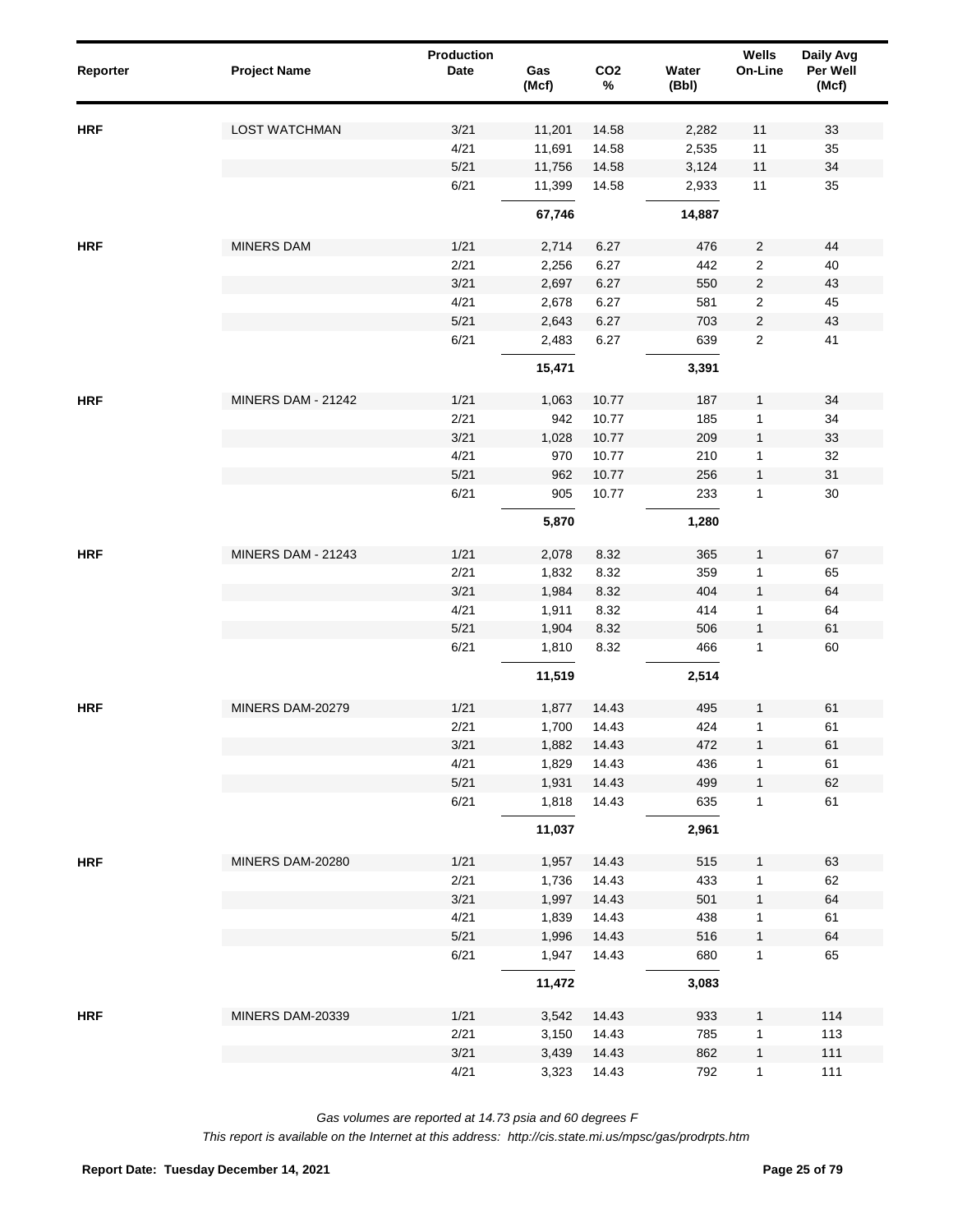| Reporter | Project Name | Production Date | Gas (Mcf) | $CO_2$ % | Water (Bbl) | Wells On-Line | Daily Avg Per Well (Mcf) |
|---|---|---|---|---|---|---|---|
| **HRF** | LOST WATCHMAN | 3/21 | 11,201 | 14.58 | 2,282 | 11 | 33 |
| | | 4/21 | 11,691 | 14.58 | 2,535 | 11 | 35 |
| | | 5/21 | 11,756 | 14.58 | 3,124 | 11 | 34 |
| | | 6/21 | 11,399 | 14.58 | 2,933 | 11 | 35 |
| | | | **67,746** | | **14,887** | | |
| **HRF** | MINERS DAM | 1/21 | 2,714 | 6.27 | 476 | 2 | 44 |
| | | 2/21 | 2,256 | 6.27 | 442 | 2 | 40 |
| | | 3/21 | 2,697 | 6.27 | 550 | 2 | 43 |
| | | 4/21 | 2,678 | 6.27 | 581 | 2 | 45 |
| | | 5/21 | 2,643 | 6.27 | 703 | 2 | 43 |
| | | 6/21 | 2,483 | 6.27 | 639 | 2 | 41 |
| | | | **15,471** | | **3,391** | | |
| **HRF** | MINERS DAM - 21242 | 1/21 | 1,063 | 10.77 | 187 | 1 | 34 |
| | | 2/21 | 942 | 10.77 | 185 | 1 | 34 |
| | | 3/21 | 1,028 | 10.77 | 209 | 1 | 33 |
| | | 4/21 | 970 | 10.77 | 210 | 1 | 32 |
| | | 5/21 | 962 | 10.77 | 256 | 1 | 31 |
| | | 6/21 | 905 | 10.77 | 233 | 1 | 30 |
| | | | **5,870** | | **1,280** | | |
| **HRF** | MINERS DAM - 21243 | 1/21 | 2,078 | 8.32 | 365 | 1 | 67 |
| | | 2/21 | 1,832 | 8.32 | 359 | 1 | 65 |
| | | 3/21 | 1,984 | 8.32 | 404 | 1 | 64 |
| | | 4/21 | 1,911 | 8.32 | 414 | 1 | 64 |
| | | 5/21 | 1,904 | 8.32 | 506 | 1 | 61 |
| | | 6/21 | 1,810 | 8.32 | 466 | 1 | 60 |
| | | | **11,519** | | **2,514** | | |
| **HRF** | MINERS DAM-20279 | 1/21 | 1,877 | 14.43 | 495 | 1 | 61 |
| | | 2/21 | 1,700 | 14.43 | 424 | 1 | 61 |
| | | 3/21 | 1,882 | 14.43 | 472 | 1 | 61 |
| | | 4/21 | 1,829 | 14.43 | 436 | 1 | 61 |
| | | 5/21 | 1,931 | 14.43 | 499 | 1 | 62 |
| | | 6/21 | 1,818 | 14.43 | 635 | 1 | 61 |
| | | | **11,037** | | **2,961** | | |
| **HRF** | MINERS DAM-20280 | 1/21 | 1,957 | 14.43 | 515 | 1 | 63 |
| | | 2/21 | 1,736 | 14.43 | 433 | 1 | 62 |
| | | 3/21 | 1,997 | 14.43 | 501 | 1 | 64 |
| | | 4/21 | 1,839 | 14.43 | 438 | 1 | 61 |
| | | 5/21 | 1,996 | 14.43 | 516 | 1 | 64 |
| | | 6/21 | 1,947 | 14.43 | 680 | 1 | 65 |
| | | | **11,472** | | **3,083** | | |
| **HRF** | MINERS DAM-20339 | 1/21 | 3,542 | 14.43 | 933 | 1 | 114 |
| | | 2/21 | 3,150 | 14.43 | 785 | 1 | 113 |
| | | 3/21 | 3,439 | 14.43 | 862 | 1 | 111 |
| | | 4/21 | 3,323 | 14.43 | 792 | 1 | 111 |

*Gas volumes are reported at 14.73 psia and 60 degrees F*

*This report is available on the Internet at this address: http://cis.state.mi.us/mpsc/gas/prodrpts.htm*

**Report Date: Tuesday December 14, 2021**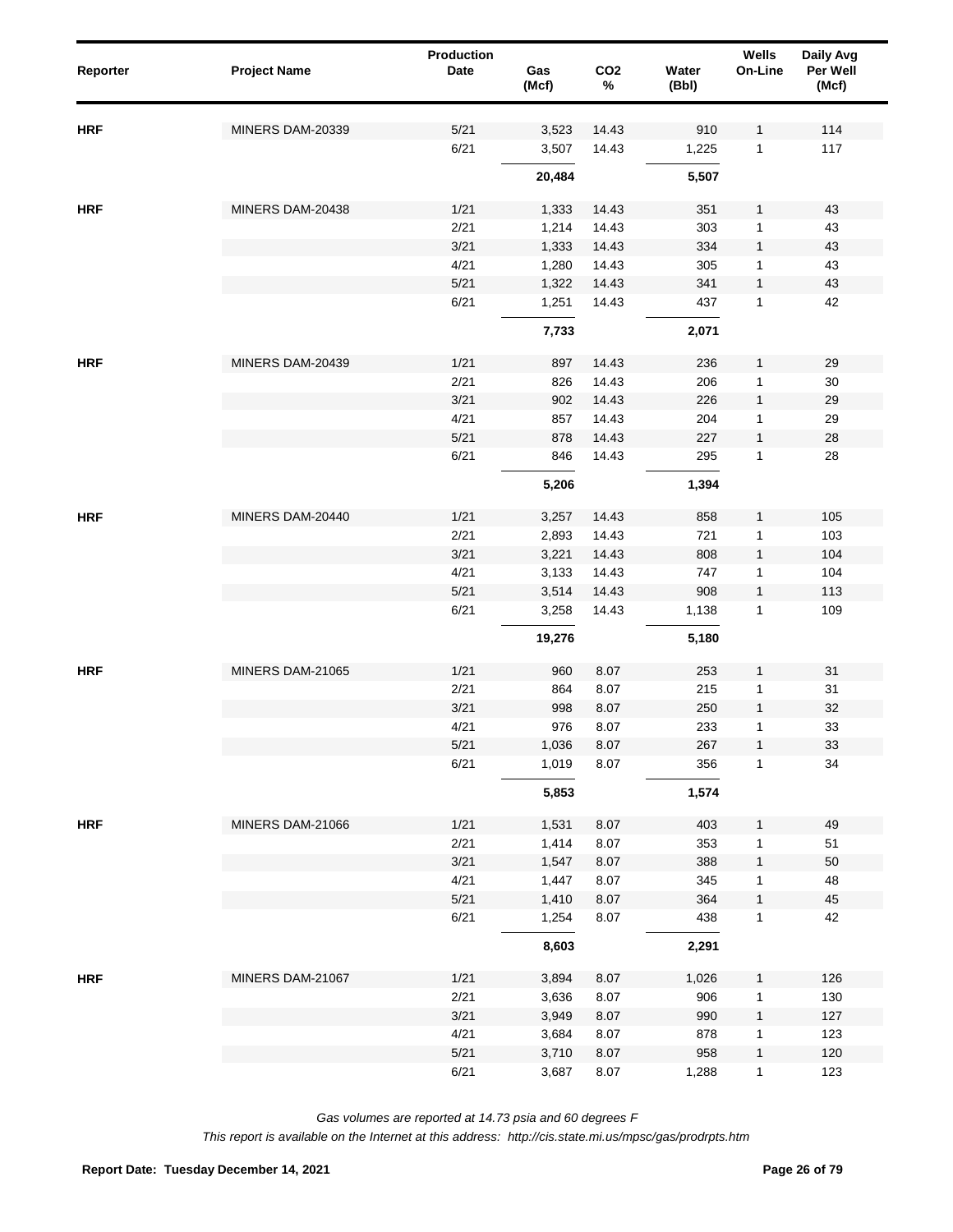| Reporter | Project Name | Production Date | Gas (Mcf) | CO2 % | Water (Bbl) | Wells On-Line | Daily Avg Per Well (Mcf) |
|---|---|---|---|---|---|---|---|
| HRF | MINERS DAM-20339 | 5/21 | 3,523 | 14.43 | 910 | 1 | 114 |
| | | 6/21 | 3,507 | 14.43 | 1,225 | 1 | 117 |
| | | | **20,484** | | **5,507** | | |
| HRF | MINERS DAM-20438 | 1/21 | 1,333 | 14.43 | 351 | 1 | 43 |
| | | 2/21 | 1,214 | 14.43 | 303 | 1 | 43 |
| | | 3/21 | 1,333 | 14.43 | 334 | 1 | 43 |
| | | 4/21 | 1,280 | 14.43 | 305 | 1 | 43 |
| | | 5/21 | 1,322 | 14.43 | 341 | 1 | 43 |
| | | 6/21 | 1,251 | 14.43 | 437 | 1 | 42 |
| | | | **7,733** | | **2,071** | | |
| HRF | MINERS DAM-20439 | 1/21 | 897 | 14.43 | 236 | 1 | 29 |
| | | 2/21 | 826 | 14.43 | 206 | 1 | 30 |
| | | 3/21 | 902 | 14.43 | 226 | 1 | 29 |
| | | 4/21 | 857 | 14.43 | 204 | 1 | 29 |
| | | 5/21 | 878 | 14.43 | 227 | 1 | 28 |
| | | 6/21 | 846 | 14.43 | 295 | 1 | 28 |
| | | | **5,206** | | **1,394** | | |
| HRF | MINERS DAM-20440 | 1/21 | 3,257 | 14.43 | 858 | 1 | 105 |
| | | 2/21 | 2,893 | 14.43 | 721 | 1 | 103 |
| | | 3/21 | 3,221 | 14.43 | 808 | 1 | 104 |
| | | 4/21 | 3,133 | 14.43 | 747 | 1 | 104 |
| | | 5/21 | 3,514 | 14.43 | 908 | 1 | 113 |
| | | 6/21 | 3,258 | 14.43 | 1,138 | 1 | 109 |
| | | | **19,276** | | **5,180** | | |
| HRF | MINERS DAM-21065 | 1/21 | 960 | 8.07 | 253 | 1 | 31 |
| | | 2/21 | 864 | 8.07 | 215 | 1 | 31 |
| | | 3/21 | 998 | 8.07 | 250 | 1 | 32 |
| | | 4/21 | 976 | 8.07 | 233 | 1 | 33 |
| | | 5/21 | 1,036 | 8.07 | 267 | 1 | 33 |
| | | 6/21 | 1,019 | 8.07 | 356 | 1 | 34 |
| | | | **5,853** | | **1,574** | | |
| HRF | MINERS DAM-21066 | 1/21 | 1,531 | 8.07 | 403 | 1 | 49 |
| | | 2/21 | 1,414 | 8.07 | 353 | 1 | 51 |
| | | 3/21 | 1,547 | 8.07 | 388 | 1 | 50 |
| | | 4/21 | 1,447 | 8.07 | 345 | 1 | 48 |
| | | 5/21 | 1,410 | 8.07 | 364 | 1 | 45 |
| | | 6/21 | 1,254 | 8.07 | 438 | 1 | 42 |
| | | | **8,603** | | **2,291** | | |
| HRF | MINERS DAM-21067 | 1/21 | 3,894 | 8.07 | 1,026 | 1 | 126 |
| | | 2/21 | 3,636 | 8.07 | 906 | 1 | 130 |
| | | 3/21 | 3,949 | 8.07 | 990 | 1 | 127 |
| | | 4/21 | 3,684 | 8.07 | 878 | 1 | 123 |
| | | 5/21 | 3,710 | 8.07 | 958 | 1 | 120 |
| | | 6/21 | 3,687 | 8.07 | 1,288 | 1 | 123 |

*Gas volumes are reported at 14.73 psia and 60 degrees F*

*This report is available on the Internet at this address: http://cis.state.mi.us/mpsc/gas/prodrpts.htm*

**Report Date: Tuesday December 14, 2021**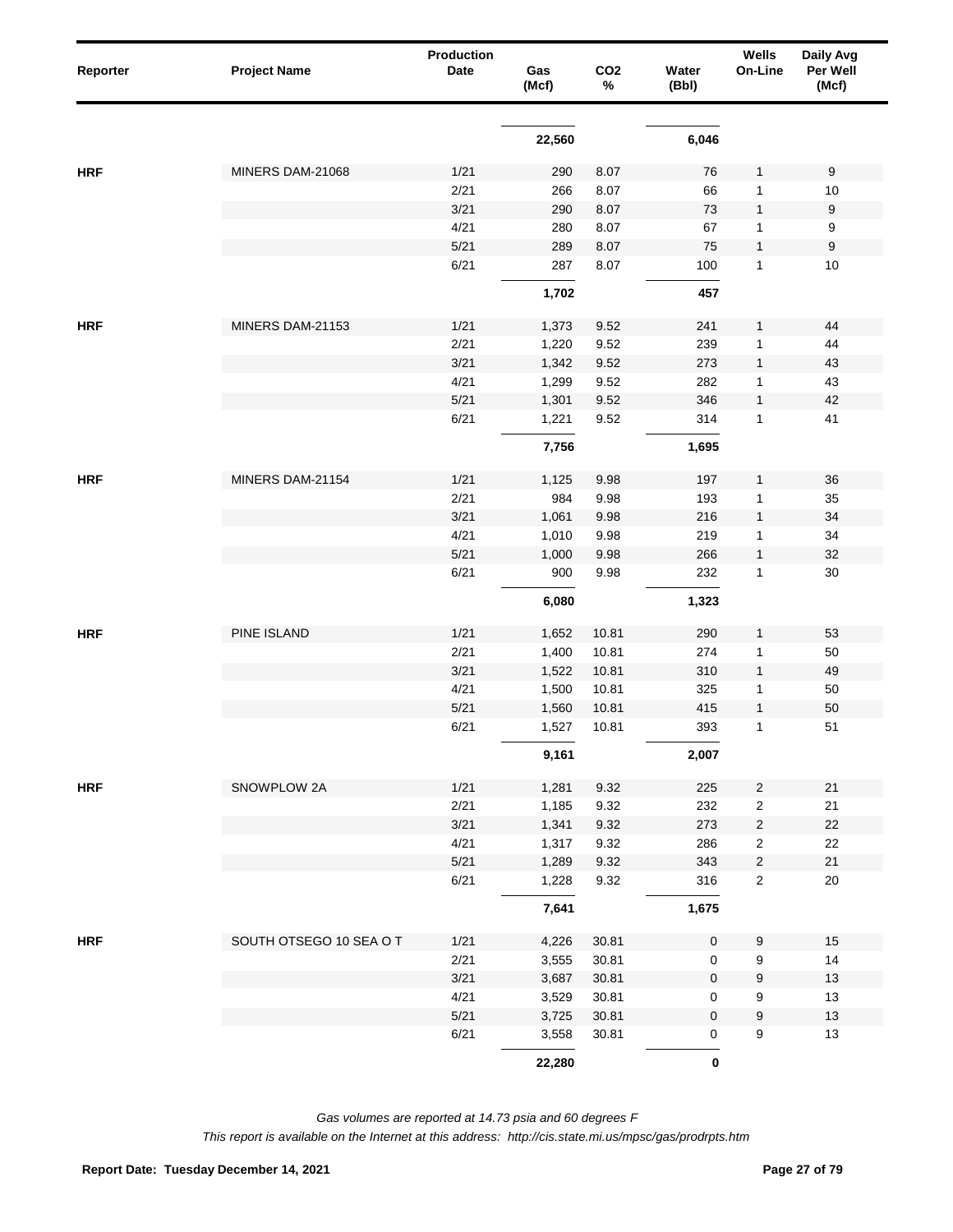| Reporter | Project Name | Production Date | Gas (Mcf) | $CO_2$ % | Water (Bbl) | Wells On-Line | Daily Avg Per Well (Mcf) |
|---|---|---|---|---|---|---|---|
| | | | **22,560** | | **6,046** | | |
| **HRF** | MINERS DAM-21068 | 1/21 | 290 | 8.07 | 76 | 1 | 9 |
| | | 2/21 | 266 | 8.07 | 66 | 1 | 10 |
| | | 3/21 | 290 | 8.07 | 73 | 1 | 9 |
| | | 4/21 | 280 | 8.07 | 67 | 1 | 9 |
| | | 5/21 | 289 | 8.07 | 75 | 1 | 9 |
| | | 6/21 | 287 | 8.07 | 100 | 1 | 10 |
| | | | **1,702** | | **457** | | |
| **HRF** | MINERS DAM-21153 | 1/21 | 1,373 | 9.52 | 241 | 1 | 44 |
| | | 2/21 | 1,220 | 9.52 | 239 | 1 | 44 |
| | | 3/21 | 1,342 | 9.52 | 273 | 1 | 43 |
| | | 4/21 | 1,299 | 9.52 | 282 | 1 | 43 |
| | | 5/21 | 1,301 | 9.52 | 346 | 1 | 42 |
| | | 6/21 | 1,221 | 9.52 | 314 | 1 | 41 |
| | | | **7,756** | | **1,695** | | |
| **HRF** | MINERS DAM-21154 | 1/21 | 1,125 | 9.98 | 197 | 1 | 36 |
| | | 2/21 | 984 | 9.98 | 193 | 1 | 35 |
| | | 3/21 | 1,061 | 9.98 | 216 | 1 | 34 |
| | | 4/21 | 1,010 | 9.98 | 219 | 1 | 34 |
| | | 5/21 | 1,000 | 9.98 | 266 | 1 | 32 |
| | | 6/21 | 900 | 9.98 | 232 | 1 | 30 |
| | | | **6,080** | | **1,323** | | |
| **HRF** | PINE ISLAND | 1/21 | 1,652 | 10.81 | 290 | 1 | 53 |
| | | 2/21 | 1,400 | 10.81 | 274 | 1 | 50 |
| | | 3/21 | 1,522 | 10.81 | 310 | 1 | 49 |
| | | 4/21 | 1,500 | 10.81 | 325 | 1 | 50 |
| | | 5/21 | 1,560 | 10.81 | 415 | 1 | 50 |
| | | 6/21 | 1,527 | 10.81 | 393 | 1 | 51 |
| | | | **9,161** | | **2,007** | | |
| **HRF** | SNOWPLOW 2A | 1/21 | 1,281 | 9.32 | 225 | 2 | 21 |
| | | 2/21 | 1,185 | 9.32 | 232 | 2 | 21 |
| | | 3/21 | 1,341 | 9.32 | 273 | 2 | 22 |
| | | 4/21 | 1,317 | 9.32 | 286 | 2 | 22 |
| | | 5/21 | 1,289 | 9.32 | 343 | 2 | 21 |
| | | 6/21 | 1,228 | 9.32 | 316 | 2 | 20 |
| | | | **7,641** | | **1,675** | | |
| **HRF** | SOUTH OTSEGO 10 SEA O T | 1/21 | 4,226 | 30.81 | 0 | 9 | 15 |
| | | 2/21 | 3,555 | 30.81 | 0 | 9 | 14 |
| | | 3/21 | 3,687 | 30.81 | 0 | 9 | 13 |
| | | 4/21 | 3,529 | 30.81 | 0 | 9 | 13 |
| | | 5/21 | 3,725 | 30.81 | 0 | 9 | 13 |
| | | 6/21 | 3,558 | 30.81 | 0 | 9 | 13 |
| | | | **22,280** | | **0** | | |

*Gas volumes are reported at 14.73 psia and 60 degrees F*

*This report is available on the Internet at this address: http://cis.state.mi.us/mpsc/gas/prodrpts.htm*

**Report Date: Tuesday December 14, 2021**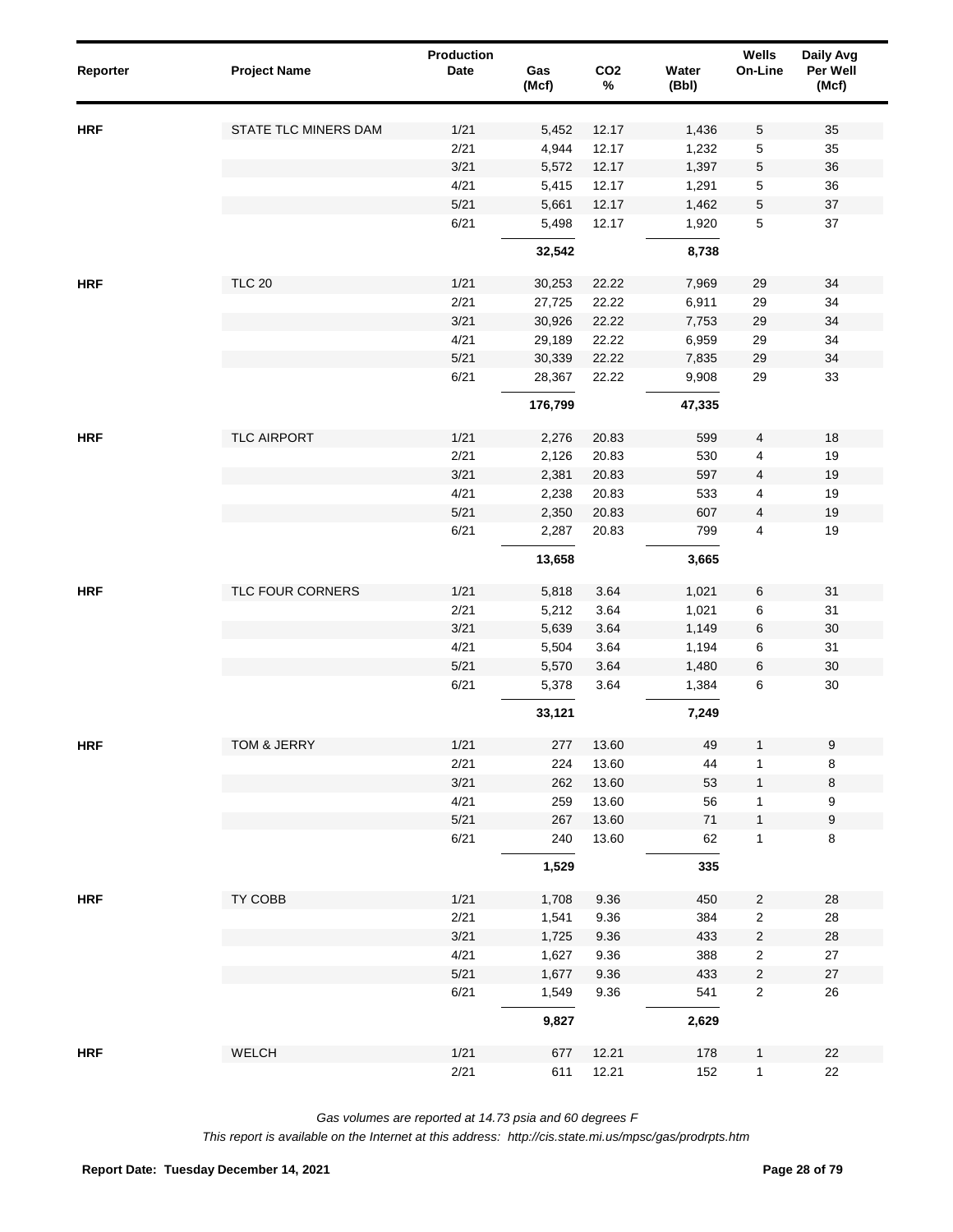| Reporter | Project Name | Production Date | Gas (Mcf) | $CO_2$ % | Water (Bbl) | Wells On-Line | Daily Avg Per Well (Mcf) |
|---|---|---|---|---|---|---|---|
| HRF | STATE TLC MINERS DAM | 1/21 | 5,452 | 12.17 | 1,436 | 5 | 35 |
| | | 2/21 | 4,944 | 12.17 | 1,232 | 5 | 35 |
| | | 3/21 | 5,572 | 12.17 | 1,397 | 5 | 36 |
| | | 4/21 | 5,415 | 12.17 | 1,291 | 5 | 36 |
| | | 5/21 | 5,661 | 12.17 | 1,462 | 5 | 37 |
| | | 6/21 | 5,498 | 12.17 | 1,920 | 5 | 37 |
| | | | **32,542** | | **8,738** | | |
| HRF | TLC 20 | 1/21 | 30,253 | 22.22 | 7,969 | 29 | 34 |
| | | 2/21 | 27,725 | 22.22 | 6,911 | 29 | 34 |
| | | 3/21 | 30,926 | 22.22 | 7,753 | 29 | 34 |
| | | 4/21 | 29,189 | 22.22 | 6,959 | 29 | 34 |
| | | 5/21 | 30,339 | 22.22 | 7,835 | 29 | 34 |
| | | 6/21 | 28,367 | 22.22 | 9,908 | 29 | 33 |
| | | | **176,799** | | **47,335** | | |
| HRF | TLC AIRPORT | 1/21 | 2,276 | 20.83 | 599 | 4 | 18 |
| | | 2/21 | 2,126 | 20.83 | 530 | 4 | 19 |
| | | 3/21 | 2,381 | 20.83 | 597 | 4 | 19 |
| | | 4/21 | 2,238 | 20.83 | 533 | 4 | 19 |
| | | 5/21 | 2,350 | 20.83 | 607 | 4 | 19 |
| | | 6/21 | 2,287 | 20.83 | 799 | 4 | 19 |
| | | | **13,658** | | **3,665** | | |
| HRF | TLC FOUR CORNERS | 1/21 | 5,818 | 3.64 | 1,021 | 6 | 31 |
| | | 2/21 | 5,212 | 3.64 | 1,021 | 6 | 31 |
| | | 3/21 | 5,639 | 3.64 | 1,149 | 6 | 30 |
| | | 4/21 | 5,504 | 3.64 | 1,194 | 6 | 31 |
| | | 5/21 | 5,570 | 3.64 | 1,480 | 6 | 30 |
| | | 6/21 | 5,378 | 3.64 | 1,384 | 6 | 30 |
| | | | **33,121** | | **7,249** | | |
| HRF | TOM & JERRY | 1/21 | 277 | 13.60 | 49 | 1 | 9 |
| | | 2/21 | 224 | 13.60 | 44 | 1 | 8 |
| | | 3/21 | 262 | 13.60 | 53 | 1 | 8 |
| | | 4/21 | 259 | 13.60 | 56 | 1 | 9 |
| | | 5/21 | 267 | 13.60 | 71 | 1 | 9 |
| | | 6/21 | 240 | 13.60 | 62 | 1 | 8 |
| | | | **1,529** | | **335** | | |
| HRF | TY COBB | 1/21 | 1,708 | 9.36 | 450 | 2 | 28 |
| | | 2/21 | 1,541 | 9.36 | 384 | 2 | 28 |
| | | 3/21 | 1,725 | 9.36 | 433 | 2 | 28 |
| | | 4/21 | 1,627 | 9.36 | 388 | 2 | 27 |
| | | 5/21 | 1,677 | 9.36 | 433 | 2 | 27 |
| | | 6/21 | 1,549 | 9.36 | 541 | 2 | 26 |
| | | | **9,827** | | **2,629** | | |
| HRF | WELCH | 1/21 | 677 | 12.21 | 178 | 1 | 22 |
| | | 2/21 | 611 | 12.21 | 152 | 1 | 22 |

*Gas volumes are reported at 14.73 psia and 60 degrees F*

*This report is available on the Internet at this address: http://cis.state.mi.us/mpsc/gas/prodrpts.htm*

**Report Date: Tuesday December 14, 2021**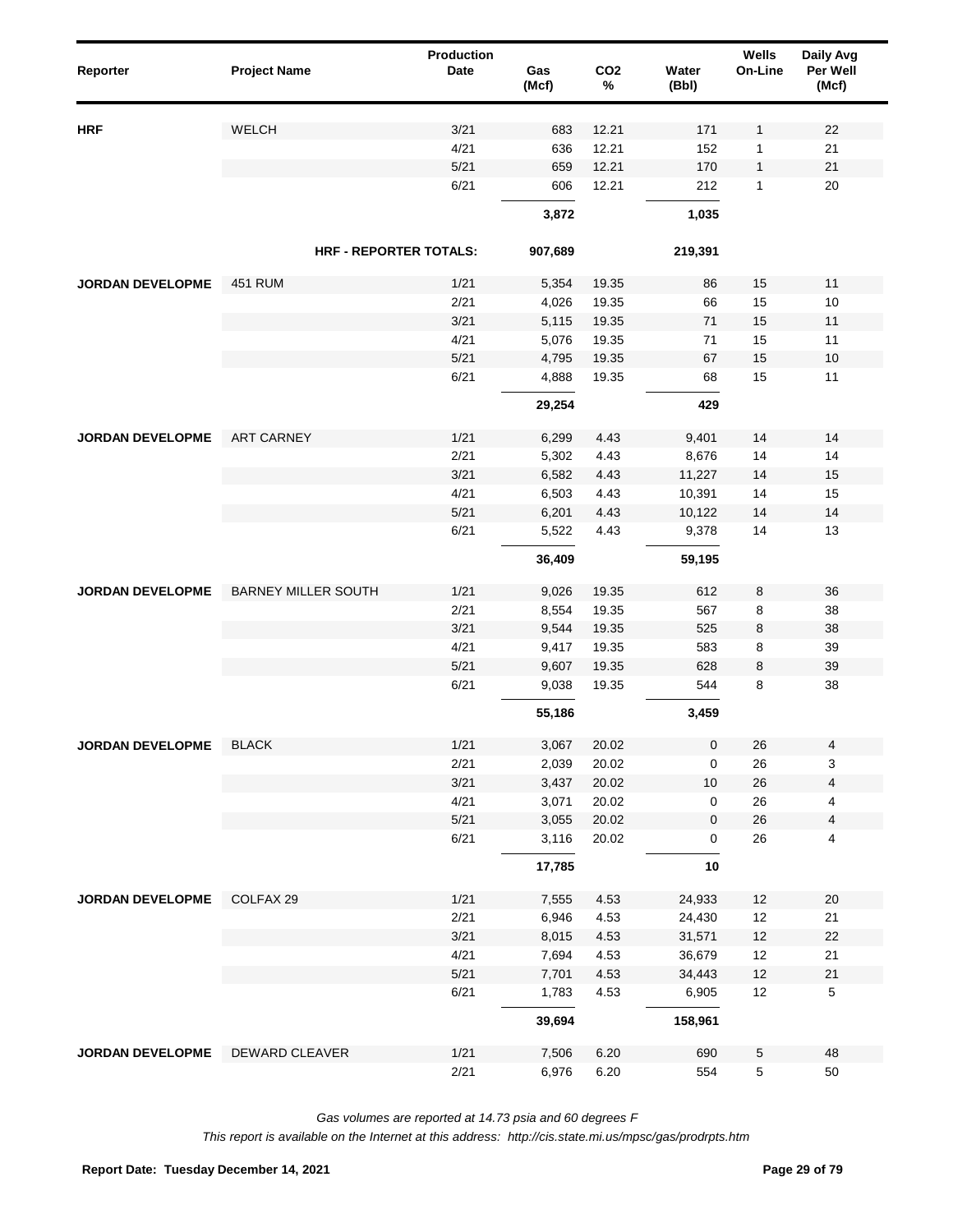| Reporter | Project Name | Production Date | Gas (Mcf) | CO2 % | Water (Bbl) | Wells On-Line | Daily Avg Per Well (Mcf) |
|---|---|---|---|---|---|---|---|
| **HRF** | WELCH | 3/21 | 683 | 12.21 | 171 | 1 | 22 |
| | | 4/21 | 636 | 12.21 | 152 | 1 | 21 |
| | | 5/21 | 659 | 12.21 | 170 | 1 | 21 |
| | | 6/21 | 606 | 12.21 | 212 | 1 | 20 |
| | | | **3,872** | | **1,035** | | |
| | **HRF - REPORTER TOTALS:** | | **907,689** | | **219,391** | | |
| **JORDAN DEVELOPME** | 451 RUM | 1/21 | 5,354 | 19.35 | 86 | 15 | 11 |
| | | 2/21 | 4,026 | 19.35 | 66 | 15 | 10 |
| | | 3/21 | 5,115 | 19.35 | 71 | 15 | 11 |
| | | 4/21 | 5,076 | 19.35 | 71 | 15 | 11 |
| | | 5/21 | 4,795 | 19.35 | 67 | 15 | 10 |
| | | 6/21 | 4,888 | 19.35 | 68 | 15 | 11 |
| | | | **29,254** | | **429** | | |
| **JORDAN DEVELOPME** | ART CARNEY | 1/21 | 6,299 | 4.43 | 9,401 | 14 | 14 |
| | | 2/21 | 5,302 | 4.43 | 8,676 | 14 | 14 |
| | | 3/21 | 6,582 | 4.43 | 11,227 | 14 | 15 |
| | | 4/21 | 6,503 | 4.43 | 10,391 | 14 | 15 |
| | | 5/21 | 6,201 | 4.43 | 10,122 | 14 | 14 |
| | | 6/21 | 5,522 | 4.43 | 9,378 | 14 | 13 |
| | | | **36,409** | | **59,195** | | |
| **JORDAN DEVELOPME** | BARNEY MILLER SOUTH | 1/21 | 9,026 | 19.35 | 612 | 8 | 36 |
| | | 2/21 | 8,554 | 19.35 | 567 | 8 | 38 |
| | | 3/21 | 9,544 | 19.35 | 525 | 8 | 38 |
| | | 4/21 | 9,417 | 19.35 | 583 | 8 | 39 |
| | | 5/21 | 9,607 | 19.35 | 628 | 8 | 39 |
| | | 6/21 | 9,038 | 19.35 | 544 | 8 | 38 |
| | | | **55,186** | | **3,459** | | |
| **JORDAN DEVELOPME** | BLACK | 1/21 | 3,067 | 20.02 | 0 | 26 | 4 |
| | | 2/21 | 2,039 | 20.02 | 0 | 26 | 3 |
| | | 3/21 | 3,437 | 20.02 | 10 | 26 | 4 |
| | | 4/21 | 3,071 | 20.02 | 0 | 26 | 4 |
| | | 5/21 | 3,055 | 20.02 | 0 | 26 | 4 |
| | | 6/21 | 3,116 | 20.02 | 0 | 26 | 4 |
| | | | **17,785** | | **10** | | |
| **JORDAN DEVELOPME** | COLFAX 29 | 1/21 | 7,555 | 4.53 | 24,933 | 12 | 20 |
| | | 2/21 | 6,946 | 4.53 | 24,430 | 12 | 21 |
| | | 3/21 | 8,015 | 4.53 | 31,571 | 12 | 22 |
| | | 4/21 | 7,694 | 4.53 | 36,679 | 12 | 21 |
| | | 5/21 | 7,701 | 4.53 | 34,443 | 12 | 21 |
| | | 6/21 | 1,783 | 4.53 | 6,905 | 12 | 5 |
| | | | **39,694** | | **158,961** | | |
| **JORDAN DEVELOPME** | DEWARD CLEAVER | 1/21 | 7,506 | 6.20 | 690 | 5 | 48 |
| | | 2/21 | 6,976 | 6.20 | 554 | 5 | 50 |

*Gas volumes are reported at 14.73 psia and 60 degrees F*

*This report is available on the Internet at this address: http://cis.state.mi.us/mpsc/gas/prodrpts.htm*

**Report Date: Tuesday December 14, 2021**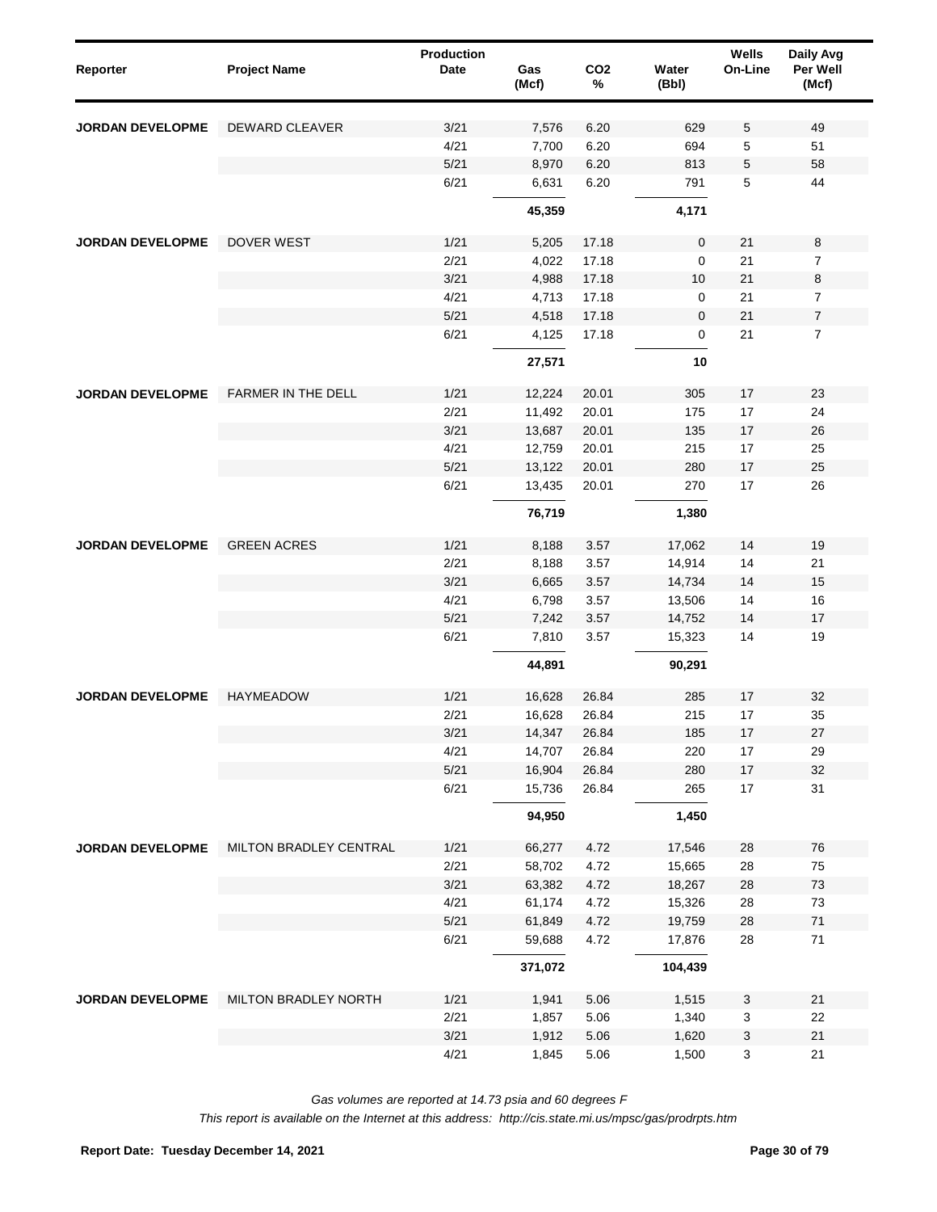| Reporter | Project Name | Production Date | Gas (Mcf) | $CO_2$ % | Water (Bbl) | Wells On-Line | Daily Avg Per Well (Mcf) |
|---|---|---|---|---|---|---|---|
| JORDAN DEVELOPME | DEWARD CLEAVER | 3/21 | 7,576 | 6.20 | 629 | 5 | 49 |
| | | 4/21 | 7,700 | 6.20 | 694 | 5 | 51 |
| | | 5/21 | 8,970 | 6.20 | 813 | 5 | 58 |
| | | 6/21 | 6,631 | 6.20 | 791 | 5 | 44 |
| | | | **45,359** | | **4,171** | | |
| JORDAN DEVELOPME | DOVER WEST | 1/21 | 5,205 | 17.18 | 0 | 21 | 8 |
| | | 2/21 | 4,022 | 17.18 | 0 | 21 | 7 |
| | | 3/21 | 4,988 | 17.18 | 10 | 21 | 8 |
| | | 4/21 | 4,713 | 17.18 | 0 | 21 | 7 |
| | | 5/21 | 4,518 | 17.18 | 0 | 21 | 7 |
| | | 6/21 | 4,125 | 17.18 | 0 | 21 | 7 |
| | | | **27,571** | | **10** | | |
| JORDAN DEVELOPME | FARMER IN THE DELL | 1/21 | 12,224 | 20.01 | 305 | 17 | 23 |
| | | 2/21 | 11,492 | 20.01 | 175 | 17 | 24 |
| | | 3/21 | 13,687 | 20.01 | 135 | 17 | 26 |
| | | 4/21 | 12,759 | 20.01 | 215 | 17 | 25 |
| | | 5/21 | 13,122 | 20.01 | 280 | 17 | 25 |
| | | 6/21 | 13,435 | 20.01 | 270 | 17 | 26 |
| | | | **76,719** | | **1,380** | | |
| JORDAN DEVELOPME | GREEN ACRES | 1/21 | 8,188 | 3.57 | 17,062 | 14 | 19 |
| | | 2/21 | 8,188 | 3.57 | 14,914 | 14 | 21 |
| | | 3/21 | 6,665 | 3.57 | 14,734 | 14 | 15 |
| | | 4/21 | 6,798 | 3.57 | 13,506 | 14 | 16 |
| | | 5/21 | 7,242 | 3.57 | 14,752 | 14 | 17 |
| | | 6/21 | 7,810 | 3.57 | 15,323 | 14 | 19 |
| | | | **44,891** | | **90,291** | | |
| JORDAN DEVELOPME | HAYMEADOW | 1/21 | 16,628 | 26.84 | 285 | 17 | 32 |
| | | 2/21 | 16,628 | 26.84 | 215 | 17 | 35 |
| | | 3/21 | 14,347 | 26.84 | 185 | 17 | 27 |
| | | 4/21 | 14,707 | 26.84 | 220 | 17 | 29 |
| | | 5/21 | 16,904 | 26.84 | 280 | 17 | 32 |
| | | 6/21 | 15,736 | 26.84 | 265 | 17 | 31 |
| | | | **94,950** | | **1,450** | | |
| JORDAN DEVELOPME | MILTON BRADLEY CENTRAL | 1/21 | 66,277 | 4.72 | 17,546 | 28 | 76 |
| | | 2/21 | 58,702 | 4.72 | 15,665 | 28 | 75 |
| | | 3/21 | 63,382 | 4.72 | 18,267 | 28 | 73 |
| | | 4/21 | 61,174 | 4.72 | 15,326 | 28 | 73 |
| | | 5/21 | 61,849 | 4.72 | 19,759 | 28 | 71 |
| | | 6/21 | 59,688 | 4.72 | 17,876 | 28 | 71 |
| | | | **371,072** | | **104,439** | | |
| JORDAN DEVELOPME | MILTON BRADLEY NORTH | 1/21 | 1,941 | 5.06 | 1,515 | 3 | 21 |
| | | 2/21 | 1,857 | 5.06 | 1,340 | 3 | 22 |
| | | 3/21 | 1,912 | 5.06 | 1,620 | 3 | 21 |
| | | 4/21 | 1,845 | 5.06 | 1,500 | 3 | 21 |

*Gas volumes are reported at 14.73 psia and 60 degrees F*

*This report is available on the Internet at this address: http://cis.state.mi.us/mpsc/gas/prodrpts.htm*

**Report Date: Tuesday December 14, 2021**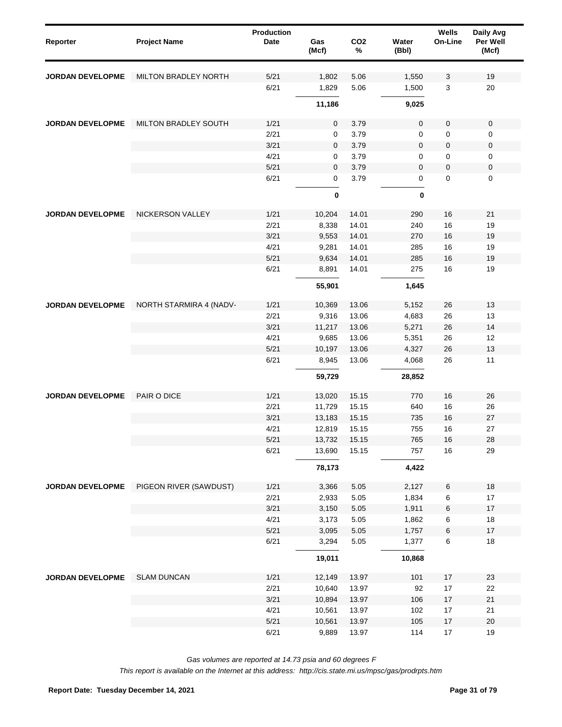| Reporter | Project Name | Production Date | Gas (Mcf) | $CO_2$ % | Water (Bbl) | Wells On-Line | Daily Avg Per Well (Mcf) |
|---|---|---|---|---|---|---|---|
| JORDAN DEVELOPME | MILTON BRADLEY NORTH | 5/21 | 1,802 | 5.06 | 1,550 | 3 | 19 |
| | | 6/21 | 1,829 | 5.06 | 1,500 | 3 | 20 |
| | | | **11,186** | | **9,025** | | |
| JORDAN DEVELOPME | MILTON BRADLEY SOUTH | 1/21 | 0 | 3.79 | 0 | 0 | 0 |
| | | 2/21 | 0 | 3.79 | 0 | 0 | 0 |
| | | 3/21 | 0 | 3.79 | 0 | 0 | 0 |
| | | 4/21 | 0 | 3.79 | 0 | 0 | 0 |
| | | 5/21 | 0 | 3.79 | 0 | 0 | 0 |
| | | 6/21 | 0 | 3.79 | 0 | 0 | 0 |
| | | | **0** | | **0** | | |
| JORDAN DEVELOPME | NICKERSON VALLEY | 1/21 | 10,204 | 14.01 | 290 | 16 | 21 |
| | | 2/21 | 8,338 | 14.01 | 240 | 16 | 19 |
| | | 3/21 | 9,553 | 14.01 | 270 | 16 | 19 |
| | | 4/21 | 9,281 | 14.01 | 285 | 16 | 19 |
| | | 5/21 | 9,634 | 14.01 | 285 | 16 | 19 |
| | | 6/21 | 8,891 | 14.01 | 275 | 16 | 19 |
| | | | **55,901** | | **1,645** | | |
| JORDAN DEVELOPME | NORTH STARMIRA 4 (NADV- | 1/21 | 10,369 | 13.06 | 5,152 | 26 | 13 |
| | | 2/21 | 9,316 | 13.06 | 4,683 | 26 | 13 |
| | | 3/21 | 11,217 | 13.06 | 5,271 | 26 | 14 |
| | | 4/21 | 9,685 | 13.06 | 5,351 | 26 | 12 |
| | | 5/21 | 10,197 | 13.06 | 4,327 | 26 | 13 |
| | | 6/21 | 8,945 | 13.06 | 4,068 | 26 | 11 |
| | | | **59,729** | | **28,852** | | |
| JORDAN DEVELOPME | PAIR O DICE | 1/21 | 13,020 | 15.15 | 770 | 16 | 26 |
| | | 2/21 | 11,729 | 15.15 | 640 | 16 | 26 |
| | | 3/21 | 13,183 | 15.15 | 735 | 16 | 27 |
| | | 4/21 | 12,819 | 15.15 | 755 | 16 | 27 |
| | | 5/21 | 13,732 | 15.15 | 765 | 16 | 28 |
| | | 6/21 | 13,690 | 15.15 | 757 | 16 | 29 |
| | | | **78,173** | | **4,422** | | |
| JORDAN DEVELOPME | PIGEON RIVER (SAWDUST) | 1/21 | 3,366 | 5.05 | 2,127 | 6 | 18 |
| | | 2/21 | 2,933 | 5.05 | 1,834 | 6 | 17 |
| | | 3/21 | 3,150 | 5.05 | 1,911 | 6 | 17 |
| | | 4/21 | 3,173 | 5.05 | 1,862 | 6 | 18 |
| | | 5/21 | 3,095 | 5.05 | 1,757 | 6 | 17 |
| | | 6/21 | 3,294 | 5.05 | 1,377 | 6 | 18 |
| | | | **19,011** | | **10,868** | | |
| JORDAN DEVELOPME | SLAM DUNCAN | 1/21 | 12,149 | 13.97 | 101 | 17 | 23 |
| | | 2/21 | 10,640 | 13.97 | 92 | 17 | 22 |
| | | 3/21 | 10,894 | 13.97 | 106 | 17 | 21 |
| | | 4/21 | 10,561 | 13.97 | 102 | 17 | 21 |
| | | 5/21 | 10,561 | 13.97 | 105 | 17 | 20 |
| | | 6/21 | 9,889 | 13.97 | 114 | 17 | 19 |

*Gas volumes are reported at 14.73 psia and 60 degrees F*

*This report is available on the Internet at this address: http://cis.state.mi.us/mpsc/gas/prodrpts.htm*

**Report Date: Tuesday December 14, 2021**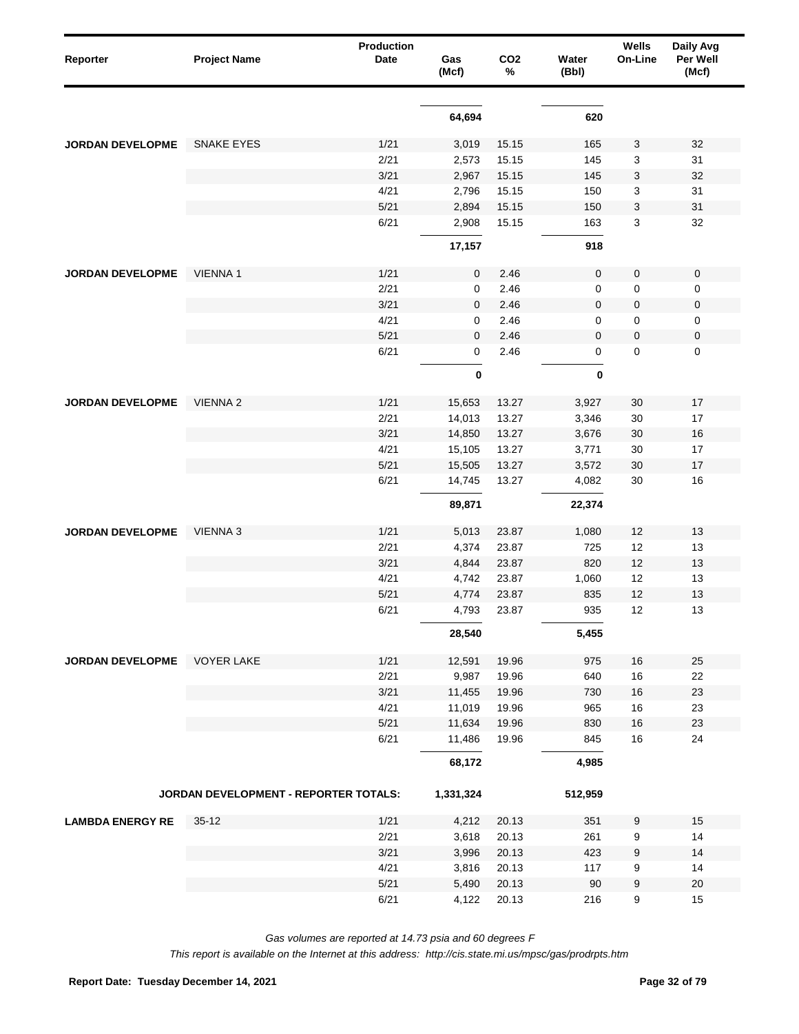| Reporter | Project Name | Production Date | Gas (Mcf) | CO2 % | Water (Bbl) | Wells On-Line | Daily Avg Per Well (Mcf) |
|---|---|---|---|---|---|---|---|
| | | | **64,694** | | **620** | | |
| **JORDAN DEVELOPME** | SNAKE EYES | 1/21 | 3,019 | 15.15 | 165 | 3 | 32 |
| | | 2/21 | 2,573 | 15.15 | 145 | 3 | 31 |
| | | 3/21 | 2,967 | 15.15 | 145 | 3 | 32 |
| | | 4/21 | 2,796 | 15.15 | 150 | 3 | 31 |
| | | 5/21 | 2,894 | 15.15 | 150 | 3 | 31 |
| | | 6/21 | 2,908 | 15.15 | 163 | 3 | 32 |
| | | | **17,157** | | **918** | | |
| **JORDAN DEVELOPME** | VIENNA 1 | 1/21 | 0 | 2.46 | 0 | 0 | 0 |
| | | 2/21 | 0 | 2.46 | 0 | 0 | 0 |
| | | 3/21 | 0 | 2.46 | 0 | 0 | 0 |
| | | 4/21 | 0 | 2.46 | 0 | 0 | 0 |
| | | 5/21 | 0 | 2.46 | 0 | 0 | 0 |
| | | 6/21 | 0 | 2.46 | 0 | 0 | 0 |
| | | | **0** | | **0** | | |
| **JORDAN DEVELOPME** | VIENNA 2 | 1/21 | 15,653 | 13.27 | 3,927 | 30 | 17 |
| | | 2/21 | 14,013 | 13.27 | 3,346 | 30 | 17 |
| | | 3/21 | 14,850 | 13.27 | 3,676 | 30 | 16 |
| | | 4/21 | 15,105 | 13.27 | 3,771 | 30 | 17 |
| | | 5/21 | 15,505 | 13.27 | 3,572 | 30 | 17 |
| | | 6/21 | 14,745 | 13.27 | 4,082 | 30 | 16 |
| | | | **89,871** | | **22,374** | | |
| **JORDAN DEVELOPME** | VIENNA 3 | 1/21 | 5,013 | 23.87 | 1,080 | 12 | 13 |
| | | 2/21 | 4,374 | 23.87 | 725 | 12 | 13 |
| | | 3/21 | 4,844 | 23.87 | 820 | 12 | 13 |
| | | 4/21 | 4,742 | 23.87 | 1,060 | 12 | 13 |
| | | 5/21 | 4,774 | 23.87 | 835 | 12 | 13 |
| | | 6/21 | 4,793 | 23.87 | 935 | 12 | 13 |
| | | | **28,540** | | **5,455** | | |
| **JORDAN DEVELOPME** | VOYER LAKE | 1/21 | 12,591 | 19.96 | 975 | 16 | 25 |
| | | 2/21 | 9,987 | 19.96 | 640 | 16 | 22 |
| | | 3/21 | 11,455 | 19.96 | 730 | 16 | 23 |
| | | 4/21 | 11,019 | 19.96 | 965 | 16 | 23 |
| | | 5/21 | 11,634 | 19.96 | 830 | 16 | 23 |
| | | 6/21 | 11,486 | 19.96 | 845 | 16 | 24 |
| | | | **68,172** | | **4,985** | | |
| | **JORDAN DEVELOPMENT - REPORTER TOTALS:** | | **1,331,324** | | **512,959** | | |
| **LAMBDA ENERGY RE** | 35-12 | 1/21 | 4,212 | 20.13 | 351 | 9 | 15 |
| | | 2/21 | 3,618 | 20.13 | 261 | 9 | 14 |
| | | 3/21 | 3,996 | 20.13 | 423 | 9 | 14 |
| | | 4/21 | 3,816 | 20.13 | 117 | 9 | 14 |
| | | 5/21 | 5,490 | 20.13 | 90 | 9 | 20 |
| | | 6/21 | 4,122 | 20.13 | 216 | 9 | 15 |

*Gas volumes are reported at 14.73 psia and 60 degrees F*

*This report is available on the Internet at this address: http://cis.state.mi.us/mpsc/gas/prodrpts.htm*

**Report Date: Tuesday December 14, 2021**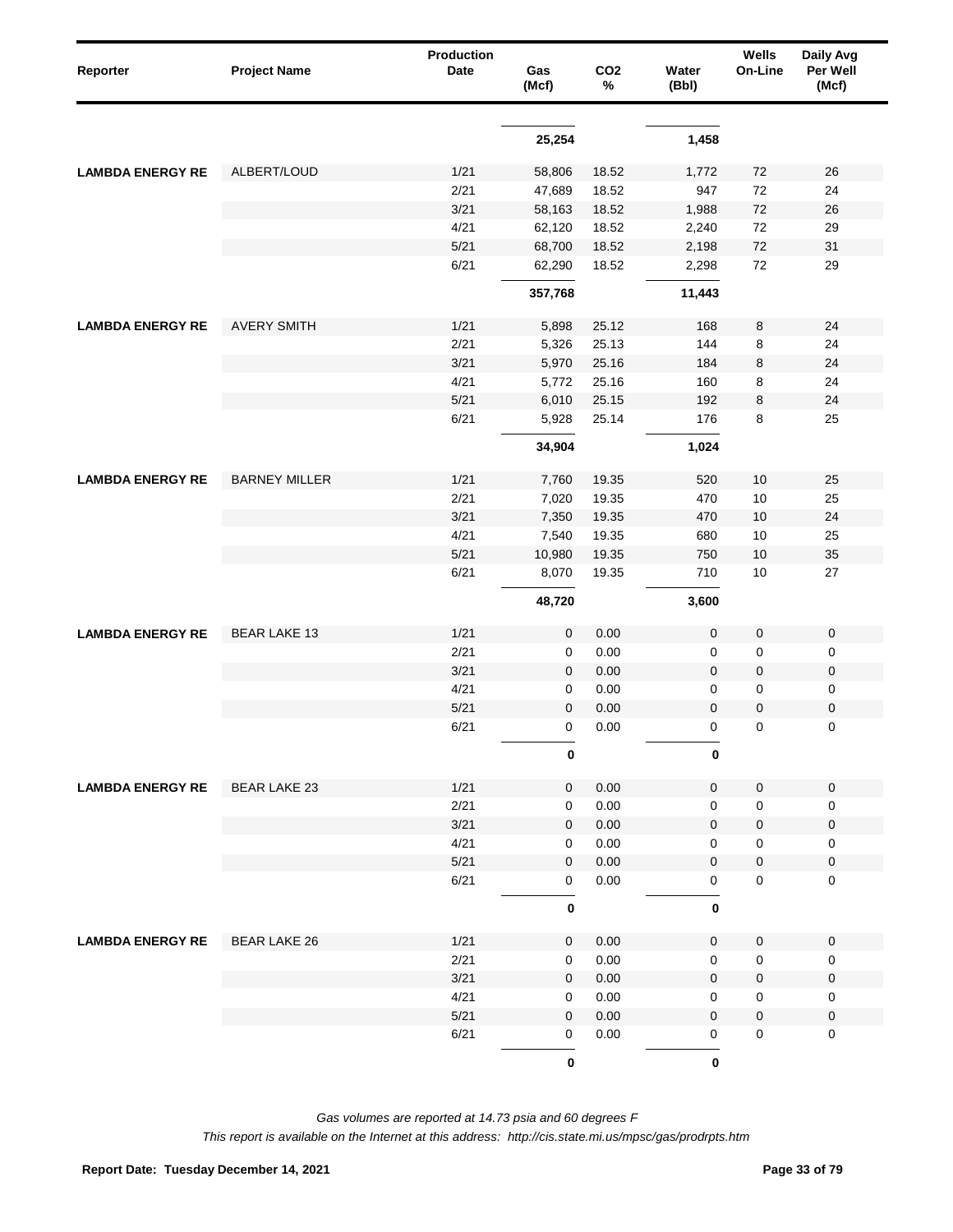| Reporter | Project Name | Production Date | Gas (Mcf) | CO2 % | Water (Bbl) | Wells On-Line | Daily Avg Per Well (Mcf) |
|---|---|---|---|---|---|---|---|
| | | | **25,254** | | **1,458** | | |
| **LAMBDA ENERGY RE** | ALBERT/LOUD | 1/21 | 58,806 | 18.52 | 1,772 | 72 | 26 |
| | | 2/21 | 47,689 | 18.52 | 947 | 72 | 24 |
| | | 3/21 | 58,163 | 18.52 | 1,988 | 72 | 26 |
| | | 4/21 | 62,120 | 18.52 | 2,240 | 72 | 29 |
| | | 5/21 | 68,700 | 18.52 | 2,198 | 72 | 31 |
| | | 6/21 | 62,290 | 18.52 | 2,298 | 72 | 29 |
| | | | **357,768** | | **11,443** | | |
| **LAMBDA ENERGY RE** | AVERY SMITH | 1/21 | 5,898 | 25.12 | 168 | 8 | 24 |
| | | 2/21 | 5,326 | 25.13 | 144 | 8 | 24 |
| | | 3/21 | 5,970 | 25.16 | 184 | 8 | 24 |
| | | 4/21 | 5,772 | 25.16 | 160 | 8 | 24 |
| | | 5/21 | 6,010 | 25.15 | 192 | 8 | 24 |
| | | 6/21 | 5,928 | 25.14 | 176 | 8 | 25 |
| | | | **34,904** | | **1,024** | | |
| **LAMBDA ENERGY RE** | BARNEY MILLER | 1/21 | 7,760 | 19.35 | 520 | 10 | 25 |
| | | 2/21 | 7,020 | 19.35 | 470 | 10 | 25 |
| | | 3/21 | 7,350 | 19.35 | 470 | 10 | 24 |
| | | 4/21 | 7,540 | 19.35 | 680 | 10 | 25 |
| | | 5/21 | 10,980 | 19.35 | 750 | 10 | 35 |
| | | 6/21 | 8,070 | 19.35 | 710 | 10 | 27 |
| | | | **48,720** | | **3,600** | | |
| **LAMBDA ENERGY RE** | BEAR LAKE 13 | 1/21 | 0 | 0.00 | 0 | 0 | 0 |
| | | 2/21 | 0 | 0.00 | 0 | 0 | 0 |
| | | 3/21 | 0 | 0.00 | 0 | 0 | 0 |
| | | 4/21 | 0 | 0.00 | 0 | 0 | 0 |
| | | 5/21 | 0 | 0.00 | 0 | 0 | 0 |
| | | 6/21 | 0 | 0.00 | 0 | 0 | 0 |
| | | | **0** | | **0** | | |
| **LAMBDA ENERGY RE** | BEAR LAKE 23 | 1/21 | 0 | 0.00 | 0 | 0 | 0 |
| | | 2/21 | 0 | 0.00 | 0 | 0 | 0 |
| | | 3/21 | 0 | 0.00 | 0 | 0 | 0 |
| | | 4/21 | 0 | 0.00 | 0 | 0 | 0 |
| | | 5/21 | 0 | 0.00 | 0 | 0 | 0 |
| | | 6/21 | 0 | 0.00 | 0 | 0 | 0 |
| | | | **0** | | **0** | | |
| **LAMBDA ENERGY RE** | BEAR LAKE 26 | 1/21 | 0 | 0.00 | 0 | 0 | 0 |
| | | 2/21 | 0 | 0.00 | 0 | 0 | 0 |
| | | 3/21 | 0 | 0.00 | 0 | 0 | 0 |
| | | 4/21 | 0 | 0.00 | 0 | 0 | 0 |
| | | 5/21 | 0 | 0.00 | 0 | 0 | 0 |
| | | 6/21 | 0 | 0.00 | 0 | 0 | 0 |
| | | | **0** | | **0** | | |

*Gas volumes are reported at 14.73 psia and 60 degrees F*

*This report is available on the Internet at this address: http://cis.state.mi.us/mpsc/gas/prodrpts.htm*

**Report Date: Tuesday December 14, 2021**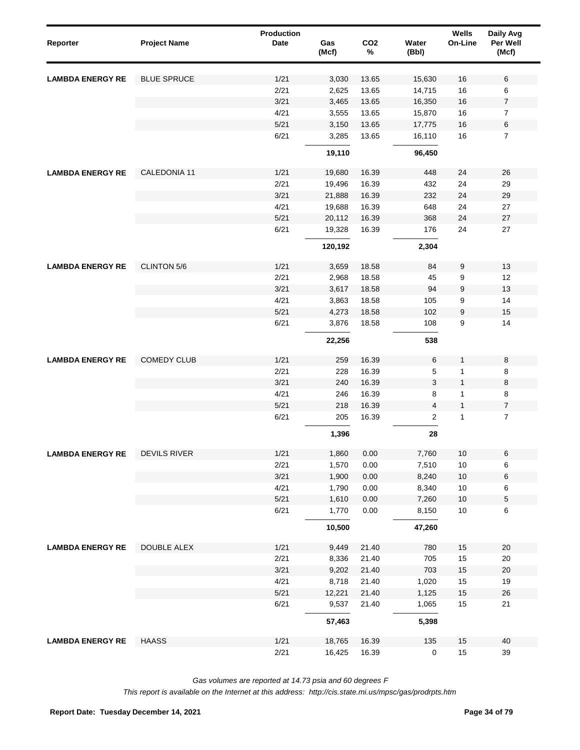| Reporter | Project Name | Production Date | Gas (Mcf) | $CO_2$ % | Water (Bbl) | Wells On-Line | Daily Avg Per Well (Mcf) |
|---|---|---|---|---|---|---|---|
| LAMBDA ENERGY RE | BLUE SPRUCE | 1/21 | 3,030 | 13.65 | 15,630 | 16 | 6 |
| | | 2/21 | 2,625 | 13.65 | 14,715 | 16 | 6 |
| | | 3/21 | 3,465 | 13.65 | 16,350 | 16 | 7 |
| | | 4/21 | 3,555 | 13.65 | 15,870 | 16 | 7 |
| | | 5/21 | 3,150 | 13.65 | 17,775 | 16 | 6 |
| | | 6/21 | 3,285 | 13.65 | 16,110 | 16 | 7 |
| | | | **19,110** | | **96,450** | | |
| LAMBDA ENERGY RE | CALEDONIA 11 | 1/21 | 19,680 | 16.39 | 448 | 24 | 26 |
| | | 2/21 | 19,496 | 16.39 | 432 | 24 | 29 |
| | | 3/21 | 21,888 | 16.39 | 232 | 24 | 29 |
| | | 4/21 | 19,688 | 16.39 | 648 | 24 | 27 |
| | | 5/21 | 20,112 | 16.39 | 368 | 24 | 27 |
| | | 6/21 | 19,328 | 16.39 | 176 | 24 | 27 |
| | | | **120,192** | | **2,304** | | |
| LAMBDA ENERGY RE | CLINTON 5/6 | 1/21 | 3,659 | 18.58 | 84 | 9 | 13 |
| | | 2/21 | 2,968 | 18.58 | 45 | 9 | 12 |
| | | 3/21 | 3,617 | 18.58 | 94 | 9 | 13 |
| | | 4/21 | 3,863 | 18.58 | 105 | 9 | 14 |
| | | 5/21 | 4,273 | 18.58 | 102 | 9 | 15 |
| | | 6/21 | 3,876 | 18.58 | 108 | 9 | 14 |
| | | | **22,256** | | **538** | | |
| LAMBDA ENERGY RE | COMEDY CLUB | 1/21 | 259 | 16.39 | 6 | 1 | 8 |
| | | 2/21 | 228 | 16.39 | 5 | 1 | 8 |
| | | 3/21 | 240 | 16.39 | 3 | 1 | 8 |
| | | 4/21 | 246 | 16.39 | 8 | 1 | 8 |
| | | 5/21 | 218 | 16.39 | 4 | 1 | 7 |
| | | 6/21 | 205 | 16.39 | 2 | 1 | 7 |
| | | | **1,396** | | **28** | | |
| LAMBDA ENERGY RE | DEVILS RIVER | 1/21 | 1,860 | 0.00 | 7,760 | 10 | 6 |
| | | 2/21 | 1,570 | 0.00 | 7,510 | 10 | 6 |
| | | 3/21 | 1,900 | 0.00 | 8,240 | 10 | 6 |
| | | 4/21 | 1,790 | 0.00 | 8,340 | 10 | 6 |
| | | 5/21 | 1,610 | 0.00 | 7,260 | 10 | 5 |
| | | 6/21 | 1,770 | 0.00 | 8,150 | 10 | 6 |
| | | | **10,500** | | **47,260** | | |
| LAMBDA ENERGY RE | DOUBLE ALEX | 1/21 | 9,449 | 21.40 | 780 | 15 | 20 |
| | | 2/21 | 8,336 | 21.40 | 705 | 15 | 20 |
| | | 3/21 | 9,202 | 21.40 | 703 | 15 | 20 |
| | | 4/21 | 8,718 | 21.40 | 1,020 | 15 | 19 |
| | | 5/21 | 12,221 | 21.40 | 1,125 | 15 | 26 |
| | | 6/21 | 9,537 | 21.40 | 1,065 | 15 | 21 |
| | | | **57,463** | | **5,398** | | |
| LAMBDA ENERGY RE | HAASS | 1/21 | 18,765 | 16.39 | 135 | 15 | 40 |
| | | 2/21 | 16,425 | 16.39 | 0 | 15 | 39 |

*Gas volumes are reported at 14.73 psia and 60 degrees F*

*This report is available on the Internet at this address: http://cis.state.mi.us/mpsc/gas/prodrpts.htm*

**Report Date: Tuesday December 14, 2021**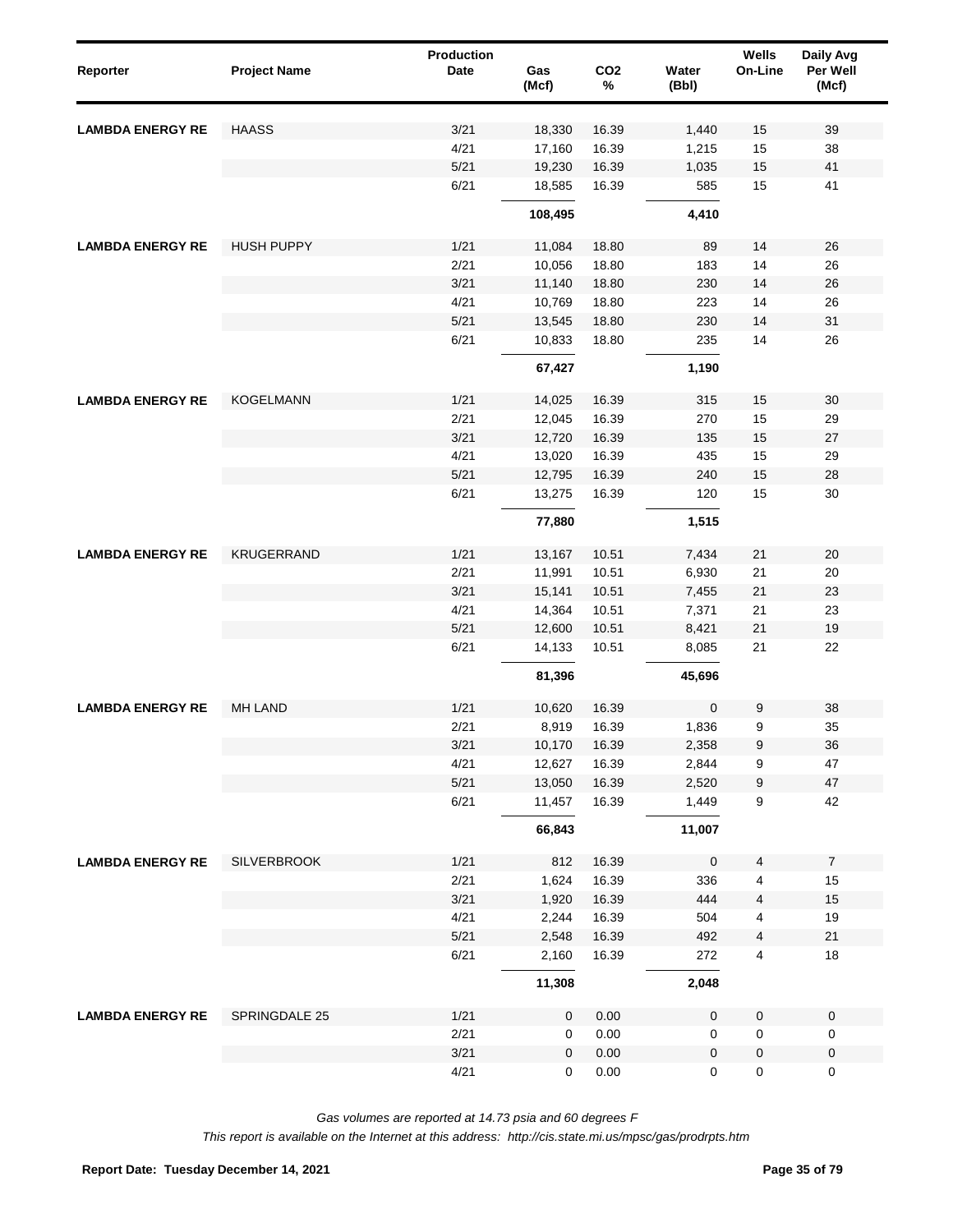| Reporter | Project Name | Production Date | Gas (Mcf) | CO2 % | Water (Bbl) | Wells On-Line | Daily Avg Per Well (Mcf) |
|---|---|---|---|---|---|---|---|
| LAMBDA ENERGY RE | HAASS | 3/21 | 18,330 | 16.39 | 1,440 | 15 | 39 |
| | | 4/21 | 17,160 | 16.39 | 1,215 | 15 | 38 |
| | | 5/21 | 19,230 | 16.39 | 1,035 | 15 | 41 |
| | | 6/21 | 18,585 | 16.39 | 585 | 15 | 41 |
| | | | **108,495** | | **4,410** | | |
| LAMBDA ENERGY RE | HUSH PUPPY | 1/21 | 11,084 | 18.80 | 89 | 14 | 26 |
| | | 2/21 | 10,056 | 18.80 | 183 | 14 | 26 |
| | | 3/21 | 11,140 | 18.80 | 230 | 14 | 26 |
| | | 4/21 | 10,769 | 18.80 | 223 | 14 | 26 |
| | | 5/21 | 13,545 | 18.80 | 230 | 14 | 31 |
| | | 6/21 | 10,833 | 18.80 | 235 | 14 | 26 |
| | | | **67,427** | | **1,190** | | |
| LAMBDA ENERGY RE | KOGELMANN | 1/21 | 14,025 | 16.39 | 315 | 15 | 30 |
| | | 2/21 | 12,045 | 16.39 | 270 | 15 | 29 |
| | | 3/21 | 12,720 | 16.39 | 135 | 15 | 27 |
| | | 4/21 | 13,020 | 16.39 | 435 | 15 | 29 |
| | | 5/21 | 12,795 | 16.39 | 240 | 15 | 28 |
| | | 6/21 | 13,275 | 16.39 | 120 | 15 | 30 |
| | | | **77,880** | | **1,515** | | |
| LAMBDA ENERGY RE | KRUGERRAND | 1/21 | 13,167 | 10.51 | 7,434 | 21 | 20 |
| | | 2/21 | 11,991 | 10.51 | 6,930 | 21 | 20 |
| | | 3/21 | 15,141 | 10.51 | 7,455 | 21 | 23 |
| | | 4/21 | 14,364 | 10.51 | 7,371 | 21 | 23 |
| | | 5/21 | 12,600 | 10.51 | 8,421 | 21 | 19 |
| | | 6/21 | 14,133 | 10.51 | 8,085 | 21 | 22 |
| | | | **81,396** | | **45,696** | | |
| LAMBDA ENERGY RE | MH LAND | 1/21 | 10,620 | 16.39 | 0 | 9 | 38 |
| | | 2/21 | 8,919 | 16.39 | 1,836 | 9 | 35 |
| | | 3/21 | 10,170 | 16.39 | 2,358 | 9 | 36 |
| | | 4/21 | 12,627 | 16.39 | 2,844 | 9 | 47 |
| | | 5/21 | 13,050 | 16.39 | 2,520 | 9 | 47 |
| | | 6/21 | 11,457 | 16.39 | 1,449 | 9 | 42 |
| | | | **66,843** | | **11,007** | | |
| LAMBDA ENERGY RE | SILVERBROOK | 1/21 | 812 | 16.39 | 0 | 4 | 7 |
| | | 2/21 | 1,624 | 16.39 | 336 | 4 | 15 |
| | | 3/21 | 1,920 | 16.39 | 444 | 4 | 15 |
| | | 4/21 | 2,244 | 16.39 | 504 | 4 | 19 |
| | | 5/21 | 2,548 | 16.39 | 492 | 4 | 21 |
| | | 6/21 | 2,160 | 16.39 | 272 | 4 | 18 |
| | | | **11,308** | | **2,048** | | |
| LAMBDA ENERGY RE | SPRINGDALE 25 | 1/21 | 0 | 0.00 | 0 | 0 | 0 |
| | | 2/21 | 0 | 0.00 | 0 | 0 | 0 |
| | | 3/21 | 0 | 0.00 | 0 | 0 | 0 |
| | | 4/21 | 0 | 0.00 | 0 | 0 | 0 |

*Gas volumes are reported at 14.73 psia and 60 degrees F*

*This report is available on the Internet at this address: http://cis.state.mi.us/mpsc/gas/prodrpts.htm*

**Report Date: Tuesday December 14, 2021**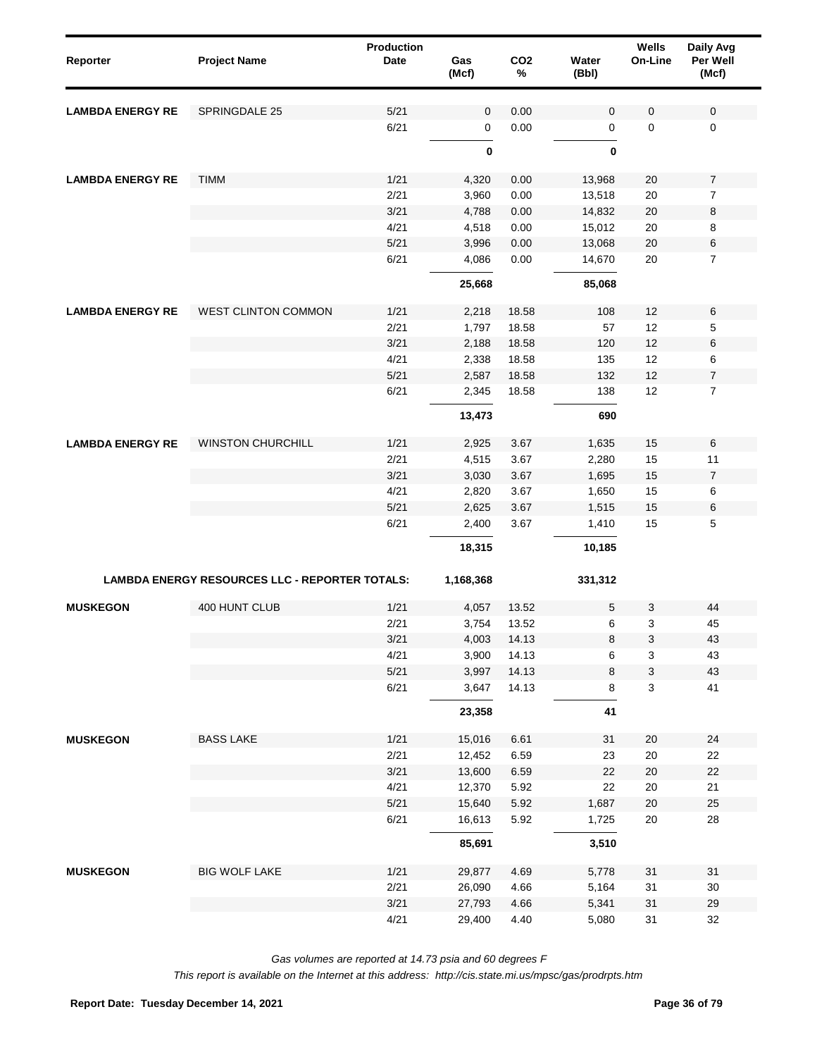| Reporter | Project Name | Production Date | Gas (Mcf) | $CO_2$ % | Water (Bbl) | Wells On-Line | Daily Avg Per Well (Mcf) |
|---|---|---|---|---|---|---|---|
| **LAMBDA ENERGY RE** | SPRINGDALE 25 | 5/21 | 0 | 0.00 | 0 | 0 | 0 |
| | | 6/21 | 0 | 0.00 | 0 | 0 | 0 |
| | | | **0** | | **0** | | |
| **LAMBDA ENERGY RE** | TIMM | 1/21 | 4,320 | 0.00 | 13,968 | 20 | 7 |
| | | 2/21 | 3,960 | 0.00 | 13,518 | 20 | 7 |
| | | 3/21 | 4,788 | 0.00 | 14,832 | 20 | 8 |
| | | 4/21 | 4,518 | 0.00 | 15,012 | 20 | 8 |
| | | 5/21 | 3,996 | 0.00 | 13,068 | 20 | 6 |
| | | 6/21 | 4,086 | 0.00 | 14,670 | 20 | 7 |
| | | | **25,668** | | **85,068** | | |
| **LAMBDA ENERGY RE** | WEST CLINTON COMMON | 1/21 | 2,218 | 18.58 | 108 | 12 | 6 |
| | | 2/21 | 1,797 | 18.58 | 57 | 12 | 5 |
| | | 3/21 | 2,188 | 18.58 | 120 | 12 | 6 |
| | | 4/21 | 2,338 | 18.58 | 135 | 12 | 6 |
| | | 5/21 | 2,587 | 18.58 | 132 | 12 | 7 |
| | | 6/21 | 2,345 | 18.58 | 138 | 12 | 7 |
| | | | **13,473** | | **690** | | |
| **LAMBDA ENERGY RE** | WINSTON CHURCHILL | 1/21 | 2,925 | 3.67 | 1,635 | 15 | 6 |
| | | 2/21 | 4,515 | 3.67 | 2,280 | 15 | 11 |
| | | 3/21 | 3,030 | 3.67 | 1,695 | 15 | 7 |
| | | 4/21 | 2,820 | 3.67 | 1,650 | 15 | 6 |
| | | 5/21 | 2,625 | 3.67 | 1,515 | 15 | 6 |
| | | 6/21 | 2,400 | 3.67 | 1,410 | 15 | 5 |
| | | | **18,315** | | **10,185** | | |
| **LAMBDA ENERGY RESOURCES LLC - REPORTER TOTALS:** | | | **1,168,368** | | **331,312** | | |
| **MUSKEGON** | 400 HUNT CLUB | 1/21 | 4,057 | 13.52 | 5 | 3 | 44 |
| | | 2/21 | 3,754 | 13.52 | 6 | 3 | 45 |
| | | 3/21 | 4,003 | 14.13 | 8 | 3 | 43 |
| | | 4/21 | 3,900 | 14.13 | 6 | 3 | 43 |
| | | 5/21 | 3,997 | 14.13 | 8 | 3 | 43 |
| | | 6/21 | 3,647 | 14.13 | 8 | 3 | 41 |
| | | | **23,358** | | **41** | | |
| **MUSKEGON** | BASS LAKE | 1/21 | 15,016 | 6.61 | 31 | 20 | 24 |
| | | 2/21 | 12,452 | 6.59 | 23 | 20 | 22 |
| | | 3/21 | 13,600 | 6.59 | 22 | 20 | 22 |
| | | 4/21 | 12,370 | 5.92 | 22 | 20 | 21 |
| | | 5/21 | 15,640 | 5.92 | 1,687 | 20 | 25 |
| | | 6/21 | 16,613 | 5.92 | 1,725 | 20 | 28 |
| | | | **85,691** | | **3,510** | | |
| **MUSKEGON** | BIG WOLF LAKE | 1/21 | 29,877 | 4.69 | 5,778 | 31 | 31 |
| | | 2/21 | 26,090 | 4.66 | 5,164 | 31 | 30 |
| | | 3/21 | 27,793 | 4.66 | 5,341 | 31 | 29 |
| | | 4/21 | 29,400 | 4.40 | 5,080 | 31 | 32 |

*Gas volumes are reported at 14.73 psia and 60 degrees F*

*This report is available on the Internet at this address: http://cis.state.mi.us/mpsc/gas/prodrpts.htm*

**Report Date: Tuesday December 14, 2021**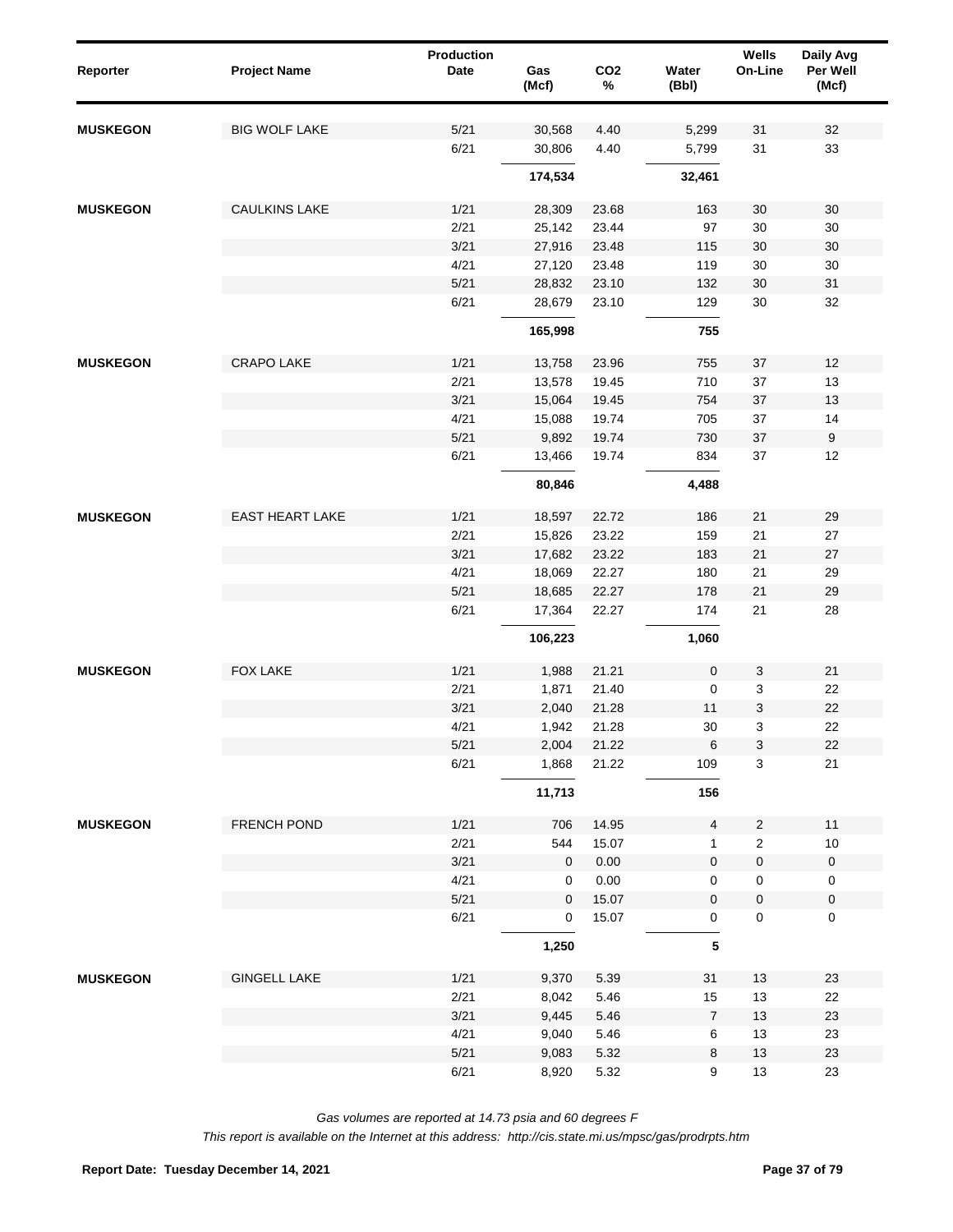| Reporter | Project Name | Production Date | Gas (Mcf) | $CO_2$ % | Water (Bbl) | Wells On-Line | Daily Avg Per Well (Mcf) |
|---|---|---|---|---|---|---|---|
| **MUSKEGON** | BIG WOLF LAKE | 5/21 | 30,568 | 4.40 | 5,299 | 31 | 32 |
| | | 6/21 | 30,806 | 4.40 | 5,799 | 31 | 33 |
| | | | **174,534** | | **32,461** | | |
| **MUSKEGON** | CAULKINS LAKE | 1/21 | 28,309 | 23.68 | 163 | 30 | 30 |
| | | 2/21 | 25,142 | 23.44 | 97 | 30 | 30 |
| | | 3/21 | 27,916 | 23.48 | 115 | 30 | 30 |
| | | 4/21 | 27,120 | 23.48 | 119 | 30 | 30 |
| | | 5/21 | 28,832 | 23.10 | 132 | 30 | 31 |
| | | 6/21 | 28,679 | 23.10 | 129 | 30 | 32 |
| | | | **165,998** | | **755** | | |
| **MUSKEGON** | CRAPO LAKE | 1/21 | 13,758 | 23.96 | 755 | 37 | 12 |
| | | 2/21 | 13,578 | 19.45 | 710 | 37 | 13 |
| | | 3/21 | 15,064 | 19.45 | 754 | 37 | 13 |
| | | 4/21 | 15,088 | 19.74 | 705 | 37 | 14 |
| | | 5/21 | 9,892 | 19.74 | 730 | 37 | 9 |
| | | 6/21 | 13,466 | 19.74 | 834 | 37 | 12 |
| | | | **80,846** | | **4,488** | | |
| **MUSKEGON** | EAST HEART LAKE | 1/21 | 18,597 | 22.72 | 186 | 21 | 29 |
| | | 2/21 | 15,826 | 23.22 | 159 | 21 | 27 |
| | | 3/21 | 17,682 | 23.22 | 183 | 21 | 27 |
| | | 4/21 | 18,069 | 22.27 | 180 | 21 | 29 |
| | | 5/21 | 18,685 | 22.27 | 178 | 21 | 29 |
| | | 6/21 | 17,364 | 22.27 | 174 | 21 | 28 |
| | | | **106,223** | | **1,060** | | |
| **MUSKEGON** | FOX LAKE | 1/21 | 1,988 | 21.21 | 0 | 3 | 21 |
| | | 2/21 | 1,871 | 21.40 | 0 | 3 | 22 |
| | | 3/21 | 2,040 | 21.28 | 11 | 3 | 22 |
| | | 4/21 | 1,942 | 21.28 | 30 | 3 | 22 |
| | | 5/21 | 2,004 | 21.22 | 6 | 3 | 22 |
| | | 6/21 | 1,868 | 21.22 | 109 | 3 | 21 |
| | | | **11,713** | | **156** | | |
| **MUSKEGON** | FRENCH POND | 1/21 | 706 | 14.95 | 4 | 2 | 11 |
| | | 2/21 | 544 | 15.07 | 1 | 2 | 10 |
| | | 3/21 | 0 | 0.00 | 0 | 0 | 0 |
| | | 4/21 | 0 | 0.00 | 0 | 0 | 0 |
| | | 5/21 | 0 | 15.07 | 0 | 0 | 0 |
| | | 6/21 | 0 | 15.07 | 0 | 0 | 0 |
| | | | **1,250** | | **5** | | |
| **MUSKEGON** | GINGELL LAKE | 1/21 | 9,370 | 5.39 | 31 | 13 | 23 |
| | | 2/21 | 8,042 | 5.46 | 15 | 13 | 22 |
| | | 3/21 | 9,445 | 5.46 | 7 | 13 | 23 |
| | | 4/21 | 9,040 | 5.46 | 6 | 13 | 23 |
| | | 5/21 | 9,083 | 5.32 | 8 | 13 | 23 |
| | | 6/21 | 8,920 | 5.32 | 9 | 13 | 23 |

*Gas volumes are reported at 14.73 psia and 60 degrees F*

*This report is available on the Internet at this address: http://cis.state.mi.us/mpsc/gas/prodrpts.htm*

**Report Date: Tuesday December 14, 2021**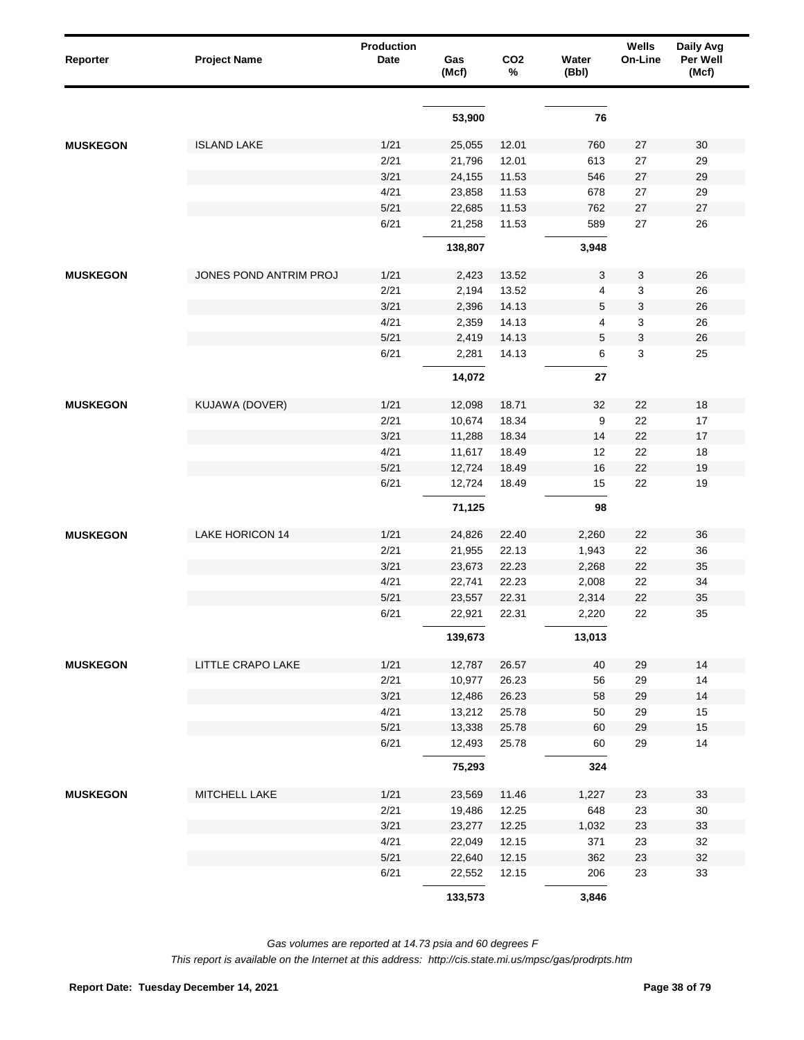| Reporter | Project Name | Production Date | Gas (Mcf) | CO2 % | Water (Bbl) | Wells On-Line | Daily Avg Per Well (Mcf) |
|---|---|---|---|---|---|---|---|
| | | | **53,900** | | **76** | | |
| **MUSKEGON** | ISLAND LAKE | 1/21 | 25,055 | 12.01 | 760 | 27 | 30 |
| | | 2/21 | 21,796 | 12.01 | 613 | 27 | 29 |
| | | 3/21 | 24,155 | 11.53 | 546 | 27 | 29 |
| | | 4/21 | 23,858 | 11.53 | 678 | 27 | 29 |
| | | 5/21 | 22,685 | 11.53 | 762 | 27 | 27 |
| | | 6/21 | 21,258 | 11.53 | 589 | 27 | 26 |
| | | | **138,807** | | **3,948** | | |
| **MUSKEGON** | JONES POND ANTRIM PROJ | 1/21 | 2,423 | 13.52 | 3 | 3 | 26 |
| | | 2/21 | 2,194 | 13.52 | 4 | 3 | 26 |
| | | 3/21 | 2,396 | 14.13 | 5 | 3 | 26 |
| | | 4/21 | 2,359 | 14.13 | 4 | 3 | 26 |
| | | 5/21 | 2,419 | 14.13 | 5 | 3 | 26 |
| | | 6/21 | 2,281 | 14.13 | 6 | 3 | 25 |
| | | | **14,072** | | **27** | | |
| **MUSKEGON** | KUJAWA (DOVER) | 1/21 | 12,098 | 18.71 | 32 | 22 | 18 |
| | | 2/21 | 10,674 | 18.34 | 9 | 22 | 17 |
| | | 3/21 | 11,288 | 18.34 | 14 | 22 | 17 |
| | | 4/21 | 11,617 | 18.49 | 12 | 22 | 18 |
| | | 5/21 | 12,724 | 18.49 | 16 | 22 | 19 |
| | | 6/21 | 12,724 | 18.49 | 15 | 22 | 19 |
| | | | **71,125** | | **98** | | |
| **MUSKEGON** | LAKE HORICON 14 | 1/21 | 24,826 | 22.40 | 2,260 | 22 | 36 |
| | | 2/21 | 21,955 | 22.13 | 1,943 | 22 | 36 |
| | | 3/21 | 23,673 | 22.23 | 2,268 | 22 | 35 |
| | | 4/21 | 22,741 | 22.23 | 2,008 | 22 | 34 |
| | | 5/21 | 23,557 | 22.31 | 2,314 | 22 | 35 |
| | | 6/21 | 22,921 | 22.31 | 2,220 | 22 | 35 |
| | | | **139,673** | | **13,013** | | |
| **MUSKEGON** | LITTLE CRAPO LAKE | 1/21 | 12,787 | 26.57 | 40 | 29 | 14 |
| | | 2/21 | 10,977 | 26.23 | 56 | 29 | 14 |
| | | 3/21 | 12,486 | 26.23 | 58 | 29 | 14 |
| | | 4/21 | 13,212 | 25.78 | 50 | 29 | 15 |
| | | 5/21 | 13,338 | 25.78 | 60 | 29 | 15 |
| | | 6/21 | 12,493 | 25.78 | 60 | 29 | 14 |
| | | | **75,293** | | **324** | | |
| **MUSKEGON** | MITCHELL LAKE | 1/21 | 23,569 | 11.46 | 1,227 | 23 | 33 |
| | | 2/21 | 19,486 | 12.25 | 648 | 23 | 30 |
| | | 3/21 | 23,277 | 12.25 | 1,032 | 23 | 33 |
| | | 4/21 | 22,049 | 12.15 | 371 | 23 | 32 |
| | | 5/21 | 22,640 | 12.15 | 362 | 23 | 32 |
| | | 6/21 | 22,552 | 12.15 | 206 | 23 | 33 |
| | | | **133,573** | | **3,846** | | |

*Gas volumes are reported at 14.73 psia and 60 degrees F*

*This report is available on the Internet at this address: http://cis.state.mi.us/mpsc/gas/prodrpts.htm*

**Report Date: Tuesday December 14, 2021**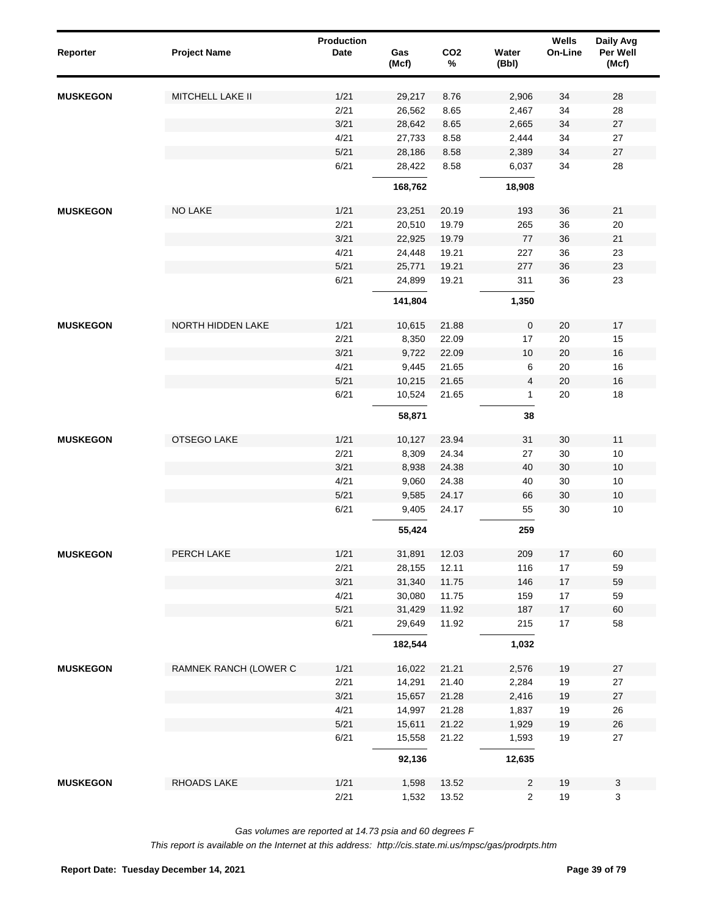| Reporter | Project Name | Production Date | Gas (Mcf) | $CO_2$ % | Water (Bbl) | Wells On-Line | Daily Avg Per Well (Mcf) |
|---|---|---|---|---|---|---|---|
| MUSKEGON | MITCHELL LAKE II | 1/21 | 29,217 | 8.76 | 2,906 | 34 | 28 |
| | | 2/21 | 26,562 | 8.65 | 2,467 | 34 | 28 |
| | | 3/21 | 28,642 | 8.65 | 2,665 | 34 | 27 |
| | | 4/21 | 27,733 | 8.58 | 2,444 | 34 | 27 |
| | | 5/21 | 28,186 | 8.58 | 2,389 | 34 | 27 |
| | | 6/21 | 28,422 | 8.58 | 6,037 | 34 | 28 |
| | | | **168,762** | | **18,908** | | |
| MUSKEGON | NO LAKE | 1/21 | 23,251 | 20.19 | 193 | 36 | 21 |
| | | 2/21 | 20,510 | 19.79 | 265 | 36 | 20 |
| | | 3/21 | 22,925 | 19.79 | 77 | 36 | 21 |
| | | 4/21 | 24,448 | 19.21 | 227 | 36 | 23 |
| | | 5/21 | 25,771 | 19.21 | 277 | 36 | 23 |
| | | 6/21 | 24,899 | 19.21 | 311 | 36 | 23 |
| | | | **141,804** | | **1,350** | | |
| MUSKEGON | NORTH HIDDEN LAKE | 1/21 | 10,615 | 21.88 | 0 | 20 | 17 |
| | | 2/21 | 8,350 | 22.09 | 17 | 20 | 15 |
| | | 3/21 | 9,722 | 22.09 | 10 | 20 | 16 |
| | | 4/21 | 9,445 | 21.65 | 6 | 20 | 16 |
| | | 5/21 | 10,215 | 21.65 | 4 | 20 | 16 |
| | | 6/21 | 10,524 | 21.65 | 1 | 20 | 18 |
| | | | **58,871** | | **38** | | |
| MUSKEGON | OTSEGO LAKE | 1/21 | 10,127 | 23.94 | 31 | 30 | 11 |
| | | 2/21 | 8,309 | 24.34 | 27 | 30 | 10 |
| | | 3/21 | 8,938 | 24.38 | 40 | 30 | 10 |
| | | 4/21 | 9,060 | 24.38 | 40 | 30 | 10 |
| | | 5/21 | 9,585 | 24.17 | 66 | 30 | 10 |
| | | 6/21 | 9,405 | 24.17 | 55 | 30 | 10 |
| | | | **55,424** | | **259** | | |
| MUSKEGON | PERCH LAKE | 1/21 | 31,891 | 12.03 | 209 | 17 | 60 |
| | | 2/21 | 28,155 | 12.11 | 116 | 17 | 59 |
| | | 3/21 | 31,340 | 11.75 | 146 | 17 | 59 |
| | | 4/21 | 30,080 | 11.75 | 159 | 17 | 59 |
| | | 5/21 | 31,429 | 11.92 | 187 | 17 | 60 |
| | | 6/21 | 29,649 | 11.92 | 215 | 17 | 58 |
| | | | **182,544** | | **1,032** | | |
| MUSKEGON | RAMNEK RANCH (LOWER C | 1/21 | 16,022 | 21.21 | 2,576 | 19 | 27 |
| | | 2/21 | 14,291 | 21.40 | 2,284 | 19 | 27 |
| | | 3/21 | 15,657 | 21.28 | 2,416 | 19 | 27 |
| | | 4/21 | 14,997 | 21.28 | 1,837 | 19 | 26 |
| | | 5/21 | 15,611 | 21.22 | 1,929 | 19 | 26 |
| | | 6/21 | 15,558 | 21.22 | 1,593 | 19 | 27 |
| | | | **92,136** | | **12,635** | | |
| MUSKEGON | RHOADS LAKE | 1/21 | 1,598 | 13.52 | 2 | 19 | 3 |
| | | 2/21 | 1,532 | 13.52 | 2 | 19 | 3 |

*Gas volumes are reported at 14.73 psia and 60 degrees F*

*This report is available on the Internet at this address: http://cis.state.mi.us/mpsc/gas/prodrpts.htm*

**Report Date: Tuesday December 14, 2021**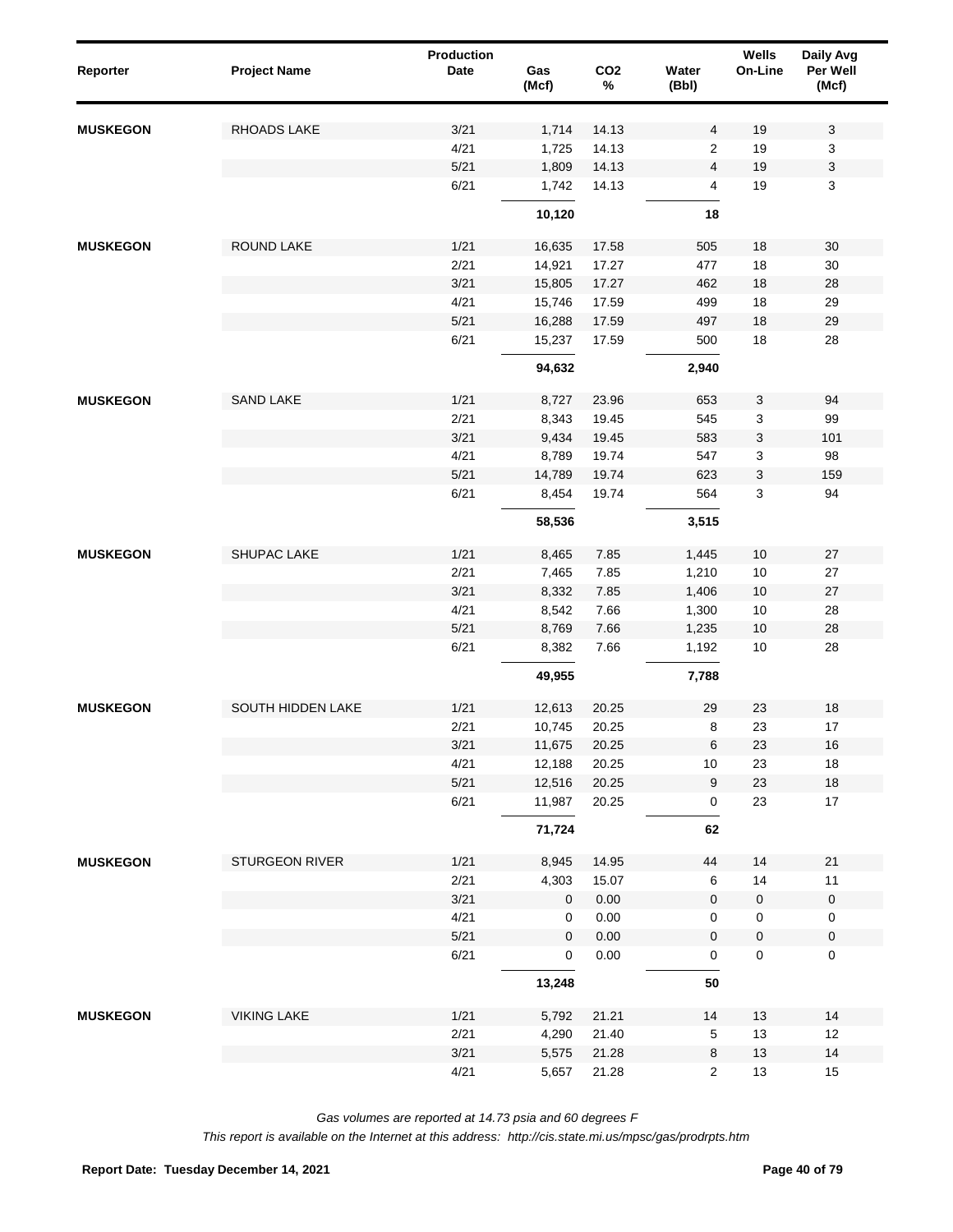| Reporter | Project Name | Production Date | Gas (Mcf) | $CO_2$ % | Water (Bbl) | Wells On-Line | Daily Avg Per Well (Mcf) |
|---|---|---|---|---|---|---|---|
| MUSKEGON | RHOADS LAKE | 3/21 | 1,714 | 14.13 | 4 | 19 | 3 |
| | | 4/21 | 1,725 | 14.13 | 2 | 19 | 3 |
| | | 5/21 | 1,809 | 14.13 | 4 | 19 | 3 |
| | | 6/21 | 1,742 | 14.13 | 4 | 19 | 3 |
| | | | **10,120** | | **18** | | |
| MUSKEGON | ROUND LAKE | 1/21 | 16,635 | 17.58 | 505 | 18 | 30 |
| | | 2/21 | 14,921 | 17.27 | 477 | 18 | 30 |
| | | 3/21 | 15,805 | 17.27 | 462 | 18 | 28 |
| | | 4/21 | 15,746 | 17.59 | 499 | 18 | 29 |
| | | 5/21 | 16,288 | 17.59 | 497 | 18 | 29 |
| | | 6/21 | 15,237 | 17.59 | 500 | 18 | 28 |
| | | | **94,632** | | **2,940** | | |
| MUSKEGON | SAND LAKE | 1/21 | 8,727 | 23.96 | 653 | 3 | 94 |
| | | 2/21 | 8,343 | 19.45 | 545 | 3 | 99 |
| | | 3/21 | 9,434 | 19.45 | 583 | 3 | 101 |
| | | 4/21 | 8,789 | 19.74 | 547 | 3 | 98 |
| | | 5/21 | 14,789 | 19.74 | 623 | 3 | 159 |
| | | 6/21 | 8,454 | 19.74 | 564 | 3 | 94 |
| | | | **58,536** | | **3,515** | | |
| MUSKEGON | SHUPAC LAKE | 1/21 | 8,465 | 7.85 | 1,445 | 10 | 27 |
| | | 2/21 | 7,465 | 7.85 | 1,210 | 10 | 27 |
| | | 3/21 | 8,332 | 7.85 | 1,406 | 10 | 27 |
| | | 4/21 | 8,542 | 7.66 | 1,300 | 10 | 28 |
| | | 5/21 | 8,769 | 7.66 | 1,235 | 10 | 28 |
| | | 6/21 | 8,382 | 7.66 | 1,192 | 10 | 28 |
| | | | **49,955** | | **7,788** | | |
| MUSKEGON | SOUTH HIDDEN LAKE | 1/21 | 12,613 | 20.25 | 29 | 23 | 18 |
| | | 2/21 | 10,745 | 20.25 | 8 | 23 | 17 |
| | | 3/21 | 11,675 | 20.25 | 6 | 23 | 16 |
| | | 4/21 | 12,188 | 20.25 | 10 | 23 | 18 |
| | | 5/21 | 12,516 | 20.25 | 9 | 23 | 18 |
| | | 6/21 | 11,987 | 20.25 | 0 | 23 | 17 |
| | | | **71,724** | | **62** | | |
| MUSKEGON | STURGEON RIVER | 1/21 | 8,945 | 14.95 | 44 | 14 | 21 |
| | | 2/21 | 4,303 | 15.07 | 6 | 14 | 11 |
| | | 3/21 | 0 | 0.00 | 0 | 0 | 0 |
| | | 4/21 | 0 | 0.00 | 0 | 0 | 0 |
| | | 5/21 | 0 | 0.00 | 0 | 0 | 0 |
| | | 6/21 | 0 | 0.00 | 0 | 0 | 0 |
| | | | **13,248** | | **50** | | |
| MUSKEGON | VIKING LAKE | 1/21 | 5,792 | 21.21 | 14 | 13 | 14 |
| | | 2/21 | 4,290 | 21.40 | 5 | 13 | 12 |
| | | 3/21 | 5,575 | 21.28 | 8 | 13 | 14 |
| | | 4/21 | 5,657 | 21.28 | 2 | 13 | 15 |

*Gas volumes are reported at 14.73 psia and 60 degrees F*

*This report is available on the Internet at this address: http://cis.state.mi.us/mpsc/gas/prodrpts.htm*

**Report Date: Tuesday December 14, 2021**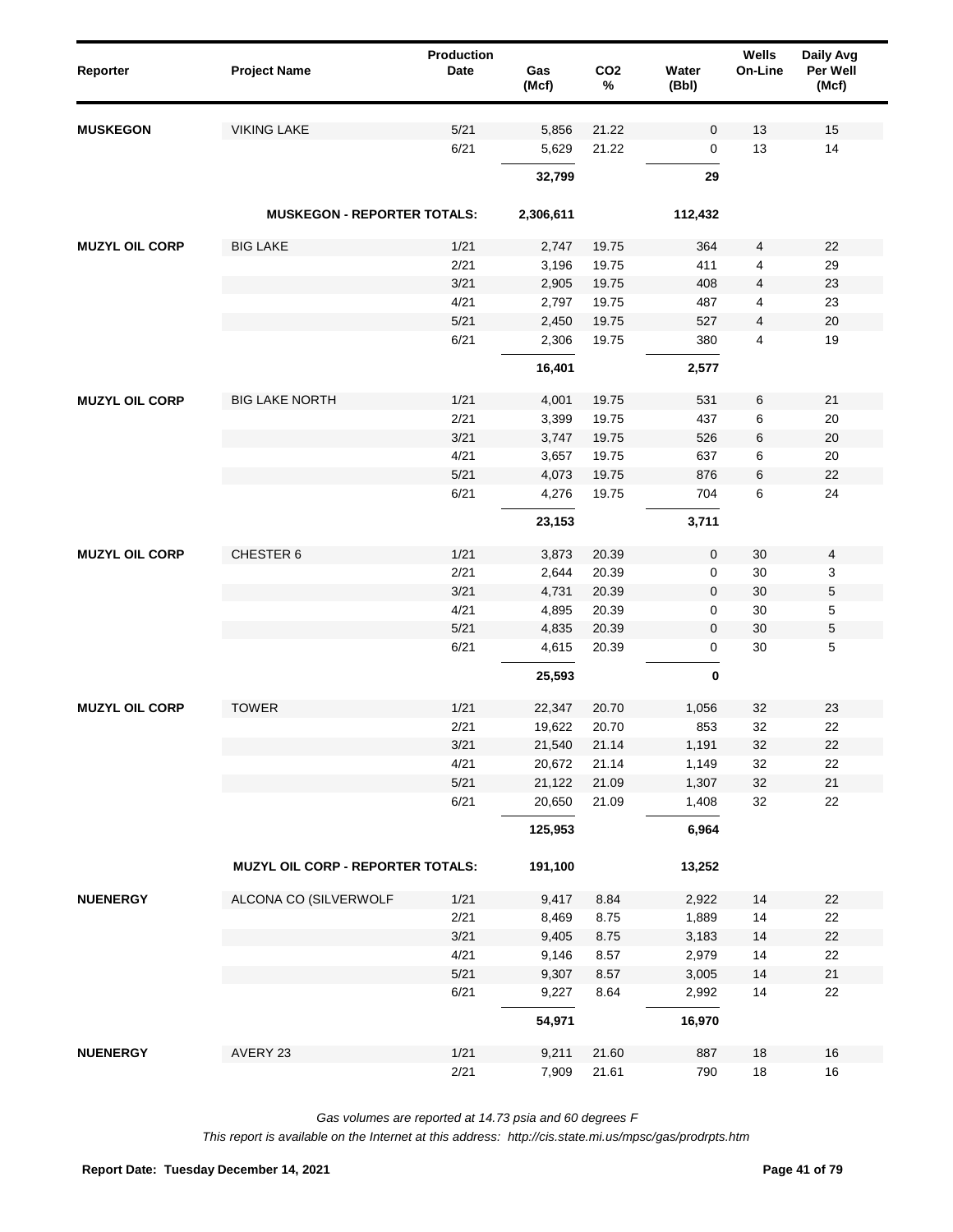| Reporter | Project Name | Production Date | Gas (Mcf) | $CO_2$ % | Water (Bbl) | Wells On-Line | Daily Avg Per Well (Mcf) |
|---|---|---|---|---|---|---|---|
| **MUSKEGON** | VIKING LAKE | 5/21 | 5,856 | 21.22 | 0 | 13 | 15 |
| | | 6/21 | 5,629 | 21.22 | 0 | 13 | 14 |
| | | | **32,799** | | **29** | | |
| | **MUSKEGON - REPORTER TOTALS:** | | **2,306,611** | | **112,432** | | |
| **MUZYL OIL CORP** | BIG LAKE | 1/21 | 2,747 | 19.75 | 364 | 4 | 22 |
| | | 2/21 | 3,196 | 19.75 | 411 | 4 | 29 |
| | | 3/21 | 2,905 | 19.75 | 408 | 4 | 23 |
| | | 4/21 | 2,797 | 19.75 | 487 | 4 | 23 |
| | | 5/21 | 2,450 | 19.75 | 527 | 4 | 20 |
| | | 6/21 | 2,306 | 19.75 | 380 | 4 | 19 |
| | | | **16,401** | | **2,577** | | |
| **MUZYL OIL CORP** | BIG LAKE NORTH | 1/21 | 4,001 | 19.75 | 531 | 6 | 21 |
| | | 2/21 | 3,399 | 19.75 | 437 | 6 | 20 |
| | | 3/21 | 3,747 | 19.75 | 526 | 6 | 20 |
| | | 4/21 | 3,657 | 19.75 | 637 | 6 | 20 |
| | | 5/21 | 4,073 | 19.75 | 876 | 6 | 22 |
| | | 6/21 | 4,276 | 19.75 | 704 | 6 | 24 |
| | | | **23,153** | | **3,711** | | |
| **MUZYL OIL CORP** | CHESTER 6 | 1/21 | 3,873 | 20.39 | 0 | 30 | 4 |
| | | 2/21 | 2,644 | 20.39 | 0 | 30 | 3 |
| | | 3/21 | 4,731 | 20.39 | 0 | 30 | 5 |
| | | 4/21 | 4,895 | 20.39 | 0 | 30 | 5 |
| | | 5/21 | 4,835 | 20.39 | 0 | 30 | 5 |
| | | 6/21 | 4,615 | 20.39 | 0 | 30 | 5 |
| | | | **25,593** | | **0** | | |
| **MUZYL OIL CORP** | TOWER | 1/21 | 22,347 | 20.70 | 1,056 | 32 | 23 |
| | | 2/21 | 19,622 | 20.70 | 853 | 32 | 22 |
| | | 3/21 | 21,540 | 21.14 | 1,191 | 32 | 22 |
| | | 4/21 | 20,672 | 21.14 | 1,149 | 32 | 22 |
| | | 5/21 | 21,122 | 21.09 | 1,307 | 32 | 21 |
| | | 6/21 | 20,650 | 21.09 | 1,408 | 32 | 22 |
| | | | **125,953** | | **6,964** | | |
| | **MUZYL OIL CORP - REPORTER TOTALS:** | | **191,100** | | **13,252** | | |
| **NUENERGY** | ALCONA CO (SILVERWOLF | 1/21 | 9,417 | 8.84 | 2,922 | 14 | 22 |
| | | 2/21 | 8,469 | 8.75 | 1,889 | 14 | 22 |
| | | 3/21 | 9,405 | 8.75 | 3,183 | 14 | 22 |
| | | 4/21 | 9,146 | 8.57 | 2,979 | 14 | 22 |
| | | 5/21 | 9,307 | 8.57 | 3,005 | 14 | 21 |
| | | 6/21 | 9,227 | 8.64 | 2,992 | 14 | 22 |
| | | | **54,971** | | **16,970** | | |
| **NUENERGY** | AVERY 23 | 1/21 | 9,211 | 21.60 | 887 | 18 | 16 |
| | | 2/21 | 7,909 | 21.61 | 790 | 18 | 16 |

*Gas volumes are reported at 14.73 psia and 60 degrees F*

*This report is available on the Internet at this address: http://cis.state.mi.us/mpsc/gas/prodrpts.htm*

**Report Date: Tuesday December 14, 2021**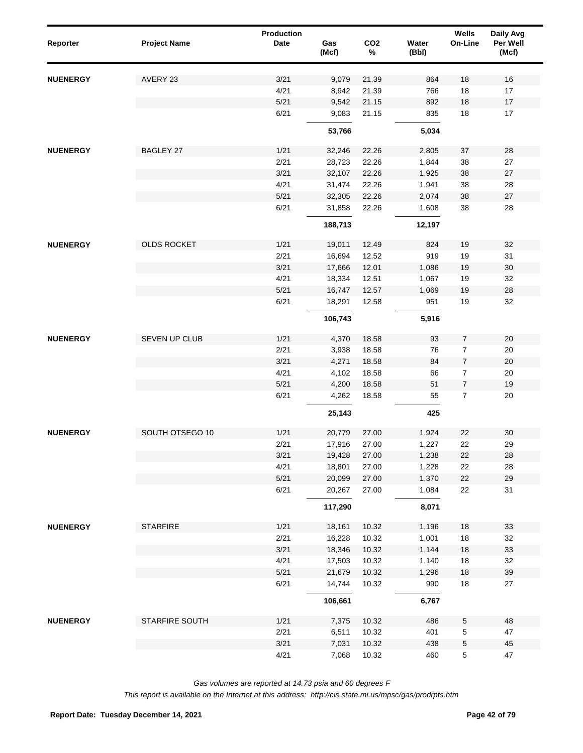| Reporter | Project Name | Production Date | Gas (Mcf) | CO2 % | Water (Bbl) | Wells On-Line | Daily Avg Per Well (Mcf) |
|---|---|---|---|---|---|---|---|
| NUENERGY | AVERY 23 | 3/21 | 9,079 | 21.39 | 864 | 18 | 16 |
| | | 4/21 | 8,942 | 21.39 | 766 | 18 | 17 |
| | | 5/21 | 9,542 | 21.15 | 892 | 18 | 17 |
| | | 6/21 | 9,083 | 21.15 | 835 | 18 | 17 |
| | | | **53,766** | | **5,034** | | |
| NUENERGY | BAGLEY 27 | 1/21 | 32,246 | 22.26 | 2,805 | 37 | 28 |
| | | 2/21 | 28,723 | 22.26 | 1,844 | 38 | 27 |
| | | 3/21 | 32,107 | 22.26 | 1,925 | 38 | 27 |
| | | 4/21 | 31,474 | 22.26 | 1,941 | 38 | 28 |
| | | 5/21 | 32,305 | 22.26 | 2,074 | 38 | 27 |
| | | 6/21 | 31,858 | 22.26 | 1,608 | 38 | 28 |
| | | | **188,713** | | **12,197** | | |
| NUENERGY | OLDS ROCKET | 1/21 | 19,011 | 12.49 | 824 | 19 | 32 |
| | | 2/21 | 16,694 | 12.52 | 919 | 19 | 31 |
| | | 3/21 | 17,666 | 12.01 | 1,086 | 19 | 30 |
| | | 4/21 | 18,334 | 12.51 | 1,067 | 19 | 32 |
| | | 5/21 | 16,747 | 12.57 | 1,069 | 19 | 28 |
| | | 6/21 | 18,291 | 12.58 | 951 | 19 | 32 |
| | | | **106,743** | | **5,916** | | |
| NUENERGY | SEVEN UP CLUB | 1/21 | 4,370 | 18.58 | 93 | 7 | 20 |
| | | 2/21 | 3,938 | 18.58 | 76 | 7 | 20 |
| | | 3/21 | 4,271 | 18.58 | 84 | 7 | 20 |
| | | 4/21 | 4,102 | 18.58 | 66 | 7 | 20 |
| | | 5/21 | 4,200 | 18.58 | 51 | 7 | 19 |
| | | 6/21 | 4,262 | 18.58 | 55 | 7 | 20 |
| | | | **25,143** | | **425** | | |
| NUENERGY | SOUTH OTSEGO 10 | 1/21 | 20,779 | 27.00 | 1,924 | 22 | 30 |
| | | 2/21 | 17,916 | 27.00 | 1,227 | 22 | 29 |
| | | 3/21 | 19,428 | 27.00 | 1,238 | 22 | 28 |
| | | 4/21 | 18,801 | 27.00 | 1,228 | 22 | 28 |
| | | 5/21 | 20,099 | 27.00 | 1,370 | 22 | 29 |
| | | 6/21 | 20,267 | 27.00 | 1,084 | 22 | 31 |
| | | | **117,290** | | **8,071** | | |
| NUENERGY | STARFIRE | 1/21 | 18,161 | 10.32 | 1,196 | 18 | 33 |
| | | 2/21 | 16,228 | 10.32 | 1,001 | 18 | 32 |
| | | 3/21 | 18,346 | 10.32 | 1,144 | 18 | 33 |
| | | 4/21 | 17,503 | 10.32 | 1,140 | 18 | 32 |
| | | 5/21 | 21,679 | 10.32 | 1,296 | 18 | 39 |
| | | 6/21 | 14,744 | 10.32 | 990 | 18 | 27 |
| | | | **106,661** | | **6,767** | | |
| NUENERGY | STARFIRE SOUTH | 1/21 | 7,375 | 10.32 | 486 | 5 | 48 |
| | | 2/21 | 6,511 | 10.32 | 401 | 5 | 47 |
| | | 3/21 | 7,031 | 10.32 | 438 | 5 | 45 |
| | | 4/21 | 7,068 | 10.32 | 460 | 5 | 47 |

*Gas volumes are reported at 14.73 psia and 60 degrees F*

*This report is available on the Internet at this address: http://cis.state.mi.us/mpsc/gas/prodrpts.htm*

**Report Date: Tuesday December 14, 2021**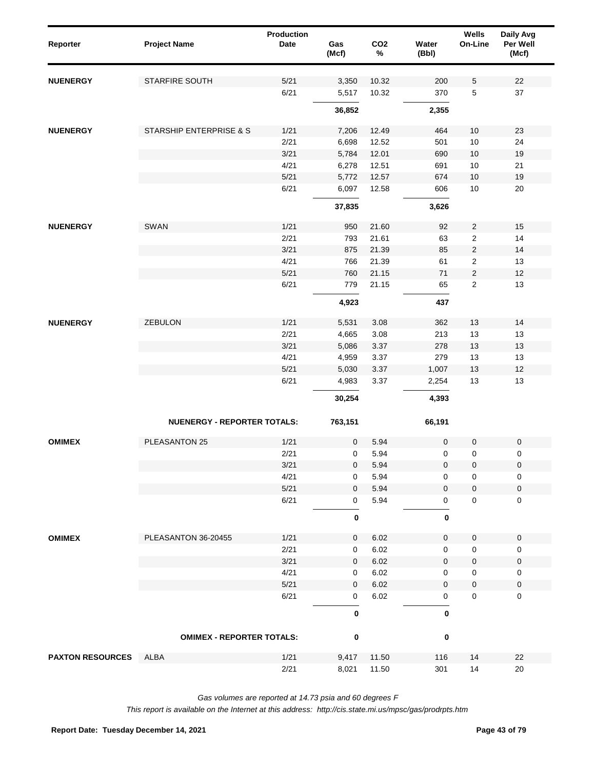| Reporter | Project Name | Production Date | Gas (Mcf) | CO2 % | Water (Bbl) | Wells On-Line | Daily Avg Per Well (Mcf) |
|---|---|---|---|---|---|---|---|
| **NUENERGY** | STARFIRE SOUTH | 5/21 | 3,350 | 10.32 | 200 | 5 | 22 |
| | | 6/21 | 5,517 | 10.32 | 370 | 5 | 37 |
| | | | **36,852** | | **2,355** | | |
| **NUENERGY** | STARSHIP ENTERPRISE & S | 1/21 | 7,206 | 12.49 | 464 | 10 | 23 |
| | | 2/21 | 6,698 | 12.52 | 501 | 10 | 24 |
| | | 3/21 | 5,784 | 12.01 | 690 | 10 | 19 |
| | | 4/21 | 6,278 | 12.51 | 691 | 10 | 21 |
| | | 5/21 | 5,772 | 12.57 | 674 | 10 | 19 |
| | | 6/21 | 6,097 | 12.58 | 606 | 10 | 20 |
| | | | **37,835** | | **3,626** | | |
| **NUENERGY** | SWAN | 1/21 | 950 | 21.60 | 92 | 2 | 15 |
| | | 2/21 | 793 | 21.61 | 63 | 2 | 14 |
| | | 3/21 | 875 | 21.39 | 85 | 2 | 14 |
| | | 4/21 | 766 | 21.39 | 61 | 2 | 13 |
| | | 5/21 | 760 | 21.15 | 71 | 2 | 12 |
| | | 6/21 | 779 | 21.15 | 65 | 2 | 13 |
| | | | **4,923** | | **437** | | |
| **NUENERGY** | ZEBULON | 1/21 | 5,531 | 3.08 | 362 | 13 | 14 |
| | | 2/21 | 4,665 | 3.08 | 213 | 13 | 13 |
| | | 3/21 | 5,086 | 3.37 | 278 | 13 | 13 |
| | | 4/21 | 4,959 | 3.37 | 279 | 13 | 13 |
| | | 5/21 | 5,030 | 3.37 | 1,007 | 13 | 12 |
| | | 6/21 | 4,983 | 3.37 | 2,254 | 13 | 13 |
| | | | **30,254** | | **4,393** | | |
| | **NUENERGY - REPORTER TOTALS:** | | **763,151** | | **66,191** | | |
| **OMIMEX** | PLEASANTON 25 | 1/21 | 0 | 5.94 | 0 | 0 | 0 |
| | | 2/21 | 0 | 5.94 | 0 | 0 | 0 |
| | | 3/21 | 0 | 5.94 | 0 | 0 | 0 |
| | | 4/21 | 0 | 5.94 | 0 | 0 | 0 |
| | | 5/21 | 0 | 5.94 | 0 | 0 | 0 |
| | | 6/21 | 0 | 5.94 | 0 | 0 | 0 |
| | | | **0** | | **0** | | |
| **OMIMEX** | PLEASANTON 36-20455 | 1/21 | 0 | 6.02 | 0 | 0 | 0 |
| | | 2/21 | 0 | 6.02 | 0 | 0 | 0 |
| | | 3/21 | 0 | 6.02 | 0 | 0 | 0 |
| | | 4/21 | 0 | 6.02 | 0 | 0 | 0 |
| | | 5/21 | 0 | 6.02 | 0 | 0 | 0 |
| | | 6/21 | 0 | 6.02 | 0 | 0 | 0 |
| | | | **0** | | **0** | | |
| | **OMIMEX - REPORTER TOTALS:** | | **0** | | **0** | | |
| **PAXTON RESOURCES** | ALBA | 1/21 | 9,417 | 11.50 | 116 | 14 | 22 |
| | | 2/21 | 8,021 | 11.50 | 301 | 14 | 20 |

*Gas volumes are reported at 14.73 psia and 60 degrees F*

*This report is available on the Internet at this address: http://cis.state.mi.us/mpsc/gas/prodrpts.htm*

**Report Date: Tuesday December 14, 2021**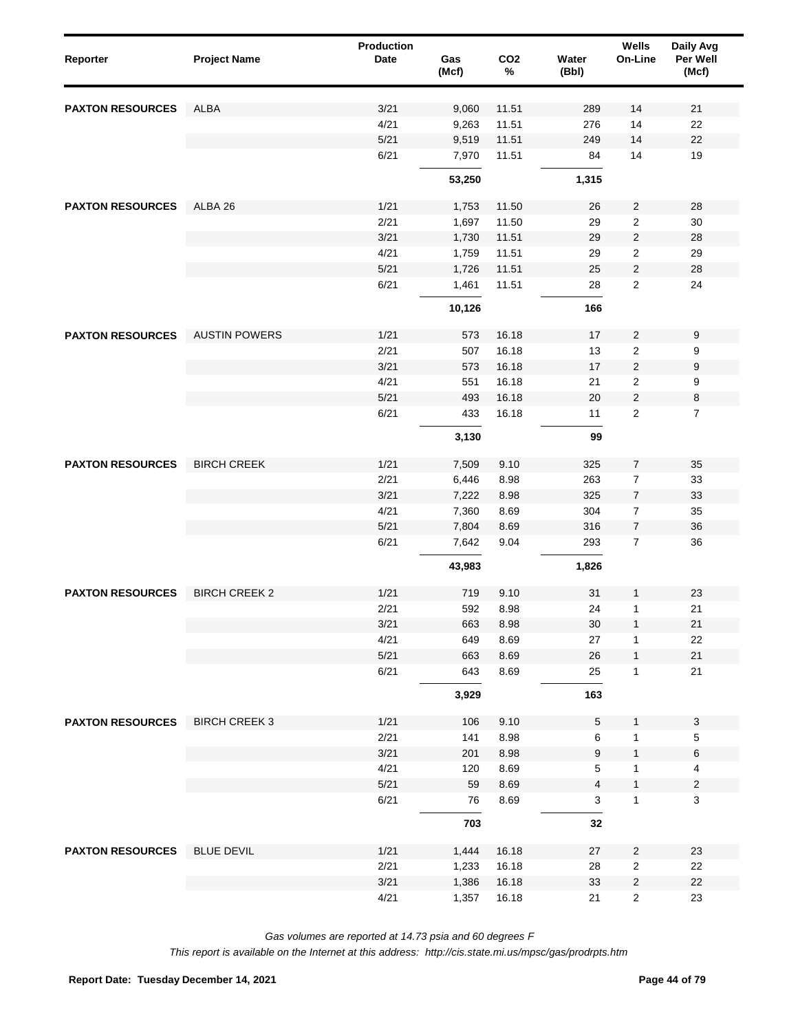| Reporter | Project Name | Production Date | Gas (Mcf) | $CO_2$ % | Water (Bbl) | Wells On-Line | Daily Avg Per Well (Mcf) |
|---|---|---|---|---|---|---|---|
| PAXTON RESOURCES | ALBA | 3/21 | 9,060 | 11.51 | 289 | 14 | 21 |
| | | 4/21 | 9,263 | 11.51 | 276 | 14 | 22 |
| | | 5/21 | 9,519 | 11.51 | 249 | 14 | 22 |
| | | 6/21 | 7,970 | 11.51 | 84 | 14 | 19 |
| | | | **53,250** | | **1,315** | | |
| PAXTON RESOURCES | ALBA 26 | 1/21 | 1,753 | 11.50 | 26 | 2 | 28 |
| | | 2/21 | 1,697 | 11.50 | 29 | 2 | 30 |
| | | 3/21 | 1,730 | 11.51 | 29 | 2 | 28 |
| | | 4/21 | 1,759 | 11.51 | 29 | 2 | 29 |
| | | 5/21 | 1,726 | 11.51 | 25 | 2 | 28 |
| | | 6/21 | 1,461 | 11.51 | 28 | 2 | 24 |
| | | | **10,126** | | **166** | | |
| PAXTON RESOURCES | AUSTIN POWERS | 1/21 | 573 | 16.18 | 17 | 2 | 9 |
| | | 2/21 | 507 | 16.18 | 13 | 2 | 9 |
| | | 3/21 | 573 | 16.18 | 17 | 2 | 9 |
| | | 4/21 | 551 | 16.18 | 21 | 2 | 9 |
| | | 5/21 | 493 | 16.18 | 20 | 2 | 8 |
| | | 6/21 | 433 | 16.18 | 11 | 2 | 7 |
| | | | **3,130** | | **99** | | |
| PAXTON RESOURCES | BIRCH CREEK | 1/21 | 7,509 | 9.10 | 325 | 7 | 35 |
| | | 2/21 | 6,446 | 8.98 | 263 | 7 | 33 |
| | | 3/21 | 7,222 | 8.98 | 325 | 7 | 33 |
| | | 4/21 | 7,360 | 8.69 | 304 | 7 | 35 |
| | | 5/21 | 7,804 | 8.69 | 316 | 7 | 36 |
| | | 6/21 | 7,642 | 9.04 | 293 | 7 | 36 |
| | | | **43,983** | | **1,826** | | |
| PAXTON RESOURCES | BIRCH CREEK 2 | 1/21 | 719 | 9.10 | 31 | 1 | 23 |
| | | 2/21 | 592 | 8.98 | 24 | 1 | 21 |
| | | 3/21 | 663 | 8.98 | 30 | 1 | 21 |
| | | 4/21 | 649 | 8.69 | 27 | 1 | 22 |
| | | 5/21 | 663 | 8.69 | 26 | 1 | 21 |
| | | 6/21 | 643 | 8.69 | 25 | 1 | 21 |
| | | | **3,929** | | **163** | | |
| PAXTON RESOURCES | BIRCH CREEK 3 | 1/21 | 106 | 9.10 | 5 | 1 | 3 |
| | | 2/21 | 141 | 8.98 | 6 | 1 | 5 |
| | | 3/21 | 201 | 8.98 | 9 | 1 | 6 |
| | | 4/21 | 120 | 8.69 | 5 | 1 | 4 |
| | | 5/21 | 59 | 8.69 | 4 | 1 | 2 |
| | | 6/21 | 76 | 8.69 | 3 | 1 | 3 |
| | | | **703** | | **32** | | |
| PAXTON RESOURCES | BLUE DEVIL | 1/21 | 1,444 | 16.18 | 27 | 2 | 23 |
| | | 2/21 | 1,233 | 16.18 | 28 | 2 | 22 |
| | | 3/21 | 1,386 | 16.18 | 33 | 2 | 22 |
| | | 4/21 | 1,357 | 16.18 | 21 | 2 | 23 |

*Gas volumes are reported at 14.73 psia and 60 degrees F*

*This report is available on the Internet at this address: http://cis.state.mi.us/mpsc/gas/prodrpts.htm*

**Report Date: Tuesday December 14, 2021**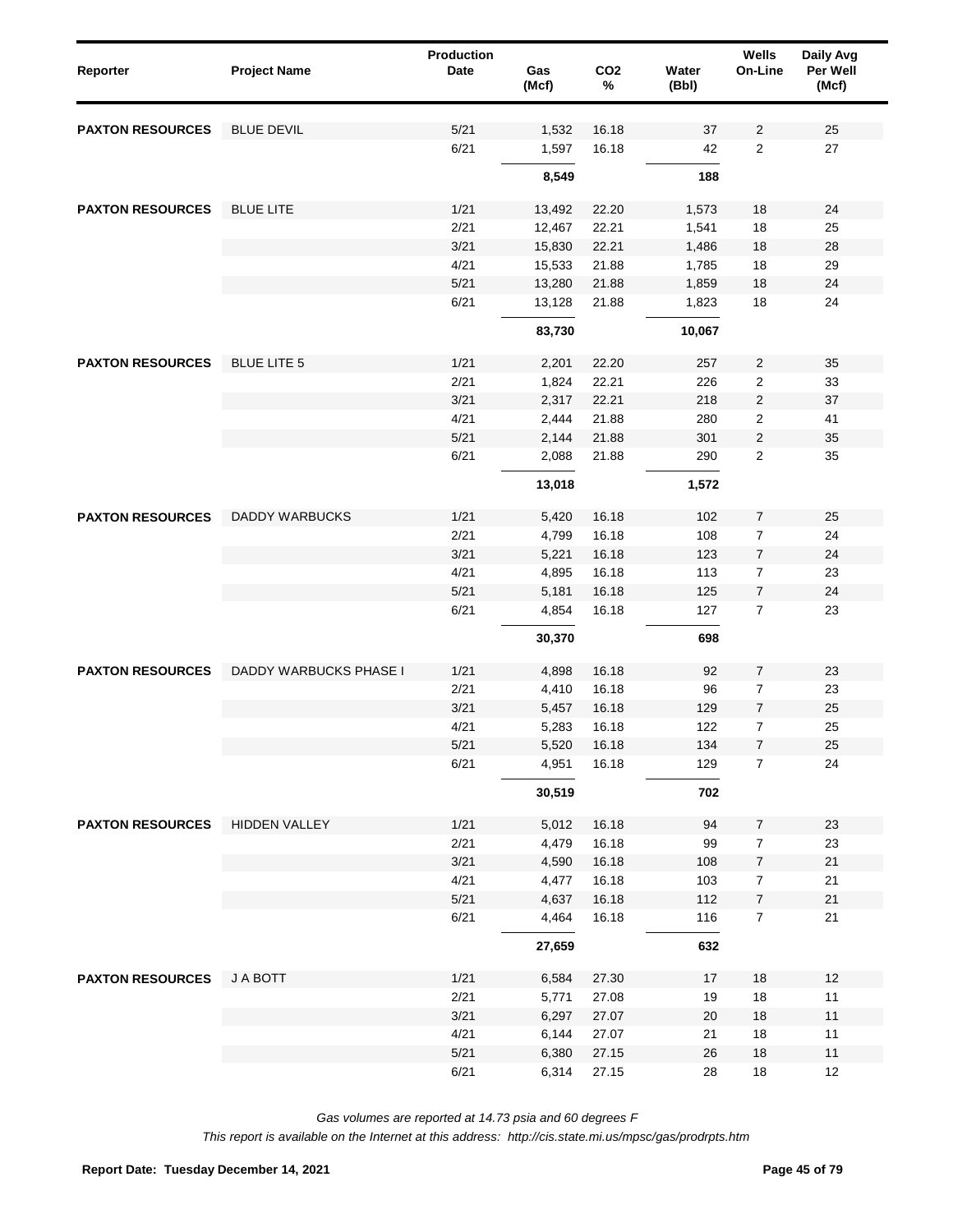| Reporter | Project Name | Production Date | Gas (Mcf) | $CO_2$ % | Water (Bbl) | Wells On-Line | Daily Avg Per Well (Mcf) |
|---|---|---|---|---|---|---|---|
| PAXTON RESOURCES | BLUE DEVIL | 5/21 | 1,532 | 16.18 | 37 | 2 | 25 |
| | | 6/21 | 1,597 | 16.18 | 42 | 2 | 27 |
| | | | **8,549** | | **188** | | |
| PAXTON RESOURCES | BLUE LITE | 1/21 | 13,492 | 22.20 | 1,573 | 18 | 24 |
| | | 2/21 | 12,467 | 22.21 | 1,541 | 18 | 25 |
| | | 3/21 | 15,830 | 22.21 | 1,486 | 18 | 28 |
| | | 4/21 | 15,533 | 21.88 | 1,785 | 18 | 29 |
| | | 5/21 | 13,280 | 21.88 | 1,859 | 18 | 24 |
| | | 6/21 | 13,128 | 21.88 | 1,823 | 18 | 24 |
| | | | **83,730** | | **10,067** | | |
| PAXTON RESOURCES | BLUE LITE 5 | 1/21 | 2,201 | 22.20 | 257 | 2 | 35 |
| | | 2/21 | 1,824 | 22.21 | 226 | 2 | 33 |
| | | 3/21 | 2,317 | 22.21 | 218 | 2 | 37 |
| | | 4/21 | 2,444 | 21.88 | 280 | 2 | 41 |
| | | 5/21 | 2,144 | 21.88 | 301 | 2 | 35 |
| | | 6/21 | 2,088 | 21.88 | 290 | 2 | 35 |
| | | | **13,018** | | **1,572** | | |
| PAXTON RESOURCES | DADDY WARBUCKS | 1/21 | 5,420 | 16.18 | 102 | 7 | 25 |
| | | 2/21 | 4,799 | 16.18 | 108 | 7 | 24 |
| | | 3/21 | 5,221 | 16.18 | 123 | 7 | 24 |
| | | 4/21 | 4,895 | 16.18 | 113 | 7 | 23 |
| | | 5/21 | 5,181 | 16.18 | 125 | 7 | 24 |
| | | 6/21 | 4,854 | 16.18 | 127 | 7 | 23 |
| | | | **30,370** | | **698** | | |
| PAXTON RESOURCES | DADDY WARBUCKS PHASE I | 1/21 | 4,898 | 16.18 | 92 | 7 | 23 |
| | | 2/21 | 4,410 | 16.18 | 96 | 7 | 23 |
| | | 3/21 | 5,457 | 16.18 | 129 | 7 | 25 |
| | | 4/21 | 5,283 | 16.18 | 122 | 7 | 25 |
| | | 5/21 | 5,520 | 16.18 | 134 | 7 | 25 |
| | | 6/21 | 4,951 | 16.18 | 129 | 7 | 24 |
| | | | **30,519** | | **702** | | |
| PAXTON RESOURCES | HIDDEN VALLEY | 1/21 | 5,012 | 16.18 | 94 | 7 | 23 |
| | | 2/21 | 4,479 | 16.18 | 99 | 7 | 23 |
| | | 3/21 | 4,590 | 16.18 | 108 | 7 | 21 |
| | | 4/21 | 4,477 | 16.18 | 103 | 7 | 21 |
| | | 5/21 | 4,637 | 16.18 | 112 | 7 | 21 |
| | | 6/21 | 4,464 | 16.18 | 116 | 7 | 21 |
| | | | **27,659** | | **632** | | |
| PAXTON RESOURCES | J A BOTT | 1/21 | 6,584 | 27.30 | 17 | 18 | 12 |
| | | 2/21 | 5,771 | 27.08 | 19 | 18 | 11 |
| | | 3/21 | 6,297 | 27.07 | 20 | 18 | 11 |
| | | 4/21 | 6,144 | 27.07 | 21 | 18 | 11 |
| | | 5/21 | 6,380 | 27.15 | 26 | 18 | 11 |
| | | 6/21 | 6,314 | 27.15 | 28 | 18 | 12 |

*Gas volumes are reported at 14.73 psia and 60 degrees F*

*This report is available on the Internet at this address: http://cis.state.mi.us/mpsc/gas/prodrpts.htm*

**Report Date: Tuesday December 14, 2021**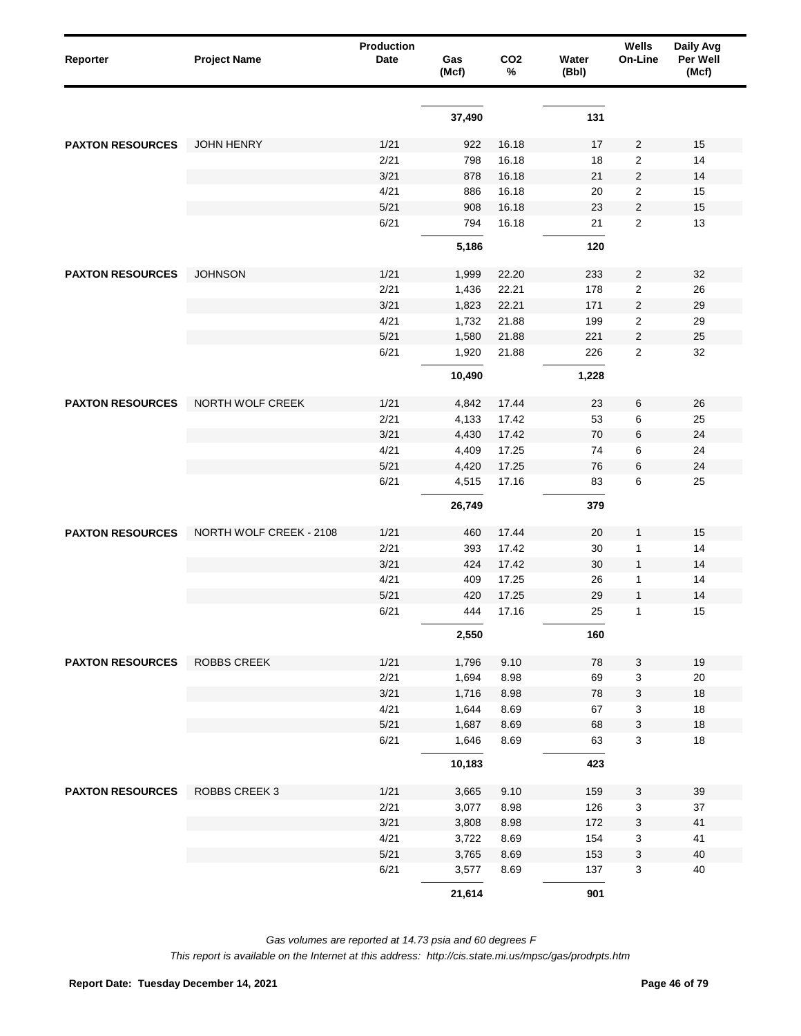| Reporter | Project Name | Production Date | Gas (Mcf) | CO2 % | Water (Bbl) | Wells On-Line | Daily Avg Per Well (Mcf) |
|---|---|---|---|---|---|---|---|
| | | | **37,490** | | **131** | | |
| **PAXTON RESOURCES** | JOHN HENRY | 1/21 | 922 | 16.18 | 17 | 2 | 15 |
| | | 2/21 | 798 | 16.18 | 18 | 2 | 14 |
| | | 3/21 | 878 | 16.18 | 21 | 2 | 14 |
| | | 4/21 | 886 | 16.18 | 20 | 2 | 15 |
| | | 5/21 | 908 | 16.18 | 23 | 2 | 15 |
| | | 6/21 | 794 | 16.18 | 21 | 2 | 13 |
| | | | **5,186** | | **120** | | |
| **PAXTON RESOURCES** | JOHNSON | 1/21 | 1,999 | 22.20 | 233 | 2 | 32 |
| | | 2/21 | 1,436 | 22.21 | 178 | 2 | 26 |
| | | 3/21 | 1,823 | 22.21 | 171 | 2 | 29 |
| | | 4/21 | 1,732 | 21.88 | 199 | 2 | 29 |
| | | 5/21 | 1,580 | 21.88 | 221 | 2 | 25 |
| | | 6/21 | 1,920 | 21.88 | 226 | 2 | 32 |
| | | | **10,490** | | **1,228** | | |
| **PAXTON RESOURCES** | NORTH WOLF CREEK | 1/21 | 4,842 | 17.44 | 23 | 6 | 26 |
| | | 2/21 | 4,133 | 17.42 | 53 | 6 | 25 |
| | | 3/21 | 4,430 | 17.42 | 70 | 6 | 24 |
| | | 4/21 | 4,409 | 17.25 | 74 | 6 | 24 |
| | | 5/21 | 4,420 | 17.25 | 76 | 6 | 24 |
| | | 6/21 | 4,515 | 17.16 | 83 | 6 | 25 |
| | | | **26,749** | | **379** | | |
| **PAXTON RESOURCES** | NORTH WOLF CREEK - 2108 | 1/21 | 460 | 17.44 | 20 | 1 | 15 |
| | | 2/21 | 393 | 17.42 | 30 | 1 | 14 |
| | | 3/21 | 424 | 17.42 | 30 | 1 | 14 |
| | | 4/21 | 409 | 17.25 | 26 | 1 | 14 |
| | | 5/21 | 420 | 17.25 | 29 | 1 | 14 |
| | | 6/21 | 444 | 17.16 | 25 | 1 | 15 |
| | | | **2,550** | | **160** | | |
| **PAXTON RESOURCES** | ROBBS CREEK | 1/21 | 1,796 | 9.10 | 78 | 3 | 19 |
| | | 2/21 | 1,694 | 8.98 | 69 | 3 | 20 |
| | | 3/21 | 1,716 | 8.98 | 78 | 3 | 18 |
| | | 4/21 | 1,644 | 8.69 | 67 | 3 | 18 |
| | | 5/21 | 1,687 | 8.69 | 68 | 3 | 18 |
| | | 6/21 | 1,646 | 8.69 | 63 | 3 | 18 |
| | | | **10,183** | | **423** | | |
| **PAXTON RESOURCES** | ROBBS CREEK 3 | 1/21 | 3,665 | 9.10 | 159 | 3 | 39 |
| | | 2/21 | 3,077 | 8.98 | 126 | 3 | 37 |
| | | 3/21 | 3,808 | 8.98 | 172 | 3 | 41 |
| | | 4/21 | 3,722 | 8.69 | 154 | 3 | 41 |
| | | 5/21 | 3,765 | 8.69 | 153 | 3 | 40 |
| | | 6/21 | 3,577 | 8.69 | 137 | 3 | 40 |
| | | | **21,614** | | **901** | | |

*Gas volumes are reported at 14.73 psia and 60 degrees F*

*This report is available on the Internet at this address: http://cis.state.mi.us/mpsc/gas/prodrpts.htm*

**Report Date: Tuesday December 14, 2021**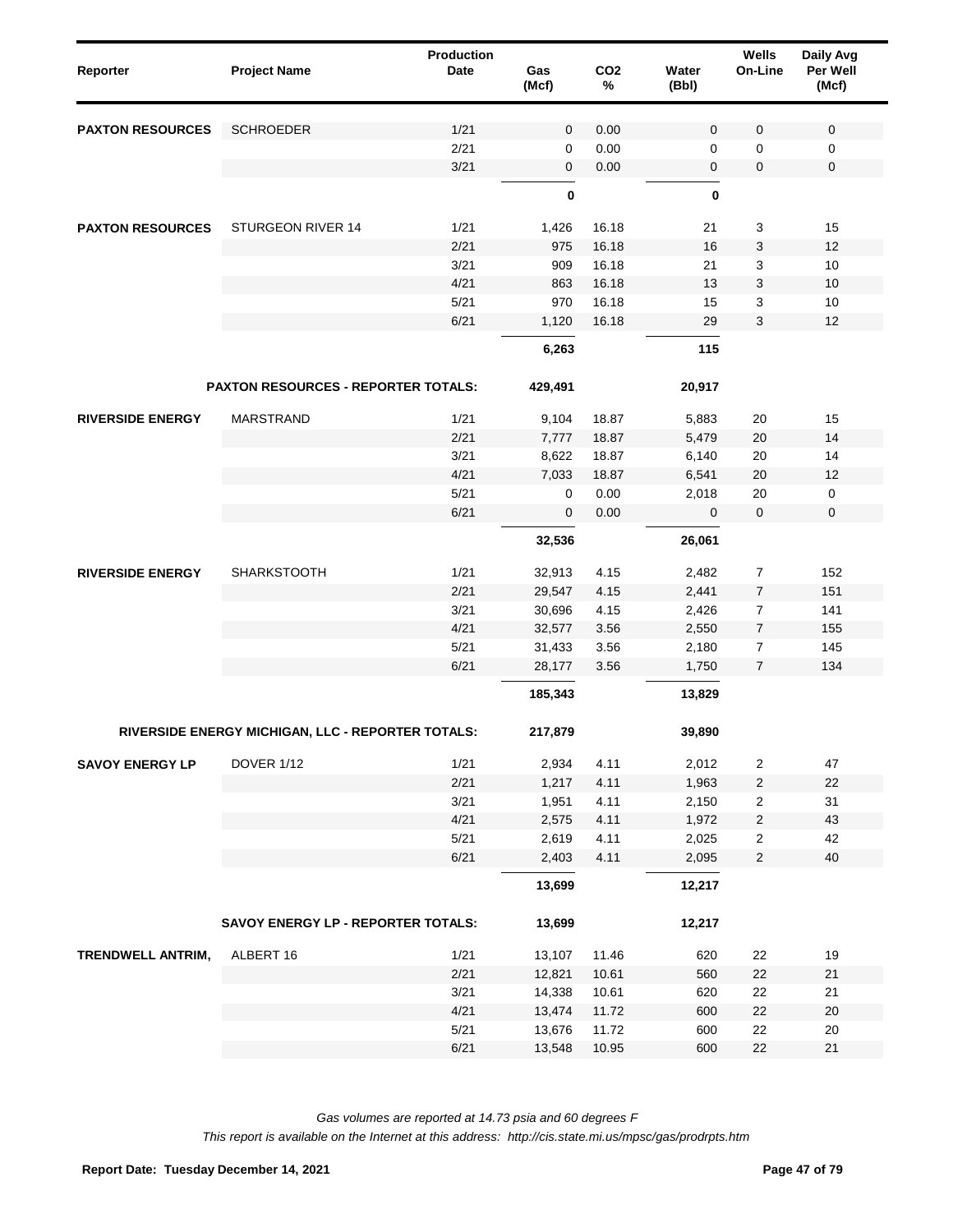| Reporter | Project Name | Production Date | Gas (Mcf) | CO2 % | Water (Bbl) | Wells On-Line | Daily Avg Per Well (Mcf) |
|---|---|---|---|---|---|---|---|
| **PAXTON RESOURCES** | SCHROEDER | 1/21 | 0 | 0.00 | 0 | 0 | 0 |
| | | 2/21 | 0 | 0.00 | 0 | 0 | 0 |
| | | 3/21 | 0 | 0.00 | 0 | 0 | 0 |
| | | | **0** | | **0** | | |
| **PAXTON RESOURCES** | STURGEON RIVER 14 | 1/21 | 1,426 | 16.18 | 21 | 3 | 15 |
| | | 2/21 | 975 | 16.18 | 16 | 3 | 12 |
| | | 3/21 | 909 | 16.18 | 21 | 3 | 10 |
| | | 4/21 | 863 | 16.18 | 13 | 3 | 10 |
| | | 5/21 | 970 | 16.18 | 15 | 3 | 10 |
| | | 6/21 | 1,120 | 16.18 | 29 | 3 | 12 |
| | | | **6,263** | | **115** | | |
| | **PAXTON RESOURCES - REPORTER TOTALS:** | | **429,491** | | **20,917** | | |
| **RIVERSIDE ENERGY** | MARSTRAND | 1/21 | 9,104 | 18.87 | 5,883 | 20 | 15 |
| | | 2/21 | 7,777 | 18.87 | 5,479 | 20 | 14 |
| | | 3/21 | 8,622 | 18.87 | 6,140 | 20 | 14 |
| | | 4/21 | 7,033 | 18.87 | 6,541 | 20 | 12 |
| | | 5/21 | 0 | 0.00 | 2,018 | 20 | 0 |
| | | 6/21 | 0 | 0.00 | 0 | 0 | 0 |
| | | | **32,536** | | **26,061** | | |
| **RIVERSIDE ENERGY** | SHARKSTOOTH | 1/21 | 32,913 | 4.15 | 2,482 | 7 | 152 |
| | | 2/21 | 29,547 | 4.15 | 2,441 | 7 | 151 |
| | | 3/21 | 30,696 | 4.15 | 2,426 | 7 | 141 |
| | | 4/21 | 32,577 | 3.56 | 2,550 | 7 | 155 |
| | | 5/21 | 31,433 | 3.56 | 2,180 | 7 | 145 |
| | | 6/21 | 28,177 | 3.56 | 1,750 | 7 | 134 |
| | | | **185,343** | | **13,829** | | |
| | **RIVERSIDE ENERGY MICHIGAN, LLC - REPORTER TOTALS:** | | **217,879** | | **39,890** | | |
| **SAVOY ENERGY LP** | DOVER 1/12 | 1/21 | 2,934 | 4.11 | 2,012 | 2 | 47 |
| | | 2/21 | 1,217 | 4.11 | 1,963 | 2 | 22 |
| | | 3/21 | 1,951 | 4.11 | 2,150 | 2 | 31 |
| | | 4/21 | 2,575 | 4.11 | 1,972 | 2 | 43 |
| | | 5/21 | 2,619 | 4.11 | 2,025 | 2 | 42 |
| | | 6/21 | 2,403 | 4.11 | 2,095 | 2 | 40 |
| | | | **13,699** | | **12,217** | | |
| | **SAVOY ENERGY LP - REPORTER TOTALS:** | | **13,699** | | **12,217** | | |
| **TRENDWELL ANTRIM,** | ALBERT 16 | 1/21 | 13,107 | 11.46 | 620 | 22 | 19 |
| | | 2/21 | 12,821 | 10.61 | 560 | 22 | 21 |
| | | 3/21 | 14,338 | 10.61 | 620 | 22 | 21 |
| | | 4/21 | 13,474 | 11.72 | 600 | 22 | 20 |
| | | 5/21 | 13,676 | 11.72 | 600 | 22 | 20 |
| | | 6/21 | 13,548 | 10.95 | 600 | 22 | 21 |

*Gas volumes are reported at 14.73 psia and 60 degrees F*

*This report is available on the Internet at this address: http://cis.state.mi.us/mpsc/gas/prodrpts.htm*

**Report Date: Tuesday December 14, 2021**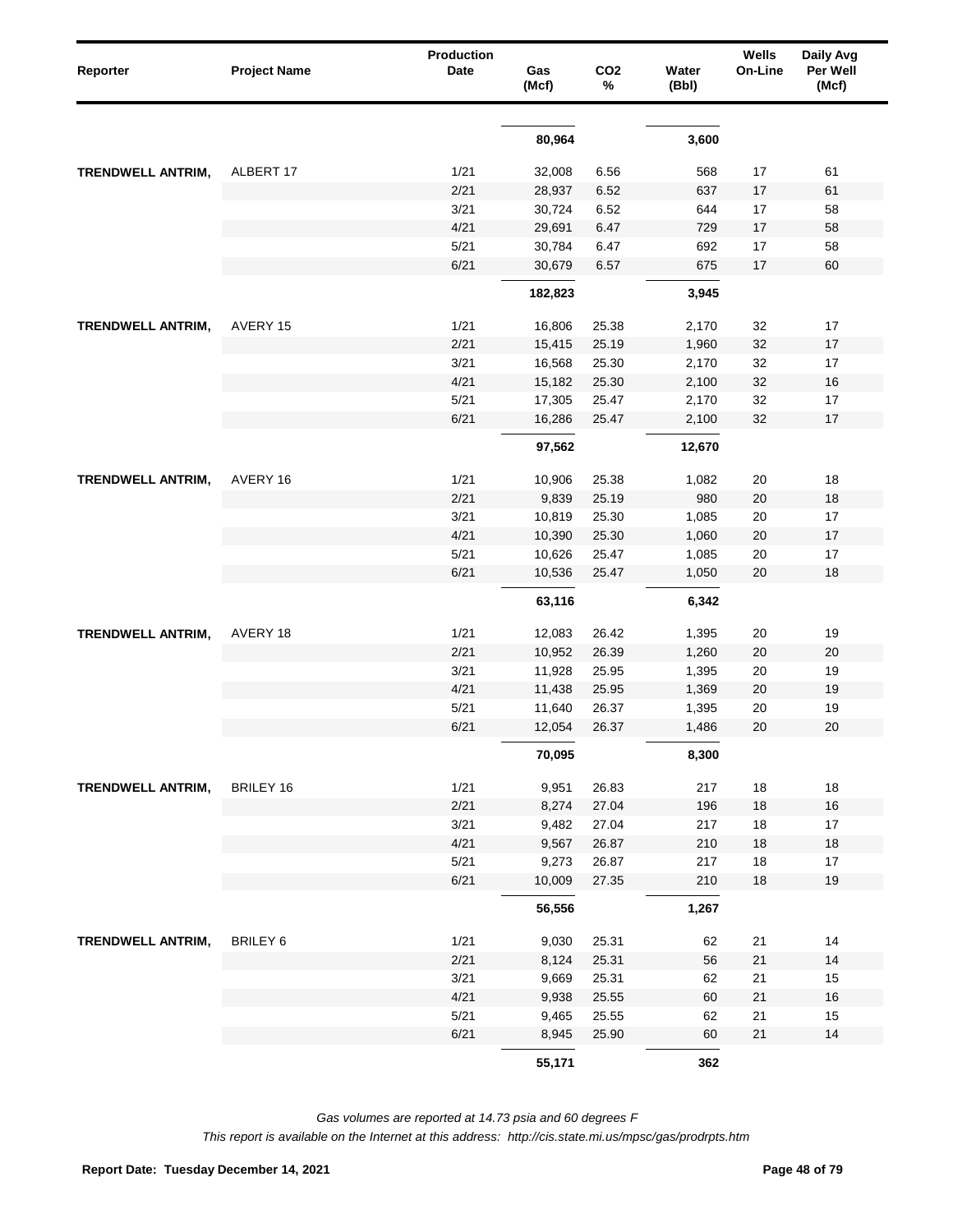| Reporter | Project Name | Production Date | Gas (Mcf) | $CO_2$ % | Water (Bbl) | Wells On-Line | Daily Avg Per Well (Mcf) |
|---|---|---|---|---|---|---|---|
| | | | **80,964** | | **3,600** | | |
| **TRENDWELL ANTRIM,** | ALBERT 17 | 1/21 | 32,008 | 6.56 | 568 | 17 | 61 |
| | | 2/21 | 28,937 | 6.52 | 637 | 17 | 61 |
| | | 3/21 | 30,724 | 6.52 | 644 | 17 | 58 |
| | | 4/21 | 29,691 | 6.47 | 729 | 17 | 58 |
| | | 5/21 | 30,784 | 6.47 | 692 | 17 | 58 |
| | | 6/21 | 30,679 | 6.57 | 675 | 17 | 60 |
| | | | **182,823** | | **3,945** | | |
| **TRENDWELL ANTRIM,** | AVERY 15 | 1/21 | 16,806 | 25.38 | 2,170 | 32 | 17 |
| | | 2/21 | 15,415 | 25.19 | 1,960 | 32 | 17 |
| | | 3/21 | 16,568 | 25.30 | 2,170 | 32 | 17 |
| | | 4/21 | 15,182 | 25.30 | 2,100 | 32 | 16 |
| | | 5/21 | 17,305 | 25.47 | 2,170 | 32 | 17 |
| | | 6/21 | 16,286 | 25.47 | 2,100 | 32 | 17 |
| | | | **97,562** | | **12,670** | | |
| **TRENDWELL ANTRIM,** | AVERY 16 | 1/21 | 10,906 | 25.38 | 1,082 | 20 | 18 |
| | | 2/21 | 9,839 | 25.19 | 980 | 20 | 18 |
| | | 3/21 | 10,819 | 25.30 | 1,085 | 20 | 17 |
| | | 4/21 | 10,390 | 25.30 | 1,060 | 20 | 17 |
| | | 5/21 | 10,626 | 25.47 | 1,085 | 20 | 17 |
| | | 6/21 | 10,536 | 25.47 | 1,050 | 20 | 18 |
| | | | **63,116** | | **6,342** | | |
| **TRENDWELL ANTRIM,** | AVERY 18 | 1/21 | 12,083 | 26.42 | 1,395 | 20 | 19 |
| | | 2/21 | 10,952 | 26.39 | 1,260 | 20 | 20 |
| | | 3/21 | 11,928 | 25.95 | 1,395 | 20 | 19 |
| | | 4/21 | 11,438 | 25.95 | 1,369 | 20 | 19 |
| | | 5/21 | 11,640 | 26.37 | 1,395 | 20 | 19 |
| | | 6/21 | 12,054 | 26.37 | 1,486 | 20 | 20 |
| | | | **70,095** | | **8,300** | | |
| **TRENDWELL ANTRIM,** | BRILEY 16 | 1/21 | 9,951 | 26.83 | 217 | 18 | 18 |
| | | 2/21 | 8,274 | 27.04 | 196 | 18 | 16 |
| | | 3/21 | 9,482 | 27.04 | 217 | 18 | 17 |
| | | 4/21 | 9,567 | 26.87 | 210 | 18 | 18 |
| | | 5/21 | 9,273 | 26.87 | 217 | 18 | 17 |
| | | 6/21 | 10,009 | 27.35 | 210 | 18 | 19 |
| | | | **56,556** | | **1,267** | | |
| **TRENDWELL ANTRIM,** | BRILEY 6 | 1/21 | 9,030 | 25.31 | 62 | 21 | 14 |
| | | 2/21 | 8,124 | 25.31 | 56 | 21 | 14 |
| | | 3/21 | 9,669 | 25.31 | 62 | 21 | 15 |
| | | 4/21 | 9,938 | 25.55 | 60 | 21 | 16 |
| | | 5/21 | 9,465 | 25.55 | 62 | 21 | 15 |
| | | 6/21 | 8,945 | 25.90 | 60 | 21 | 14 |
| | | | **55,171** | | **362** | | |

*Gas volumes are reported at 14.73 psia and 60 degrees F*

*This report is available on the Internet at this address: http://cis.state.mi.us/mpsc/gas/prodrpts.htm*

**Report Date: Tuesday December 14, 2021**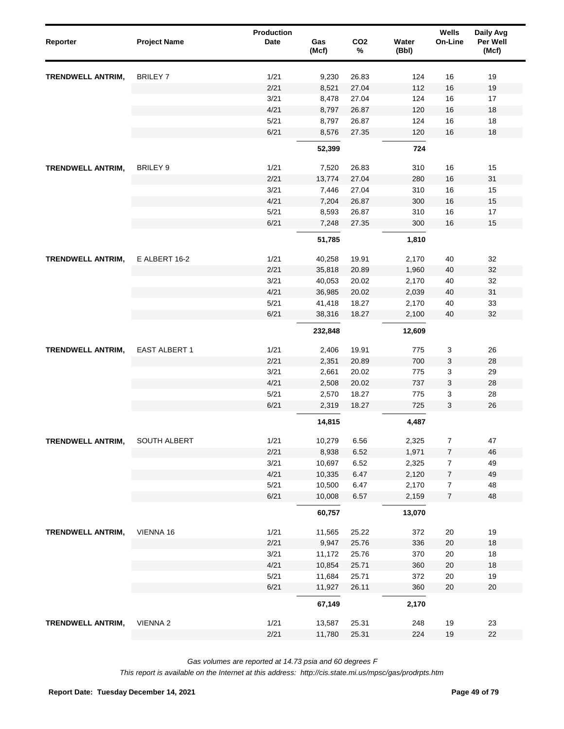| Reporter | Project Name | Production Date | Gas (Mcf) | $CO_2$ % | Water (Bbl) | Wells On-Line | Daily Avg Per Well (Mcf) |
|---|---|---|---|---|---|---|---|
| TRENDWELL ANTRIM, | BRILEY 7 | 1/21 | 9,230 | 26.83 | 124 | 16 | 19 |
| | | 2/21 | 8,521 | 27.04 | 112 | 16 | 19 |
| | | 3/21 | 8,478 | 27.04 | 124 | 16 | 17 |
| | | 4/21 | 8,797 | 26.87 | 120 | 16 | 18 |
| | | 5/21 | 8,797 | 26.87 | 124 | 16 | 18 |
| | | 6/21 | 8,576 | 27.35 | 120 | 16 | 18 |
| | | | **52,399** | | **724** | | |
| TRENDWELL ANTRIM, | BRILEY 9 | 1/21 | 7,520 | 26.83 | 310 | 16 | 15 |
| | | 2/21 | 13,774 | 27.04 | 280 | 16 | 31 |
| | | 3/21 | 7,446 | 27.04 | 310 | 16 | 15 |
| | | 4/21 | 7,204 | 26.87 | 300 | 16 | 15 |
| | | 5/21 | 8,593 | 26.87 | 310 | 16 | 17 |
| | | 6/21 | 7,248 | 27.35 | 300 | 16 | 15 |
| | | | **51,785** | | **1,810** | | |
| TRENDWELL ANTRIM, | E ALBERT 16-2 | 1/21 | 40,258 | 19.91 | 2,170 | 40 | 32 |
| | | 2/21 | 35,818 | 20.89 | 1,960 | 40 | 32 |
| | | 3/21 | 40,053 | 20.02 | 2,170 | 40 | 32 |
| | | 4/21 | 36,985 | 20.02 | 2,039 | 40 | 31 |
| | | 5/21 | 41,418 | 18.27 | 2,170 | 40 | 33 |
| | | 6/21 | 38,316 | 18.27 | 2,100 | 40 | 32 |
| | | | **232,848** | | **12,609** | | |
| TRENDWELL ANTRIM, | EAST ALBERT 1 | 1/21 | 2,406 | 19.91 | 775 | 3 | 26 |
| | | 2/21 | 2,351 | 20.89 | 700 | 3 | 28 |
| | | 3/21 | 2,661 | 20.02 | 775 | 3 | 29 |
| | | 4/21 | 2,508 | 20.02 | 737 | 3 | 28 |
| | | 5/21 | 2,570 | 18.27 | 775 | 3 | 28 |
| | | 6/21 | 2,319 | 18.27 | 725 | 3 | 26 |
| | | | **14,815** | | **4,487** | | |
| TRENDWELL ANTRIM, | SOUTH ALBERT | 1/21 | 10,279 | 6.56 | 2,325 | 7 | 47 |
| | | 2/21 | 8,938 | 6.52 | 1,971 | 7 | 46 |
| | | 3/21 | 10,697 | 6.52 | 2,325 | 7 | 49 |
| | | 4/21 | 10,335 | 6.47 | 2,120 | 7 | 49 |
| | | 5/21 | 10,500 | 6.47 | 2,170 | 7 | 48 |
| | | 6/21 | 10,008 | 6.57 | 2,159 | 7 | 48 |
| | | | **60,757** | | **13,070** | | |
| TRENDWELL ANTRIM, | VIENNA 16 | 1/21 | 11,565 | 25.22 | 372 | 20 | 19 |
| | | 2/21 | 9,947 | 25.76 | 336 | 20 | 18 |
| | | 3/21 | 11,172 | 25.76 | 370 | 20 | 18 |
| | | 4/21 | 10,854 | 25.71 | 360 | 20 | 18 |
| | | 5/21 | 11,684 | 25.71 | 372 | 20 | 19 |
| | | 6/21 | 11,927 | 26.11 | 360 | 20 | 20 |
| | | | **67,149** | | **2,170** | | |
| TRENDWELL ANTRIM, | VIENNA 2 | 1/21 | 13,587 | 25.31 | 248 | 19 | 23 |
| | | 2/21 | 11,780 | 25.31 | 224 | 19 | 22 |

*Gas volumes are reported at 14.73 psia and 60 degrees F*

*This report is available on the Internet at this address: http://cis.state.mi.us/mpsc/gas/prodrpts.htm*

**Report Date: Tuesday December 14, 2021**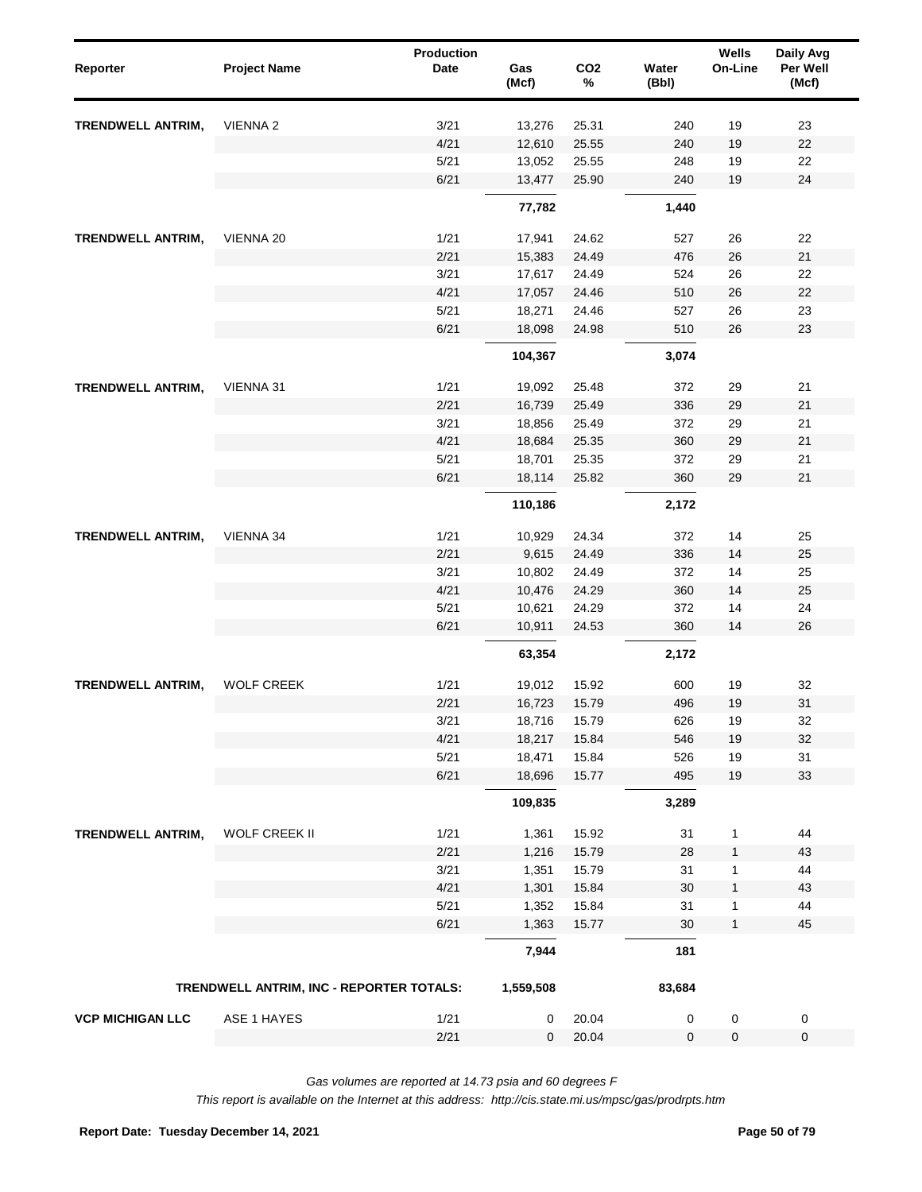| Reporter | Project Name | Production Date | Gas (Mcf) | $CO_2$ % | Water (Bbl) | Wells On-Line | Daily Avg Per Well (Mcf) |
|---|---|---|---|---|---|---|---|
| TRENDWELL ANTRIM, | VIENNA 2 | 3/21 | 13,276 | 25.31 | 240 | 19 | 23 |
| | | 4/21 | 12,610 | 25.55 | 240 | 19 | 22 |
| | | 5/21 | 13,052 | 25.55 | 248 | 19 | 22 |
| | | 6/21 | 13,477 | 25.90 | 240 | 19 | 24 |
| | | | **77,782** | | **1,440** | | |
| TRENDWELL ANTRIM, | VIENNA 20 | 1/21 | 17,941 | 24.62 | 527 | 26 | 22 |
| | | 2/21 | 15,383 | 24.49 | 476 | 26 | 21 |
| | | 3/21 | 17,617 | 24.49 | 524 | 26 | 22 |
| | | 4/21 | 17,057 | 24.46 | 510 | 26 | 22 |
| | | 5/21 | 18,271 | 24.46 | 527 | 26 | 23 |
| | | 6/21 | 18,098 | 24.98 | 510 | 26 | 23 |
| | | | **104,367** | | **3,074** | | |
| TRENDWELL ANTRIM, | VIENNA 31 | 1/21 | 19,092 | 25.48 | 372 | 29 | 21 |
| | | 2/21 | 16,739 | 25.49 | 336 | 29 | 21 |
| | | 3/21 | 18,856 | 25.49 | 372 | 29 | 21 |
| | | 4/21 | 18,684 | 25.35 | 360 | 29 | 21 |
| | | 5/21 | 18,701 | 25.35 | 372 | 29 | 21 |
| | | 6/21 | 18,114 | 25.82 | 360 | 29 | 21 |
| | | | **110,186** | | **2,172** | | |
| TRENDWELL ANTRIM, | VIENNA 34 | 1/21 | 10,929 | 24.34 | 372 | 14 | 25 |
| | | 2/21 | 9,615 | 24.49 | 336 | 14 | 25 |
| | | 3/21 | 10,802 | 24.49 | 372 | 14 | 25 |
| | | 4/21 | 10,476 | 24.29 | 360 | 14 | 25 |
| | | 5/21 | 10,621 | 24.29 | 372 | 14 | 24 |
| | | 6/21 | 10,911 | 24.53 | 360 | 14 | 26 |
| | | | **63,354** | | **2,172** | | |
| TRENDWELL ANTRIM, | WOLF CREEK | 1/21 | 19,012 | 15.92 | 600 | 19 | 32 |
| | | 2/21 | 16,723 | 15.79 | 496 | 19 | 31 |
| | | 3/21 | 18,716 | 15.79 | 626 | 19 | 32 |
| | | 4/21 | 18,217 | 15.84 | 546 | 19 | 32 |
| | | 5/21 | 18,471 | 15.84 | 526 | 19 | 31 |
| | | 6/21 | 18,696 | 15.77 | 495 | 19 | 33 |
| | | | **109,835** | | **3,289** | | |
| TRENDWELL ANTRIM, | WOLF CREEK II | 1/21 | 1,361 | 15.92 | 31 | 1 | 44 |
| | | 2/21 | 1,216 | 15.79 | 28 | 1 | 43 |
| | | 3/21 | 1,351 | 15.79 | 31 | 1 | 44 |
| | | 4/21 | 1,301 | 15.84 | 30 | 1 | 43 |
| | | 5/21 | 1,352 | 15.84 | 31 | 1 | 44 |
| | | 6/21 | 1,363 | 15.77 | 30 | 1 | 45 |
| | | | **7,944** | | **181** | | |
| | **TRENDWELL ANTRIM, INC - REPORTER TOTALS:** | | **1,559,508** | | **83,684** | | |
| VCP MICHIGAN LLC | ASE 1 HAYES | 1/21 | 0 | 20.04 | 0 | 0 | 0 |
| | | 2/21 | 0 | 20.04 | 0 | 0 | 0 |

*Gas volumes are reported at 14.73 psia and 60 degrees F*

*This report is available on the Internet at this address: http://cis.state.mi.us/mpsc/gas/prodrpts.htm*

**Report Date: Tuesday December 14, 2021**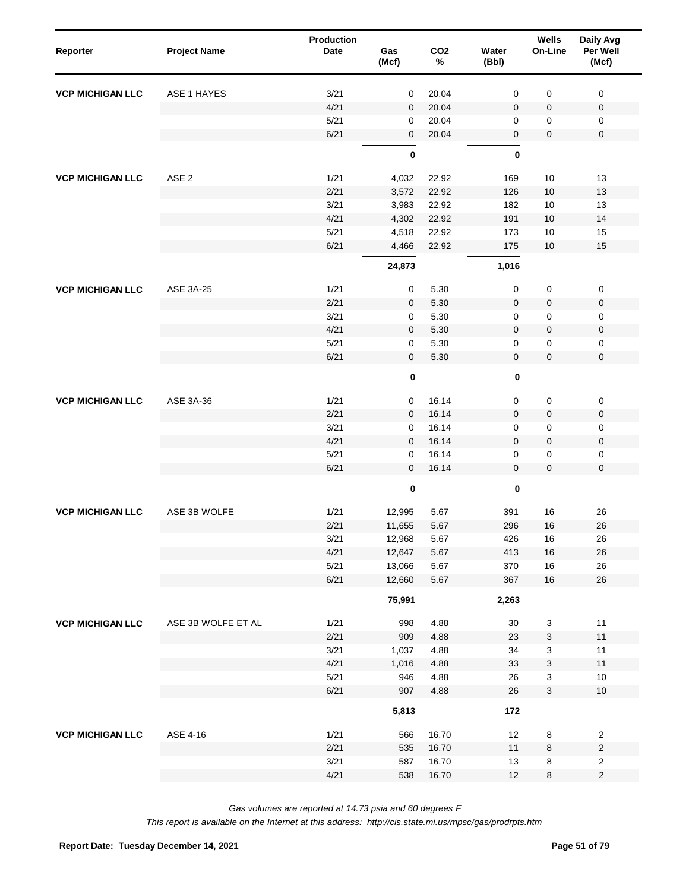| Reporter | Project Name | Production Date | Gas (Mcf) | $CO_2$ % | Water (Bbl) | Wells On-Line | Daily Avg Per Well (Mcf) |
|---|---|---|---|---|---|---|---|
| VCP MICHIGAN LLC | ASE 1 HAYES | 3/21 | 0 | 20.04 | 0 | 0 | 0 |
| | | 4/21 | 0 | 20.04 | 0 | 0 | 0 |
| | | 5/21 | 0 | 20.04 | 0 | 0 | 0 |
| | | 6/21 | 0 | 20.04 | 0 | 0 | 0 |
| | | | **0** | | **0** | | |
| VCP MICHIGAN LLC | ASE 2 | 1/21 | 4,032 | 22.92 | 169 | 10 | 13 |
| | | 2/21 | 3,572 | 22.92 | 126 | 10 | 13 |
| | | 3/21 | 3,983 | 22.92 | 182 | 10 | 13 |
| | | 4/21 | 4,302 | 22.92 | 191 | 10 | 14 |
| | | 5/21 | 4,518 | 22.92 | 173 | 10 | 15 |
| | | 6/21 | 4,466 | 22.92 | 175 | 10 | 15 |
| | | | **24,873** | | **1,016** | | |
| VCP MICHIGAN LLC | ASE 3A-25 | 1/21 | 0 | 5.30 | 0 | 0 | 0 |
| | | 2/21 | 0 | 5.30 | 0 | 0 | 0 |
| | | 3/21 | 0 | 5.30 | 0 | 0 | 0 |
| | | 4/21 | 0 | 5.30 | 0 | 0 | 0 |
| | | 5/21 | 0 | 5.30 | 0 | 0 | 0 |
| | | 6/21 | 0 | 5.30 | 0 | 0 | 0 |
| | | | **0** | | **0** | | |
| VCP MICHIGAN LLC | ASE 3A-36 | 1/21 | 0 | 16.14 | 0 | 0 | 0 |
| | | 2/21 | 0 | 16.14 | 0 | 0 | 0 |
| | | 3/21 | 0 | 16.14 | 0 | 0 | 0 |
| | | 4/21 | 0 | 16.14 | 0 | 0 | 0 |
| | | 5/21 | 0 | 16.14 | 0 | 0 | 0 |
| | | 6/21 | 0 | 16.14 | 0 | 0 | 0 |
| | | | **0** | | **0** | | |
| VCP MICHIGAN LLC | ASE 3B WOLFE | 1/21 | 12,995 | 5.67 | 391 | 16 | 26 |
| | | 2/21 | 11,655 | 5.67 | 296 | 16 | 26 |
| | | 3/21 | 12,968 | 5.67 | 426 | 16 | 26 |
| | | 4/21 | 12,647 | 5.67 | 413 | 16 | 26 |
| | | 5/21 | 13,066 | 5.67 | 370 | 16 | 26 |
| | | 6/21 | 12,660 | 5.67 | 367 | 16 | 26 |
| | | | **75,991** | | **2,263** | | |
| VCP MICHIGAN LLC | ASE 3B WOLFE ET AL | 1/21 | 998 | 4.88 | 30 | 3 | 11 |
| | | 2/21 | 909 | 4.88 | 23 | 3 | 11 |
| | | 3/21 | 1,037 | 4.88 | 34 | 3 | 11 |
| | | 4/21 | 1,016 | 4.88 | 33 | 3 | 11 |
| | | 5/21 | 946 | 4.88 | 26 | 3 | 10 |
| | | 6/21 | 907 | 4.88 | 26 | 3 | 10 |
| | | | **5,813** | | **172** | | |
| VCP MICHIGAN LLC | ASE 4-16 | 1/21 | 566 | 16.70 | 12 | 8 | 2 |
| | | 2/21 | 535 | 16.70 | 11 | 8 | 2 |
| | | 3/21 | 587 | 16.70 | 13 | 8 | 2 |
| | | 4/21 | 538 | 16.70 | 12 | 8 | 2 |

*Gas volumes are reported at 14.73 psia and 60 degrees F*

*This report is available on the Internet at this address: http://cis.state.mi.us/mpsc/gas/prodrpts.htm*

**Report Date: Tuesday December 14, 2021**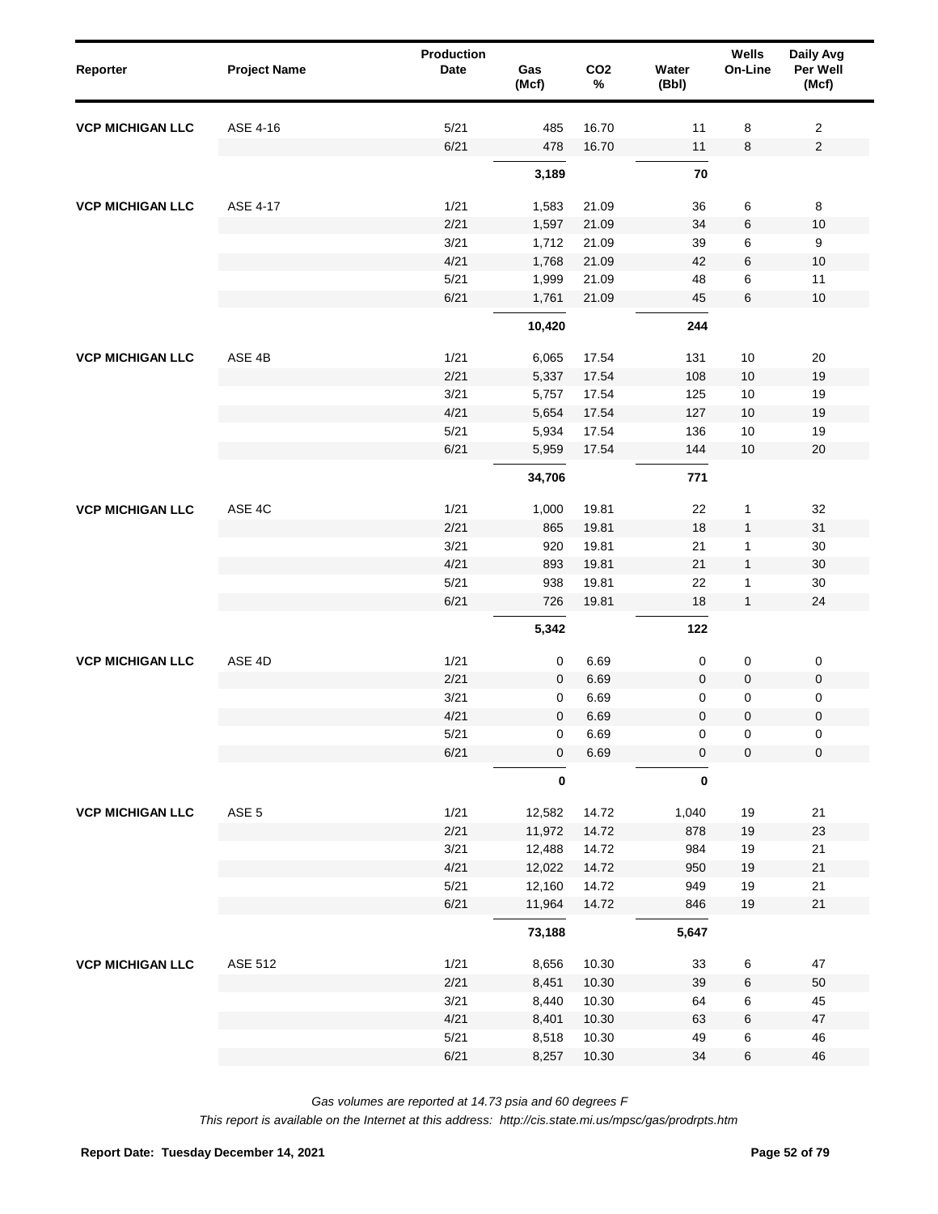| Reporter | Project Name | Production Date | Gas (Mcf) | $CO_2$ % | Water (Bbl) | Wells On-Line | Daily Avg Per Well (Mcf) |
|---|---|---|---|---|---|---|---|
| VCP MICHIGAN LLC | ASE 4-16 | 5/21 | 485 | 16.70 | 11 | 8 | 2 |
| | | 6/21 | 478 | 16.70 | 11 | 8 | 2 |
| | | | **3,189** | | **70** | | |
| VCP MICHIGAN LLC | ASE 4-17 | 1/21 | 1,583 | 21.09 | 36 | 6 | 8 |
| | | 2/21 | 1,597 | 21.09 | 34 | 6 | 10 |
| | | 3/21 | 1,712 | 21.09 | 39 | 6 | 9 |
| | | 4/21 | 1,768 | 21.09 | 42 | 6 | 10 |
| | | 5/21 | 1,999 | 21.09 | 48 | 6 | 11 |
| | | 6/21 | 1,761 | 21.09 | 45 | 6 | 10 |
| | | | **10,420** | | **244** | | |
| VCP MICHIGAN LLC | ASE 4B | 1/21 | 6,065 | 17.54 | 131 | 10 | 20 |
| | | 2/21 | 5,337 | 17.54 | 108 | 10 | 19 |
| | | 3/21 | 5,757 | 17.54 | 125 | 10 | 19 |
| | | 4/21 | 5,654 | 17.54 | 127 | 10 | 19 |
| | | 5/21 | 5,934 | 17.54 | 136 | 10 | 19 |
| | | 6/21 | 5,959 | 17.54 | 144 | 10 | 20 |
| | | | **34,706** | | **771** | | |
| VCP MICHIGAN LLC | ASE 4C | 1/21 | 1,000 | 19.81 | 22 | 1 | 32 |
| | | 2/21 | 865 | 19.81 | 18 | 1 | 31 |
| | | 3/21 | 920 | 19.81 | 21 | 1 | 30 |
| | | 4/21 | 893 | 19.81 | 21 | 1 | 30 |
| | | 5/21 | 938 | 19.81 | 22 | 1 | 30 |
| | | 6/21 | 726 | 19.81 | 18 | 1 | 24 |
| | | | **5,342** | | **122** | | |
| VCP MICHIGAN LLC | ASE 4D | 1/21 | 0 | 6.69 | 0 | 0 | 0 |
| | | 2/21 | 0 | 6.69 | 0 | 0 | 0 |
| | | 3/21 | 0 | 6.69 | 0 | 0 | 0 |
| | | 4/21 | 0 | 6.69 | 0 | 0 | 0 |
| | | 5/21 | 0 | 6.69 | 0 | 0 | 0 |
| | | 6/21 | 0 | 6.69 | 0 | 0 | 0 |
| | | | **0** | | **0** | | |
| VCP MICHIGAN LLC | ASE 5 | 1/21 | 12,582 | 14.72 | 1,040 | 19 | 21 |
| | | 2/21 | 11,972 | 14.72 | 878 | 19 | 23 |
| | | 3/21 | 12,488 | 14.72 | 984 | 19 | 21 |
| | | 4/21 | 12,022 | 14.72 | 950 | 19 | 21 |
| | | 5/21 | 12,160 | 14.72 | 949 | 19 | 21 |
| | | 6/21 | 11,964 | 14.72 | 846 | 19 | 21 |
| | | | **73,188** | | **5,647** | | |
| VCP MICHIGAN LLC | ASE 512 | 1/21 | 8,656 | 10.30 | 33 | 6 | 47 |
| | | 2/21 | 8,451 | 10.30 | 39 | 6 | 50 |
| | | 3/21 | 8,440 | 10.30 | 64 | 6 | 45 |
| | | 4/21 | 8,401 | 10.30 | 63 | 6 | 47 |
| | | 5/21 | 8,518 | 10.30 | 49 | 6 | 46 |
| | | 6/21 | 8,257 | 10.30 | 34 | 6 | 46 |

*Gas volumes are reported at 14.73 psia and 60 degrees F*

*This report is available on the Internet at this address: http://cis.state.mi.us/mpsc/gas/prodrpts.htm*

**Report Date: Tuesday December 14, 2021**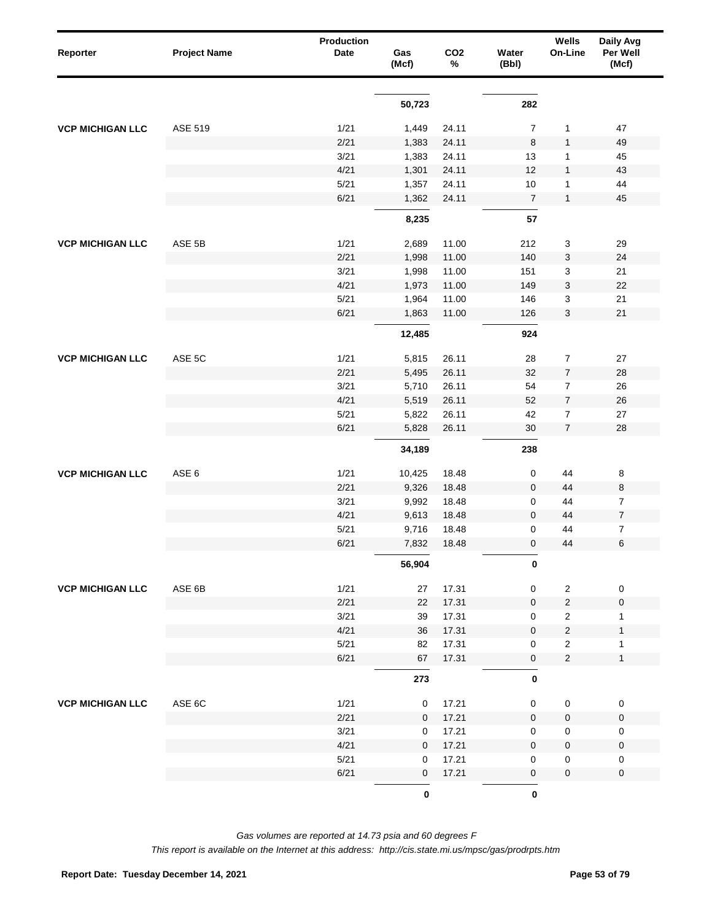| Reporter | Project Name | Production Date | Gas (Mcf) | $CO_2$ % | Water (Bbl) | Wells On-Line | Daily Avg Per Well (Mcf) |
|---|---|---|---|---|---|---|---|
| | | | **50,723** | | **282** | | |
| **VCP MICHIGAN LLC** | ASE 519 | 1/21 | 1,449 | 24.11 | 7 | 1 | 47 |
| | | 2/21 | 1,383 | 24.11 | 8 | 1 | 49 |
| | | 3/21 | 1,383 | 24.11 | 13 | 1 | 45 |
| | | 4/21 | 1,301 | 24.11 | 12 | 1 | 43 |
| | | 5/21 | 1,357 | 24.11 | 10 | 1 | 44 |
| | | 6/21 | 1,362 | 24.11 | 7 | 1 | 45 |
| | | | **8,235** | | **57** | | |
| **VCP MICHIGAN LLC** | ASE 5B | 1/21 | 2,689 | 11.00 | 212 | 3 | 29 |
| | | 2/21 | 1,998 | 11.00 | 140 | 3 | 24 |
| | | 3/21 | 1,998 | 11.00 | 151 | 3 | 21 |
| | | 4/21 | 1,973 | 11.00 | 149 | 3 | 22 |
| | | 5/21 | 1,964 | 11.00 | 146 | 3 | 21 |
| | | 6/21 | 1,863 | 11.00 | 126 | 3 | 21 |
| | | | **12,485** | | **924** | | |
| **VCP MICHIGAN LLC** | ASE 5C | 1/21 | 5,815 | 26.11 | 28 | 7 | 27 |
| | | 2/21 | 5,495 | 26.11 | 32 | 7 | 28 |
| | | 3/21 | 5,710 | 26.11 | 54 | 7 | 26 |
| | | 4/21 | 5,519 | 26.11 | 52 | 7 | 26 |
| | | 5/21 | 5,822 | 26.11 | 42 | 7 | 27 |
| | | 6/21 | 5,828 | 26.11 | 30 | 7 | 28 |
| | | | **34,189** | | **238** | | |
| **VCP MICHIGAN LLC** | ASE 6 | 1/21 | 10,425 | 18.48 | 0 | 44 | 8 |
| | | 2/21 | 9,326 | 18.48 | 0 | 44 | 8 |
| | | 3/21 | 9,992 | 18.48 | 0 | 44 | 7 |
| | | 4/21 | 9,613 | 18.48 | 0 | 44 | 7 |
| | | 5/21 | 9,716 | 18.48 | 0 | 44 | 7 |
| | | 6/21 | 7,832 | 18.48 | 0 | 44 | 6 |
| | | | **56,904** | | **0** | | |
| **VCP MICHIGAN LLC** | ASE 6B | 1/21 | 27 | 17.31 | 0 | 2 | 0 |
| | | 2/21 | 22 | 17.31 | 0 | 2 | 0 |
| | | 3/21 | 39 | 17.31 | 0 | 2 | 1 |
| | | 4/21 | 36 | 17.31 | 0 | 2 | 1 |
| | | 5/21 | 82 | 17.31 | 0 | 2 | 1 |
| | | 6/21 | 67 | 17.31 | 0 | 2 | 1 |
| | | | **273** | | **0** | | |
| **VCP MICHIGAN LLC** | ASE 6C | 1/21 | 0 | 17.21 | 0 | 0 | 0 |
| | | 2/21 | 0 | 17.21 | 0 | 0 | 0 |
| | | 3/21 | 0 | 17.21 | 0 | 0 | 0 |
| | | 4/21 | 0 | 17.21 | 0 | 0 | 0 |
| | | 5/21 | 0 | 17.21 | 0 | 0 | 0 |
| | | 6/21 | 0 | 17.21 | 0 | 0 | 0 |
| | | | **0** | | **0** | | |

*Gas volumes are reported at 14.73 psia and 60 degrees F*

*This report is available on the Internet at this address: http://cis.state.mi.us/mpsc/gas/prodrpts.htm*

**Report Date: Tuesday December 14, 2021**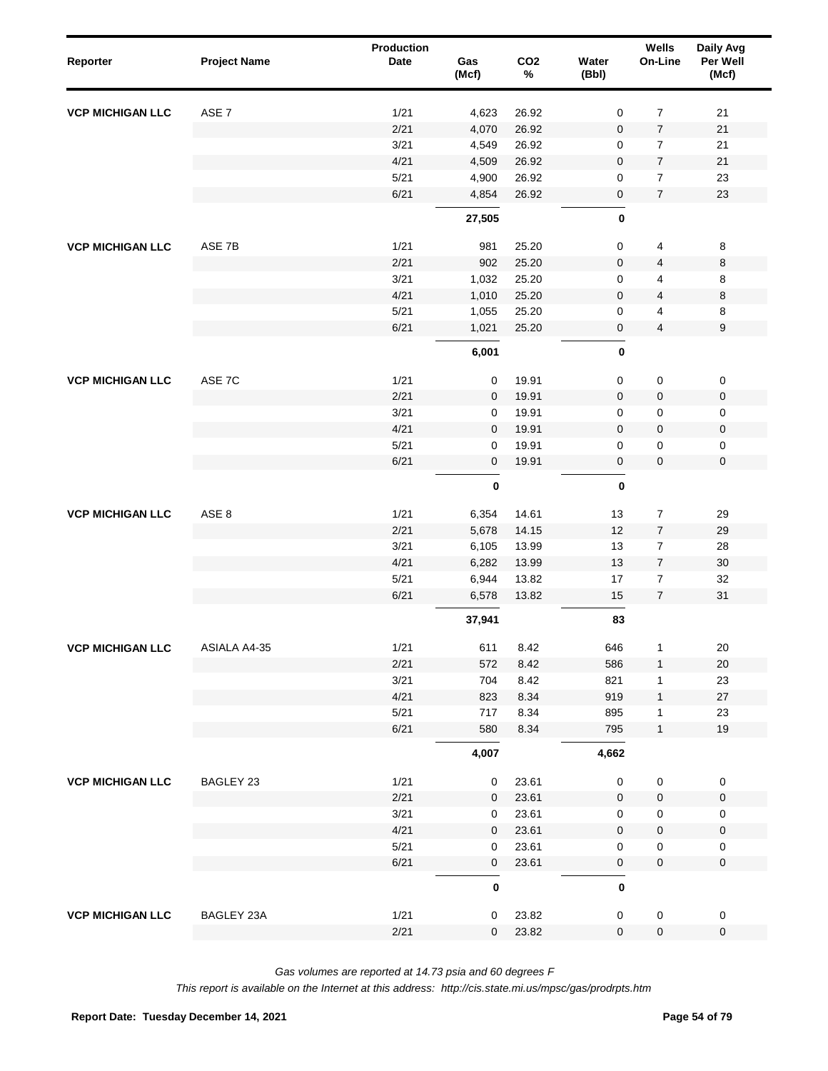| Reporter | Project Name | Production Date | Gas (Mcf) | $CO_2$ % | Water (Bbl) | Wells On-Line | Daily Avg Per Well (Mcf) |
|---|---|---|---|---|---|---|---|
| **VCP MICHIGAN LLC** | ASE 7 | 1/21 | 4,623 | 26.92 | 0 | 7 | 21 |
| | | 2/21 | 4,070 | 26.92 | 0 | 7 | 21 |
| | | 3/21 | 4,549 | 26.92 | 0 | 7 | 21 |
| | | 4/21 | 4,509 | 26.92 | 0 | 7 | 21 |
| | | 5/21 | 4,900 | 26.92 | 0 | 7 | 23 |
| | | 6/21 | 4,854 | 26.92 | 0 | 7 | 23 |
| | | | **27,505** | | **0** | | |
| **VCP MICHIGAN LLC** | ASE 7B | 1/21 | 981 | 25.20 | 0 | 4 | 8 |
| | | 2/21 | 902 | 25.20 | 0 | 4 | 8 |
| | | 3/21 | 1,032 | 25.20 | 0 | 4 | 8 |
| | | 4/21 | 1,010 | 25.20 | 0 | 4 | 8 |
| | | 5/21 | 1,055 | 25.20 | 0 | 4 | 8 |
| | | 6/21 | 1,021 | 25.20 | 0 | 4 | 9 |
| | | | **6,001** | | **0** | | |
| **VCP MICHIGAN LLC** | ASE 7C | 1/21 | 0 | 19.91 | 0 | 0 | 0 |
| | | 2/21 | 0 | 19.91 | 0 | 0 | 0 |
| | | 3/21 | 0 | 19.91 | 0 | 0 | 0 |
| | | 4/21 | 0 | 19.91 | 0 | 0 | 0 |
| | | 5/21 | 0 | 19.91 | 0 | 0 | 0 |
| | | 6/21 | 0 | 19.91 | 0 | 0 | 0 |
| | | | **0** | | **0** | | |
| **VCP MICHIGAN LLC** | ASE 8 | 1/21 | 6,354 | 14.61 | 13 | 7 | 29 |
| | | 2/21 | 5,678 | 14.15 | 12 | 7 | 29 |
| | | 3/21 | 6,105 | 13.99 | 13 | 7 | 28 |
| | | 4/21 | 6,282 | 13.99 | 13 | 7 | 30 |
| | | 5/21 | 6,944 | 13.82 | 17 | 7 | 32 |
| | | 6/21 | 6,578 | 13.82 | 15 | 7 | 31 |
| | | | **37,941** | | **83** | | |
| **VCP MICHIGAN LLC** | ASIALA A4-35 | 1/21 | 611 | 8.42 | 646 | 1 | 20 |
| | | 2/21 | 572 | 8.42 | 586 | 1 | 20 |
| | | 3/21 | 704 | 8.42 | 821 | 1 | 23 |
| | | 4/21 | 823 | 8.34 | 919 | 1 | 27 |
| | | 5/21 | 717 | 8.34 | 895 | 1 | 23 |
| | | 6/21 | 580 | 8.34 | 795 | 1 | 19 |
| | | | **4,007** | | **4,662** | | |
| **VCP MICHIGAN LLC** | BAGLEY 23 | 1/21 | 0 | 23.61 | 0 | 0 | 0 |
| | | 2/21 | 0 | 23.61 | 0 | 0 | 0 |
| | | 3/21 | 0 | 23.61 | 0 | 0 | 0 |
| | | 4/21 | 0 | 23.61 | 0 | 0 | 0 |
| | | 5/21 | 0 | 23.61 | 0 | 0 | 0 |
| | | 6/21 | 0 | 23.61 | 0 | 0 | 0 |
| | | | **0** | | **0** | | |
| **VCP MICHIGAN LLC** | BAGLEY 23A | 1/21 | 0 | 23.82 | 0 | 0 | 0 |
| | | 2/21 | 0 | 23.82 | 0 | 0 | 0 |

*Gas volumes are reported at 14.73 psia and 60 degrees F*

*This report is available on the Internet at this address: http://cis.state.mi.us/mpsc/gas/prodrpts.htm*

**Report Date: Tuesday December 14, 2021**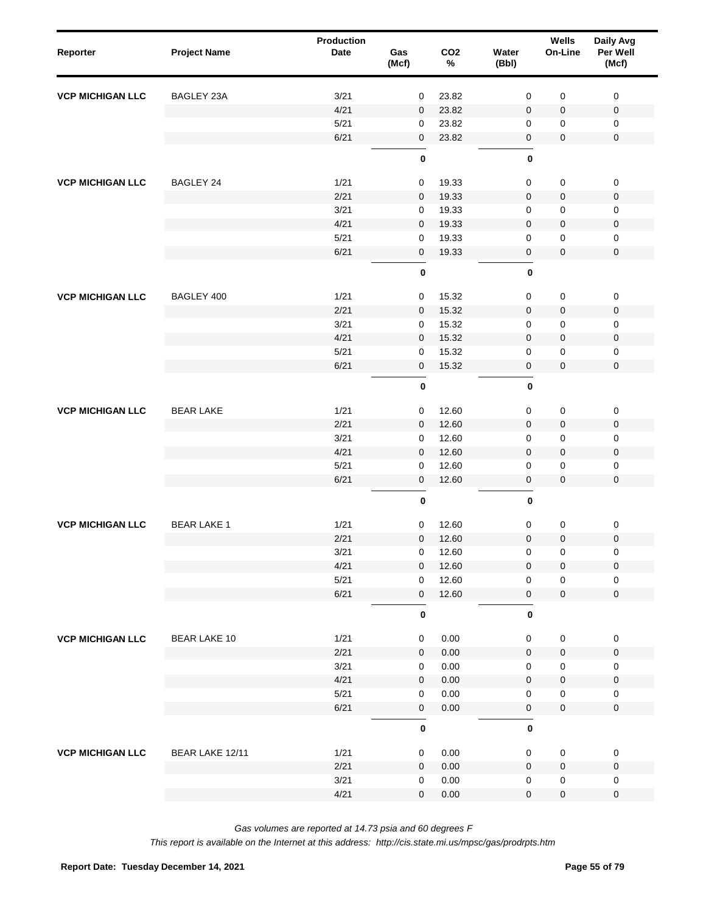| Reporter | Project Name | Production Date | Gas (Mcf) | CO2 % | Water (Bbl) | Wells On-Line | Daily Avg Per Well (Mcf) |
|---|---|---|---|---|---|---|---|
| **VCP MICHIGAN LLC** | BAGLEY 23A | 3/21 | 0 | 23.82 | 0 | 0 | 0 |
| | | 4/21 | 0 | 23.82 | 0 | 0 | 0 |
| | | 5/21 | 0 | 23.82 | 0 | 0 | 0 |
| | | 6/21 | 0 | 23.82 | 0 | 0 | 0 |
| | | | **0** | | **0** | | |
| **VCP MICHIGAN LLC** | BAGLEY 24 | 1/21 | 0 | 19.33 | 0 | 0 | 0 |
| | | 2/21 | 0 | 19.33 | 0 | 0 | 0 |
| | | 3/21 | 0 | 19.33 | 0 | 0 | 0 |
| | | 4/21 | 0 | 19.33 | 0 | 0 | 0 |
| | | 5/21 | 0 | 19.33 | 0 | 0 | 0 |
| | | 6/21 | 0 | 19.33 | 0 | 0 | 0 |
| | | | **0** | | **0** | | |
| **VCP MICHIGAN LLC** | BAGLEY 400 | 1/21 | 0 | 15.32 | 0 | 0 | 0 |
| | | 2/21 | 0 | 15.32 | 0 | 0 | 0 |
| | | 3/21 | 0 | 15.32 | 0 | 0 | 0 |
| | | 4/21 | 0 | 15.32 | 0 | 0 | 0 |
| | | 5/21 | 0 | 15.32 | 0 | 0 | 0 |
| | | 6/21 | 0 | 15.32 | 0 | 0 | 0 |
| | | | **0** | | **0** | | |
| **VCP MICHIGAN LLC** | BEAR LAKE | 1/21 | 0 | 12.60 | 0 | 0 | 0 |
| | | 2/21 | 0 | 12.60 | 0 | 0 | 0 |
| | | 3/21 | 0 | 12.60 | 0 | 0 | 0 |
| | | 4/21 | 0 | 12.60 | 0 | 0 | 0 |
| | | 5/21 | 0 | 12.60 | 0 | 0 | 0 |
| | | 6/21 | 0 | 12.60 | 0 | 0 | 0 |
| | | | **0** | | **0** | | |
| **VCP MICHIGAN LLC** | BEAR LAKE 1 | 1/21 | 0 | 12.60 | 0 | 0 | 0 |
| | | 2/21 | 0 | 12.60 | 0 | 0 | 0 |
| | | 3/21 | 0 | 12.60 | 0 | 0 | 0 |
| | | 4/21 | 0 | 12.60 | 0 | 0 | 0 |
| | | 5/21 | 0 | 12.60 | 0 | 0 | 0 |
| | | 6/21 | 0 | 12.60 | 0 | 0 | 0 |
| | | | **0** | | **0** | | |
| **VCP MICHIGAN LLC** | BEAR LAKE 10 | 1/21 | 0 | 0.00 | 0 | 0 | 0 |
| | | 2/21 | 0 | 0.00 | 0 | 0 | 0 |
| | | 3/21 | 0 | 0.00 | 0 | 0 | 0 |
| | | 4/21 | 0 | 0.00 | 0 | 0 | 0 |
| | | 5/21 | 0 | 0.00 | 0 | 0 | 0 |
| | | 6/21 | 0 | 0.00 | 0 | 0 | 0 |
| | | | **0** | | **0** | | |
| **VCP MICHIGAN LLC** | BEAR LAKE 12/11 | 1/21 | 0 | 0.00 | 0 | 0 | 0 |
| | | 2/21 | 0 | 0.00 | 0 | 0 | 0 |
| | | 3/21 | 0 | 0.00 | 0 | 0 | 0 |
| | | 4/21 | 0 | 0.00 | 0 | 0 | 0 |

*Gas volumes are reported at 14.73 psia and 60 degrees F*

*This report is available on the Internet at this address: http://cis.state.mi.us/mpsc/gas/prodrpts.htm*

**Report Date: Tuesday December 14, 2021**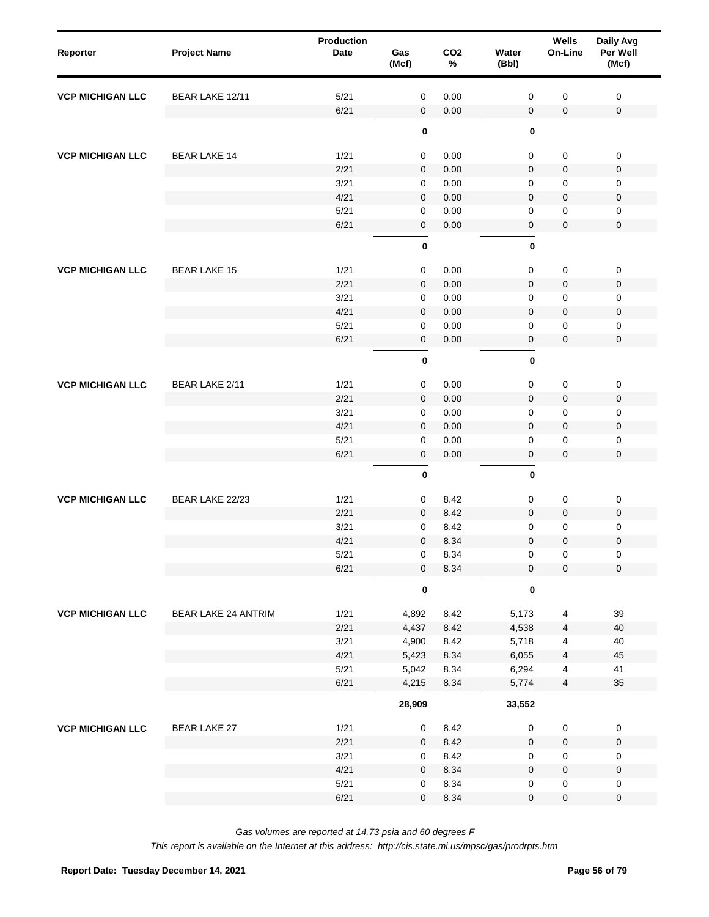| Reporter | Project Name | Production Date | Gas (Mcf) | $CO_2$ % | Water (Bbl) | Wells On-Line | Daily Avg Per Well (Mcf) |
|---|---|---|---|---|---|---|---|
| **VCP MICHIGAN LLC** | BEAR LAKE 12/11 | 5/21 | 0 | 0.00 | 0 | 0 | 0 |
| | | 6/21 | 0 | 0.00 | 0 | 0 | 0 |
| | | | **0** | | **0** | | |
| **VCP MICHIGAN LLC** | BEAR LAKE 14 | 1/21 | 0 | 0.00 | 0 | 0 | 0 |
| | | 2/21 | 0 | 0.00 | 0 | 0 | 0 |
| | | 3/21 | 0 | 0.00 | 0 | 0 | 0 |
| | | 4/21 | 0 | 0.00 | 0 | 0 | 0 |
| | | 5/21 | 0 | 0.00 | 0 | 0 | 0 |
| | | 6/21 | 0 | 0.00 | 0 | 0 | 0 |
| | | | **0** | | **0** | | |
| **VCP MICHIGAN LLC** | BEAR LAKE 15 | 1/21 | 0 | 0.00 | 0 | 0 | 0 |
| | | 2/21 | 0 | 0.00 | 0 | 0 | 0 |
| | | 3/21 | 0 | 0.00 | 0 | 0 | 0 |
| | | 4/21 | 0 | 0.00 | 0 | 0 | 0 |
| | | 5/21 | 0 | 0.00 | 0 | 0 | 0 |
| | | 6/21 | 0 | 0.00 | 0 | 0 | 0 |
| | | | **0** | | **0** | | |
| **VCP MICHIGAN LLC** | BEAR LAKE 2/11 | 1/21 | 0 | 0.00 | 0 | 0 | 0 |
| | | 2/21 | 0 | 0.00 | 0 | 0 | 0 |
| | | 3/21 | 0 | 0.00 | 0 | 0 | 0 |
| | | 4/21 | 0 | 0.00 | 0 | 0 | 0 |
| | | 5/21 | 0 | 0.00 | 0 | 0 | 0 |
| | | 6/21 | 0 | 0.00 | 0 | 0 | 0 |
| | | | **0** | | **0** | | |
| **VCP MICHIGAN LLC** | BEAR LAKE 22/23 | 1/21 | 0 | 8.42 | 0 | 0 | 0 |
| | | 2/21 | 0 | 8.42 | 0 | 0 | 0 |
| | | 3/21 | 0 | 8.42 | 0 | 0 | 0 |
| | | 4/21 | 0 | 8.34 | 0 | 0 | 0 |
| | | 5/21 | 0 | 8.34 | 0 | 0 | 0 |
| | | 6/21 | 0 | 8.34 | 0 | 0 | 0 |
| | | | **0** | | **0** | | |
| **VCP MICHIGAN LLC** | BEAR LAKE 24 ANTRIM | 1/21 | 4,892 | 8.42 | 5,173 | 4 | 39 |
| | | 2/21 | 4,437 | 8.42 | 4,538 | 4 | 40 |
| | | 3/21 | 4,900 | 8.42 | 5,718 | 4 | 40 |
| | | 4/21 | 5,423 | 8.34 | 6,055 | 4 | 45 |
| | | 5/21 | 5,042 | 8.34 | 6,294 | 4 | 41 |
| | | 6/21 | 4,215 | 8.34 | 5,774 | 4 | 35 |
| | | | **28,909** | | **33,552** | | |
| **VCP MICHIGAN LLC** | BEAR LAKE 27 | 1/21 | 0 | 8.42 | 0 | 0 | 0 |
| | | 2/21 | 0 | 8.42 | 0 | 0 | 0 |
| | | 3/21 | 0 | 8.42 | 0 | 0 | 0 |
| | | 4/21 | 0 | 8.34 | 0 | 0 | 0 |
| | | 5/21 | 0 | 8.34 | 0 | 0 | 0 |
| | | 6/21 | 0 | 8.34 | 0 | 0 | 0 |

*Gas volumes are reported at 14.73 psia and 60 degrees F*

*This report is available on the Internet at this address: http://cis.state.mi.us/mpsc/gas/prodrpts.htm*

**Report Date: Tuesday December 14, 2021**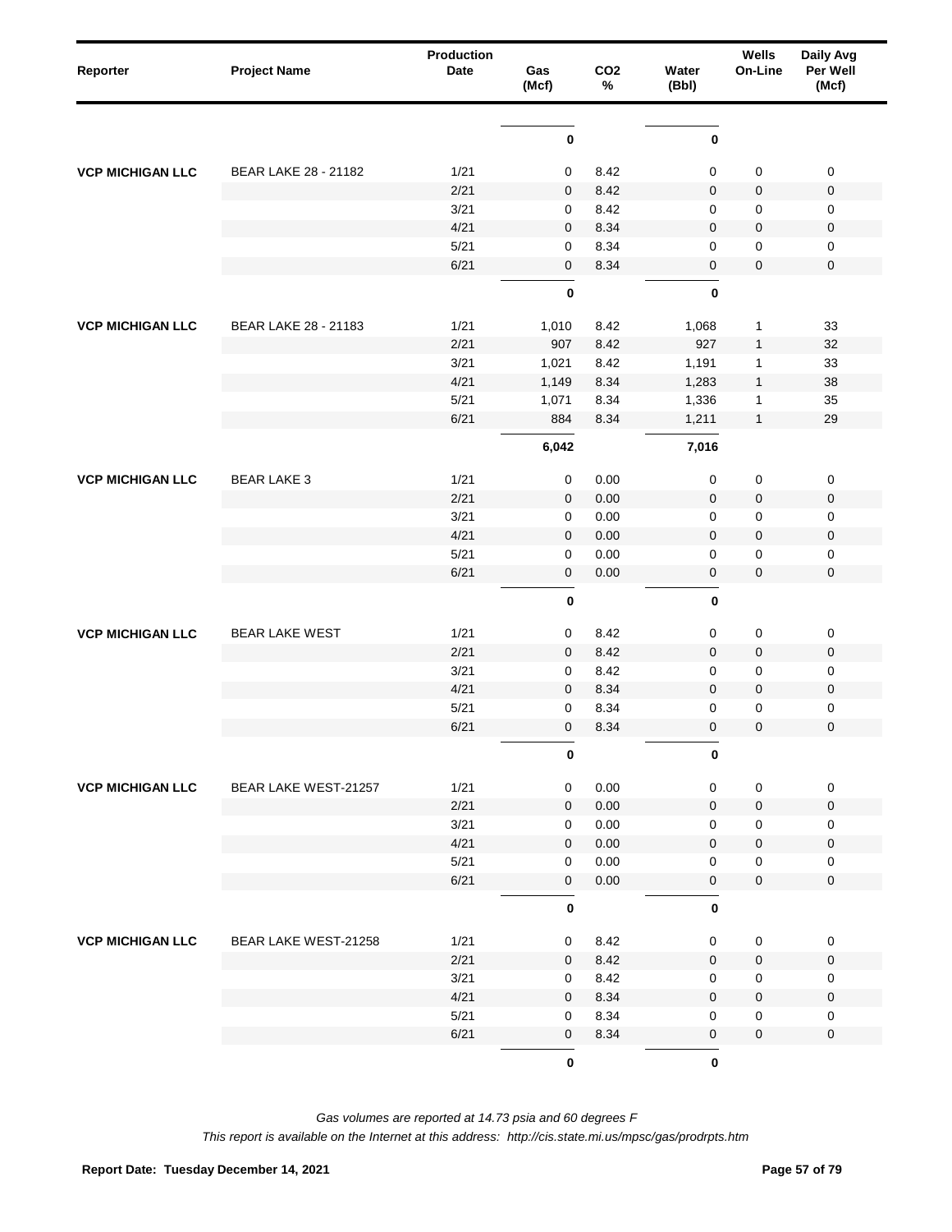| Reporter | Project Name | Production Date | Gas (Mcf) | CO2 % | Water (Bbl) | Wells On-Line | Daily Avg Per Well (Mcf) |
|---|---|---|---|---|---|---|---|
| | | | **0** | | **0** | | |
| VCP MICHIGAN LLC | BEAR LAKE 28 - 21182 | 1/21 | 0 | 8.42 | 0 | 0 | 0 |
| | | 2/21 | 0 | 8.42 | 0 | 0 | 0 |
| | | 3/21 | 0 | 8.42 | 0 | 0 | 0 |
| | | 4/21 | 0 | 8.34 | 0 | 0 | 0 |
| | | 5/21 | 0 | 8.34 | 0 | 0 | 0 |
| | | 6/21 | 0 | 8.34 | 0 | 0 | 0 |
| | | | **0** | | **0** | | |
| VCP MICHIGAN LLC | BEAR LAKE 28 - 21183 | 1/21 | 1,010 | 8.42 | 1,068 | 1 | 33 |
| | | 2/21 | 907 | 8.42 | 927 | 1 | 32 |
| | | 3/21 | 1,021 | 8.42 | 1,191 | 1 | 33 |
| | | 4/21 | 1,149 | 8.34 | 1,283 | 1 | 38 |
| | | 5/21 | 1,071 | 8.34 | 1,336 | 1 | 35 |
| | | 6/21 | 884 | 8.34 | 1,211 | 1 | 29 |
| | | | **6,042** | | **7,016** | | |
| VCP MICHIGAN LLC | BEAR LAKE 3 | 1/21 | 0 | 0.00 | 0 | 0 | 0 |
| | | 2/21 | 0 | 0.00 | 0 | 0 | 0 |
| | | 3/21 | 0 | 0.00 | 0 | 0 | 0 |
| | | 4/21 | 0 | 0.00 | 0 | 0 | 0 |
| | | 5/21 | 0 | 0.00 | 0 | 0 | 0 |
| | | 6/21 | 0 | 0.00 | 0 | 0 | 0 |
| | | | **0** | | **0** | | |
| VCP MICHIGAN LLC | BEAR LAKE WEST | 1/21 | 0 | 8.42 | 0 | 0 | 0 |
| | | 2/21 | 0 | 8.42 | 0 | 0 | 0 |
| | | 3/21 | 0 | 8.42 | 0 | 0 | 0 |
| | | 4/21 | 0 | 8.34 | 0 | 0 | 0 |
| | | 5/21 | 0 | 8.34 | 0 | 0 | 0 |
| | | 6/21 | 0 | 8.34 | 0 | 0 | 0 |
| | | | **0** | | **0** | | |
| VCP MICHIGAN LLC | BEAR LAKE WEST-21257 | 1/21 | 0 | 0.00 | 0 | 0 | 0 |
| | | 2/21 | 0 | 0.00 | 0 | 0 | 0 |
| | | 3/21 | 0 | 0.00 | 0 | 0 | 0 |
| | | 4/21 | 0 | 0.00 | 0 | 0 | 0 |
| | | 5/21 | 0 | 0.00 | 0 | 0 | 0 |
| | | 6/21 | 0 | 0.00 | 0 | 0 | 0 |
| | | | **0** | | **0** | | |
| VCP MICHIGAN LLC | BEAR LAKE WEST-21258 | 1/21 | 0 | 8.42 | 0 | 0 | 0 |
| | | 2/21 | 0 | 8.42 | 0 | 0 | 0 |
| | | 3/21 | 0 | 8.42 | 0 | 0 | 0 |
| | | 4/21 | 0 | 8.34 | 0 | 0 | 0 |
| | | 5/21 | 0 | 8.34 | 0 | 0 | 0 |
| | | 6/21 | 0 | 8.34 | 0 | 0 | 0 |
| | | | **0** | | **0** | | |

*Gas volumes are reported at 14.73 psia and 60 degrees F*

*This report is available on the Internet at this address: http://cis.state.mi.us/mpsc/gas/prodrpts.htm*

**Report Date: Tuesday December 14, 2021**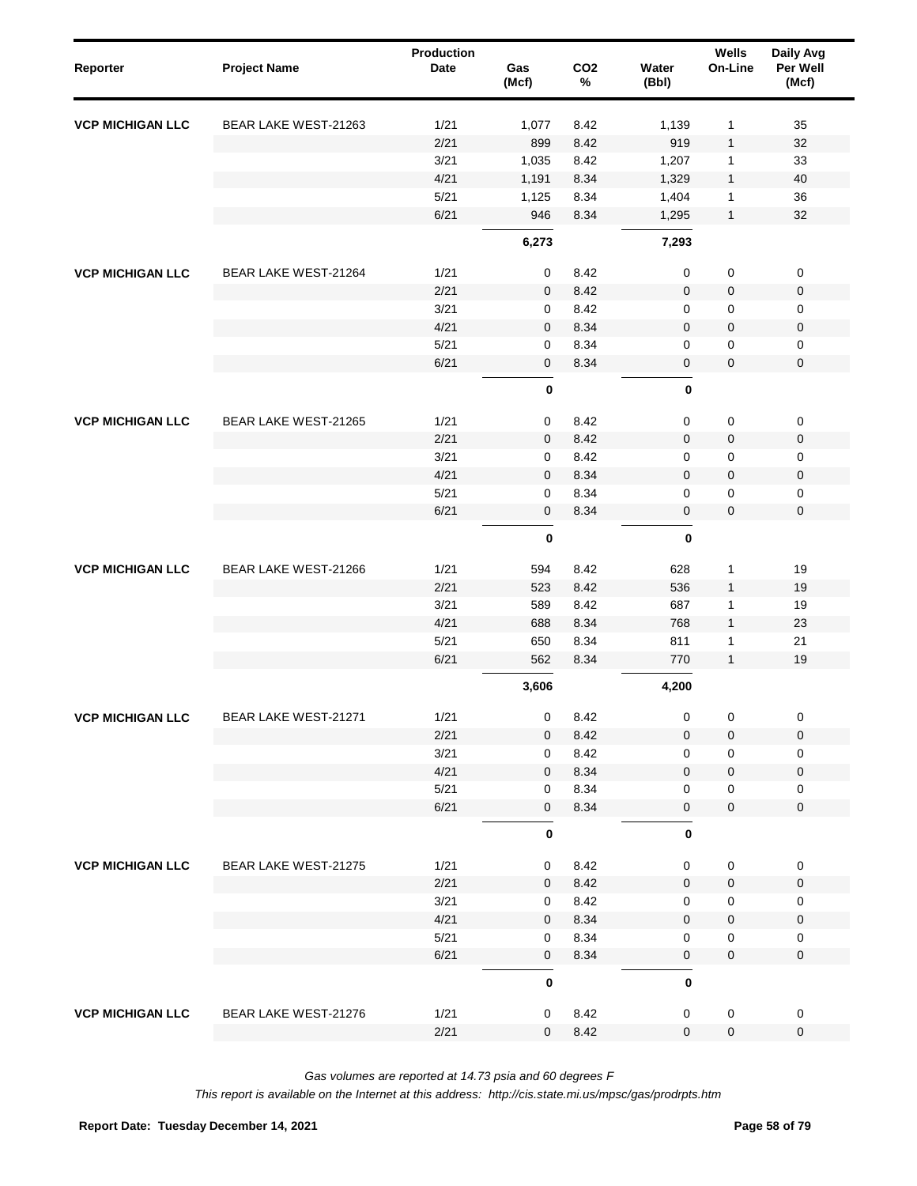| Reporter | Project Name | Production Date | Gas (Mcf) | $CO_2$ % | Water (Bbl) | Wells On-Line | Daily Avg Per Well (Mcf) |
|---|---|---|---|---|---|---|---|
| **VCP MICHIGAN LLC** | BEAR LAKE WEST-21263 | 1/21 | 1,077 | 8.42 | 1,139 | 1 | 35 |
| | | 2/21 | 899 | 8.42 | 919 | 1 | 32 |
| | | 3/21 | 1,035 | 8.42 | 1,207 | 1 | 33 |
| | | 4/21 | 1,191 | 8.34 | 1,329 | 1 | 40 |
| | | 5/21 | 1,125 | 8.34 | 1,404 | 1 | 36 |
| | | 6/21 | 946 | 8.34 | 1,295 | 1 | 32 |
| | | | **6,273** | | **7,293** | | |
| **VCP MICHIGAN LLC** | BEAR LAKE WEST-21264 | 1/21 | 0 | 8.42 | 0 | 0 | 0 |
| | | 2/21 | 0 | 8.42 | 0 | 0 | 0 |
| | | 3/21 | 0 | 8.42 | 0 | 0 | 0 |
| | | 4/21 | 0 | 8.34 | 0 | 0 | 0 |
| | | 5/21 | 0 | 8.34 | 0 | 0 | 0 |
| | | 6/21 | 0 | 8.34 | 0 | 0 | 0 |
| | | | **0** | | **0** | | |
| **VCP MICHIGAN LLC** | BEAR LAKE WEST-21265 | 1/21 | 0 | 8.42 | 0 | 0 | 0 |
| | | 2/21 | 0 | 8.42 | 0 | 0 | 0 |
| | | 3/21 | 0 | 8.42 | 0 | 0 | 0 |
| | | 4/21 | 0 | 8.34 | 0 | 0 | 0 |
| | | 5/21 | 0 | 8.34 | 0 | 0 | 0 |
| | | 6/21 | 0 | 8.34 | 0 | 0 | 0 |
| | | | **0** | | **0** | | |
| **VCP MICHIGAN LLC** | BEAR LAKE WEST-21266 | 1/21 | 594 | 8.42 | 628 | 1 | 19 |
| | | 2/21 | 523 | 8.42 | 536 | 1 | 19 |
| | | 3/21 | 589 | 8.42 | 687 | 1 | 19 |
| | | 4/21 | 688 | 8.34 | 768 | 1 | 23 |
| | | 5/21 | 650 | 8.34 | 811 | 1 | 21 |
| | | 6/21 | 562 | 8.34 | 770 | 1 | 19 |
| | | | **3,606** | | **4,200** | | |
| **VCP MICHIGAN LLC** | BEAR LAKE WEST-21271 | 1/21 | 0 | 8.42 | 0 | 0 | 0 |
| | | 2/21 | 0 | 8.42 | 0 | 0 | 0 |
| | | 3/21 | 0 | 8.42 | 0 | 0 | 0 |
| | | 4/21 | 0 | 8.34 | 0 | 0 | 0 |
| | | 5/21 | 0 | 8.34 | 0 | 0 | 0 |
| | | 6/21 | 0 | 8.34 | 0 | 0 | 0 |
| | | | **0** | | **0** | | |
| **VCP MICHIGAN LLC** | BEAR LAKE WEST-21275 | 1/21 | 0 | 8.42 | 0 | 0 | 0 |
| | | 2/21 | 0 | 8.42 | 0 | 0 | 0 |
| | | 3/21 | 0 | 8.42 | 0 | 0 | 0 |
| | | 4/21 | 0 | 8.34 | 0 | 0 | 0 |
| | | 5/21 | 0 | 8.34 | 0 | 0 | 0 |
| | | 6/21 | 0 | 8.34 | 0 | 0 | 0 |
| | | | **0** | | **0** | | |
| **VCP MICHIGAN LLC** | BEAR LAKE WEST-21276 | 1/21 | 0 | 8.42 | 0 | 0 | 0 |
| | | 2/21 | 0 | 8.42 | 0 | 0 | 0 |

*Gas volumes are reported at 14.73 psia and 60 degrees F*

*This report is available on the Internet at this address: http://cis.state.mi.us/mpsc/gas/prodrpts.htm*

**Report Date: Tuesday December 14, 2021**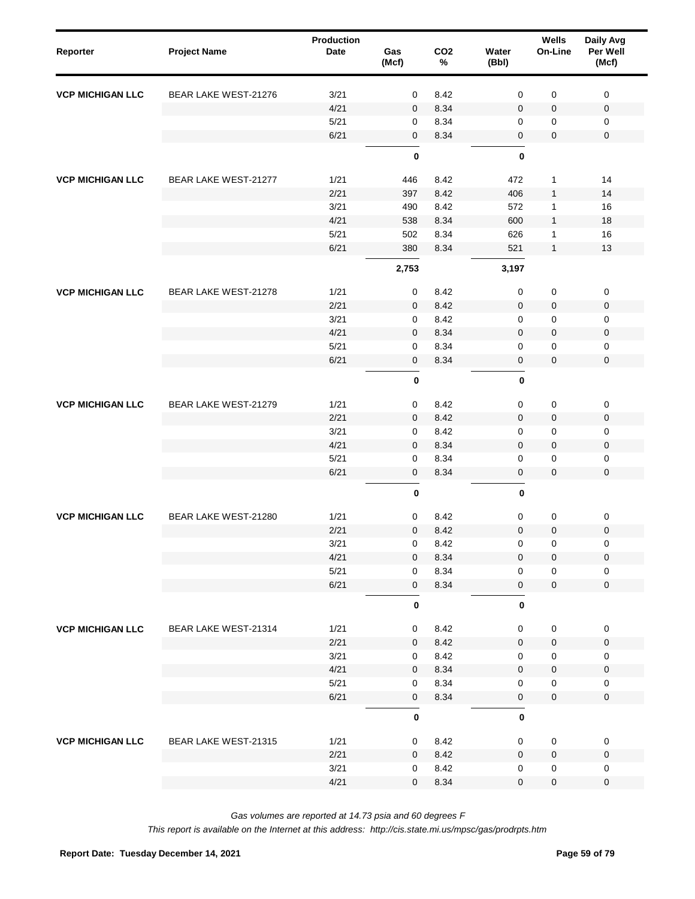| Reporter | Project Name | Production Date | Gas (Mcf) | $CO_2$ % | Water (Bbl) | Wells On-Line | Daily Avg Per Well (Mcf) |
|---|---|---|---|---|---|---|---|
| **VCP MICHIGAN LLC** | BEAR LAKE WEST-21276 | 3/21 | 0 | 8.42 | 0 | 0 | 0 |
| | | 4/21 | 0 | 8.34 | 0 | 0 | 0 |
| | | 5/21 | 0 | 8.34 | 0 | 0 | 0 |
| | | 6/21 | 0 | 8.34 | 0 | 0 | 0 |
| | | | **0** | | **0** | | |
| **VCP MICHIGAN LLC** | BEAR LAKE WEST-21277 | 1/21 | 446 | 8.42 | 472 | 1 | 14 |
| | | 2/21 | 397 | 8.42 | 406 | 1 | 14 |
| | | 3/21 | 490 | 8.42 | 572 | 1 | 16 |
| | | 4/21 | 538 | 8.34 | 600 | 1 | 18 |
| | | 5/21 | 502 | 8.34 | 626 | 1 | 16 |
| | | 6/21 | 380 | 8.34 | 521 | 1 | 13 |
| | | | **2,753** | | **3,197** | | |
| **VCP MICHIGAN LLC** | BEAR LAKE WEST-21278 | 1/21 | 0 | 8.42 | 0 | 0 | 0 |
| | | 2/21 | 0 | 8.42 | 0 | 0 | 0 |
| | | 3/21 | 0 | 8.42 | 0 | 0 | 0 |
| | | 4/21 | 0 | 8.34 | 0 | 0 | 0 |
| | | 5/21 | 0 | 8.34 | 0 | 0 | 0 |
| | | 6/21 | 0 | 8.34 | 0 | 0 | 0 |
| | | | **0** | | **0** | | |
| **VCP MICHIGAN LLC** | BEAR LAKE WEST-21279 | 1/21 | 0 | 8.42 | 0 | 0 | 0 |
| | | 2/21 | 0 | 8.42 | 0 | 0 | 0 |
| | | 3/21 | 0 | 8.42 | 0 | 0 | 0 |
| | | 4/21 | 0 | 8.34 | 0 | 0 | 0 |
| | | 5/21 | 0 | 8.34 | 0 | 0 | 0 |
| | | 6/21 | 0 | 8.34 | 0 | 0 | 0 |
| | | | **0** | | **0** | | |
| **VCP MICHIGAN LLC** | BEAR LAKE WEST-21280 | 1/21 | 0 | 8.42 | 0 | 0 | 0 |
| | | 2/21 | 0 | 8.42 | 0 | 0 | 0 |
| | | 3/21 | 0 | 8.42 | 0 | 0 | 0 |
| | | 4/21 | 0 | 8.34 | 0 | 0 | 0 |
| | | 5/21 | 0 | 8.34 | 0 | 0 | 0 |
| | | 6/21 | 0 | 8.34 | 0 | 0 | 0 |
| | | | **0** | | **0** | | |
| **VCP MICHIGAN LLC** | BEAR LAKE WEST-21314 | 1/21 | 0 | 8.42 | 0 | 0 | 0 |
| | | 2/21 | 0 | 8.42 | 0 | 0 | 0 |
| | | 3/21 | 0 | 8.42 | 0 | 0 | 0 |
| | | 4/21 | 0 | 8.34 | 0 | 0 | 0 |
| | | 5/21 | 0 | 8.34 | 0 | 0 | 0 |
| | | 6/21 | 0 | 8.34 | 0 | 0 | 0 |
| | | | **0** | | **0** | | |
| **VCP MICHIGAN LLC** | BEAR LAKE WEST-21315 | 1/21 | 0 | 8.42 | 0 | 0 | 0 |
| | | 2/21 | 0 | 8.42 | 0 | 0 | 0 |
| | | 3/21 | 0 | 8.42 | 0 | 0 | 0 |
| | | 4/21 | 0 | 8.34 | 0 | 0 | 0 |

*Gas volumes are reported at 14.73 psia and 60 degrees F*

*This report is available on the Internet at this address: http://cis.state.mi.us/mpsc/gas/prodrpts.htm*

**Report Date: Tuesday December 14, 2021**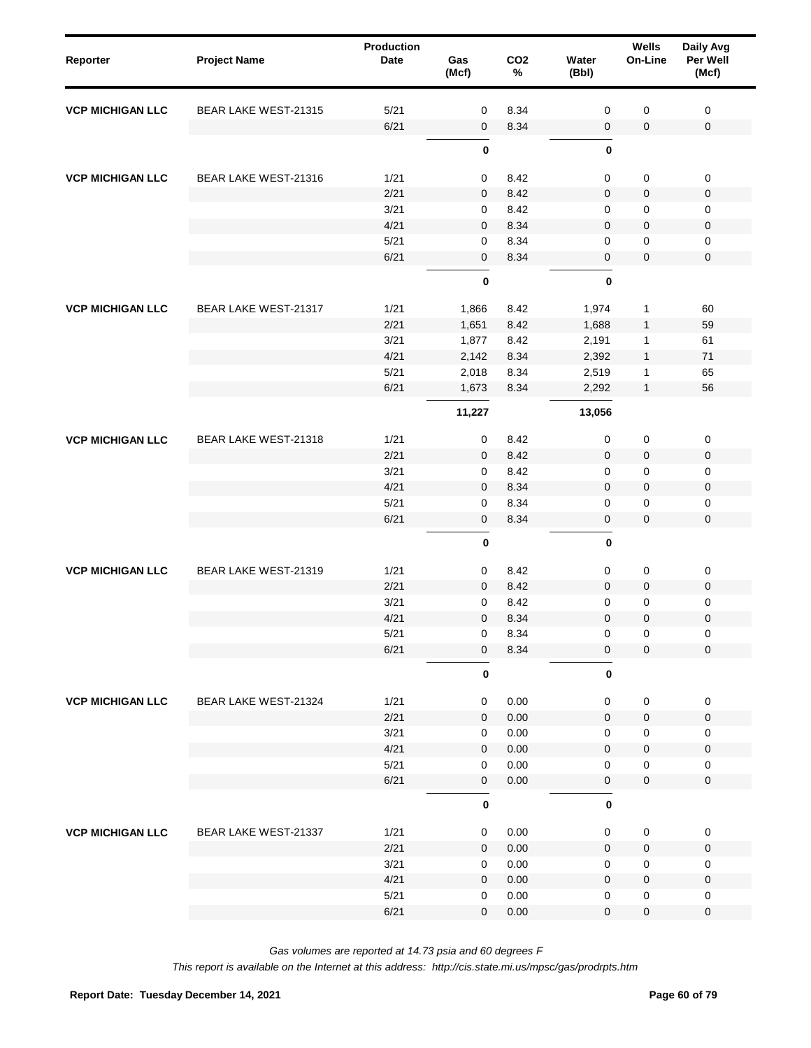| Reporter | Project Name | Production Date | Gas (Mcf) | CO2 % | Water (Bbl) | Wells On-Line | Daily Avg Per Well (Mcf) |
|---|---|---|---|---|---|---|---|
| **VCP MICHIGAN LLC** | BEAR LAKE WEST-21315 | 5/21 | 0 | 8.34 | 0 | 0 | 0 |
| | | 6/21 | 0 | 8.34 | 0 | 0 | 0 |
| | | | **0** | | **0** | | |
| **VCP MICHIGAN LLC** | BEAR LAKE WEST-21316 | 1/21 | 0 | 8.42 | 0 | 0 | 0 |
| | | 2/21 | 0 | 8.42 | 0 | 0 | 0 |
| | | 3/21 | 0 | 8.42 | 0 | 0 | 0 |
| | | 4/21 | 0 | 8.34 | 0 | 0 | 0 |
| | | 5/21 | 0 | 8.34 | 0 | 0 | 0 |
| | | 6/21 | 0 | 8.34 | 0 | 0 | 0 |
| | | | **0** | | **0** | | |
| **VCP MICHIGAN LLC** | BEAR LAKE WEST-21317 | 1/21 | 1,866 | 8.42 | 1,974 | 1 | 60 |
| | | 2/21 | 1,651 | 8.42 | 1,688 | 1 | 59 |
| | | 3/21 | 1,877 | 8.42 | 2,191 | 1 | 61 |
| | | 4/21 | 2,142 | 8.34 | 2,392 | 1 | 71 |
| | | 5/21 | 2,018 | 8.34 | 2,519 | 1 | 65 |
| | | 6/21 | 1,673 | 8.34 | 2,292 | 1 | 56 |
| | | | **11,227** | | **13,056** | | |
| **VCP MICHIGAN LLC** | BEAR LAKE WEST-21318 | 1/21 | 0 | 8.42 | 0 | 0 | 0 |
| | | 2/21 | 0 | 8.42 | 0 | 0 | 0 |
| | | 3/21 | 0 | 8.42 | 0 | 0 | 0 |
| | | 4/21 | 0 | 8.34 | 0 | 0 | 0 |
| | | 5/21 | 0 | 8.34 | 0 | 0 | 0 |
| | | 6/21 | 0 | 8.34 | 0 | 0 | 0 |
| | | | **0** | | **0** | | |
| **VCP MICHIGAN LLC** | BEAR LAKE WEST-21319 | 1/21 | 0 | 8.42 | 0 | 0 | 0 |
| | | 2/21 | 0 | 8.42 | 0 | 0 | 0 |
| | | 3/21 | 0 | 8.42 | 0 | 0 | 0 |
| | | 4/21 | 0 | 8.34 | 0 | 0 | 0 |
| | | 5/21 | 0 | 8.34 | 0 | 0 | 0 |
| | | 6/21 | 0 | 8.34 | 0 | 0 | 0 |
| | | | **0** | | **0** | | |
| **VCP MICHIGAN LLC** | BEAR LAKE WEST-21324 | 1/21 | 0 | 0.00 | 0 | 0 | 0 |
| | | 2/21 | 0 | 0.00 | 0 | 0 | 0 |
| | | 3/21 | 0 | 0.00 | 0 | 0 | 0 |
| | | 4/21 | 0 | 0.00 | 0 | 0 | 0 |
| | | 5/21 | 0 | 0.00 | 0 | 0 | 0 |
| | | 6/21 | 0 | 0.00 | 0 | 0 | 0 |
| | | | **0** | | **0** | | |
| **VCP MICHIGAN LLC** | BEAR LAKE WEST-21337 | 1/21 | 0 | 0.00 | 0 | 0 | 0 |
| | | 2/21 | 0 | 0.00 | 0 | 0 | 0 |
| | | 3/21 | 0 | 0.00 | 0 | 0 | 0 |
| | | 4/21 | 0 | 0.00 | 0 | 0 | 0 |
| | | 5/21 | 0 | 0.00 | 0 | 0 | 0 |
| | | 6/21 | 0 | 0.00 | 0 | 0 | 0 |

*Gas volumes are reported at 14.73 psia and 60 degrees F*

*This report is available on the Internet at this address: http://cis.state.mi.us/mpsc/gas/prodrpts.htm*

**Report Date: Tuesday December 14, 2021**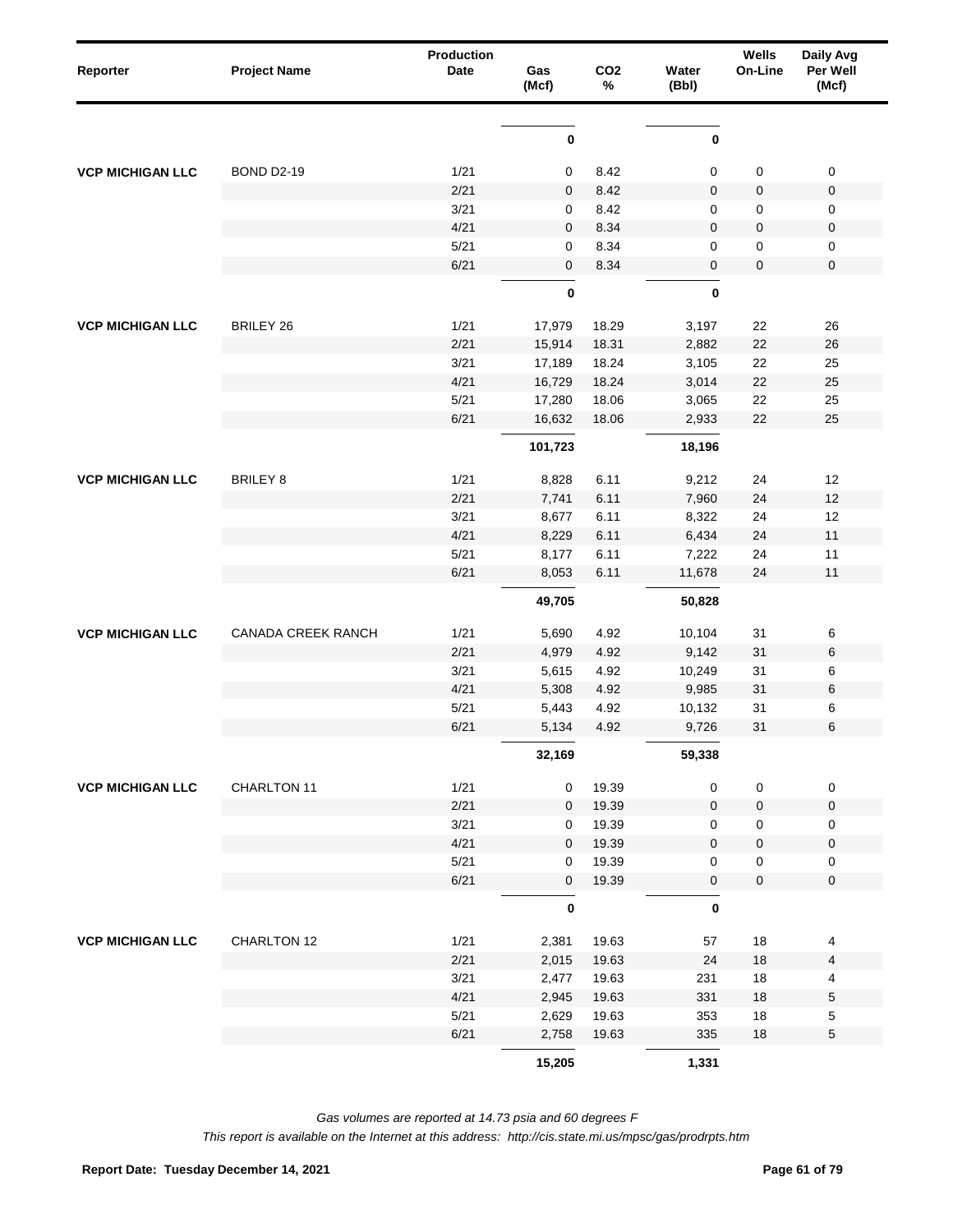| Reporter | Project Name | Production Date | Gas (Mcf) | $CO_2$ % | Water (Bbl) | Wells On-Line | Daily Avg Per Well (Mcf) |
|---|---|---|---|---|---|---|---|
| | | | **0** | | **0** | | |
| **VCP MICHIGAN LLC** | BOND D2-19 | 1/21 | 0 | 8.42 | 0 | 0 | 0 |
| | | 2/21 | 0 | 8.42 | 0 | 0 | 0 |
| | | 3/21 | 0 | 8.42 | 0 | 0 | 0 |
| | | 4/21 | 0 | 8.34 | 0 | 0 | 0 |
| | | 5/21 | 0 | 8.34 | 0 | 0 | 0 |
| | | 6/21 | 0 | 8.34 | 0 | 0 | 0 |
| | | | **0** | | **0** | | |
| **VCP MICHIGAN LLC** | BRILEY 26 | 1/21 | 17,979 | 18.29 | 3,197 | 22 | 26 |
| | | 2/21 | 15,914 | 18.31 | 2,882 | 22 | 26 |
| | | 3/21 | 17,189 | 18.24 | 3,105 | 22 | 25 |
| | | 4/21 | 16,729 | 18.24 | 3,014 | 22 | 25 |
| | | 5/21 | 17,280 | 18.06 | 3,065 | 22 | 25 |
| | | 6/21 | 16,632 | 18.06 | 2,933 | 22 | 25 |
| | | | **101,723** | | **18,196** | | |
| **VCP MICHIGAN LLC** | BRILEY 8 | 1/21 | 8,828 | 6.11 | 9,212 | 24 | 12 |
| | | 2/21 | 7,741 | 6.11 | 7,960 | 24 | 12 |
| | | 3/21 | 8,677 | 6.11 | 8,322 | 24 | 12 |
| | | 4/21 | 8,229 | 6.11 | 6,434 | 24 | 11 |
| | | 5/21 | 8,177 | 6.11 | 7,222 | 24 | 11 |
| | | 6/21 | 8,053 | 6.11 | 11,678 | 24 | 11 |
| | | | **49,705** | | **50,828** | | |
| **VCP MICHIGAN LLC** | CANADA CREEK RANCH | 1/21 | 5,690 | 4.92 | 10,104 | 31 | 6 |
| | | 2/21 | 4,979 | 4.92 | 9,142 | 31 | 6 |
| | | 3/21 | 5,615 | 4.92 | 10,249 | 31 | 6 |
| | | 4/21 | 5,308 | 4.92 | 9,985 | 31 | 6 |
| | | 5/21 | 5,443 | 4.92 | 10,132 | 31 | 6 |
| | | 6/21 | 5,134 | 4.92 | 9,726 | 31 | 6 |
| | | | **32,169** | | **59,338** | | |
| **VCP MICHIGAN LLC** | CHARLTON 11 | 1/21 | 0 | 19.39 | 0 | 0 | 0 |
| | | 2/21 | 0 | 19.39 | 0 | 0 | 0 |
| | | 3/21 | 0 | 19.39 | 0 | 0 | 0 |
| | | 4/21 | 0 | 19.39 | 0 | 0 | 0 |
| | | 5/21 | 0 | 19.39 | 0 | 0 | 0 |
| | | 6/21 | 0 | 19.39 | 0 | 0 | 0 |
| | | | **0** | | **0** | | |
| **VCP MICHIGAN LLC** | CHARLTON 12 | 1/21 | 2,381 | 19.63 | 57 | 18 | 4 |
| | | 2/21 | 2,015 | 19.63 | 24 | 18 | 4 |
| | | 3/21 | 2,477 | 19.63 | 231 | 18 | 4 |
| | | 4/21 | 2,945 | 19.63 | 331 | 18 | 5 |
| | | 5/21 | 2,629 | 19.63 | 353 | 18 | 5 |
| | | 6/21 | 2,758 | 19.63 | 335 | 18 | 5 |
| | | | **15,205** | | **1,331** | | |

*Gas volumes are reported at 14.73 psia and 60 degrees F*

*This report is available on the Internet at this address: http://cis.state.mi.us/mpsc/gas/prodrpts.htm*

**Report Date: Tuesday December 14, 2021**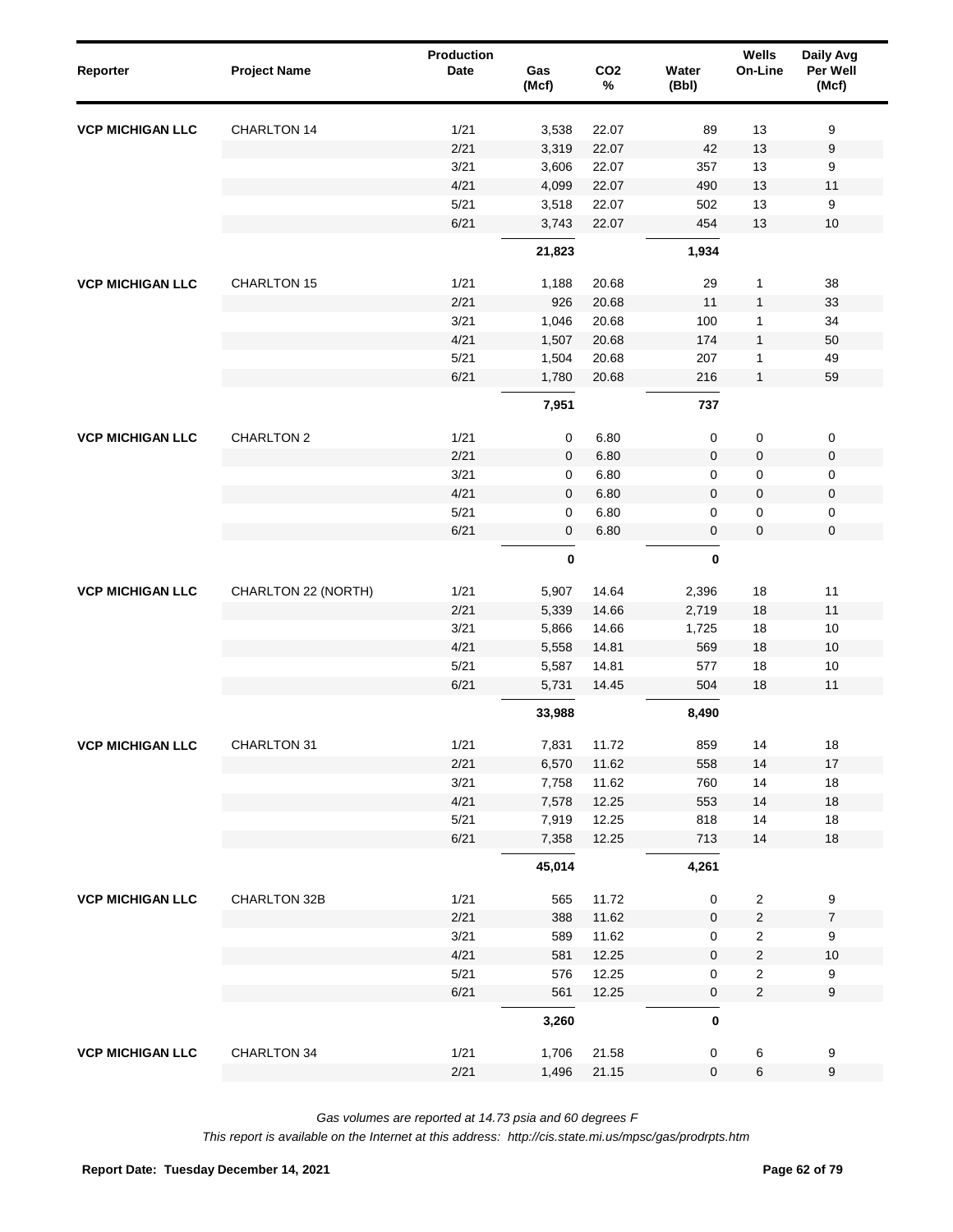| Reporter | Project Name | Production Date | Gas (Mcf) | CO2 % | Water (Bbl) | Wells On-Line | Daily Avg Per Well (Mcf) |
|---|---|---|---|---|---|---|---|
| **VCP MICHIGAN LLC** | CHARLTON 14 | 1/21 | 3,538 | 22.07 | 89 | 13 | 9 |
| | | 2/21 | 3,319 | 22.07 | 42 | 13 | 9 |
| | | 3/21 | 3,606 | 22.07 | 357 | 13 | 9 |
| | | 4/21 | 4,099 | 22.07 | 490 | 13 | 11 |
| | | 5/21 | 3,518 | 22.07 | 502 | 13 | 9 |
| | | 6/21 | 3,743 | 22.07 | 454 | 13 | 10 |
| | | | **21,823** | | **1,934** | | |
| **VCP MICHIGAN LLC** | CHARLTON 15 | 1/21 | 1,188 | 20.68 | 29 | 1 | 38 |
| | | 2/21 | 926 | 20.68 | 11 | 1 | 33 |
| | | 3/21 | 1,046 | 20.68 | 100 | 1 | 34 |
| | | 4/21 | 1,507 | 20.68 | 174 | 1 | 50 |
| | | 5/21 | 1,504 | 20.68 | 207 | 1 | 49 |
| | | 6/21 | 1,780 | 20.68 | 216 | 1 | 59 |
| | | | **7,951** | | **737** | | |
| **VCP MICHIGAN LLC** | CHARLTON 2 | 1/21 | 0 | 6.80 | 0 | 0 | 0 |
| | | 2/21 | 0 | 6.80 | 0 | 0 | 0 |
| | | 3/21 | 0 | 6.80 | 0 | 0 | 0 |
| | | 4/21 | 0 | 6.80 | 0 | 0 | 0 |
| | | 5/21 | 0 | 6.80 | 0 | 0 | 0 |
| | | 6/21 | 0 | 6.80 | 0 | 0 | 0 |
| | | | **0** | | **0** | | |
| **VCP MICHIGAN LLC** | CHARLTON 22 (NORTH) | 1/21 | 5,907 | 14.64 | 2,396 | 18 | 11 |
| | | 2/21 | 5,339 | 14.66 | 2,719 | 18 | 11 |
| | | 3/21 | 5,866 | 14.66 | 1,725 | 18 | 10 |
| | | 4/21 | 5,558 | 14.81 | 569 | 18 | 10 |
| | | 5/21 | 5,587 | 14.81 | 577 | 18 | 10 |
| | | 6/21 | 5,731 | 14.45 | 504 | 18 | 11 |
| | | | **33,988** | | **8,490** | | |
| **VCP MICHIGAN LLC** | CHARLTON 31 | 1/21 | 7,831 | 11.72 | 859 | 14 | 18 |
| | | 2/21 | 6,570 | 11.62 | 558 | 14 | 17 |
| | | 3/21 | 7,758 | 11.62 | 760 | 14 | 18 |
| | | 4/21 | 7,578 | 12.25 | 553 | 14 | 18 |
| | | 5/21 | 7,919 | 12.25 | 818 | 14 | 18 |
| | | 6/21 | 7,358 | 12.25 | 713 | 14 | 18 |
| | | | **45,014** | | **4,261** | | |
| **VCP MICHIGAN LLC** | CHARLTON 32B | 1/21 | 565 | 11.72 | 0 | 2 | 9 |
| | | 2/21 | 388 | 11.62 | 0 | 2 | 7 |
| | | 3/21 | 589 | 11.62 | 0 | 2 | 9 |
| | | 4/21 | 581 | 12.25 | 0 | 2 | 10 |
| | | 5/21 | 576 | 12.25 | 0 | 2 | 9 |
| | | 6/21 | 561 | 12.25 | 0 | 2 | 9 |
| | | | **3,260** | | **0** | | |
| **VCP MICHIGAN LLC** | CHARLTON 34 | 1/21 | 1,706 | 21.58 | 0 | 6 | 9 |
| | | 2/21 | 1,496 | 21.15 | 0 | 6 | 9 |

*Gas volumes are reported at 14.73 psia and 60 degrees F*

*This report is available on the Internet at this address: http://cis.state.mi.us/mpsc/gas/prodrpts.htm*

**Report Date: Tuesday December 14, 2021**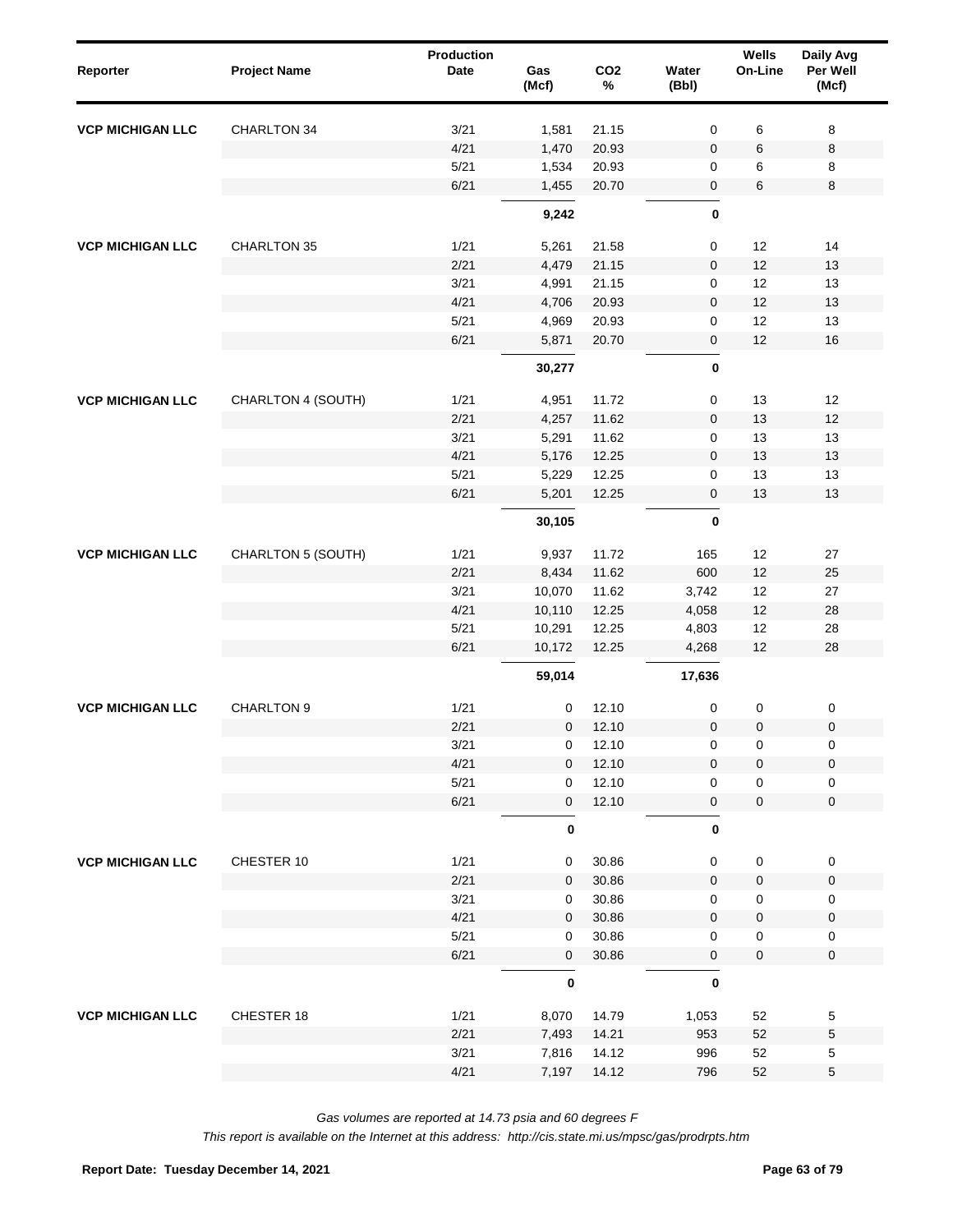| Reporter | Project Name | Production Date | Gas (Mcf) | $CO_2$ % | Water (Bbl) | Wells On-Line | Daily Avg Per Well (Mcf) |
|---|---|---|---|---|---|---|---|
| **VCP MICHIGAN LLC** | CHARLTON 34 | 3/21 | 1,581 | 21.15 | 0 | 6 | 8 |
| | | 4/21 | 1,470 | 20.93 | 0 | 6 | 8 |
| | | 5/21 | 1,534 | 20.93 | 0 | 6 | 8 |
| | | 6/21 | 1,455 | 20.70 | 0 | 6 | 8 |
| | | | **9,242** | | **0** | | |
| **VCP MICHIGAN LLC** | CHARLTON 35 | 1/21 | 5,261 | 21.58 | 0 | 12 | 14 |
| | | 2/21 | 4,479 | 21.15 | 0 | 12 | 13 |
| | | 3/21 | 4,991 | 21.15 | 0 | 12 | 13 |
| | | 4/21 | 4,706 | 20.93 | 0 | 12 | 13 |
| | | 5/21 | 4,969 | 20.93 | 0 | 12 | 13 |
| | | 6/21 | 5,871 | 20.70 | 0 | 12 | 16 |
| | | | **30,277** | | **0** | | |
| **VCP MICHIGAN LLC** | CHARLTON 4 (SOUTH) | 1/21 | 4,951 | 11.72 | 0 | 13 | 12 |
| | | 2/21 | 4,257 | 11.62 | 0 | 13 | 12 |
| | | 3/21 | 5,291 | 11.62 | 0 | 13 | 13 |
| | | 4/21 | 5,176 | 12.25 | 0 | 13 | 13 |
| | | 5/21 | 5,229 | 12.25 | 0 | 13 | 13 |
| | | 6/21 | 5,201 | 12.25 | 0 | 13 | 13 |
| | | | **30,105** | | **0** | | |
| **VCP MICHIGAN LLC** | CHARLTON 5 (SOUTH) | 1/21 | 9,937 | 11.72 | 165 | 12 | 27 |
| | | 2/21 | 8,434 | 11.62 | 600 | 12 | 25 |
| | | 3/21 | 10,070 | 11.62 | 3,742 | 12 | 27 |
| | | 4/21 | 10,110 | 12.25 | 4,058 | 12 | 28 |
| | | 5/21 | 10,291 | 12.25 | 4,803 | 12 | 28 |
| | | 6/21 | 10,172 | 12.25 | 4,268 | 12 | 28 |
| | | | **59,014** | | **17,636** | | |
| **VCP MICHIGAN LLC** | CHARLTON 9 | 1/21 | 0 | 12.10 | 0 | 0 | 0 |
| | | 2/21 | 0 | 12.10 | 0 | 0 | 0 |
| | | 3/21 | 0 | 12.10 | 0 | 0 | 0 |
| | | 4/21 | 0 | 12.10 | 0 | 0 | 0 |
| | | 5/21 | 0 | 12.10 | 0 | 0 | 0 |
| | | 6/21 | 0 | 12.10 | 0 | 0 | 0 |
| | | | **0** | | **0** | | |
| **VCP MICHIGAN LLC** | CHESTER 10 | 1/21 | 0 | 30.86 | 0 | 0 | 0 |
| | | 2/21 | 0 | 30.86 | 0 | 0 | 0 |
| | | 3/21 | 0 | 30.86 | 0 | 0 | 0 |
| | | 4/21 | 0 | 30.86 | 0 | 0 | 0 |
| | | 5/21 | 0 | 30.86 | 0 | 0 | 0 |
| | | 6/21 | 0 | 30.86 | 0 | 0 | 0 |
| | | | **0** | | **0** | | |
| **VCP MICHIGAN LLC** | CHESTER 18 | 1/21 | 8,070 | 14.79 | 1,053 | 52 | 5 |
| | | 2/21 | 7,493 | 14.21 | 953 | 52 | 5 |
| | | 3/21 | 7,816 | 14.12 | 996 | 52 | 5 |
| | | 4/21 | 7,197 | 14.12 | 796 | 52 | 5 |

*Gas volumes are reported at 14.73 psia and 60 degrees F*

*This report is available on the Internet at this address: http://cis.state.mi.us/mpsc/gas/prodrpts.htm*

**Report Date: Tuesday December 14, 2021**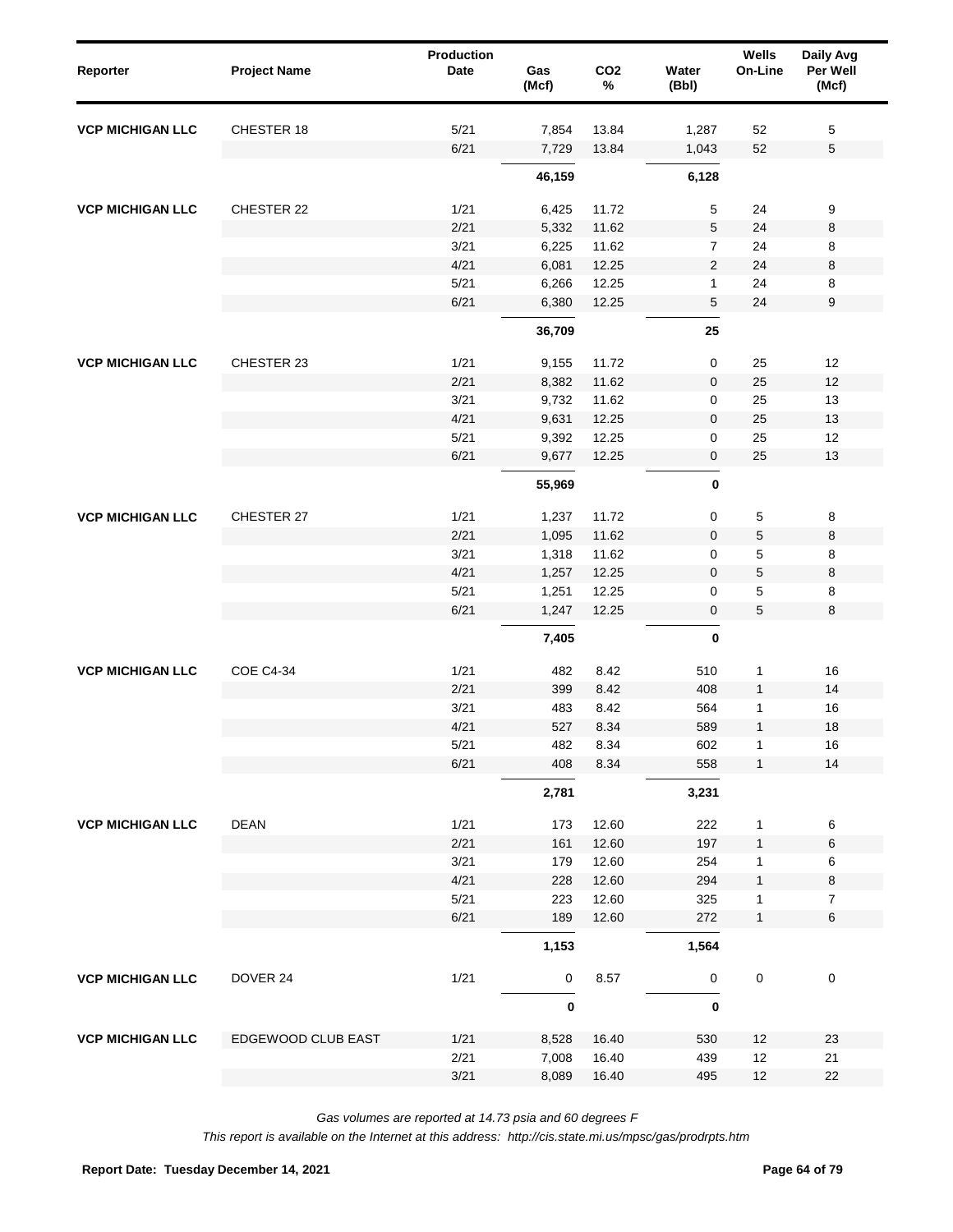| Reporter | Project Name | Production Date | Gas (Mcf) | $CO_2$ % | Water (Bbl) | Wells On-Line | Daily Avg Per Well (Mcf) |
|---|---|---|---|---|---|---|---|
| **VCP MICHIGAN LLC** | CHESTER 18 | 5/21 | 7,854 | 13.84 | 1,287 | 52 | 5 |
| | | 6/21 | 7,729 | 13.84 | 1,043 | 52 | 5 |
| | | | **46,159** | | **6,128** | | |
| **VCP MICHIGAN LLC** | CHESTER 22 | 1/21 | 6,425 | 11.72 | 5 | 24 | 9 |
| | | 2/21 | 5,332 | 11.62 | 5 | 24 | 8 |
| | | 3/21 | 6,225 | 11.62 | 7 | 24 | 8 |
| | | 4/21 | 6,081 | 12.25 | 2 | 24 | 8 |
| | | 5/21 | 6,266 | 12.25 | 1 | 24 | 8 |
| | | 6/21 | 6,380 | 12.25 | 5 | 24 | 9 |
| | | | **36,709** | | **25** | | |
| **VCP MICHIGAN LLC** | CHESTER 23 | 1/21 | 9,155 | 11.72 | 0 | 25 | 12 |
| | | 2/21 | 8,382 | 11.62 | 0 | 25 | 12 |
| | | 3/21 | 9,732 | 11.62 | 0 | 25 | 13 |
| | | 4/21 | 9,631 | 12.25 | 0 | 25 | 13 |
| | | 5/21 | 9,392 | 12.25 | 0 | 25 | 12 |
| | | 6/21 | 9,677 | 12.25 | 0 | 25 | 13 |
| | | | **55,969** | | **0** | | |
| **VCP MICHIGAN LLC** | CHESTER 27 | 1/21 | 1,237 | 11.72 | 0 | 5 | 8 |
| | | 2/21 | 1,095 | 11.62 | 0 | 5 | 8 |
| | | 3/21 | 1,318 | 11.62 | 0 | 5 | 8 |
| | | 4/21 | 1,257 | 12.25 | 0 | 5 | 8 |
| | | 5/21 | 1,251 | 12.25 | 0 | 5 | 8 |
| | | 6/21 | 1,247 | 12.25 | 0 | 5 | 8 |
| | | | **7,405** | | **0** | | |
| **VCP MICHIGAN LLC** | COE C4-34 | 1/21 | 482 | 8.42 | 510 | 1 | 16 |
| | | 2/21 | 399 | 8.42 | 408 | 1 | 14 |
| | | 3/21 | 483 | 8.42 | 564 | 1 | 16 |
| | | 4/21 | 527 | 8.34 | 589 | 1 | 18 |
| | | 5/21 | 482 | 8.34 | 602 | 1 | 16 |
| | | 6/21 | 408 | 8.34 | 558 | 1 | 14 |
| | | | **2,781** | | **3,231** | | |
| **VCP MICHIGAN LLC** | DEAN | 1/21 | 173 | 12.60 | 222 | 1 | 6 |
| | | 2/21 | 161 | 12.60 | 197 | 1 | 6 |
| | | 3/21 | 179 | 12.60 | 254 | 1 | 6 |
| | | 4/21 | 228 | 12.60 | 294 | 1 | 8 |
| | | 5/21 | 223 | 12.60 | 325 | 1 | 7 |
| | | 6/21 | 189 | 12.60 | 272 | 1 | 6 |
| | | | **1,153** | | **1,564** | | |
| **VCP MICHIGAN LLC** | DOVER 24 | 1/21 | 0 | 8.57 | 0 | 0 | 0 |
| | | | **0** | | **0** | | |
| **VCP MICHIGAN LLC** | EDGEWOOD CLUB EAST | 1/21 | 8,528 | 16.40 | 530 | 12 | 23 |
| | | 2/21 | 7,008 | 16.40 | 439 | 12 | 21 |
| | | 3/21 | 8,089 | 16.40 | 495 | 12 | 22 |

*Gas volumes are reported at 14.73 psia and 60 degrees F*

*This report is available on the Internet at this address: http://cis.state.mi.us/mpsc/gas/prodrpts.htm*

**Report Date: Tuesday December 14, 2021**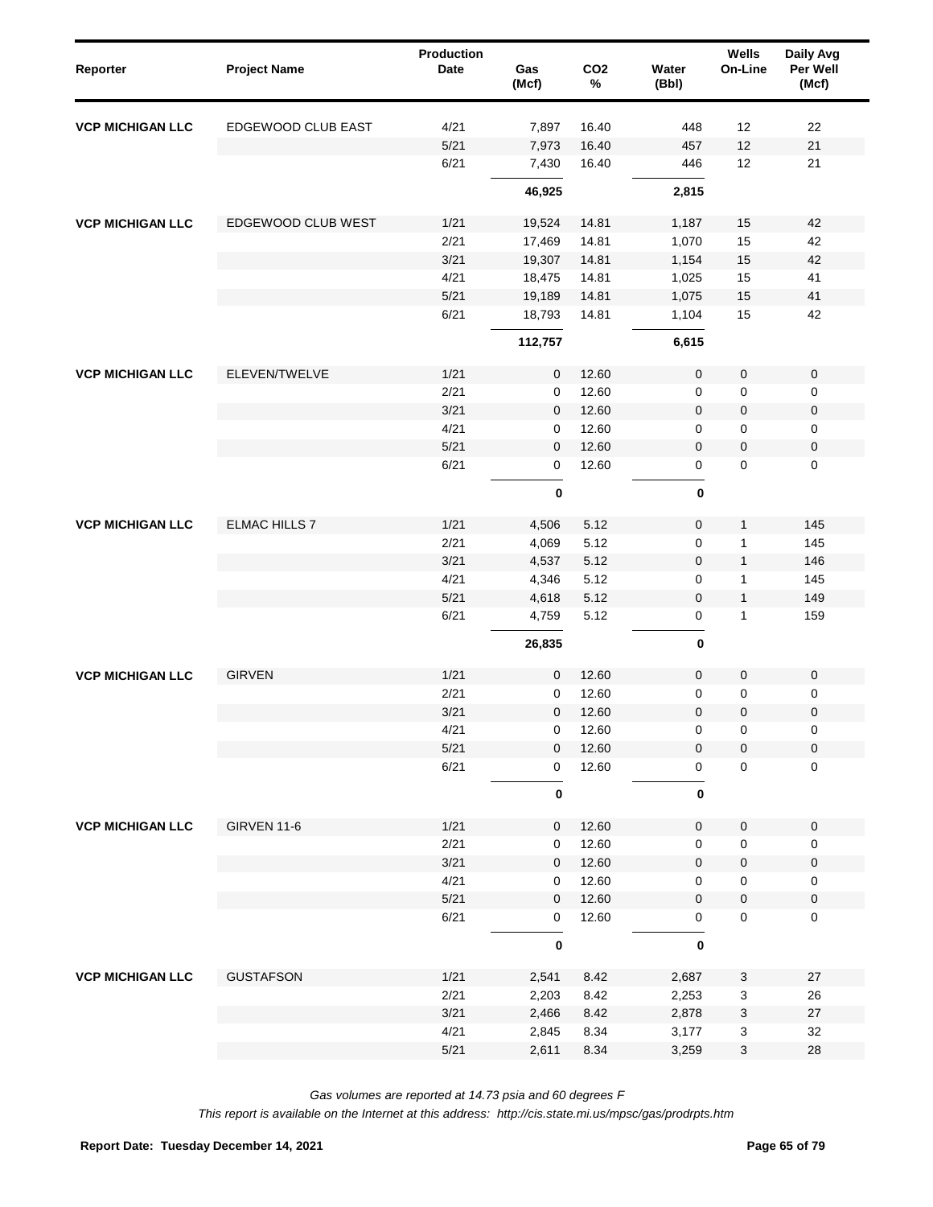| Reporter | Project Name | Production Date | Gas (Mcf) | CO2 % | Water (Bbl) | Wells On-Line | Daily Avg Per Well (Mcf) |
|---|---|---|---|---|---|---|---|
| **VCP MICHIGAN LLC** | EDGEWOOD CLUB EAST | 4/21 | 7,897 | 16.40 | 448 | 12 | 22 |
| | | 5/21 | 7,973 | 16.40 | 457 | 12 | 21 |
| | | 6/21 | 7,430 | 16.40 | 446 | 12 | 21 |
| | | | **46,925** | | **2,815** | | |
| **VCP MICHIGAN LLC** | EDGEWOOD CLUB WEST | 1/21 | 19,524 | 14.81 | 1,187 | 15 | 42 |
| | | 2/21 | 17,469 | 14.81 | 1,070 | 15 | 42 |
| | | 3/21 | 19,307 | 14.81 | 1,154 | 15 | 42 |
| | | 4/21 | 18,475 | 14.81 | 1,025 | 15 | 41 |
| | | 5/21 | 19,189 | 14.81 | 1,075 | 15 | 41 |
| | | 6/21 | 18,793 | 14.81 | 1,104 | 15 | 42 |
| | | | **112,757** | | **6,615** | | |
| **VCP MICHIGAN LLC** | ELEVEN/TWELVE | 1/21 | 0 | 12.60 | 0 | 0 | 0 |
| | | 2/21 | 0 | 12.60 | 0 | 0 | 0 |
| | | 3/21 | 0 | 12.60 | 0 | 0 | 0 |
| | | 4/21 | 0 | 12.60 | 0 | 0 | 0 |
| | | 5/21 | 0 | 12.60 | 0 | 0 | 0 |
| | | 6/21 | 0 | 12.60 | 0 | 0 | 0 |
| | | | **0** | | **0** | | |
| **VCP MICHIGAN LLC** | ELMAC HILLS 7 | 1/21 | 4,506 | 5.12 | 0 | 1 | 145 |
| | | 2/21 | 4,069 | 5.12 | 0 | 1 | 145 |
| | | 3/21 | 4,537 | 5.12 | 0 | 1 | 146 |
| | | 4/21 | 4,346 | 5.12 | 0 | 1 | 145 |
| | | 5/21 | 4,618 | 5.12 | 0 | 1 | 149 |
| | | 6/21 | 4,759 | 5.12 | 0 | 1 | 159 |
| | | | **26,835** | | **0** | | |
| **VCP MICHIGAN LLC** | GIRVEN | 1/21 | 0 | 12.60 | 0 | 0 | 0 |
| | | 2/21 | 0 | 12.60 | 0 | 0 | 0 |
| | | 3/21 | 0 | 12.60 | 0 | 0 | 0 |
| | | 4/21 | 0 | 12.60 | 0 | 0 | 0 |
| | | 5/21 | 0 | 12.60 | 0 | 0 | 0 |
| | | 6/21 | 0 | 12.60 | 0 | 0 | 0 |
| | | | **0** | | **0** | | |
| **VCP MICHIGAN LLC** | GIRVEN 11-6 | 1/21 | 0 | 12.60 | 0 | 0 | 0 |
| | | 2/21 | 0 | 12.60 | 0 | 0 | 0 |
| | | 3/21 | 0 | 12.60 | 0 | 0 | 0 |
| | | 4/21 | 0 | 12.60 | 0 | 0 | 0 |
| | | 5/21 | 0 | 12.60 | 0 | 0 | 0 |
| | | 6/21 | 0 | 12.60 | 0 | 0 | 0 |
| | | | **0** | | **0** | | |
| **VCP MICHIGAN LLC** | GUSTAFSON | 1/21 | 2,541 | 8.42 | 2,687 | 3 | 27 |
| | | 2/21 | 2,203 | 8.42 | 2,253 | 3 | 26 |
| | | 3/21 | 2,466 | 8.42 | 2,878 | 3 | 27 |
| | | 4/21 | 2,845 | 8.34 | 3,177 | 3 | 32 |
| | | 5/21 | 2,611 | 8.34 | 3,259 | 3 | 28 |

*Gas volumes are reported at 14.73 psia and 60 degrees F*

*This report is available on the Internet at this address: http://cis.state.mi.us/mpsc/gas/prodrpts.htm*

**Report Date: Tuesday December 14, 2021**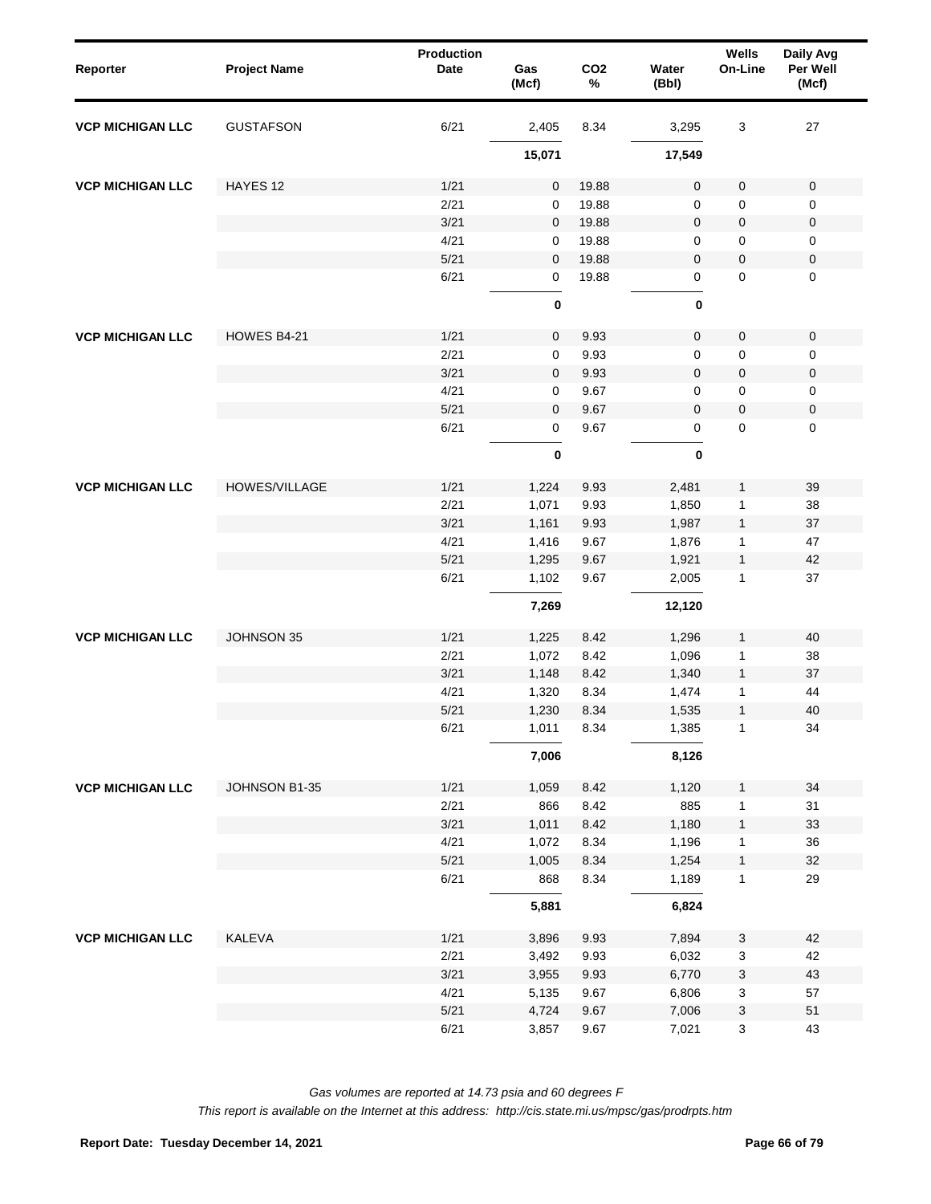| Reporter | Project Name | Production Date | Gas (Mcf) | CO2 % | Water (Bbl) | Wells On-Line | Daily Avg Per Well (Mcf) |
|---|---|---|---|---|---|---|---|
| **VCP MICHIGAN LLC** | GUSTAFSON | 6/21 | 2,405 | 8.34 | 3,295 | 3 | 27 |
| | | | **15,071** | | **17,549** | | |
| **VCP MICHIGAN LLC** | HAYES 12 | 1/21 | 0 | 19.88 | 0 | 0 | 0 |
| | | 2/21 | 0 | 19.88 | 0 | 0 | 0 |
| | | 3/21 | 0 | 19.88 | 0 | 0 | 0 |
| | | 4/21 | 0 | 19.88 | 0 | 0 | 0 |
| | | 5/21 | 0 | 19.88 | 0 | 0 | 0 |
| | | 6/21 | 0 | 19.88 | 0 | 0 | 0 |
| | | | **0** | | **0** | | |
| **VCP MICHIGAN LLC** | HOWES B4-21 | 1/21 | 0 | 9.93 | 0 | 0 | 0 |
| | | 2/21 | 0 | 9.93 | 0 | 0 | 0 |
| | | 3/21 | 0 | 9.93 | 0 | 0 | 0 |
| | | 4/21 | 0 | 9.67 | 0 | 0 | 0 |
| | | 5/21 | 0 | 9.67 | 0 | 0 | 0 |
| | | 6/21 | 0 | 9.67 | 0 | 0 | 0 |
| | | | **0** | | **0** | | |
| **VCP MICHIGAN LLC** | HOWES/VILLAGE | 1/21 | 1,224 | 9.93 | 2,481 | 1 | 39 |
| | | 2/21 | 1,071 | 9.93 | 1,850 | 1 | 38 |
| | | 3/21 | 1,161 | 9.93 | 1,987 | 1 | 37 |
| | | 4/21 | 1,416 | 9.67 | 1,876 | 1 | 47 |
| | | 5/21 | 1,295 | 9.67 | 1,921 | 1 | 42 |
| | | 6/21 | 1,102 | 9.67 | 2,005 | 1 | 37 |
| | | | **7,269** | | **12,120** | | |
| **VCP MICHIGAN LLC** | JOHNSON 35 | 1/21 | 1,225 | 8.42 | 1,296 | 1 | 40 |
| | | 2/21 | 1,072 | 8.42 | 1,096 | 1 | 38 |
| | | 3/21 | 1,148 | 8.42 | 1,340 | 1 | 37 |
| | | 4/21 | 1,320 | 8.34 | 1,474 | 1 | 44 |
| | | 5/21 | 1,230 | 8.34 | 1,535 | 1 | 40 |
| | | 6/21 | 1,011 | 8.34 | 1,385 | 1 | 34 |
| | | | **7,006** | | **8,126** | | |
| **VCP MICHIGAN LLC** | JOHNSON B1-35 | 1/21 | 1,059 | 8.42 | 1,120 | 1 | 34 |
| | | 2/21 | 866 | 8.42 | 885 | 1 | 31 |
| | | 3/21 | 1,011 | 8.42 | 1,180 | 1 | 33 |
| | | 4/21 | 1,072 | 8.34 | 1,196 | 1 | 36 |
| | | 5/21 | 1,005 | 8.34 | 1,254 | 1 | 32 |
| | | 6/21 | 868 | 8.34 | 1,189 | 1 | 29 |
| | | | **5,881** | | **6,824** | | |
| **VCP MICHIGAN LLC** | KALEVA | 1/21 | 3,896 | 9.93 | 7,894 | 3 | 42 |
| | | 2/21 | 3,492 | 9.93 | 6,032 | 3 | 42 |
| | | 3/21 | 3,955 | 9.93 | 6,770 | 3 | 43 |
| | | 4/21 | 5,135 | 9.67 | 6,806 | 3 | 57 |
| | | 5/21 | 4,724 | 9.67 | 7,006 | 3 | 51 |
| | | 6/21 | 3,857 | 9.67 | 7,021 | 3 | 43 |

*Gas volumes are reported at 14.73 psia and 60 degrees F*

*This report is available on the Internet at this address: http://cis.state.mi.us/mpsc/gas/prodrpts.htm*

**Report Date: Tuesday December 14, 2021**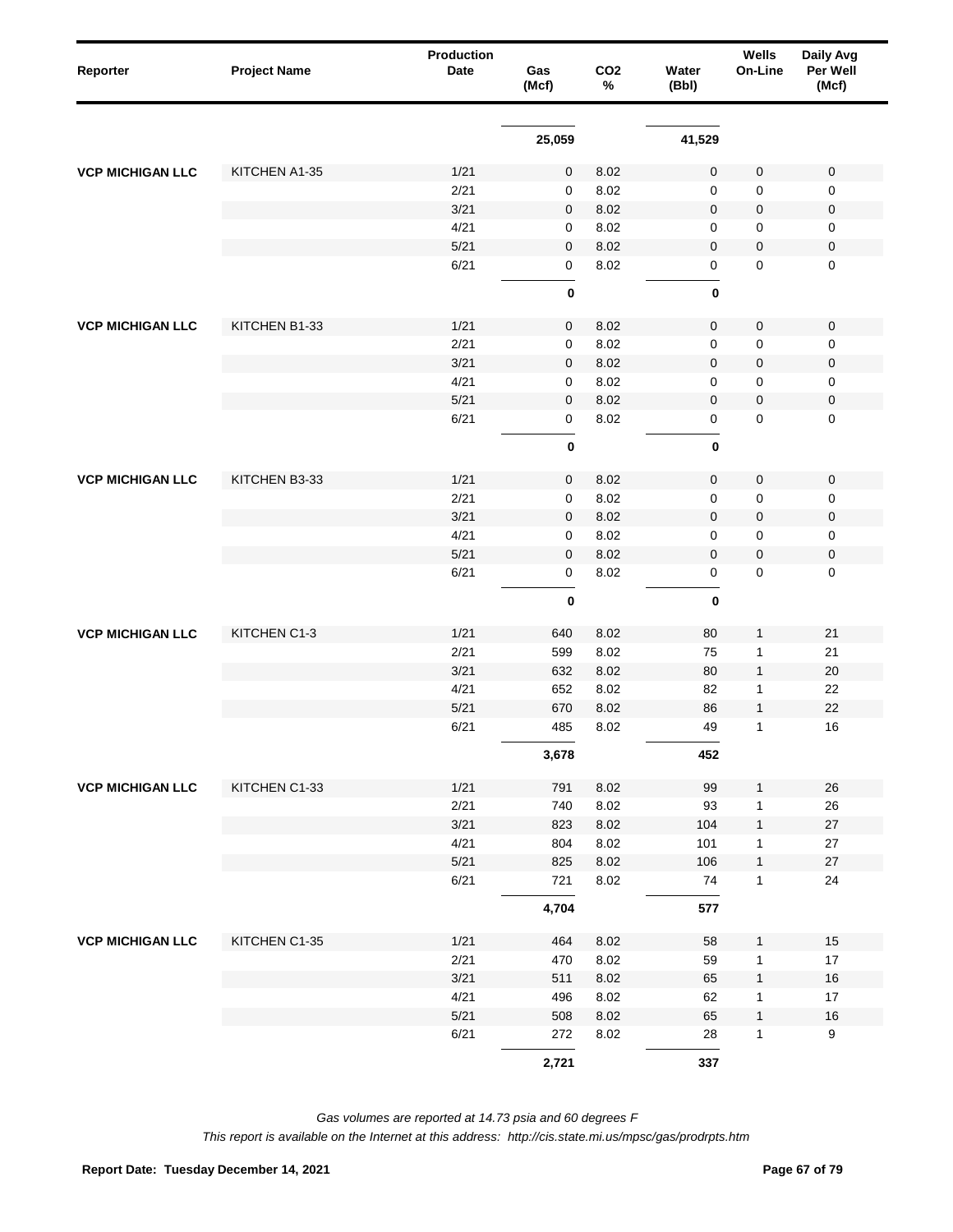| Reporter | Project Name | Production Date | Gas (Mcf) | $CO_2$ % | Water (Bbl) | Wells On-Line | Daily Avg Per Well (Mcf) |
|---|---|---|---|---|---|---|---|
| | | | **25,059** | | **41,529** | | |
| **VCP MICHIGAN LLC** | KITCHEN A1-35 | 1/21 | 0 | 8.02 | 0 | 0 | 0 |
| | | 2/21 | 0 | 8.02 | 0 | 0 | 0 |
| | | 3/21 | 0 | 8.02 | 0 | 0 | 0 |
| | | 4/21 | 0 | 8.02 | 0 | 0 | 0 |
| | | 5/21 | 0 | 8.02 | 0 | 0 | 0 |
| | | 6/21 | 0 | 8.02 | 0 | 0 | 0 |
| | | | **0** | | **0** | | |
| **VCP MICHIGAN LLC** | KITCHEN B1-33 | 1/21 | 0 | 8.02 | 0 | 0 | 0 |
| | | 2/21 | 0 | 8.02 | 0 | 0 | 0 |
| | | 3/21 | 0 | 8.02 | 0 | 0 | 0 |
| | | 4/21 | 0 | 8.02 | 0 | 0 | 0 |
| | | 5/21 | 0 | 8.02 | 0 | 0 | 0 |
| | | 6/21 | 0 | 8.02 | 0 | 0 | 0 |
| | | | **0** | | **0** | | |
| **VCP MICHIGAN LLC** | KITCHEN B3-33 | 1/21 | 0 | 8.02 | 0 | 0 | 0 |
| | | 2/21 | 0 | 8.02 | 0 | 0 | 0 |
| | | 3/21 | 0 | 8.02 | 0 | 0 | 0 |
| | | 4/21 | 0 | 8.02 | 0 | 0 | 0 |
| | | 5/21 | 0 | 8.02 | 0 | 0 | 0 |
| | | 6/21 | 0 | 8.02 | 0 | 0 | 0 |
| | | | **0** | | **0** | | |
| **VCP MICHIGAN LLC** | KITCHEN C1-3 | 1/21 | 640 | 8.02 | 80 | 1 | 21 |
| | | 2/21 | 599 | 8.02 | 75 | 1 | 21 |
| | | 3/21 | 632 | 8.02 | 80 | 1 | 20 |
| | | 4/21 | 652 | 8.02 | 82 | 1 | 22 |
| | | 5/21 | 670 | 8.02 | 86 | 1 | 22 |
| | | 6/21 | 485 | 8.02 | 49 | 1 | 16 |
| | | | **3,678** | | **452** | | |
| **VCP MICHIGAN LLC** | KITCHEN C1-33 | 1/21 | 791 | 8.02 | 99 | 1 | 26 |
| | | 2/21 | 740 | 8.02 | 93 | 1 | 26 |
| | | 3/21 | 823 | 8.02 | 104 | 1 | 27 |
| | | 4/21 | 804 | 8.02 | 101 | 1 | 27 |
| | | 5/21 | 825 | 8.02 | 106 | 1 | 27 |
| | | 6/21 | 721 | 8.02 | 74 | 1 | 24 |
| | | | **4,704** | | **577** | | |
| **VCP MICHIGAN LLC** | KITCHEN C1-35 | 1/21 | 464 | 8.02 | 58 | 1 | 15 |
| | | 2/21 | 470 | 8.02 | 59 | 1 | 17 |
| | | 3/21 | 511 | 8.02 | 65 | 1 | 16 |
| | | 4/21 | 496 | 8.02 | 62 | 1 | 17 |
| | | 5/21 | 508 | 8.02 | 65 | 1 | 16 |
| | | 6/21 | 272 | 8.02 | 28 | 1 | 9 |
| | | | **2,721** | | **337** | | |

*Gas volumes are reported at 14.73 psia and 60 degrees F*

*This report is available on the Internet at this address: http://cis.state.mi.us/mpsc/gas/prodrpts.htm*

**Report Date: Tuesday December 14, 2021**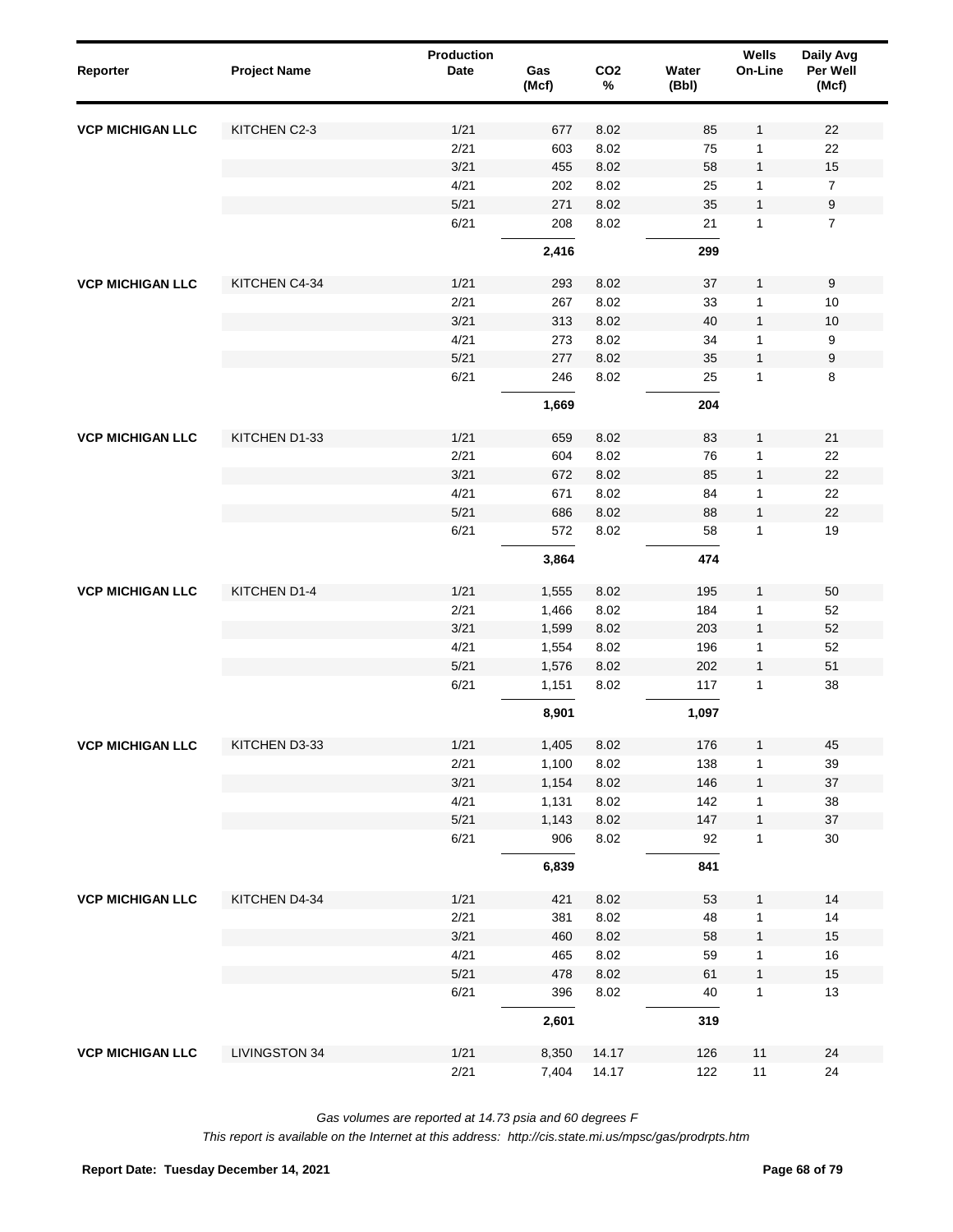| Reporter | Project Name | Production Date | Gas (Mcf) | $CO_2$ % | Water (Bbl) | Wells On-Line | Daily Avg Per Well (Mcf) |
|---|---|---|---|---|---|---|---|
| **VCP MICHIGAN LLC** | KITCHEN C2-3 | 1/21 | 677 | 8.02 | 85 | 1 | 22 |
| | | 2/21 | 603 | 8.02 | 75 | 1 | 22 |
| | | 3/21 | 455 | 8.02 | 58 | 1 | 15 |
| | | 4/21 | 202 | 8.02 | 25 | 1 | 7 |
| | | 5/21 | 271 | 8.02 | 35 | 1 | 9 |
| | | 6/21 | 208 | 8.02 | 21 | 1 | 7 |
| | | | **2,416** | | **299** | | |
| **VCP MICHIGAN LLC** | KITCHEN C4-34 | 1/21 | 293 | 8.02 | 37 | 1 | 9 |
| | | 2/21 | 267 | 8.02 | 33 | 1 | 10 |
| | | 3/21 | 313 | 8.02 | 40 | 1 | 10 |
| | | 4/21 | 273 | 8.02 | 34 | 1 | 9 |
| | | 5/21 | 277 | 8.02 | 35 | 1 | 9 |
| | | 6/21 | 246 | 8.02 | 25 | 1 | 8 |
| | | | **1,669** | | **204** | | |
| **VCP MICHIGAN LLC** | KITCHEN D1-33 | 1/21 | 659 | 8.02 | 83 | 1 | 21 |
| | | 2/21 | 604 | 8.02 | 76 | 1 | 22 |
| | | 3/21 | 672 | 8.02 | 85 | 1 | 22 |
| | | 4/21 | 671 | 8.02 | 84 | 1 | 22 |
| | | 5/21 | 686 | 8.02 | 88 | 1 | 22 |
| | | 6/21 | 572 | 8.02 | 58 | 1 | 19 |
| | | | **3,864** | | **474** | | |
| **VCP MICHIGAN LLC** | KITCHEN D1-4 | 1/21 | 1,555 | 8.02 | 195 | 1 | 50 |
| | | 2/21 | 1,466 | 8.02 | 184 | 1 | 52 |
| | | 3/21 | 1,599 | 8.02 | 203 | 1 | 52 |
| | | 4/21 | 1,554 | 8.02 | 196 | 1 | 52 |
| | | 5/21 | 1,576 | 8.02 | 202 | 1 | 51 |
| | | 6/21 | 1,151 | 8.02 | 117 | 1 | 38 |
| | | | **8,901** | | **1,097** | | |
| **VCP MICHIGAN LLC** | KITCHEN D3-33 | 1/21 | 1,405 | 8.02 | 176 | 1 | 45 |
| | | 2/21 | 1,100 | 8.02 | 138 | 1 | 39 |
| | | 3/21 | 1,154 | 8.02 | 146 | 1 | 37 |
| | | 4/21 | 1,131 | 8.02 | 142 | 1 | 38 |
| | | 5/21 | 1,143 | 8.02 | 147 | 1 | 37 |
| | | 6/21 | 906 | 8.02 | 92 | 1 | 30 |
| | | | **6,839** | | **841** | | |
| **VCP MICHIGAN LLC** | KITCHEN D4-34 | 1/21 | 421 | 8.02 | 53 | 1 | 14 |
| | | 2/21 | 381 | 8.02 | 48 | 1 | 14 |
| | | 3/21 | 460 | 8.02 | 58 | 1 | 15 |
| | | 4/21 | 465 | 8.02 | 59 | 1 | 16 |
| | | 5/21 | 478 | 8.02 | 61 | 1 | 15 |
| | | 6/21 | 396 | 8.02 | 40 | 1 | 13 |
| | | | **2,601** | | **319** | | |
| **VCP MICHIGAN LLC** | LIVINGSTON 34 | 1/21 | 8,350 | 14.17 | 126 | 11 | 24 |
| | | 2/21 | 7,404 | 14.17 | 122 | 11 | 24 |

*Gas volumes are reported at 14.73 psia and 60 degrees F*

*This report is available on the Internet at this address: http://cis.state.mi.us/mpsc/gas/prodrpts.htm*

**Report Date: Tuesday December 14, 2021**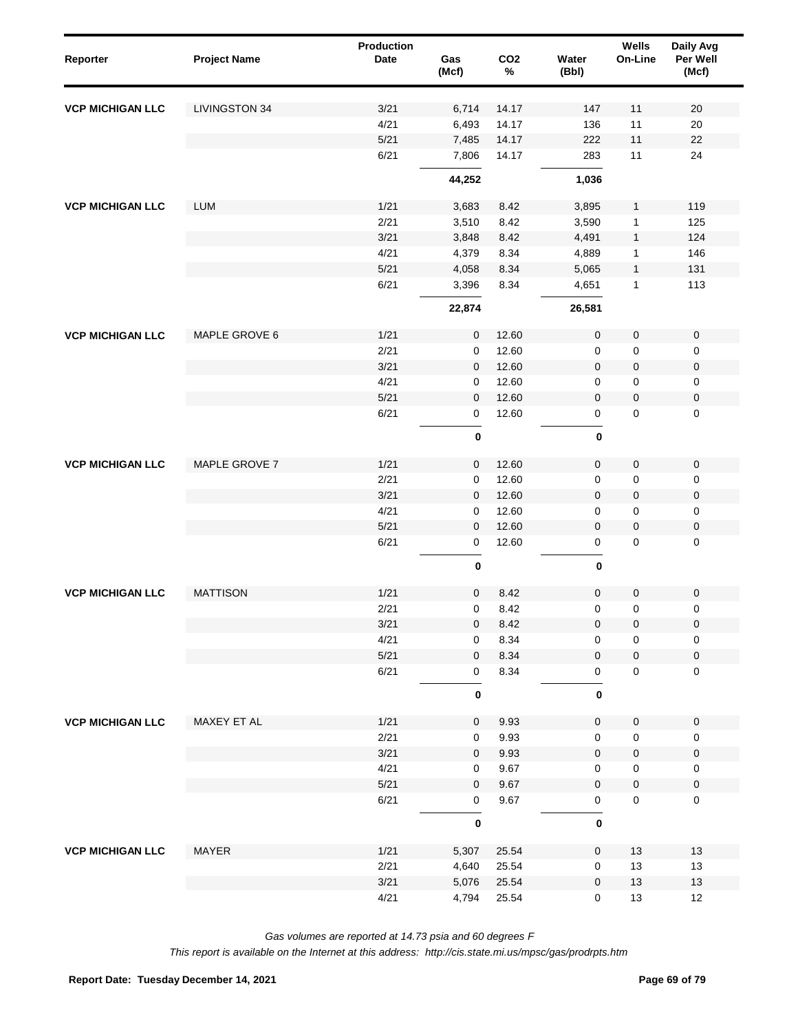| Reporter | Project Name | Production Date | Gas (Mcf) | CO2 % | Water (Bbl) | Wells On-Line | Daily Avg Per Well (Mcf) |
|---|---|---|---|---|---|---|---|
| VCP MICHIGAN LLC | LIVINGSTON 34 | 3/21 | 6,714 | 14.17 | 147 | 11 | 20 |
| | | 4/21 | 6,493 | 14.17 | 136 | 11 | 20 |
| | | 5/21 | 7,485 | 14.17 | 222 | 11 | 22 |
| | | 6/21 | 7,806 | 14.17 | 283 | 11 | 24 |
| | | | **44,252** | | **1,036** | | |
| VCP MICHIGAN LLC | LUM | 1/21 | 3,683 | 8.42 | 3,895 | 1 | 119 |
| | | 2/21 | 3,510 | 8.42 | 3,590 | 1 | 125 |
| | | 3/21 | 3,848 | 8.42 | 4,491 | 1 | 124 |
| | | 4/21 | 4,379 | 8.34 | 4,889 | 1 | 146 |
| | | 5/21 | 4,058 | 8.34 | 5,065 | 1 | 131 |
| | | 6/21 | 3,396 | 8.34 | 4,651 | 1 | 113 |
| | | | **22,874** | | **26,581** | | |
| VCP MICHIGAN LLC | MAPLE GROVE 6 | 1/21 | 0 | 12.60 | 0 | 0 | 0 |
| | | 2/21 | 0 | 12.60 | 0 | 0 | 0 |
| | | 3/21 | 0 | 12.60 | 0 | 0 | 0 |
| | | 4/21 | 0 | 12.60 | 0 | 0 | 0 |
| | | 5/21 | 0 | 12.60 | 0 | 0 | 0 |
| | | 6/21 | 0 | 12.60 | 0 | 0 | 0 |
| | | | **0** | | **0** | | |
| VCP MICHIGAN LLC | MAPLE GROVE 7 | 1/21 | 0 | 12.60 | 0 | 0 | 0 |
| | | 2/21 | 0 | 12.60 | 0 | 0 | 0 |
| | | 3/21 | 0 | 12.60 | 0 | 0 | 0 |
| | | 4/21 | 0 | 12.60 | 0 | 0 | 0 |
| | | 5/21 | 0 | 12.60 | 0 | 0 | 0 |
| | | 6/21 | 0 | 12.60 | 0 | 0 | 0 |
| | | | **0** | | **0** | | |
| VCP MICHIGAN LLC | MATTISON | 1/21 | 0 | 8.42 | 0 | 0 | 0 |
| | | 2/21 | 0 | 8.42 | 0 | 0 | 0 |
| | | 3/21 | 0 | 8.42 | 0 | 0 | 0 |
| | | 4/21 | 0 | 8.34 | 0 | 0 | 0 |
| | | 5/21 | 0 | 8.34 | 0 | 0 | 0 |
| | | 6/21 | 0 | 8.34 | 0 | 0 | 0 |
| | | | **0** | | **0** | | |
| VCP MICHIGAN LLC | MAXEY ET AL | 1/21 | 0 | 9.93 | 0 | 0 | 0 |
| | | 2/21 | 0 | 9.93 | 0 | 0 | 0 |
| | | 3/21 | 0 | 9.93 | 0 | 0 | 0 |
| | | 4/21 | 0 | 9.67 | 0 | 0 | 0 |
| | | 5/21 | 0 | 9.67 | 0 | 0 | 0 |
| | | 6/21 | 0 | 9.67 | 0 | 0 | 0 |
| | | | **0** | | **0** | | |
| VCP MICHIGAN LLC | MAYER | 1/21 | 5,307 | 25.54 | 0 | 13 | 13 |
| | | 2/21 | 4,640 | 25.54 | 0 | 13 | 13 |
| | | 3/21 | 5,076 | 25.54 | 0 | 13 | 13 |
| | | 4/21 | 4,794 | 25.54 | 0 | 13 | 12 |

*Gas volumes are reported at 14.73 psia and 60 degrees F*

*This report is available on the Internet at this address: http://cis.state.mi.us/mpsc/gas/prodrpts.htm*

**Report Date: Tuesday December 14, 2021**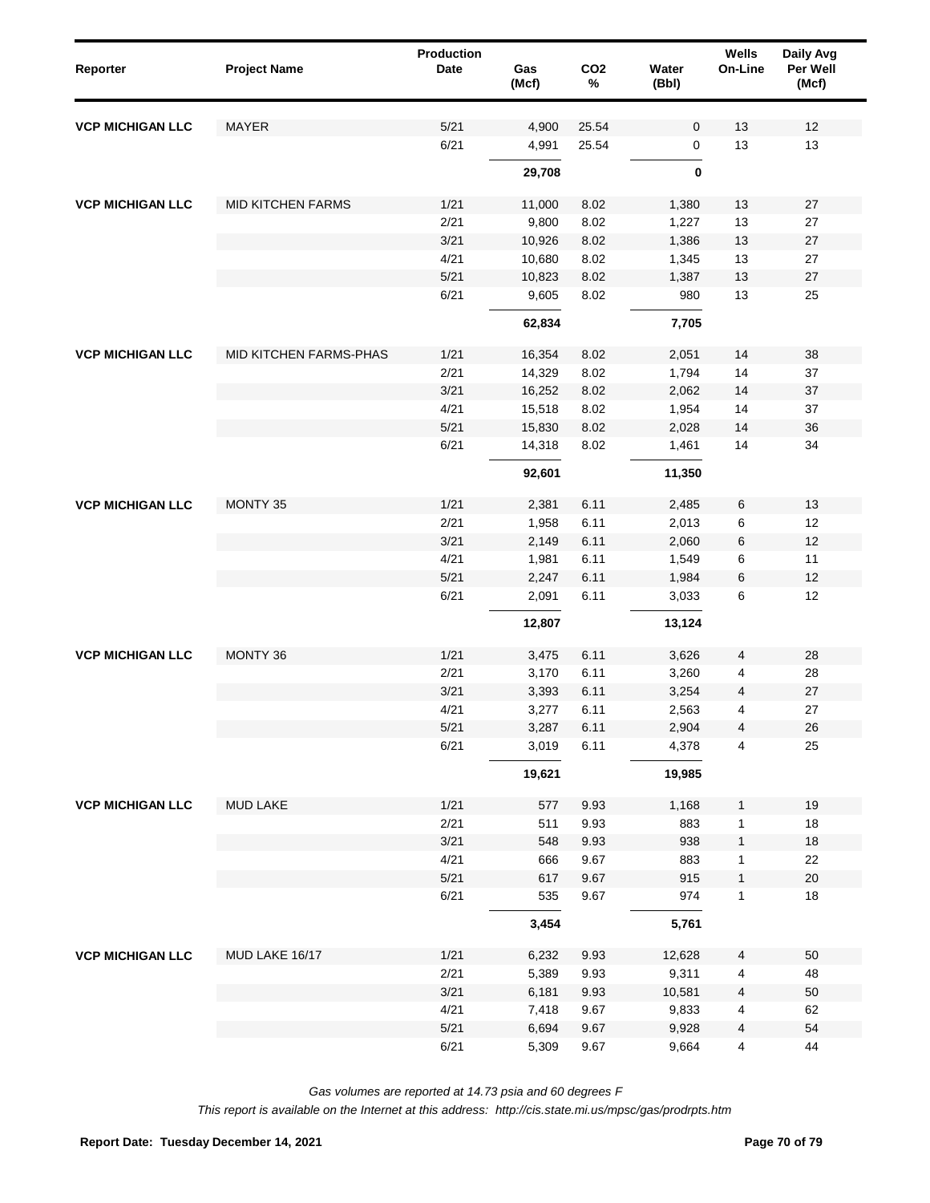| Reporter | Project Name | Production Date | Gas (Mcf) | $CO_2$ % | Water (Bbl) | Wells On-Line | Daily Avg Per Well (Mcf) |
|---|---|---|---|---|---|---|---|
| VCP MICHIGAN LLC | MAYER | 5/21 | 4,900 | 25.54 | 0 | 13 | 12 |
| | | 6/21 | 4,991 | 25.54 | 0 | 13 | 13 |
| | | | **29,708** | | **0** | | |
| VCP MICHIGAN LLC | MID KITCHEN FARMS | 1/21 | 11,000 | 8.02 | 1,380 | 13 | 27 |
| | | 2/21 | 9,800 | 8.02 | 1,227 | 13 | 27 |
| | | 3/21 | 10,926 | 8.02 | 1,386 | 13 | 27 |
| | | 4/21 | 10,680 | 8.02 | 1,345 | 13 | 27 |
| | | 5/21 | 10,823 | 8.02 | 1,387 | 13 | 27 |
| | | 6/21 | 9,605 | 8.02 | 980 | 13 | 25 |
| | | | **62,834** | | **7,705** | | |
| VCP MICHIGAN LLC | MID KITCHEN FARMS-PHAS | 1/21 | 16,354 | 8.02 | 2,051 | 14 | 38 |
| | | 2/21 | 14,329 | 8.02 | 1,794 | 14 | 37 |
| | | 3/21 | 16,252 | 8.02 | 2,062 | 14 | 37 |
| | | 4/21 | 15,518 | 8.02 | 1,954 | 14 | 37 |
| | | 5/21 | 15,830 | 8.02 | 2,028 | 14 | 36 |
| | | 6/21 | 14,318 | 8.02 | 1,461 | 14 | 34 |
| | | | **92,601** | | **11,350** | | |
| VCP MICHIGAN LLC | MONTY 35 | 1/21 | 2,381 | 6.11 | 2,485 | 6 | 13 |
| | | 2/21 | 1,958 | 6.11 | 2,013 | 6 | 12 |
| | | 3/21 | 2,149 | 6.11 | 2,060 | 6 | 12 |
| | | 4/21 | 1,981 | 6.11 | 1,549 | 6 | 11 |
| | | 5/21 | 2,247 | 6.11 | 1,984 | 6 | 12 |
| | | 6/21 | 2,091 | 6.11 | 3,033 | 6 | 12 |
| | | | **12,807** | | **13,124** | | |
| VCP MICHIGAN LLC | MONTY 36 | 1/21 | 3,475 | 6.11 | 3,626 | 4 | 28 |
| | | 2/21 | 3,170 | 6.11 | 3,260 | 4 | 28 |
| | | 3/21 | 3,393 | 6.11 | 3,254 | 4 | 27 |
| | | 4/21 | 3,277 | 6.11 | 2,563 | 4 | 27 |
| | | 5/21 | 3,287 | 6.11 | 2,904 | 4 | 26 |
| | | 6/21 | 3,019 | 6.11 | 4,378 | 4 | 25 |
| | | | **19,621** | | **19,985** | | |
| VCP MICHIGAN LLC | MUD LAKE | 1/21 | 577 | 9.93 | 1,168 | 1 | 19 |
| | | 2/21 | 511 | 9.93 | 883 | 1 | 18 |
| | | 3/21 | 548 | 9.93 | 938 | 1 | 18 |
| | | 4/21 | 666 | 9.67 | 883 | 1 | 22 |
| | | 5/21 | 617 | 9.67 | 915 | 1 | 20 |
| | | 6/21 | 535 | 9.67 | 974 | 1 | 18 |
| | | | **3,454** | | **5,761** | | |
| VCP MICHIGAN LLC | MUD LAKE 16/17 | 1/21 | 6,232 | 9.93 | 12,628 | 4 | 50 |
| | | 2/21 | 5,389 | 9.93 | 9,311 | 4 | 48 |
| | | 3/21 | 6,181 | 9.93 | 10,581 | 4 | 50 |
| | | 4/21 | 7,418 | 9.67 | 9,833 | 4 | 62 |
| | | 5/21 | 6,694 | 9.67 | 9,928 | 4 | 54 |
| | | 6/21 | 5,309 | 9.67 | 9,664 | 4 | 44 |

*Gas volumes are reported at 14.73 psia and 60 degrees F*

*This report is available on the Internet at this address: http://cis.state.mi.us/mpsc/gas/prodrpts.htm*

**Report Date: Tuesday December 14, 2021**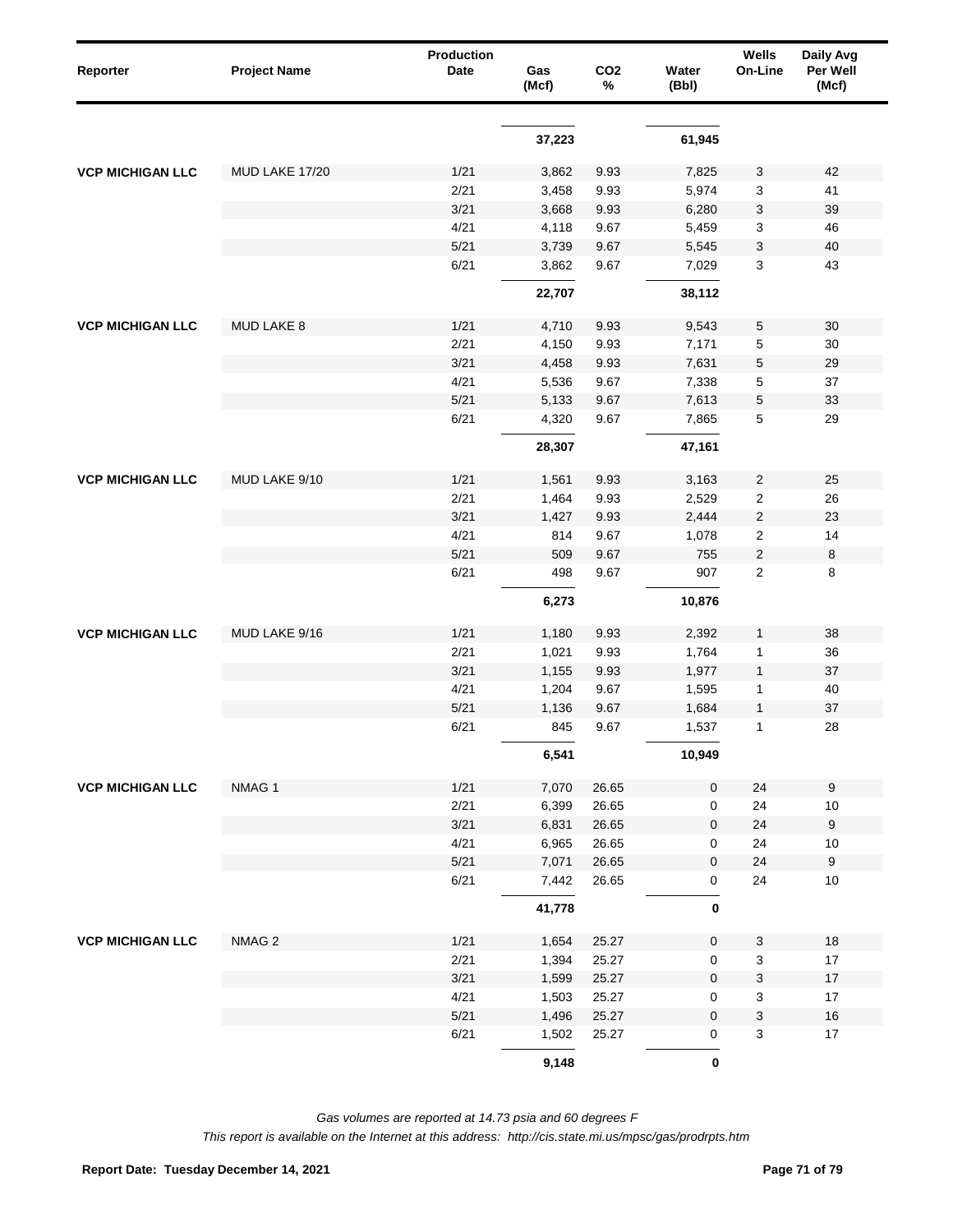| Reporter | Project Name | Production Date | Gas (Mcf) | $CO_2$ % | Water (Bbl) | Wells On-Line | Daily Avg Per Well (Mcf) |
|---|---|---|---|---|---|---|---|
| | | | **37,223** | | **61,945** | | |
| **VCP MICHIGAN LLC** | MUD LAKE 17/20 | 1/21 | 3,862 | 9.93 | 7,825 | 3 | 42 |
| | | 2/21 | 3,458 | 9.93 | 5,974 | 3 | 41 |
| | | 3/21 | 3,668 | 9.93 | 6,280 | 3 | 39 |
| | | 4/21 | 4,118 | 9.67 | 5,459 | 3 | 46 |
| | | 5/21 | 3,739 | 9.67 | 5,545 | 3 | 40 |
| | | 6/21 | 3,862 | 9.67 | 7,029 | 3 | 43 |
| | | | **22,707** | | **38,112** | | |
| **VCP MICHIGAN LLC** | MUD LAKE 8 | 1/21 | 4,710 | 9.93 | 9,543 | 5 | 30 |
| | | 2/21 | 4,150 | 9.93 | 7,171 | 5 | 30 |
| | | 3/21 | 4,458 | 9.93 | 7,631 | 5 | 29 |
| | | 4/21 | 5,536 | 9.67 | 7,338 | 5 | 37 |
| | | 5/21 | 5,133 | 9.67 | 7,613 | 5 | 33 |
| | | 6/21 | 4,320 | 9.67 | 7,865 | 5 | 29 |
| | | | **28,307** | | **47,161** | | |
| **VCP MICHIGAN LLC** | MUD LAKE 9/10 | 1/21 | 1,561 | 9.93 | 3,163 | 2 | 25 |
| | | 2/21 | 1,464 | 9.93 | 2,529 | 2 | 26 |
| | | 3/21 | 1,427 | 9.93 | 2,444 | 2 | 23 |
| | | 4/21 | 814 | 9.67 | 1,078 | 2 | 14 |
| | | 5/21 | 509 | 9.67 | 755 | 2 | 8 |
| | | 6/21 | 498 | 9.67 | 907 | 2 | 8 |
| | | | **6,273** | | **10,876** | | |
| **VCP MICHIGAN LLC** | MUD LAKE 9/16 | 1/21 | 1,180 | 9.93 | 2,392 | 1 | 38 |
| | | 2/21 | 1,021 | 9.93 | 1,764 | 1 | 36 |
| | | 3/21 | 1,155 | 9.93 | 1,977 | 1 | 37 |
| | | 4/21 | 1,204 | 9.67 | 1,595 | 1 | 40 |
| | | 5/21 | 1,136 | 9.67 | 1,684 | 1 | 37 |
| | | 6/21 | 845 | 9.67 | 1,537 | 1 | 28 |
| | | | **6,541** | | **10,949** | | |
| **VCP MICHIGAN LLC** | NMAG 1 | 1/21 | 7,070 | 26.65 | 0 | 24 | 9 |
| | | 2/21 | 6,399 | 26.65 | 0 | 24 | 10 |
| | | 3/21 | 6,831 | 26.65 | 0 | 24 | 9 |
| | | 4/21 | 6,965 | 26.65 | 0 | 24 | 10 |
| | | 5/21 | 7,071 | 26.65 | 0 | 24 | 9 |
| | | 6/21 | 7,442 | 26.65 | 0 | 24 | 10 |
| | | | **41,778** | | **0** | | |
| **VCP MICHIGAN LLC** | NMAG 2 | 1/21 | 1,654 | 25.27 | 0 | 3 | 18 |
| | | 2/21 | 1,394 | 25.27 | 0 | 3 | 17 |
| | | 3/21 | 1,599 | 25.27 | 0 | 3 | 17 |
| | | 4/21 | 1,503 | 25.27 | 0 | 3 | 17 |
| | | 5/21 | 1,496 | 25.27 | 0 | 3 | 16 |
| | | 6/21 | 1,502 | 25.27 | 0 | 3 | 17 |
| | | | **9,148** | | **0** | | |

*Gas volumes are reported at 14.73 psia and 60 degrees F*

*This report is available on the Internet at this address: http://cis.state.mi.us/mpsc/gas/prodrpts.htm*

**Report Date: Tuesday December 14, 2021**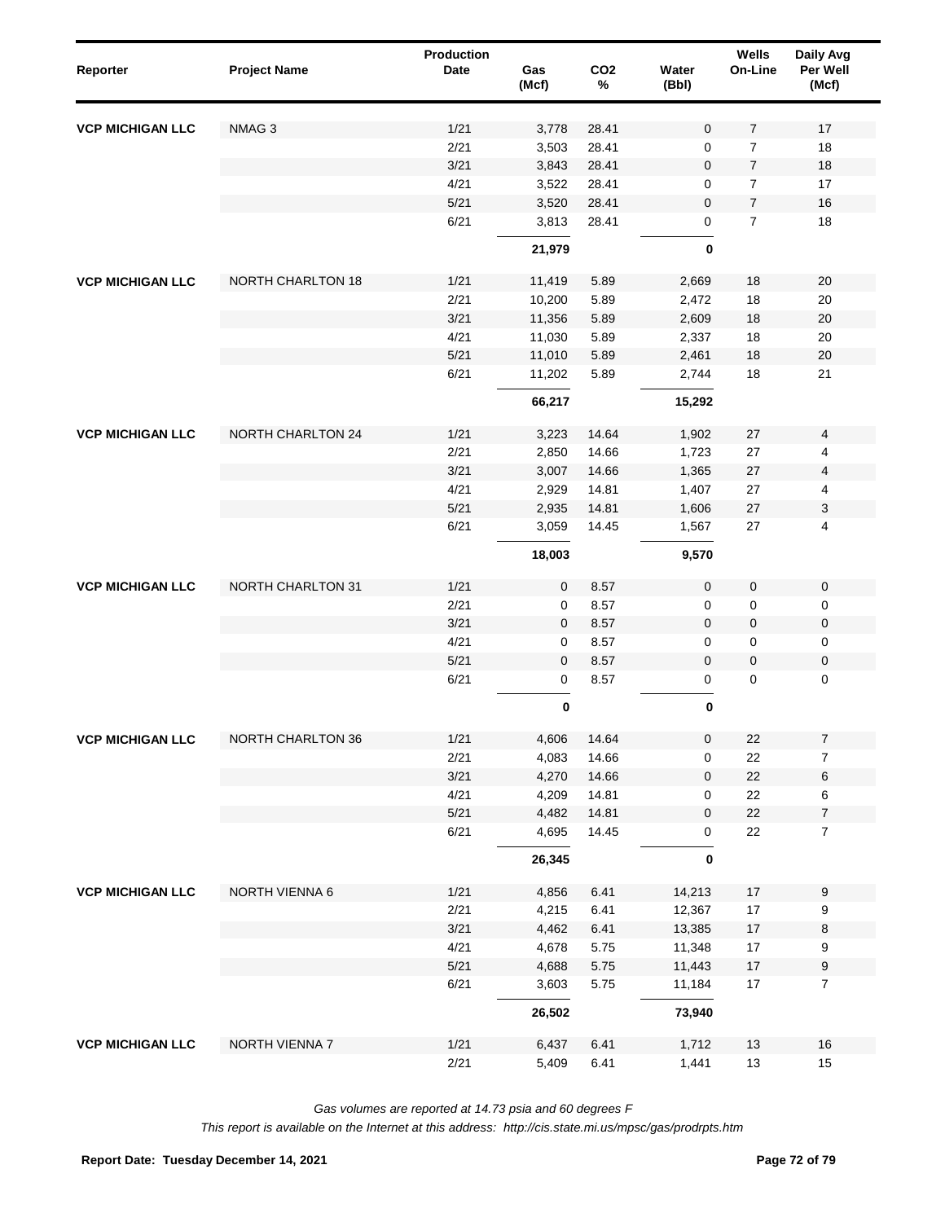| Reporter | Project Name | Production Date | Gas (Mcf) | CO2 % | Water (Bbl) | Wells On-Line | Daily Avg Per Well (Mcf) |
|---|---|---|---|---|---|---|---|
| VCP MICHIGAN LLC | NMAG 3 | 1/21 | 3,778 | 28.41 | 0 | 7 | 17 |
| | | 2/21 | 3,503 | 28.41 | 0 | 7 | 18 |
| | | 3/21 | 3,843 | 28.41 | 0 | 7 | 18 |
| | | 4/21 | 3,522 | 28.41 | 0 | 7 | 17 |
| | | 5/21 | 3,520 | 28.41 | 0 | 7 | 16 |
| | | 6/21 | 3,813 | 28.41 | 0 | 7 | 18 |
| | | | **21,979** | | **0** | | |
| VCP MICHIGAN LLC | NORTH CHARLTON 18 | 1/21 | 11,419 | 5.89 | 2,669 | 18 | 20 |
| | | 2/21 | 10,200 | 5.89 | 2,472 | 18 | 20 |
| | | 3/21 | 11,356 | 5.89 | 2,609 | 18 | 20 |
| | | 4/21 | 11,030 | 5.89 | 2,337 | 18 | 20 |
| | | 5/21 | 11,010 | 5.89 | 2,461 | 18 | 20 |
| | | 6/21 | 11,202 | 5.89 | 2,744 | 18 | 21 |
| | | | **66,217** | | **15,292** | | |
| VCP MICHIGAN LLC | NORTH CHARLTON 24 | 1/21 | 3,223 | 14.64 | 1,902 | 27 | 4 |
| | | 2/21 | 2,850 | 14.66 | 1,723 | 27 | 4 |
| | | 3/21 | 3,007 | 14.66 | 1,365 | 27 | 4 |
| | | 4/21 | 2,929 | 14.81 | 1,407 | 27 | 4 |
| | | 5/21 | 2,935 | 14.81 | 1,606 | 27 | 3 |
| | | 6/21 | 3,059 | 14.45 | 1,567 | 27 | 4 |
| | | | **18,003** | | **9,570** | | |
| VCP MICHIGAN LLC | NORTH CHARLTON 31 | 1/21 | 0 | 8.57 | 0 | 0 | 0 |
| | | 2/21 | 0 | 8.57 | 0 | 0 | 0 |
| | | 3/21 | 0 | 8.57 | 0 | 0 | 0 |
| | | 4/21 | 0 | 8.57 | 0 | 0 | 0 |
| | | 5/21 | 0 | 8.57 | 0 | 0 | 0 |
| | | 6/21 | 0 | 8.57 | 0 | 0 | 0 |
| | | | **0** | | **0** | | |
| VCP MICHIGAN LLC | NORTH CHARLTON 36 | 1/21 | 4,606 | 14.64 | 0 | 22 | 7 |
| | | 2/21 | 4,083 | 14.66 | 0 | 22 | 7 |
| | | 3/21 | 4,270 | 14.66 | 0 | 22 | 6 |
| | | 4/21 | 4,209 | 14.81 | 0 | 22 | 6 |
| | | 5/21 | 4,482 | 14.81 | 0 | 22 | 7 |
| | | 6/21 | 4,695 | 14.45 | 0 | 22 | 7 |
| | | | **26,345** | | **0** | | |
| VCP MICHIGAN LLC | NORTH VIENNA 6 | 1/21 | 4,856 | 6.41 | 14,213 | 17 | 9 |
| | | 2/21 | 4,215 | 6.41 | 12,367 | 17 | 9 |
| | | 3/21 | 4,462 | 6.41 | 13,385 | 17 | 8 |
| | | 4/21 | 4,678 | 5.75 | 11,348 | 17 | 9 |
| | | 5/21 | 4,688 | 5.75 | 11,443 | 17 | 9 |
| | | 6/21 | 3,603 | 5.75 | 11,184 | 17 | 7 |
| | | | **26,502** | | **73,940** | | |
| VCP MICHIGAN LLC | NORTH VIENNA 7 | 1/21 | 6,437 | 6.41 | 1,712 | 13 | 16 |
| | | 2/21 | 5,409 | 6.41 | 1,441 | 13 | 15 |

*Gas volumes are reported at 14.73 psia and 60 degrees F*

*This report is available on the Internet at this address: http://cis.state.mi.us/mpsc/gas/prodrpts.htm*

**Report Date: Tuesday December 14, 2021**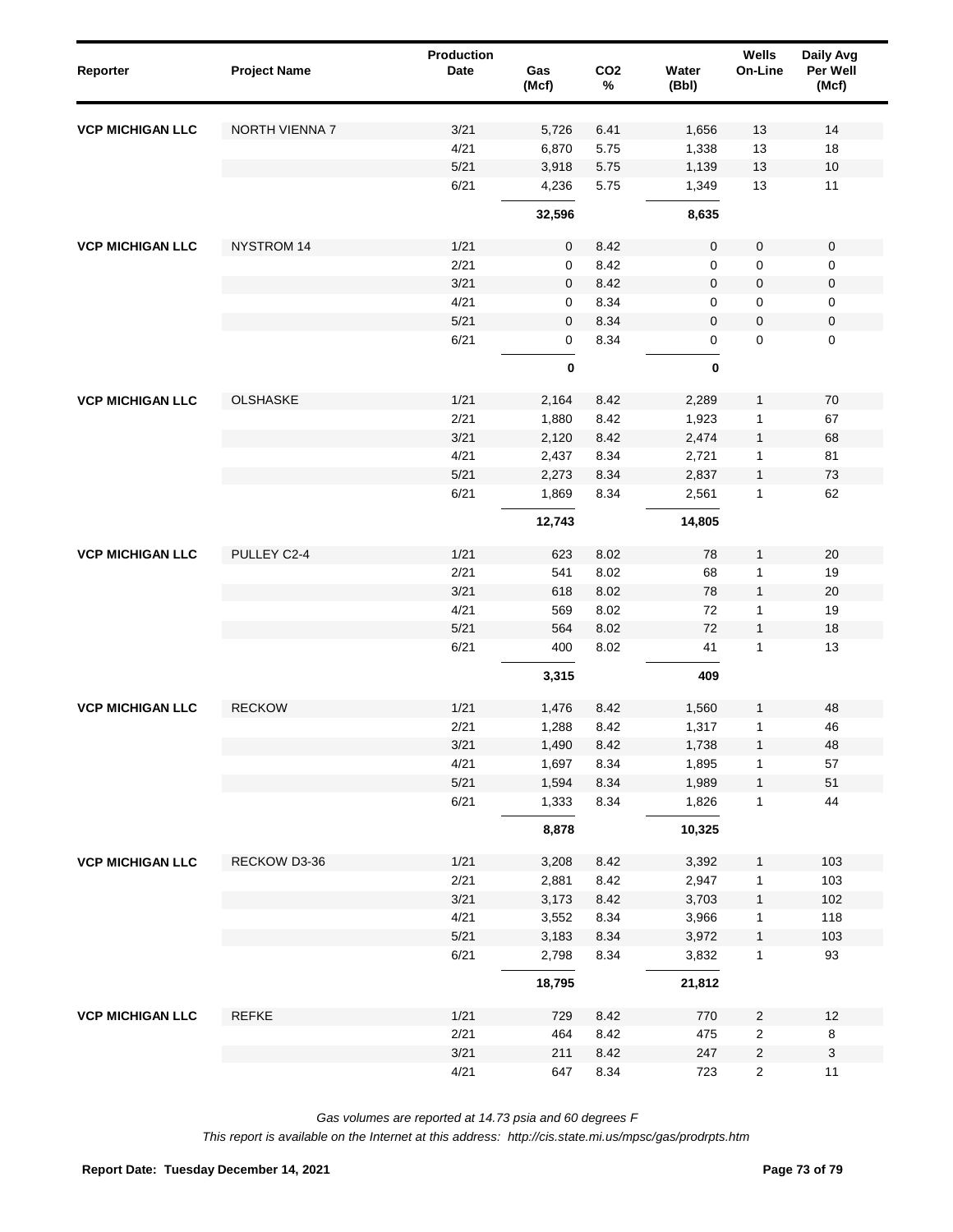| Reporter | Project Name | Production Date | Gas (Mcf) | $CO_2$ % | Water (Bbl) | Wells On-Line | Daily Avg Per Well (Mcf) |
|---|---|---|---|---|---|---|---|
| **VCP MICHIGAN LLC** | NORTH VIENNA 7 | 3/21 | 5,726 | 6.41 | 1,656 | 13 | 14 |
| | | 4/21 | 6,870 | 5.75 | 1,338 | 13 | 18 |
| | | 5/21 | 3,918 | 5.75 | 1,139 | 13 | 10 |
| | | 6/21 | 4,236 | 5.75 | 1,349 | 13 | 11 |
| | | | **32,596** | | **8,635** | | |
| **VCP MICHIGAN LLC** | NYSTROM 14 | 1/21 | 0 | 8.42 | 0 | 0 | 0 |
| | | 2/21 | 0 | 8.42 | 0 | 0 | 0 |
| | | 3/21 | 0 | 8.42 | 0 | 0 | 0 |
| | | 4/21 | 0 | 8.34 | 0 | 0 | 0 |
| | | 5/21 | 0 | 8.34 | 0 | 0 | 0 |
| | | 6/21 | 0 | 8.34 | 0 | 0 | 0 |
| | | | **0** | | **0** | | |
| **VCP MICHIGAN LLC** | OLSHASKE | 1/21 | 2,164 | 8.42 | 2,289 | 1 | 70 |
| | | 2/21 | 1,880 | 8.42 | 1,923 | 1 | 67 |
| | | 3/21 | 2,120 | 8.42 | 2,474 | 1 | 68 |
| | | 4/21 | 2,437 | 8.34 | 2,721 | 1 | 81 |
| | | 5/21 | 2,273 | 8.34 | 2,837 | 1 | 73 |
| | | 6/21 | 1,869 | 8.34 | 2,561 | 1 | 62 |
| | | | **12,743** | | **14,805** | | |
| **VCP MICHIGAN LLC** | PULLEY C2-4 | 1/21 | 623 | 8.02 | 78 | 1 | 20 |
| | | 2/21 | 541 | 8.02 | 68 | 1 | 19 |
| | | 3/21 | 618 | 8.02 | 78 | 1 | 20 |
| | | 4/21 | 569 | 8.02 | 72 | 1 | 19 |
| | | 5/21 | 564 | 8.02 | 72 | 1 | 18 |
| | | 6/21 | 400 | 8.02 | 41 | 1 | 13 |
| | | | **3,315** | | **409** | | |
| **VCP MICHIGAN LLC** | RECKOW | 1/21 | 1,476 | 8.42 | 1,560 | 1 | 48 |
| | | 2/21 | 1,288 | 8.42 | 1,317 | 1 | 46 |
| | | 3/21 | 1,490 | 8.42 | 1,738 | 1 | 48 |
| | | 4/21 | 1,697 | 8.34 | 1,895 | 1 | 57 |
| | | 5/21 | 1,594 | 8.34 | 1,989 | 1 | 51 |
| | | 6/21 | 1,333 | 8.34 | 1,826 | 1 | 44 |
| | | | **8,878** | | **10,325** | | |
| **VCP MICHIGAN LLC** | RECKOW D3-36 | 1/21 | 3,208 | 8.42 | 3,392 | 1 | 103 |
| | | 2/21 | 2,881 | 8.42 | 2,947 | 1 | 103 |
| | | 3/21 | 3,173 | 8.42 | 3,703 | 1 | 102 |
| | | 4/21 | 3,552 | 8.34 | 3,966 | 1 | 118 |
| | | 5/21 | 3,183 | 8.34 | 3,972 | 1 | 103 |
| | | 6/21 | 2,798 | 8.34 | 3,832 | 1 | 93 |
| | | | **18,795** | | **21,812** | | |
| **VCP MICHIGAN LLC** | REFKE | 1/21 | 729 | 8.42 | 770 | 2 | 12 |
| | | 2/21 | 464 | 8.42 | 475 | 2 | 8 |
| | | 3/21 | 211 | 8.42 | 247 | 2 | 3 |
| | | 4/21 | 647 | 8.34 | 723 | 2 | 11 |

*Gas volumes are reported at 14.73 psia and 60 degrees F*

*This report is available on the Internet at this address: http://cis.state.mi.us/mpsc/gas/prodrpts.htm*

**Report Date: Tuesday December 14, 2021**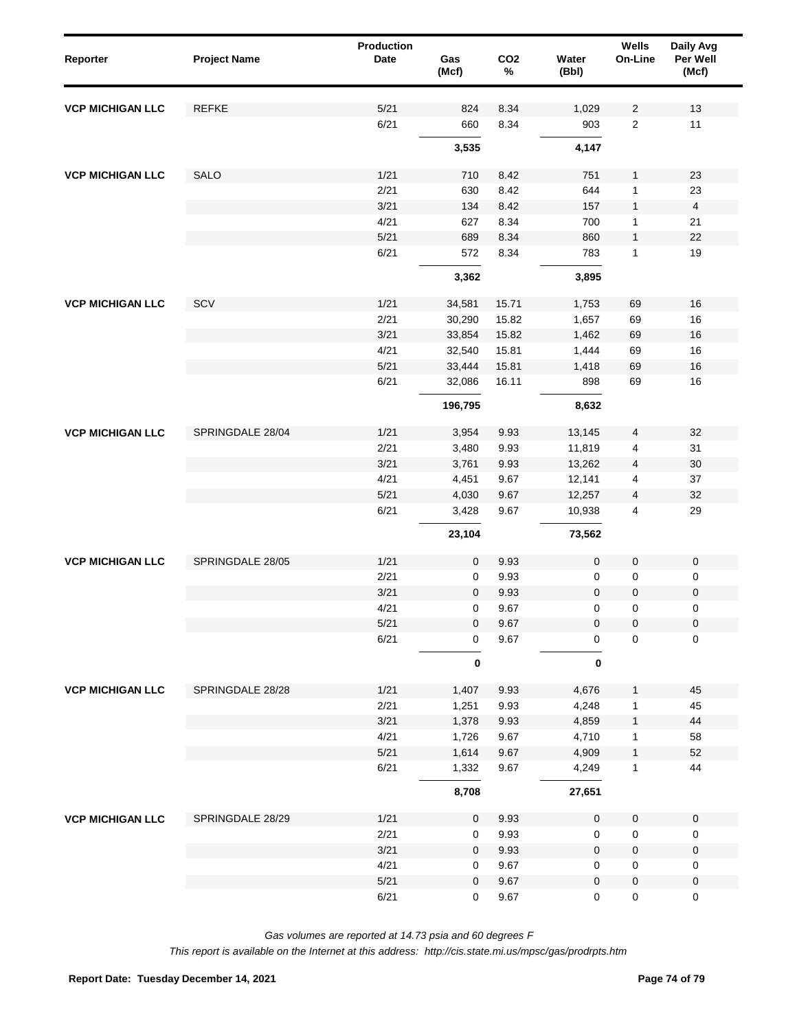| Reporter | Project Name | Production Date | Gas (Mcf) | $CO_2$ % | Water (Bbl) | Wells On-Line | Daily Avg Per Well (Mcf) |
|---|---|---|---|---|---|---|---|
| VCP MICHIGAN LLC | REFKE | 5/21 | 824 | 8.34 | 1,029 | 2 | 13 |
| | | 6/21 | 660 | 8.34 | 903 | 2 | 11 |
| | | | **3,535** | | **4,147** | | |
| VCP MICHIGAN LLC | SALO | 1/21 | 710 | 8.42 | 751 | 1 | 23 |
| | | 2/21 | 630 | 8.42 | 644 | 1 | 23 |
| | | 3/21 | 134 | 8.42 | 157 | 1 | 4 |
| | | 4/21 | 627 | 8.34 | 700 | 1 | 21 |
| | | 5/21 | 689 | 8.34 | 860 | 1 | 22 |
| | | 6/21 | 572 | 8.34 | 783 | 1 | 19 |
| | | | **3,362** | | **3,895** | | |
| VCP MICHIGAN LLC | SCV | 1/21 | 34,581 | 15.71 | 1,753 | 69 | 16 |
| | | 2/21 | 30,290 | 15.82 | 1,657 | 69 | 16 |
| | | 3/21 | 33,854 | 15.82 | 1,462 | 69 | 16 |
| | | 4/21 | 32,540 | 15.81 | 1,444 | 69 | 16 |
| | | 5/21 | 33,444 | 15.81 | 1,418 | 69 | 16 |
| | | 6/21 | 32,086 | 16.11 | 898 | 69 | 16 |
| | | | **196,795** | | **8,632** | | |
| VCP MICHIGAN LLC | SPRINGDALE 28/04 | 1/21 | 3,954 | 9.93 | 13,145 | 4 | 32 |
| | | 2/21 | 3,480 | 9.93 | 11,819 | 4 | 31 |
| | | 3/21 | 3,761 | 9.93 | 13,262 | 4 | 30 |
| | | 4/21 | 4,451 | 9.67 | 12,141 | 4 | 37 |
| | | 5/21 | 4,030 | 9.67 | 12,257 | 4 | 32 |
| | | 6/21 | 3,428 | 9.67 | 10,938 | 4 | 29 |
| | | | **23,104** | | **73,562** | | |
| VCP MICHIGAN LLC | SPRINGDALE 28/05 | 1/21 | 0 | 9.93 | 0 | 0 | 0 |
| | | 2/21 | 0 | 9.93 | 0 | 0 | 0 |
| | | 3/21 | 0 | 9.93 | 0 | 0 | 0 |
| | | 4/21 | 0 | 9.67 | 0 | 0 | 0 |
| | | 5/21 | 0 | 9.67 | 0 | 0 | 0 |
| | | 6/21 | 0 | 9.67 | 0 | 0 | 0 |
| | | | **0** | | **0** | | |
| VCP MICHIGAN LLC | SPRINGDALE 28/28 | 1/21 | 1,407 | 9.93 | 4,676 | 1 | 45 |
| | | 2/21 | 1,251 | 9.93 | 4,248 | 1 | 45 |
| | | 3/21 | 1,378 | 9.93 | 4,859 | 1 | 44 |
| | | 4/21 | 1,726 | 9.67 | 4,710 | 1 | 58 |
| | | 5/21 | 1,614 | 9.67 | 4,909 | 1 | 52 |
| | | 6/21 | 1,332 | 9.67 | 4,249 | 1 | 44 |
| | | | **8,708** | | **27,651** | | |
| VCP MICHIGAN LLC | SPRINGDALE 28/29 | 1/21 | 0 | 9.93 | 0 | 0 | 0 |
| | | 2/21 | 0 | 9.93 | 0 | 0 | 0 |
| | | 3/21 | 0 | 9.93 | 0 | 0 | 0 |
| | | 4/21 | 0 | 9.67 | 0 | 0 | 0 |
| | | 5/21 | 0 | 9.67 | 0 | 0 | 0 |
| | | 6/21 | 0 | 9.67 | 0 | 0 | 0 |

*Gas volumes are reported at 14.73 psia and 60 degrees F*

*This report is available on the Internet at this address: http://cis.state.mi.us/mpsc/gas/prodrpts.htm*

**Report Date: Tuesday December 14, 2021**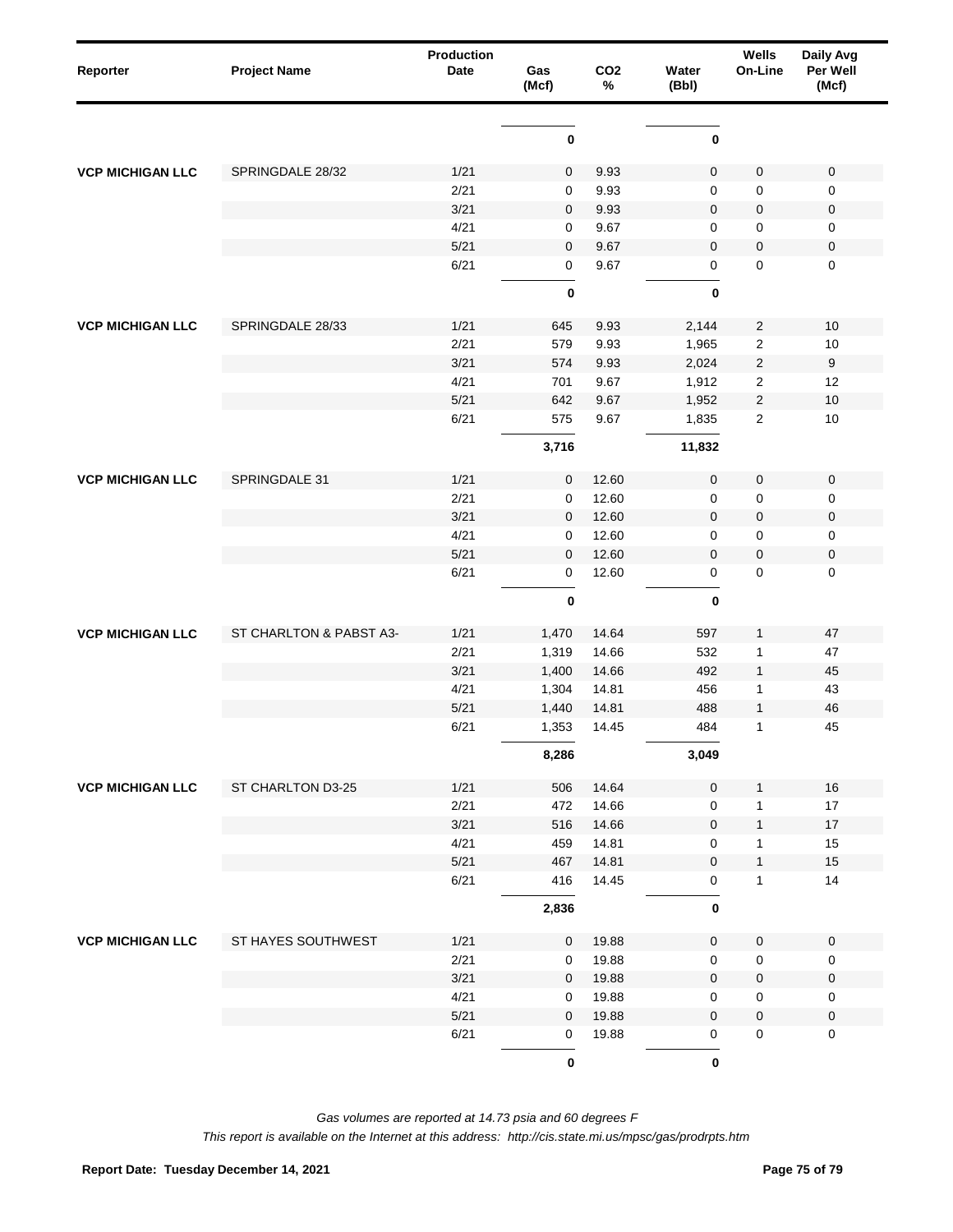| Reporter | Project Name | Production Date | Gas (Mcf) | CO2 % | Water (Bbl) | Wells On-Line | Daily Avg Per Well (Mcf) |
|---|---|---|---|---|---|---|---|
| | | | **0** | | **0** | | |
| **VCP MICHIGAN LLC** | SPRINGDALE 28/32 | 1/21 | 0 | 9.93 | 0 | 0 | 0 |
| | | 2/21 | 0 | 9.93 | 0 | 0 | 0 |
| | | 3/21 | 0 | 9.93 | 0 | 0 | 0 |
| | | 4/21 | 0 | 9.67 | 0 | 0 | 0 |
| | | 5/21 | 0 | 9.67 | 0 | 0 | 0 |
| | | 6/21 | 0 | 9.67 | 0 | 0 | 0 |
| | | | **0** | | **0** | | |
| **VCP MICHIGAN LLC** | SPRINGDALE 28/33 | 1/21 | 645 | 9.93 | 2,144 | 2 | 10 |
| | | 2/21 | 579 | 9.93 | 1,965 | 2 | 10 |
| | | 3/21 | 574 | 9.93 | 2,024 | 2 | 9 |
| | | 4/21 | 701 | 9.67 | 1,912 | 2 | 12 |
| | | 5/21 | 642 | 9.67 | 1,952 | 2 | 10 |
| | | 6/21 | 575 | 9.67 | 1,835 | 2 | 10 |
| | | | **3,716** | | **11,832** | | |
| **VCP MICHIGAN LLC** | SPRINGDALE 31 | 1/21 | 0 | 12.60 | 0 | 0 | 0 |
| | | 2/21 | 0 | 12.60 | 0 | 0 | 0 |
| | | 3/21 | 0 | 12.60 | 0 | 0 | 0 |
| | | 4/21 | 0 | 12.60 | 0 | 0 | 0 |
| | | 5/21 | 0 | 12.60 | 0 | 0 | 0 |
| | | 6/21 | 0 | 12.60 | 0 | 0 | 0 |
| | | | **0** | | **0** | | |
| **VCP MICHIGAN LLC** | ST CHARLTON & PABST A3- | 1/21 | 1,470 | 14.64 | 597 | 1 | 47 |
| | | 2/21 | 1,319 | 14.66 | 532 | 1 | 47 |
| | | 3/21 | 1,400 | 14.66 | 492 | 1 | 45 |
| | | 4/21 | 1,304 | 14.81 | 456 | 1 | 43 |
| | | 5/21 | 1,440 | 14.81 | 488 | 1 | 46 |
| | | 6/21 | 1,353 | 14.45 | 484 | 1 | 45 |
| | | | **8,286** | | **3,049** | | |
| **VCP MICHIGAN LLC** | ST CHARLTON D3-25 | 1/21 | 506 | 14.64 | 0 | 1 | 16 |
| | | 2/21 | 472 | 14.66 | 0 | 1 | 17 |
| | | 3/21 | 516 | 14.66 | 0 | 1 | 17 |
| | | 4/21 | 459 | 14.81 | 0 | 1 | 15 |
| | | 5/21 | 467 | 14.81 | 0 | 1 | 15 |
| | | 6/21 | 416 | 14.45 | 0 | 1 | 14 |
| | | | **2,836** | | **0** | | |
| **VCP MICHIGAN LLC** | ST HAYES SOUTHWEST | 1/21 | 0 | 19.88 | 0 | 0 | 0 |
| | | 2/21 | 0 | 19.88 | 0 | 0 | 0 |
| | | 3/21 | 0 | 19.88 | 0 | 0 | 0 |
| | | 4/21 | 0 | 19.88 | 0 | 0 | 0 |
| | | 5/21 | 0 | 19.88 | 0 | 0 | 0 |
| | | 6/21 | 0 | 19.88 | 0 | 0 | 0 |
| | | | **0** | | **0** | | |

*Gas volumes are reported at 14.73 psia and 60 degrees F*

*This report is available on the Internet at this address: http://cis.state.mi.us/mpsc/gas/prodrpts.htm*

**Report Date: Tuesday December 14, 2021**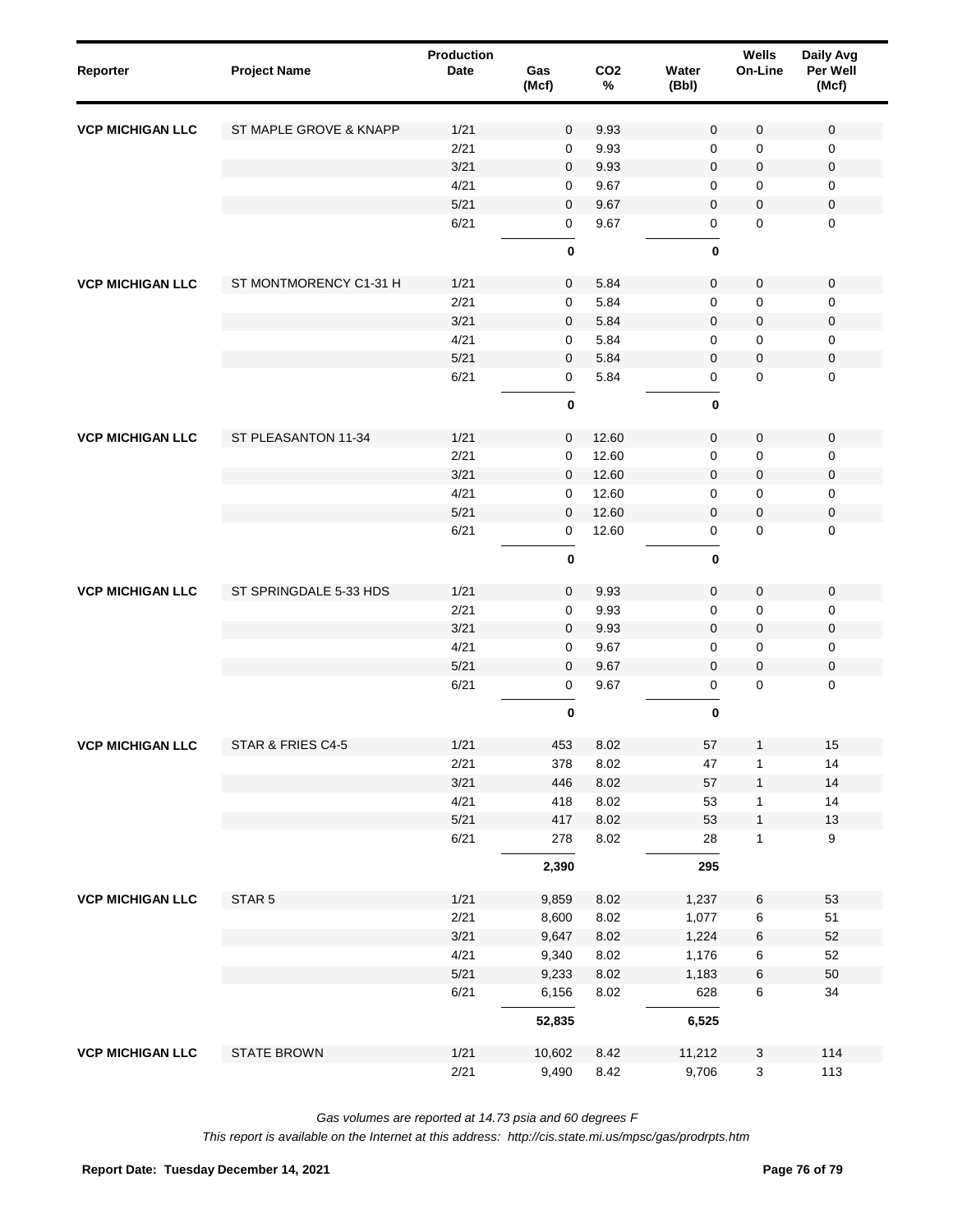| Reporter | Project Name | Production Date | Gas (Mcf) | CO2 % | Water (Bbl) | Wells On-Line | Daily Avg Per Well (Mcf) |
|---|---|---|---|---|---|---|---|
| VCP MICHIGAN LLC | ST MAPLE GROVE & KNAPP | 1/21 | 0 | 9.93 | 0 | 0 | 0 |
| | | 2/21 | 0 | 9.93 | 0 | 0 | 0 |
| | | 3/21 | 0 | 9.93 | 0 | 0 | 0 |
| | | 4/21 | 0 | 9.67 | 0 | 0 | 0 |
| | | 5/21 | 0 | 9.67 | 0 | 0 | 0 |
| | | 6/21 | 0 | 9.67 | 0 | 0 | 0 |
| | | | **0** | | **0** | | |
| VCP MICHIGAN LLC | ST MONTMORENCY C1-31 H | 1/21 | 0 | 5.84 | 0 | 0 | 0 |
| | | 2/21 | 0 | 5.84 | 0 | 0 | 0 |
| | | 3/21 | 0 | 5.84 | 0 | 0 | 0 |
| | | 4/21 | 0 | 5.84 | 0 | 0 | 0 |
| | | 5/21 | 0 | 5.84 | 0 | 0 | 0 |
| | | 6/21 | 0 | 5.84 | 0 | 0 | 0 |
| | | | **0** | | **0** | | |
| VCP MICHIGAN LLC | ST PLEASANTON 11-34 | 1/21 | 0 | 12.60 | 0 | 0 | 0 |
| | | 2/21 | 0 | 12.60 | 0 | 0 | 0 |
| | | 3/21 | 0 | 12.60 | 0 | 0 | 0 |
| | | 4/21 | 0 | 12.60 | 0 | 0 | 0 |
| | | 5/21 | 0 | 12.60 | 0 | 0 | 0 |
| | | 6/21 | 0 | 12.60 | 0 | 0 | 0 |
| | | | **0** | | **0** | | |
| VCP MICHIGAN LLC | ST SPRINGDALE 5-33 HDS | 1/21 | 0 | 9.93 | 0 | 0 | 0 |
| | | 2/21 | 0 | 9.93 | 0 | 0 | 0 |
| | | 3/21 | 0 | 9.93 | 0 | 0 | 0 |
| | | 4/21 | 0 | 9.67 | 0 | 0 | 0 |
| | | 5/21 | 0 | 9.67 | 0 | 0 | 0 |
| | | 6/21 | 0 | 9.67 | 0 | 0 | 0 |
| | | | **0** | | **0** | | |
| VCP MICHIGAN LLC | STAR & FRIES C4-5 | 1/21 | 453 | 8.02 | 57 | 1 | 15 |
| | | 2/21 | 378 | 8.02 | 47 | 1 | 14 |
| | | 3/21 | 446 | 8.02 | 57 | 1 | 14 |
| | | 4/21 | 418 | 8.02 | 53 | 1 | 14 |
| | | 5/21 | 417 | 8.02 | 53 | 1 | 13 |
| | | 6/21 | 278 | 8.02 | 28 | 1 | 9 |
| | | | **2,390** | | **295** | | |
| VCP MICHIGAN LLC | STAR 5 | 1/21 | 9,859 | 8.02 | 1,237 | 6 | 53 |
| | | 2/21 | 8,600 | 8.02 | 1,077 | 6 | 51 |
| | | 3/21 | 9,647 | 8.02 | 1,224 | 6 | 52 |
| | | 4/21 | 9,340 | 8.02 | 1,176 | 6 | 52 |
| | | 5/21 | 9,233 | 8.02 | 1,183 | 6 | 50 |
| | | 6/21 | 6,156 | 8.02 | 628 | 6 | 34 |
| | | | **52,835** | | **6,525** | | |
| VCP MICHIGAN LLC | STATE BROWN | 1/21 | 10,602 | 8.42 | 11,212 | 3 | 114 |
| | | 2/21 | 9,490 | 8.42 | 9,706 | 3 | 113 |

*Gas volumes are reported at 14.73 psia and 60 degrees F*

*This report is available on the Internet at this address: http://cis.state.mi.us/mpsc/gas/prodrpts.htm*

**Report Date: Tuesday December 14, 2021**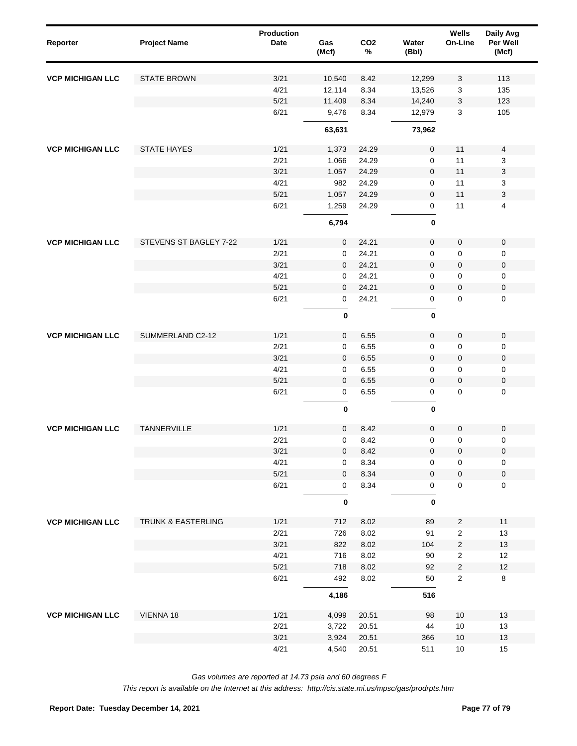| Reporter | Project Name | Production Date | Gas (Mcf) | CO2 % | Water (Bbl) | Wells On-Line | Daily Avg Per Well (Mcf) |
|---|---|---|---|---|---|---|---|
| **VCP MICHIGAN LLC** | STATE BROWN | 3/21 | 10,540 | 8.42 | 12,299 | 3 | 113 |
| | | 4/21 | 12,114 | 8.34 | 13,526 | 3 | 135 |
| | | 5/21 | 11,409 | 8.34 | 14,240 | 3 | 123 |
| | | 6/21 | 9,476 | 8.34 | 12,979 | 3 | 105 |
| | | | **63,631** | | **73,962** | | |
| **VCP MICHIGAN LLC** | STATE HAYES | 1/21 | 1,373 | 24.29 | 0 | 11 | 4 |
| | | 2/21 | 1,066 | 24.29 | 0 | 11 | 3 |
| | | 3/21 | 1,057 | 24.29 | 0 | 11 | 3 |
| | | 4/21 | 982 | 24.29 | 0 | 11 | 3 |
| | | 5/21 | 1,057 | 24.29 | 0 | 11 | 3 |
| | | 6/21 | 1,259 | 24.29 | 0 | 11 | 4 |
| | | | **6,794** | | **0** | | |
| **VCP MICHIGAN LLC** | STEVENS ST BAGLEY 7-22 | 1/21 | 0 | 24.21 | 0 | 0 | 0 |
| | | 2/21 | 0 | 24.21 | 0 | 0 | 0 |
| | | 3/21 | 0 | 24.21 | 0 | 0 | 0 |
| | | 4/21 | 0 | 24.21 | 0 | 0 | 0 |
| | | 5/21 | 0 | 24.21 | 0 | 0 | 0 |
| | | 6/21 | 0 | 24.21 | 0 | 0 | 0 |
| | | | **0** | | **0** | | |
| **VCP MICHIGAN LLC** | SUMMERLAND C2-12 | 1/21 | 0 | 6.55 | 0 | 0 | 0 |
| | | 2/21 | 0 | 6.55 | 0 | 0 | 0 |
| | | 3/21 | 0 | 6.55 | 0 | 0 | 0 |
| | | 4/21 | 0 | 6.55 | 0 | 0 | 0 |
| | | 5/21 | 0 | 6.55 | 0 | 0 | 0 |
| | | 6/21 | 0 | 6.55 | 0 | 0 | 0 |
| | | | **0** | | **0** | | |
| **VCP MICHIGAN LLC** | TANNERVILLE | 1/21 | 0 | 8.42 | 0 | 0 | 0 |
| | | 2/21 | 0 | 8.42 | 0 | 0 | 0 |
| | | 3/21 | 0 | 8.42 | 0 | 0 | 0 |
| | | 4/21 | 0 | 8.34 | 0 | 0 | 0 |
| | | 5/21 | 0 | 8.34 | 0 | 0 | 0 |
| | | 6/21 | 0 | 8.34 | 0 | 0 | 0 |
| | | | **0** | | **0** | | |
| **VCP MICHIGAN LLC** | TRUNK & EASTERLING | 1/21 | 712 | 8.02 | 89 | 2 | 11 |
| | | 2/21 | 726 | 8.02 | 91 | 2 | 13 |
| | | 3/21 | 822 | 8.02 | 104 | 2 | 13 |
| | | 4/21 | 716 | 8.02 | 90 | 2 | 12 |
| | | 5/21 | 718 | 8.02 | 92 | 2 | 12 |
| | | 6/21 | 492 | 8.02 | 50 | 2 | 8 |
| | | | **4,186** | | **516** | | |
| **VCP MICHIGAN LLC** | VIENNA 18 | 1/21 | 4,099 | 20.51 | 98 | 10 | 13 |
| | | 2/21 | 3,722 | 20.51 | 44 | 10 | 13 |
| | | 3/21 | 3,924 | 20.51 | 366 | 10 | 13 |
| | | 4/21 | 4,540 | 20.51 | 511 | 10 | 15 |

*Gas volumes are reported at 14.73 psia and 60 degrees F*

*This report is available on the Internet at this address: http://cis.state.mi.us/mpsc/gas/prodrpts.htm*

**Report Date: Tuesday December 14, 2021**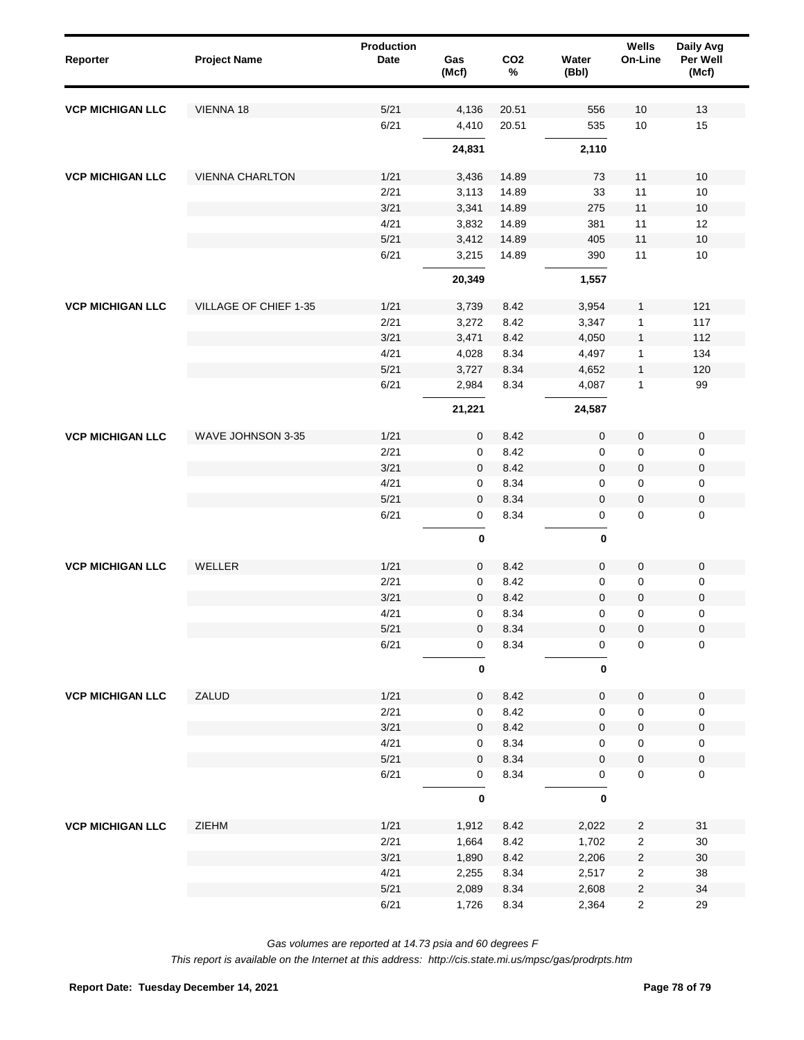| Reporter | Project Name | Production Date | Gas (Mcf) | $CO_2$ % | Water (Bbl) | Wells On-Line | Daily Avg Per Well (Mcf) |
|---|---|---|---|---|---|---|---|
| **VCP MICHIGAN LLC** | VIENNA 18 | 5/21 | 4,136 | 20.51 | 556 | 10 | 13 |
| | | 6/21 | 4,410 | 20.51 | 535 | 10 | 15 |
| | | | **24,831** | | **2,110** | | |
| **VCP MICHIGAN LLC** | VIENNA CHARLTON | 1/21 | 3,436 | 14.89 | 73 | 11 | 10 |
| | | 2/21 | 3,113 | 14.89 | 33 | 11 | 10 |
| | | 3/21 | 3,341 | 14.89 | 275 | 11 | 10 |
| | | 4/21 | 3,832 | 14.89 | 381 | 11 | 12 |
| | | 5/21 | 3,412 | 14.89 | 405 | 11 | 10 |
| | | 6/21 | 3,215 | 14.89 | 390 | 11 | 10 |
| | | | **20,349** | | **1,557** | | |
| **VCP MICHIGAN LLC** | VILLAGE OF CHIEF 1-35 | 1/21 | 3,739 | 8.42 | 3,954 | 1 | 121 |
| | | 2/21 | 3,272 | 8.42 | 3,347 | 1 | 117 |
| | | 3/21 | 3,471 | 8.42 | 4,050 | 1 | 112 |
| | | 4/21 | 4,028 | 8.34 | 4,497 | 1 | 134 |
| | | 5/21 | 3,727 | 8.34 | 4,652 | 1 | 120 |
| | | 6/21 | 2,984 | 8.34 | 4,087 | 1 | 99 |
| | | | **21,221** | | **24,587** | | |
| **VCP MICHIGAN LLC** | WAVE JOHNSON 3-35 | 1/21 | 0 | 8.42 | 0 | 0 | 0 |
| | | 2/21 | 0 | 8.42 | 0 | 0 | 0 |
| | | 3/21 | 0 | 8.42 | 0 | 0 | 0 |
| | | 4/21 | 0 | 8.34 | 0 | 0 | 0 |
| | | 5/21 | 0 | 8.34 | 0 | 0 | 0 |
| | | 6/21 | 0 | 8.34 | 0 | 0 | 0 |
| | | | **0** | | **0** | | |
| **VCP MICHIGAN LLC** | WELLER | 1/21 | 0 | 8.42 | 0 | 0 | 0 |
| | | 2/21 | 0 | 8.42 | 0 | 0 | 0 |
| | | 3/21 | 0 | 8.42 | 0 | 0 | 0 |
| | | 4/21 | 0 | 8.34 | 0 | 0 | 0 |
| | | 5/21 | 0 | 8.34 | 0 | 0 | 0 |
| | | 6/21 | 0 | 8.34 | 0 | 0 | 0 |
| | | | **0** | | **0** | | |
| **VCP MICHIGAN LLC** | ZALUD | 1/21 | 0 | 8.42 | 0 | 0 | 0 |
| | | 2/21 | 0 | 8.42 | 0 | 0 | 0 |
| | | 3/21 | 0 | 8.42 | 0 | 0 | 0 |
| | | 4/21 | 0 | 8.34 | 0 | 0 | 0 |
| | | 5/21 | 0 | 8.34 | 0 | 0 | 0 |
| | | 6/21 | 0 | 8.34 | 0 | 0 | 0 |
| | | | **0** | | **0** | | |
| **VCP MICHIGAN LLC** | ZIEHM | 1/21 | 1,912 | 8.42 | 2,022 | 2 | 31 |
| | | 2/21 | 1,664 | 8.42 | 1,702 | 2 | 30 |
| | | 3/21 | 1,890 | 8.42 | 2,206 | 2 | 30 |
| | | 4/21 | 2,255 | 8.34 | 2,517 | 2 | 38 |
| | | 5/21 | 2,089 | 8.34 | 2,608 | 2 | 34 |
| | | 6/21 | 1,726 | 8.34 | 2,364 | 2 | 29 |

*Gas volumes are reported at 14.73 psia and 60 degrees F*

*This report is available on the Internet at this address: http://cis.state.mi.us/mpsc/gas/prodrpts.htm*

**Report Date: Tuesday December 14, 2021**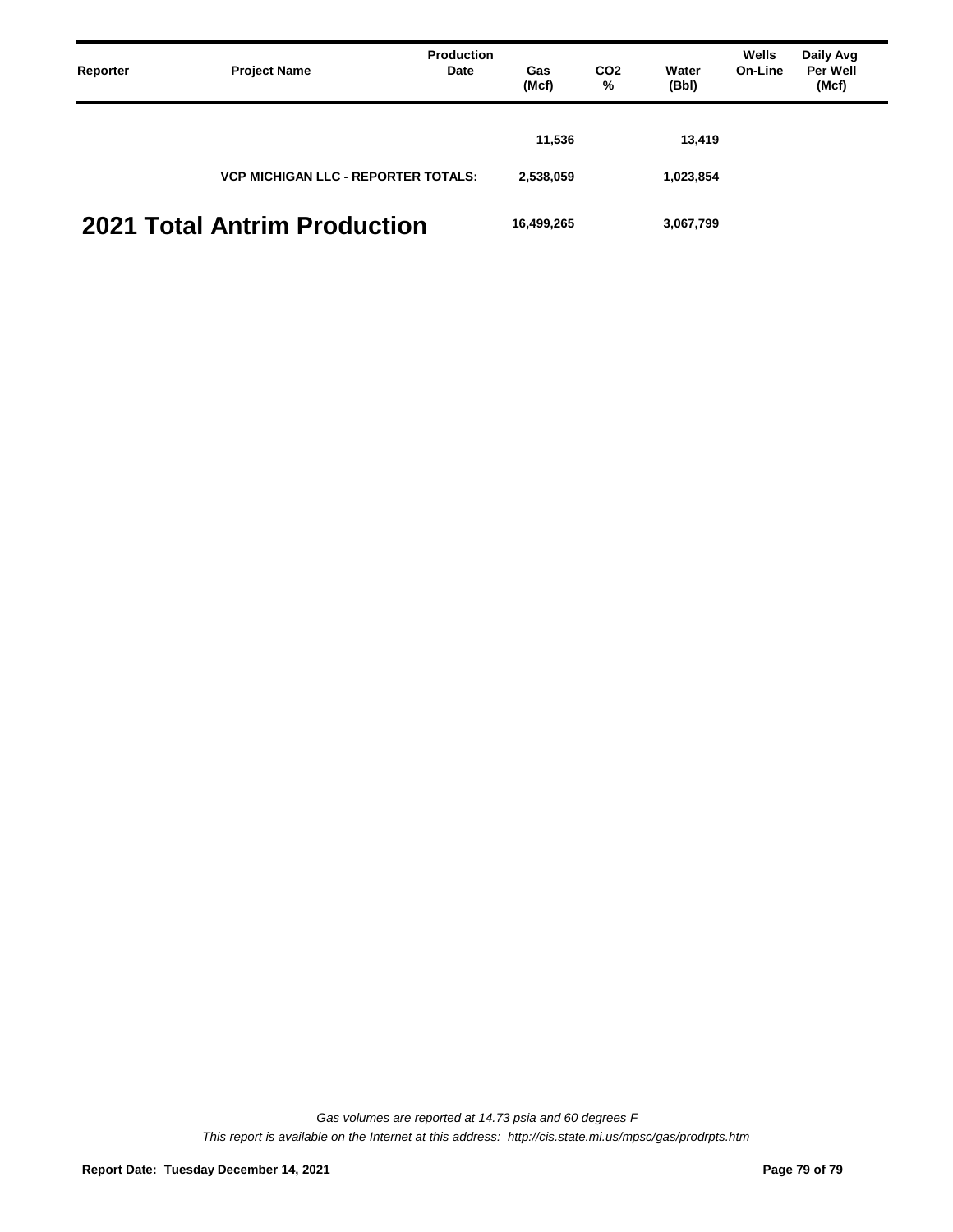| Reporter | Project Name | Production Date | Gas (Mcf) | CO2 % | Water (Bbl) | Wells On-Line | Daily Avg Per Well (Mcf) |
|---|---|---|---|---|---|---|---|
| | | | **11,536** | | **13,419** | | |
| | **VCP MICHIGAN LLC - REPORTER TOTALS:** | | **2,538,059** | | **1,023,854** | | |
| **2021 Total Antrim Production** | | | **16,499,265** | | **3,067,799** | | |

*Gas volumes are reported at 14.73 psia and 60 degrees F*

*This report is available on the Internet at this address: http://cis.state.mi.us/mpsc/gas/prodrpts.htm*

**Report Date: Tuesday December 14, 2021**